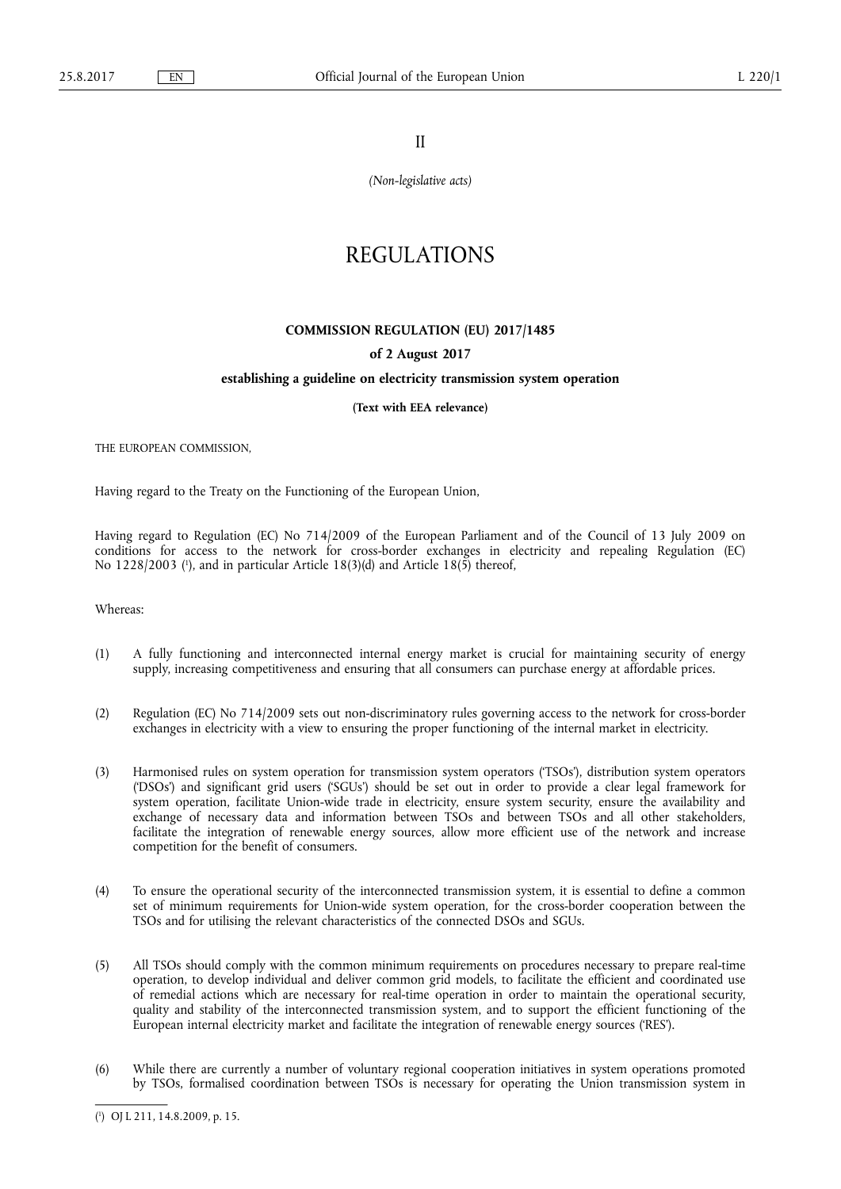II

*(Non-legislative acts)*

# REGULATIONS

## COMMISSION REGULATION (EU) 2017/1485

### of 2 August 2017

### establishing a guideline on electricity transmission system operation

**(Text with EEA relevance)**

THE EUROPEAN COMMISSION,

Having regard to the Treaty on the Functioning of the European Union,

Having regard to Regulation (EC) No 714/2009 of the European Parliament and of the Council of 13 July 2009 on conditions for access to the network for cross-border exchanges in electricity and repealing Regulation (EC) No 1228/2003 [1], and in particular Article 18(3)(d) and Article 18(5) thereof,

Whereas:

(1) A fully functioning and interconnected internal energy market is crucial for maintaining security of energy supply, increasing competitiveness and ensuring that all consumers can purchase energy at affordable prices.

(2) Regulation (EC) No 714/2009 sets out non-discriminatory rules governing access to the network for cross-border exchanges in electricity with a view to ensuring the proper functioning of the internal market in electricity.

(3) Harmonised rules on system operation for transmission system operators ('TSOs'), distribution system operators ('DSOs') and significant grid users ('SGUs') should be set out in order to provide a clear legal framework for system operation, facilitate Union-wide trade in electricity, ensure system security, ensure the availability and exchange of necessary data and information between TSOs and between TSOs and all other stakeholders, facilitate the integration of renewable energy sources, allow more efficient use of the network and increase competition for the benefit of consumers.

(4) To ensure the operational security of the interconnected transmission system, it is essential to define a common set of minimum requirements for Union-wide system operation, for the cross-border cooperation between the TSOs and for utilising the relevant characteristics of the connected DSOs and SGUs.

(5) All TSOs should comply with the common minimum requirements on procedures necessary to prepare real-time operation, to develop individual and deliver common grid models, to facilitate the efficient and coordinated use of remedial actions which are necessary for real-time operation in order to maintain the operational security, quality and stability of the interconnected transmission system, and to support the efficient functioning of the European internal electricity market and facilitate the integration of renewable energy sources ('RES').

(6) While there are currently a number of voluntary regional cooperation initiatives in system operations promoted by TSOs, formalised coordination between TSOs is necessary for operating the Union transmission system in

---

[1] OJ L 211, 14.8.2009, p. 15.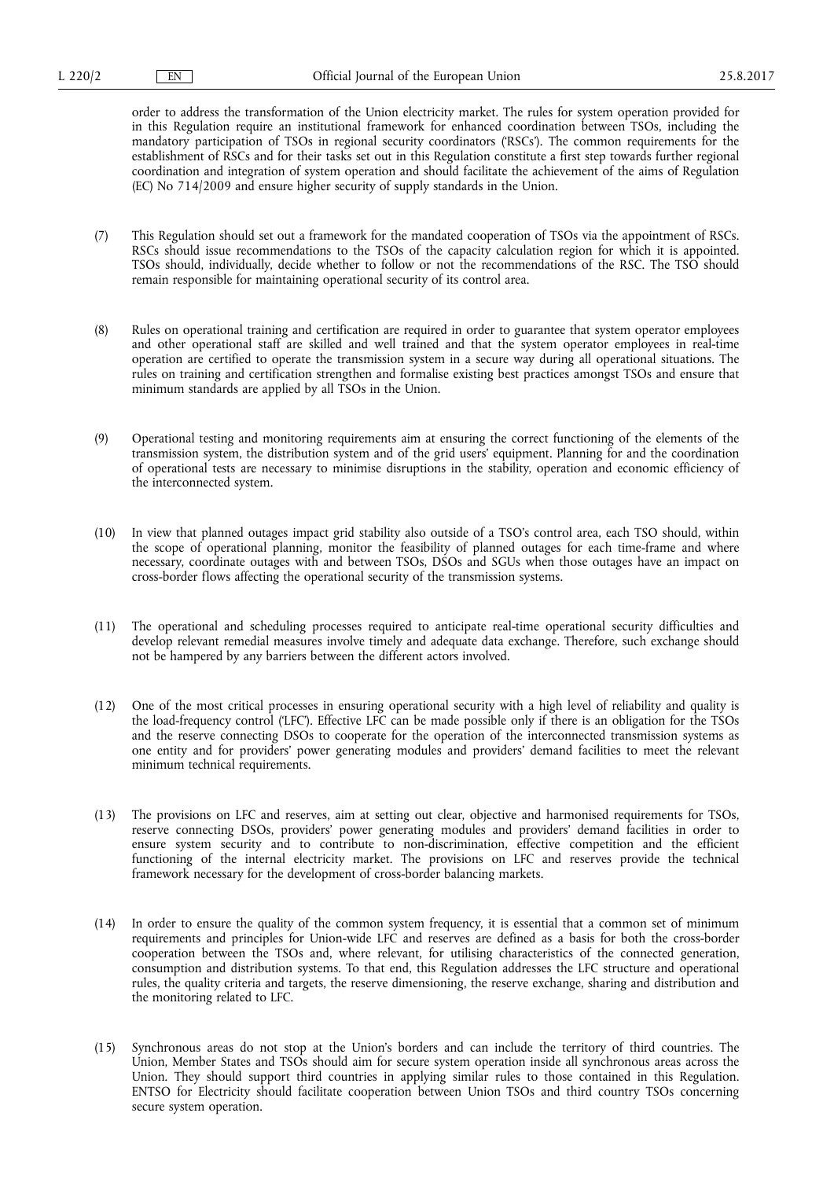order to address the transformation of the Union electricity market. The rules for system operation provided for in this Regulation require an institutional framework for enhanced coordination between TSOs, including the mandatory participation of TSOs in regional security coordinators ('RSCs'). The common requirements for the establishment of RSCs and for their tasks set out in this Regulation constitute a first step towards further regional coordination and integration of system operation and should facilitate the achievement of the aims of Regulation (EC) No 714/2009 and ensure higher security of supply standards in the Union.

(7) This Regulation should set out a framework for the mandated cooperation of TSOs via the appointment of RSCs. RSCs should issue recommendations to the TSOs of the capacity calculation region for which it is appointed. TSOs should, individually, decide whether to follow or not the recommendations of the RSC. The TSO should remain responsible for maintaining operational security of its control area.

(8) Rules on operational training and certification are required in order to guarantee that system operator employees and other operational staff are skilled and well trained and that the system operator employees in real-time operation are certified to operate the transmission system in a secure way during all operational situations. The rules on training and certification strengthen and formalise existing best practices amongst TSOs and ensure that minimum standards are applied by all TSOs in the Union.

(9) Operational testing and monitoring requirements aim at ensuring the correct functioning of the elements of the transmission system, the distribution system and of the grid users' equipment. Planning for and the coordination of operational tests are necessary to minimise disruptions in the stability, operation and economic efficiency of the interconnected system.

(10) In view that planned outages impact grid stability also outside of a TSO's control area, each TSO should, within the scope of operational planning, monitor the feasibility of planned outages for each time-frame and where necessary, coordinate outages with and between TSOs, DSOs and SGUs when those outages have an impact on cross-border flows affecting the operational security of the transmission systems.

(11) The operational and scheduling processes required to anticipate real-time operational security difficulties and develop relevant remedial measures involve timely and adequate data exchange. Therefore, such exchange should not be hampered by any barriers between the different actors involved.

(12) One of the most critical processes in ensuring operational security with a high level of reliability and quality is the load-frequency control ('LFC'). Effective LFC can be made possible only if there is an obligation for the TSOs and the reserve connecting DSOs to cooperate for the operation of the interconnected transmission systems as one entity and for providers' power generating modules and providers' demand facilities to meet the relevant minimum technical requirements.

(13) The provisions on LFC and reserves, aim at setting out clear, objective and harmonised requirements for TSOs, reserve connecting DSOs, providers' power generating modules and providers' demand facilities in order to ensure system security and to contribute to non-discrimination, effective competition and the efficient functioning of the internal electricity market. The provisions on LFC and reserves provide the technical framework necessary for the development of cross-border balancing markets.

(14) In order to ensure the quality of the common system frequency, it is essential that a common set of minimum requirements and principles for Union-wide LFC and reserves are defined as a basis for both the cross-border cooperation between the TSOs and, where relevant, for utilising characteristics of the connected generation, consumption and distribution systems. To that end, this Regulation addresses the LFC structure and operational rules, the quality criteria and targets, the reserve dimensioning, the reserve exchange, sharing and distribution and the monitoring related to LFC.

(15) Synchronous areas do not stop at the Union's borders and can include the territory of third countries. The Union, Member States and TSOs should aim for secure system operation inside all synchronous areas across the Union. They should support third countries in applying similar rules to those contained in this Regulation. ENTSO for Electricity should facilitate cooperation between Union TSOs and third country TSOs concerning secure system operation.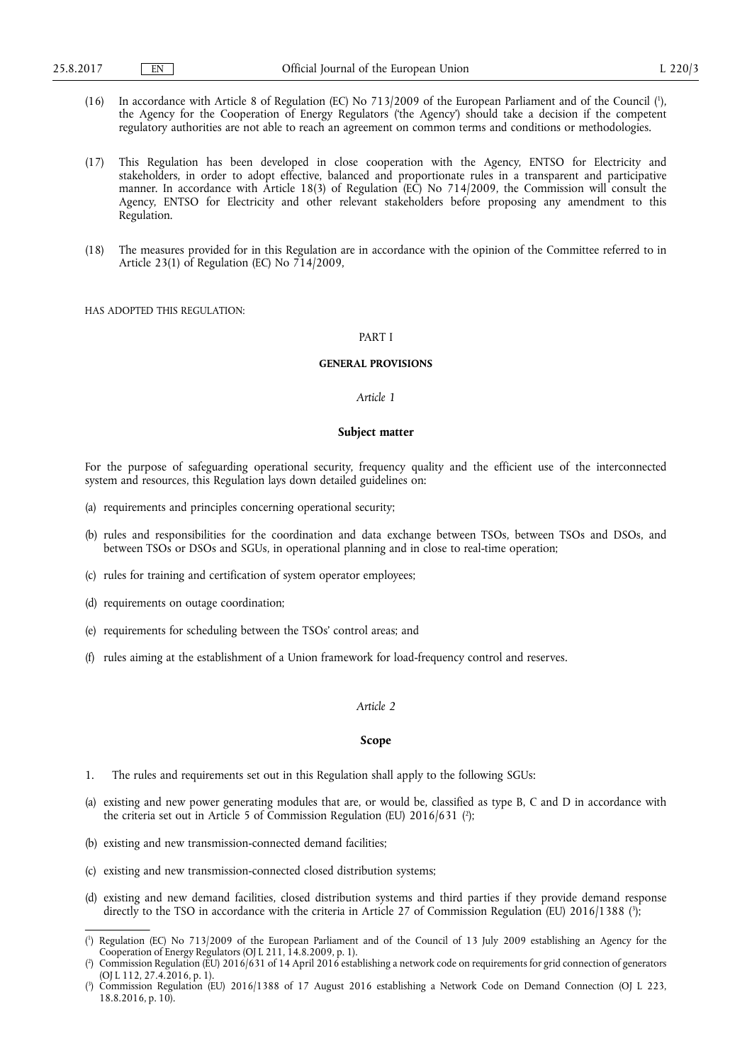(16) In accordance with Article 8 of Regulation (EC) No 713/2009 of the European Parliament and of the Council [1], the Agency for the Cooperation of Energy Regulators ('the Agency') should take a decision if the competent regulatory authorities are not able to reach an agreement on common terms and conditions or methodologies.

(17) This Regulation has been developed in close cooperation with the Agency, ENTSO for Electricity and stakeholders, in order to adopt effective, balanced and proportionate rules in a transparent and participative manner. In accordance with Article 18(3) of Regulation (EC) No 714/2009, the Commission will consult the Agency, ENTSO for Electricity and other relevant stakeholders before proposing any amendment to this Regulation.

(18) The measures provided for in this Regulation are in accordance with the opinion of the Committee referred to in Article 23(1) of Regulation (EC) No 714/2009,

HAS ADOPTED THIS REGULATION:

# PART I

# GENERAL PROVISIONS

*Article 1*

## Subject matter

For the purpose of safeguarding operational security, frequency quality and the efficient use of the interconnected system and resources, this Regulation lays down detailed guidelines on:

(a) requirements and principles concerning operational security;

(b) rules and responsibilities for the coordination and data exchange between TSOs, between TSOs and DSOs, and between TSOs or DSOs and SGUs, in operational planning and in close to real-time operation;

(c) rules for training and certification of system operator employees;

(d) requirements on outage coordination;

(e) requirements for scheduling between the TSOs' control areas; and

(f) rules aiming at the establishment of a Union framework for load-frequency control and reserves.

*Article 2*

## Scope

1. The rules and requirements set out in this Regulation shall apply to the following SGUs:

(a) existing and new power generating modules that are, or would be, classified as type B, C and D in accordance with the criteria set out in Article 5 of Commission Regulation (EU) 2016/631 [2];

(b) existing and new transmission-connected demand facilities;

(c) existing and new transmission-connected closed distribution systems;

(d) existing and new demand facilities, closed distribution systems and third parties if they provide demand response directly to the TSO in accordance with the criteria in Article 27 of Commission Regulation (EU) 2016/1388 [3];

---

[1] Regulation (EC) No 713/2009 of the European Parliament and of the Council of 13 July 2009 establishing an Agency for the Cooperation of Energy Regulators (OJ L 211, 14.8.2009, p. 1).

[2] Commission Regulation (EU) 2016/631 of 14 April 2016 establishing a network code on requirements for grid connection of generators (OJ L 112, 27.4.2016, p. 1).

[3] Commission Regulation (EU) 2016/1388 of 17 August 2016 establishing a Network Code on Demand Connection (OJ L 223, 18.8.2016, p. 10).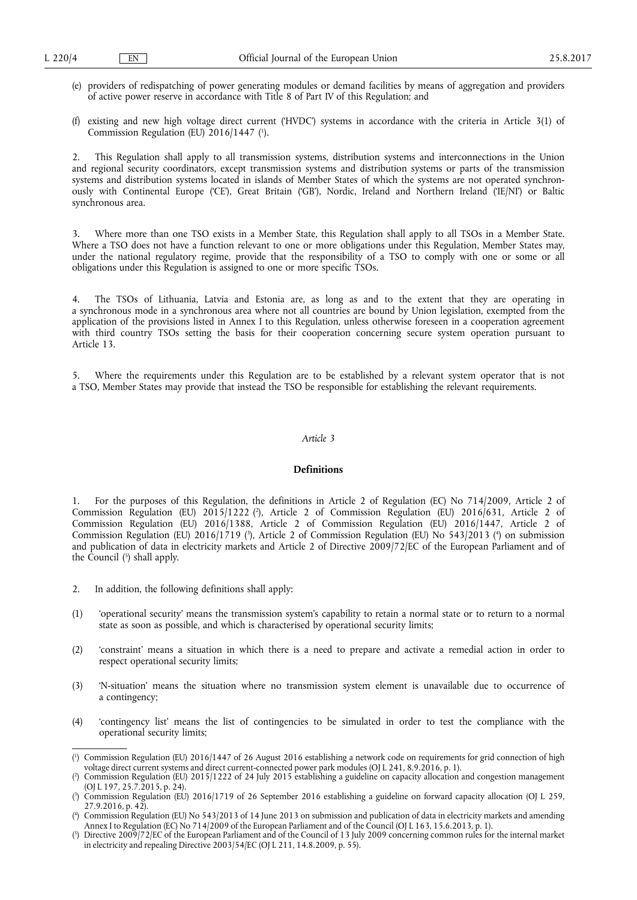(e) providers of redispatching of power generating modules or demand facilities by means of aggregation and providers of active power reserve in accordance with Title 8 of Part IV of this Regulation; and

(f) existing and new high voltage direct current ('HVDC') systems in accordance with the criteria in Article 3(1) of Commission Regulation (EU) 2016/1447 [1].

2. This Regulation shall apply to all transmission systems, distribution systems and interconnections in the Union and regional security coordinators, except transmission systems and distribution systems or parts of the transmission systems and distribution systems located in islands of Member States of which the systems are not operated synchronously with Continental Europe ('CE'), Great Britain ('GB'), Nordic, Ireland and Northern Ireland ('IE/NI') or Baltic synchronous area.

3. Where more than one TSO exists in a Member State, this Regulation shall apply to all TSOs in a Member State. Where a TSO does not have a function relevant to one or more obligations under this Regulation, Member States may, under the national regulatory regime, provide that the responsibility of a TSO to comply with one or some or all obligations under this Regulation is assigned to one or more specific TSOs.

4. The TSOs of Lithuania, Latvia and Estonia are, as long as and to the extent that they are operating in a synchronous mode in a synchronous area where not all countries are bound by Union legislation, exempted from the application of the provisions listed in Annex I to this Regulation, unless otherwise foreseen in a cooperation agreement with third country TSOs setting the basis for their cooperation concerning secure system operation pursuant to Article 13.

5. Where the requirements under this Regulation are to be established by a relevant system operator that is not a TSO, Member States may provide that instead the TSO be responsible for establishing the relevant requirements.

*Article 3*

**Definitions**

1. For the purposes of this Regulation, the definitions in Article 2 of Regulation (EC) No 714/2009, Article 2 of Commission Regulation (EU) 2015/1222 [2], Article 2 of Commission Regulation (EU) 2016/631, Article 2 of Commission Regulation (EU) 2016/1388, Article 2 of Commission Regulation (EU) 2016/1447, Article 2 of Commission Regulation (EU) 2016/1719 [3], Article 2 of Commission Regulation (EU) No 543/2013 [4] on submission and publication of data in electricity markets and Article 2 of Directive 2009/72/EC of the European Parliament and of the Council [5] shall apply.

2. In addition, the following definitions shall apply:

(1) 'operational security' means the transmission system's capability to retain a normal state or to return to a normal state as soon as possible, and which is characterised by operational security limits;

(2) 'constraint' means a situation in which there is a need to prepare and activate a remedial action in order to respect operational security limits;

(3) 'N-situation' means the situation where no transmission system element is unavailable due to occurrence of a contingency;

(4) 'contingency list' means the list of contingencies to be simulated in order to test the compliance with the operational security limits;

---

[1] Commission Regulation (EU) 2016/1447 of 26 August 2016 establishing a network code on requirements for grid connection of high voltage direct current systems and direct current-connected power park modules (OJ L 241, 8.9.2016, p. 1).

[2] Commission Regulation (EU) 2015/1222 of 24 July 2015 establishing a guideline on capacity allocation and congestion management (OJ L 197, 25.7.2015, p. 24).

[3] Commission Regulation (EU) 2016/1719 of 26 September 2016 establishing a guideline on forward capacity allocation (OJ L 259, 27.9.2016, p. 42).

[4] Commission Regulation (EU) No 543/2013 of 14 June 2013 on submission and publication of data in electricity markets and amending Annex I to Regulation (EC) No 714/2009 of the European Parliament and of the Council (OJ L 163, 15.6.2013, p. 1).

[5] Directive 2009/72/EC of the European Parliament and of the Council of 13 July 2009 concerning common rules for the internal market in electricity and repealing Directive 2003/54/EC (OJ L 211, 14.8.2009, p. 55).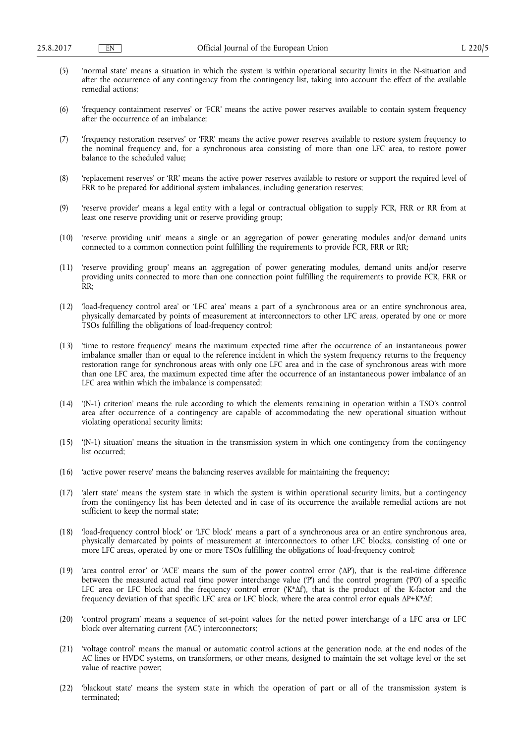(5) 'normal state' means a situation in which the system is within operational security limits in the N-situation and after the occurrence of any contingency from the contingency list, taking into account the effect of the available remedial actions;

(6) 'frequency containment reserves' or 'FCR' means the active power reserves available to contain system frequency after the occurrence of an imbalance;

(7) 'frequency restoration reserves' or 'FRR' means the active power reserves available to restore system frequency to the nominal frequency and, for a synchronous area consisting of more than one LFC area, to restore power balance to the scheduled value;

(8) 'replacement reserves' or 'RR' means the active power reserves available to restore or support the required level of FRR to be prepared for additional system imbalances, including generation reserves;

(9) 'reserve provider' means a legal entity with a legal or contractual obligation to supply FCR, FRR or RR from at least one reserve providing unit or reserve providing group;

(10) 'reserve providing unit' means a single or an aggregation of power generating modules and/or demand units connected to a common connection point fulfilling the requirements to provide FCR, FRR or RR;

(11) 'reserve providing group' means an aggregation of power generating modules, demand units and/or reserve providing units connected to more than one connection point fulfilling the requirements to provide FCR, FRR or RR;

(12) 'load-frequency control area' or 'LFC area' means a part of a synchronous area or an entire synchronous area, physically demarcated by points of measurement at interconnectors to other LFC areas, operated by one or more TSOs fulfilling the obligations of load-frequency control;

(13) 'time to restore frequency' means the maximum expected time after the occurrence of an instantaneous power imbalance smaller than or equal to the reference incident in which the system frequency returns to the frequency restoration range for synchronous areas with only one LFC area and in the case of synchronous areas with more than one LFC area, the maximum expected time after the occurrence of an instantaneous power imbalance of an LFC area within which the imbalance is compensated;

(14) '(N-1) criterion' means the rule according to which the elements remaining in operation within a TSO's control area after occurrence of a contingency are capable of accommodating the new operational situation without violating operational security limits;

(15) '(N-1) situation' means the situation in the transmission system in which one contingency from the contingency list occurred;

(16) 'active power reserve' means the balancing reserves available for maintaining the frequency;

(17) 'alert state' means the system state in which the system is within operational security limits, but a contingency from the contingency list has been detected and in case of its occurrence the available remedial actions are not sufficient to keep the normal state;

(18) 'load-frequency control block' or 'LFC block' means a part of a synchronous area or an entire synchronous area, physically demarcated by points of measurement at interconnectors to other LFC blocks, consisting of one or more LFC areas, operated by one or more TSOs fulfilling the obligations of load-frequency control;

(19) 'area control error' or 'ACE' means the sum of the power control error ('$\Delta P$'), that is the real-time difference between the measured actual real time power interchange value ('$P$') and the control program ('$P0$') of a specific LFC area or LFC block and the frequency control error ('$K*\Delta f$'), that is the product of the K-factor and the frequency deviation of that specific LFC area or LFC block, where the area control error equals $\Delta P+K*\Delta f$;

(20) 'control program' means a sequence of set-point values for the netted power interchange of a LFC area or LFC block over alternating current ('AC') interconnectors;

(21) 'voltage control' means the manual or automatic control actions at the generation node, at the end nodes of the AC lines or HVDC systems, on transformers, or other means, designed to maintain the set voltage level or the set value of reactive power;

(22) 'blackout state' means the system state in which the operation of part or all of the transmission system is terminated;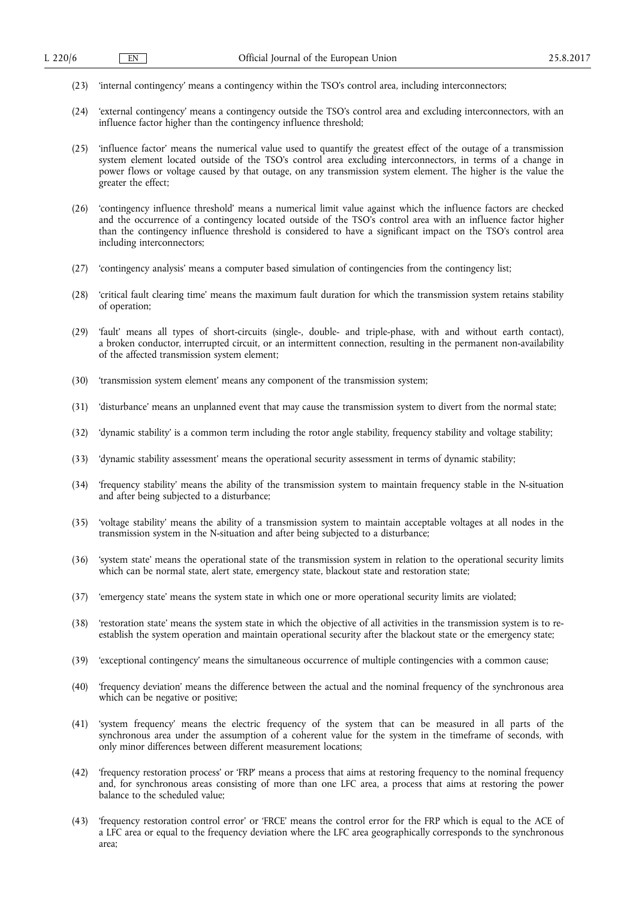(23) 'internal contingency' means a contingency within the TSO's control area, including interconnectors;

(24) 'external contingency' means a contingency outside the TSO's control area and excluding interconnectors, with an influence factor higher than the contingency influence threshold;

(25) 'influence factor' means the numerical value used to quantify the greatest effect of the outage of a transmission system element located outside of the TSO's control area excluding interconnectors, in terms of a change in power flows or voltage caused by that outage, on any transmission system element. The higher is the value the greater the effect;

(26) 'contingency influence threshold' means a numerical limit value against which the influence factors are checked and the occurrence of a contingency located outside of the TSO's control area with an influence factor higher than the contingency influence threshold is considered to have a significant impact on the TSO's control area including interconnectors;

(27) 'contingency analysis' means a computer based simulation of contingencies from the contingency list;

(28) 'critical fault clearing time' means the maximum fault duration for which the transmission system retains stability of operation;

(29) 'fault' means all types of short-circuits (single-, double- and triple-phase, with and without earth contact), a broken conductor, interrupted circuit, or an intermittent connection, resulting in the permanent non-availability of the affected transmission system element;

(30) 'transmission system element' means any component of the transmission system;

(31) 'disturbance' means an unplanned event that may cause the transmission system to divert from the normal state;

(32) 'dynamic stability' is a common term including the rotor angle stability, frequency stability and voltage stability;

(33) 'dynamic stability assessment' means the operational security assessment in terms of dynamic stability;

(34) 'frequency stability' means the ability of the transmission system to maintain frequency stable in the N-situation and after being subjected to a disturbance;

(35) 'voltage stability' means the ability of a transmission system to maintain acceptable voltages at all nodes in the transmission system in the N-situation and after being subjected to a disturbance;

(36) 'system state' means the operational state of the transmission system in relation to the operational security limits which can be normal state, alert state, emergency state, blackout state and restoration state;

(37) 'emergency state' means the system state in which one or more operational security limits are violated;

(38) 'restoration state' means the system state in which the objective of all activities in the transmission system is to re-establish the system operation and maintain operational security after the blackout state or the emergency state;

(39) 'exceptional contingency' means the simultaneous occurrence of multiple contingencies with a common cause;

(40) 'frequency deviation' means the difference between the actual and the nominal frequency of the synchronous area which can be negative or positive;

(41) 'system frequency' means the electric frequency of the system that can be measured in all parts of the synchronous area under the assumption of a coherent value for the system in the timeframe of seconds, with only minor differences between different measurement locations;

(42) 'frequency restoration process' or 'FRP' means a process that aims at restoring frequency to the nominal frequency and, for synchronous areas consisting of more than one LFC area, a process that aims at restoring the power balance to the scheduled value;

(43) 'frequency restoration control error' or 'FRCE' means the control error for the FRP which is equal to the ACE of a LFC area or equal to the frequency deviation where the LFC area geographically corresponds to the synchronous area;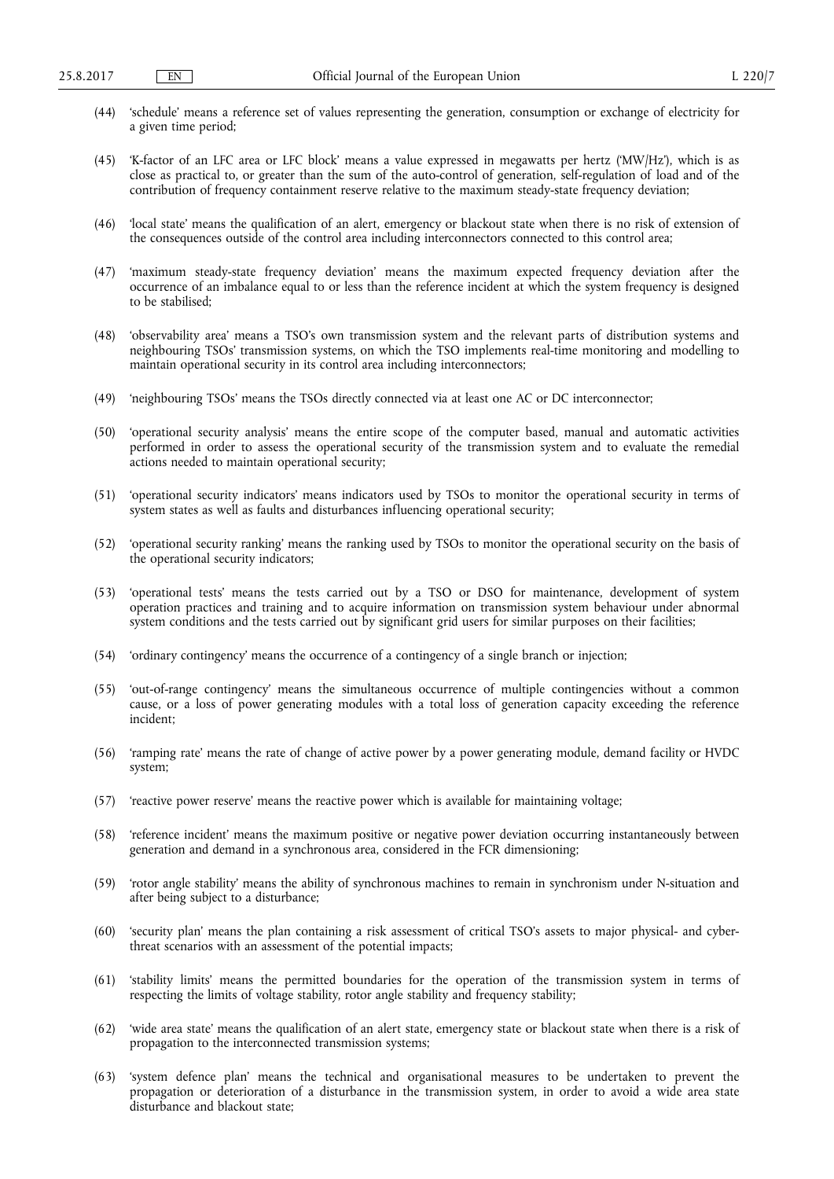(44) 'schedule' means a reference set of values representing the generation, consumption or exchange of electricity for a given time period;

(45) 'K-factor of an LFC area or LFC block' means a value expressed in megawatts per hertz ('MW/Hz'), which is as close as practical to, or greater than the sum of the auto-control of generation, self-regulation of load and of the contribution of frequency containment reserve relative to the maximum steady-state frequency deviation;

(46) 'local state' means the qualification of an alert, emergency or blackout state when there is no risk of extension of the consequences outside of the control area including interconnectors connected to this control area;

(47) 'maximum steady-state frequency deviation' means the maximum expected frequency deviation after the occurrence of an imbalance equal to or less than the reference incident at which the system frequency is designed to be stabilised;

(48) 'observability area' means a TSO's own transmission system and the relevant parts of distribution systems and neighbouring TSOs' transmission systems, on which the TSO implements real-time monitoring and modelling to maintain operational security in its control area including interconnectors;

(49) 'neighbouring TSOs' means the TSOs directly connected via at least one AC or DC interconnector;

(50) 'operational security analysis' means the entire scope of the computer based, manual and automatic activities performed in order to assess the operational security of the transmission system and to evaluate the remedial actions needed to maintain operational security;

(51) 'operational security indicators' means indicators used by TSOs to monitor the operational security in terms of system states as well as faults and disturbances influencing operational security;

(52) 'operational security ranking' means the ranking used by TSOs to monitor the operational security on the basis of the operational security indicators;

(53) 'operational tests' means the tests carried out by a TSO or DSO for maintenance, development of system operation practices and training and to acquire information on transmission system behaviour under abnormal system conditions and the tests carried out by significant grid users for similar purposes on their facilities;

(54) 'ordinary contingency' means the occurrence of a contingency of a single branch or injection;

(55) 'out-of-range contingency' means the simultaneous occurrence of multiple contingencies without a common cause, or a loss of power generating modules with a total loss of generation capacity exceeding the reference incident;

(56) 'ramping rate' means the rate of change of active power by a power generating module, demand facility or HVDC system;

(57) 'reactive power reserve' means the reactive power which is available for maintaining voltage;

(58) 'reference incident' means the maximum positive or negative power deviation occurring instantaneously between generation and demand in a synchronous area, considered in the FCR dimensioning;

(59) 'rotor angle stability' means the ability of synchronous machines to remain in synchronism under N-situation and after being subject to a disturbance;

(60) 'security plan' means the plan containing a risk assessment of critical TSO's assets to major physical- and cyber-threat scenarios with an assessment of the potential impacts;

(61) 'stability limits' means the permitted boundaries for the operation of the transmission system in terms of respecting the limits of voltage stability, rotor angle stability and frequency stability;

(62) 'wide area state' means the qualification of an alert state, emergency state or blackout state when there is a risk of propagation to the interconnected transmission systems;

(63) 'system defence plan' means the technical and organisational measures to be undertaken to prevent the propagation or deterioration of a disturbance in the transmission system, in order to avoid a wide area state disturbance and blackout state;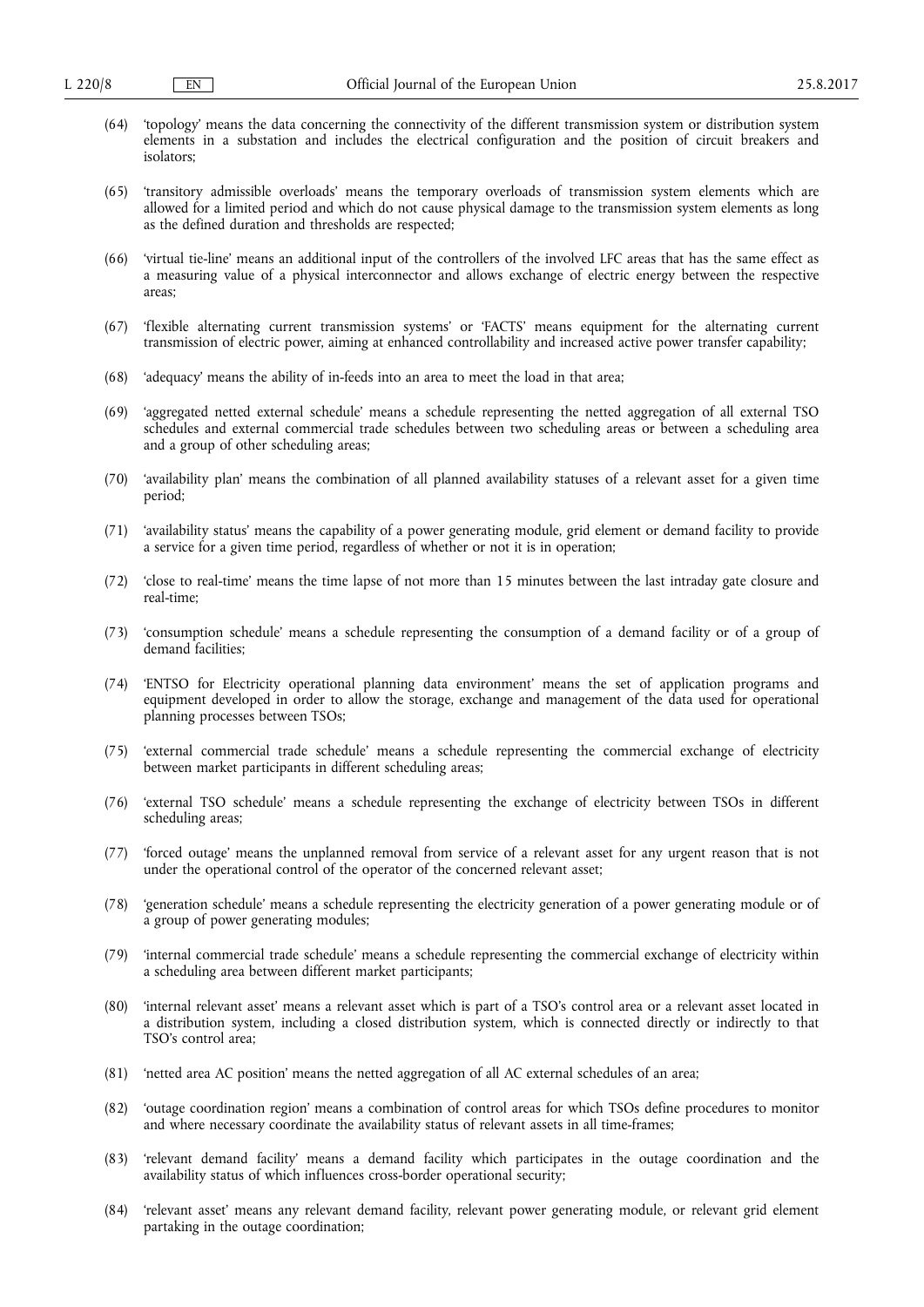(64) 'topology' means the data concerning the connectivity of the different transmission system or distribution system elements in a substation and includes the electrical configuration and the position of circuit breakers and isolators;

(65) 'transitory admissible overloads' means the temporary overloads of transmission system elements which are allowed for a limited period and which do not cause physical damage to the transmission system elements as long as the defined duration and thresholds are respected;

(66) 'virtual tie-line' means an additional input of the controllers of the involved LFC areas that has the same effect as a measuring value of a physical interconnector and allows exchange of electric energy between the respective areas;

(67) 'flexible alternating current transmission systems' or 'FACTS' means equipment for the alternating current transmission of electric power, aiming at enhanced controllability and increased active power transfer capability;

(68) 'adequacy' means the ability of in-feeds into an area to meet the load in that area;

(69) 'aggregated netted external schedule' means a schedule representing the netted aggregation of all external TSO schedules and external commercial trade schedules between two scheduling areas or between a scheduling area and a group of other scheduling areas;

(70) 'availability plan' means the combination of all planned availability statuses of a relevant asset for a given time period;

(71) 'availability status' means the capability of a power generating module, grid element or demand facility to provide a service for a given time period, regardless of whether or not it is in operation;

(72) 'close to real-time' means the time lapse of not more than 15 minutes between the last intraday gate closure and real-time;

(73) 'consumption schedule' means a schedule representing the consumption of a demand facility or of a group of demand facilities;

(74) 'ENTSO for Electricity operational planning data environment' means the set of application programs and equipment developed in order to allow the storage, exchange and management of the data used for operational planning processes between TSOs;

(75) 'external commercial trade schedule' means a schedule representing the commercial exchange of electricity between market participants in different scheduling areas;

(76) 'external TSO schedule' means a schedule representing the exchange of electricity between TSOs in different scheduling areas;

(77) 'forced outage' means the unplanned removal from service of a relevant asset for any urgent reason that is not under the operational control of the operator of the concerned relevant asset;

(78) 'generation schedule' means a schedule representing the electricity generation of a power generating module or of a group of power generating modules;

(79) 'internal commercial trade schedule' means a schedule representing the commercial exchange of electricity within a scheduling area between different market participants;

(80) 'internal relevant asset' means a relevant asset which is part of a TSO's control area or a relevant asset located in a distribution system, including a closed distribution system, which is connected directly or indirectly to that TSO's control area;

(81) 'netted area AC position' means the netted aggregation of all AC external schedules of an area;

(82) 'outage coordination region' means a combination of control areas for which TSOs define procedures to monitor and where necessary coordinate the availability status of relevant assets in all time-frames;

(83) 'relevant demand facility' means a demand facility which participates in the outage coordination and the availability status of which influences cross-border operational security;

(84) 'relevant asset' means any relevant demand facility, relevant power generating module, or relevant grid element partaking in the outage coordination;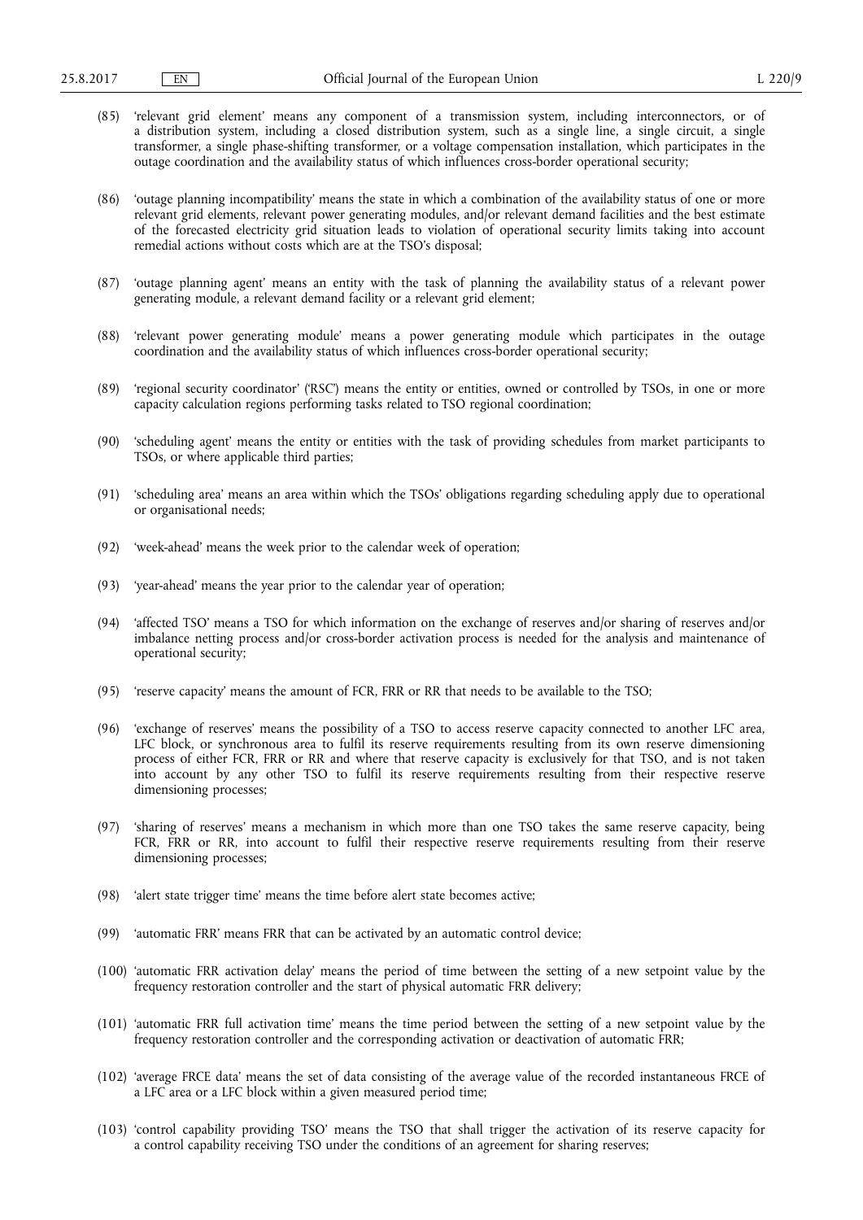(85) 'relevant grid element' means any component of a transmission system, including interconnectors, or of a distribution system, including a closed distribution system, such as a single line, a single circuit, a single transformer, a single phase-shifting transformer, or a voltage compensation installation, which participates in the outage coordination and the availability status of which influences cross-border operational security;

(86) 'outage planning incompatibility' means the state in which a combination of the availability status of one or more relevant grid elements, relevant power generating modules, and/or relevant demand facilities and the best estimate of the forecasted electricity grid situation leads to violation of operational security limits taking into account remedial actions without costs which are at the TSO's disposal;

(87) 'outage planning agent' means an entity with the task of planning the availability status of a relevant power generating module, a relevant demand facility or a relevant grid element;

(88) 'relevant power generating module' means a power generating module which participates in the outage coordination and the availability status of which influences cross-border operational security;

(89) 'regional security coordinator' ('RSC') means the entity or entities, owned or controlled by TSOs, in one or more capacity calculation regions performing tasks related to TSO regional coordination;

(90) 'scheduling agent' means the entity or entities with the task of providing schedules from market participants to TSOs, or where applicable third parties;

(91) 'scheduling area' means an area within which the TSOs' obligations regarding scheduling apply due to operational or organisational needs;

(92) 'week-ahead' means the week prior to the calendar week of operation;

(93) 'year-ahead' means the year prior to the calendar year of operation;

(94) 'affected TSO' means a TSO for which information on the exchange of reserves and/or sharing of reserves and/or imbalance netting process and/or cross-border activation process is needed for the analysis and maintenance of operational security;

(95) 'reserve capacity' means the amount of FCR, FRR or RR that needs to be available to the TSO;

(96) 'exchange of reserves' means the possibility of a TSO to access reserve capacity connected to another LFC area, LFC block, or synchronous area to fulfil its reserve requirements resulting from its own reserve dimensioning process of either FCR, FRR or RR and where that reserve capacity is exclusively for that TSO, and is not taken into account by any other TSO to fulfil its reserve requirements resulting from their respective reserve dimensioning processes;

(97) 'sharing of reserves' means a mechanism in which more than one TSO takes the same reserve capacity, being FCR, FRR or RR, into account to fulfil their respective reserve requirements resulting from their reserve dimensioning processes;

(98) 'alert state trigger time' means the time before alert state becomes active;

(99) 'automatic FRR' means FRR that can be activated by an automatic control device;

(100) 'automatic FRR activation delay' means the period of time between the setting of a new setpoint value by the frequency restoration controller and the start of physical automatic FRR delivery;

(101) 'automatic FRR full activation time' means the time period between the setting of a new setpoint value by the frequency restoration controller and the corresponding activation or deactivation of automatic FRR;

(102) 'average FRCE data' means the set of data consisting of the average value of the recorded instantaneous FRCE of a LFC area or a LFC block within a given measured period time;

(103) 'control capability providing TSO' means the TSO that shall trigger the activation of its reserve capacity for a control capability receiving TSO under the conditions of an agreement for sharing reserves;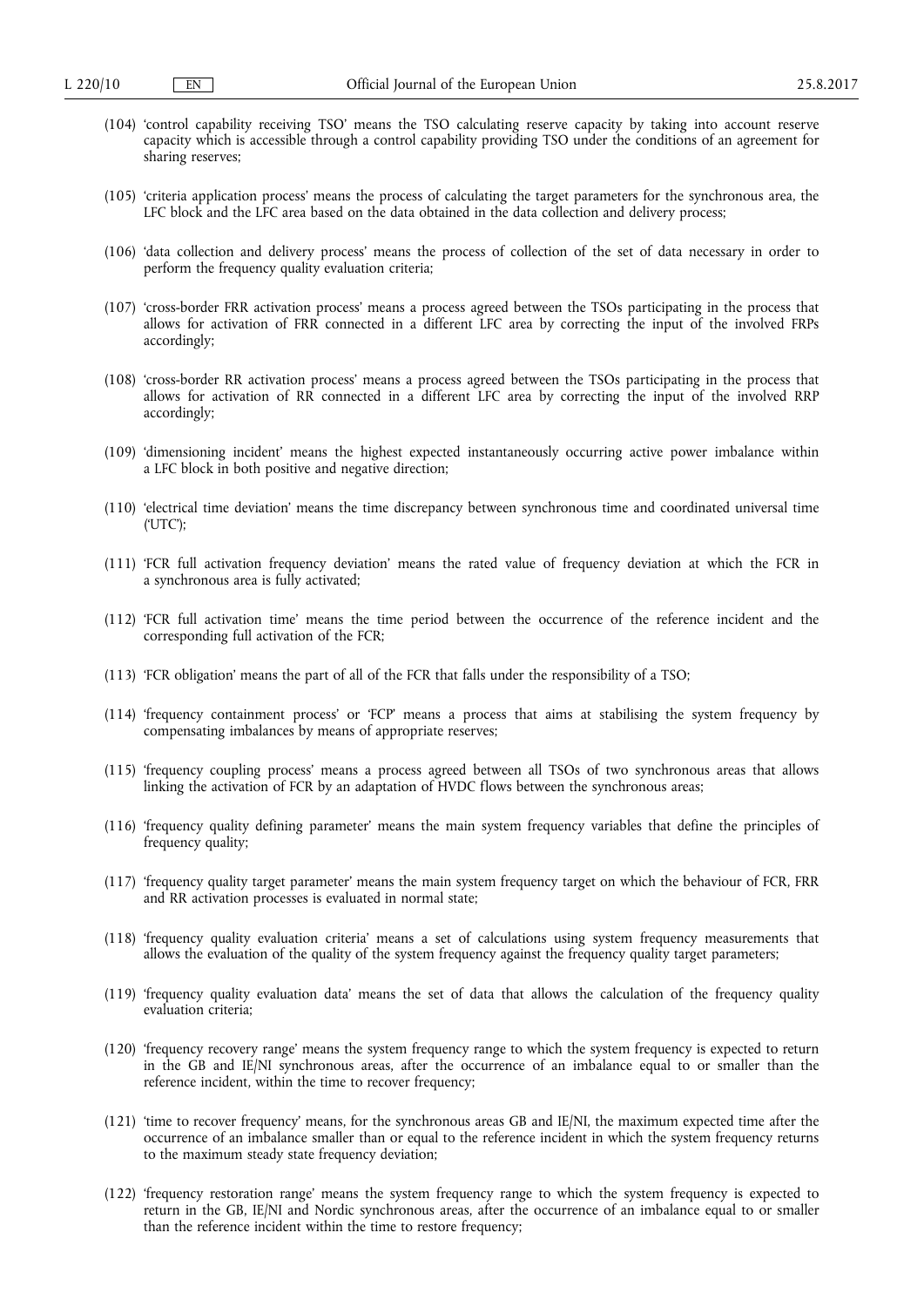(104) 'control capability receiving TSO' means the TSO calculating reserve capacity by taking into account reserve capacity which is accessible through a control capability providing TSO under the conditions of an agreement for sharing reserves;

(105) 'criteria application process' means the process of calculating the target parameters for the synchronous area, the LFC block and the LFC area based on the data obtained in the data collection and delivery process;

(106) 'data collection and delivery process' means the process of collection of the set of data necessary in order to perform the frequency quality evaluation criteria;

(107) 'cross-border FRR activation process' means a process agreed between the TSOs participating in the process that allows for activation of FRR connected in a different LFC area by correcting the input of the involved FRPs accordingly;

(108) 'cross-border RR activation process' means a process agreed between the TSOs participating in the process that allows for activation of RR connected in a different LFC area by correcting the input of the involved RRP accordingly;

(109) 'dimensioning incident' means the highest expected instantaneously occurring active power imbalance within a LFC block in both positive and negative direction;

(110) 'electrical time deviation' means the time discrepancy between synchronous time and coordinated universal time ('UTC');

(111) 'FCR full activation frequency deviation' means the rated value of frequency deviation at which the FCR in a synchronous area is fully activated;

(112) 'FCR full activation time' means the time period between the occurrence of the reference incident and the corresponding full activation of the FCR;

(113) 'FCR obligation' means the part of all of the FCR that falls under the responsibility of a TSO;

(114) 'frequency containment process' or 'FCP' means a process that aims at stabilising the system frequency by compensating imbalances by means of appropriate reserves;

(115) 'frequency coupling process' means a process agreed between all TSOs of two synchronous areas that allows linking the activation of FCR by an adaptation of HVDC flows between the synchronous areas;

(116) 'frequency quality defining parameter' means the main system frequency variables that define the principles of frequency quality;

(117) 'frequency quality target parameter' means the main system frequency target on which the behaviour of FCR, FRR and RR activation processes is evaluated in normal state;

(118) 'frequency quality evaluation criteria' means a set of calculations using system frequency measurements that allows the evaluation of the quality of the system frequency against the frequency quality target parameters;

(119) 'frequency quality evaluation data' means the set of data that allows the calculation of the frequency quality evaluation criteria;

(120) 'frequency recovery range' means the system frequency range to which the system frequency is expected to return in the GB and IE/NI synchronous areas, after the occurrence of an imbalance equal to or smaller than the reference incident, within the time to recover frequency;

(121) 'time to recover frequency' means, for the synchronous areas GB and IE/NI, the maximum expected time after the occurrence of an imbalance smaller than or equal to the reference incident in which the system frequency returns to the maximum steady state frequency deviation;

(122) 'frequency restoration range' means the system frequency range to which the system frequency is expected to return in the GB, IE/NI and Nordic synchronous areas, after the occurrence of an imbalance equal to or smaller than the reference incident within the time to restore frequency;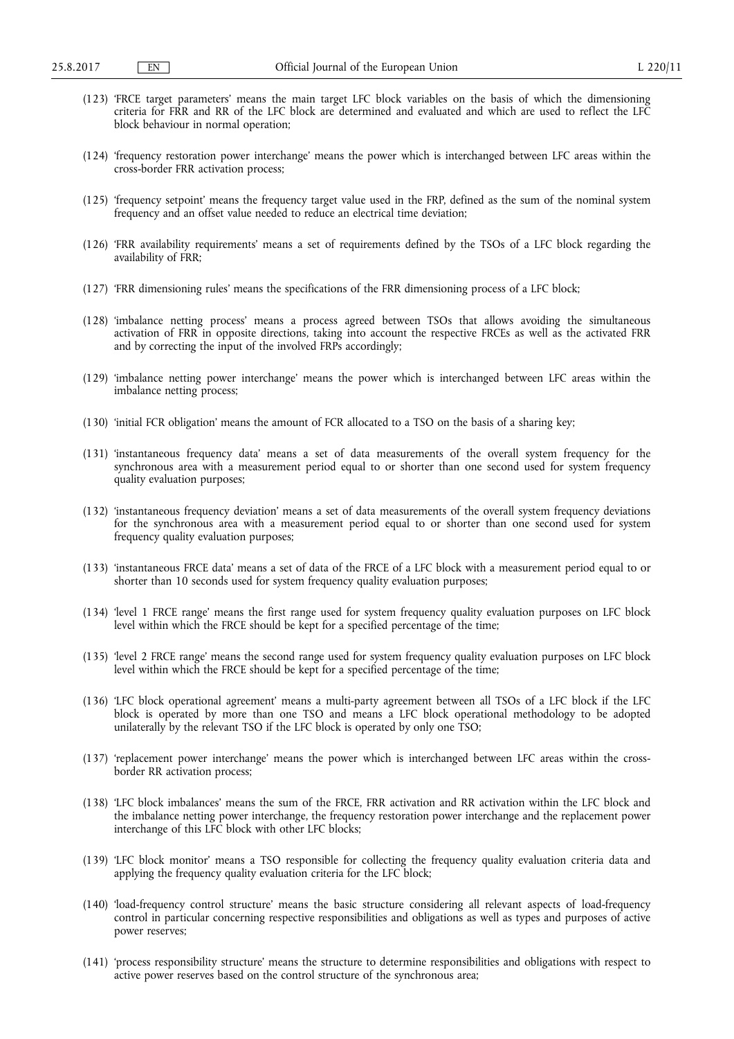(123) 'FRCE target parameters' means the main target LFC block variables on the basis of which the dimensioning criteria for FRR and RR of the LFC block are determined and evaluated and which are used to reflect the LFC block behaviour in normal operation;

(124) 'frequency restoration power interchange' means the power which is interchanged between LFC areas within the cross-border FRR activation process;

(125) 'frequency setpoint' means the frequency target value used in the FRP, defined as the sum of the nominal system frequency and an offset value needed to reduce an electrical time deviation;

(126) 'FRR availability requirements' means a set of requirements defined by the TSOs of a LFC block regarding the availability of FRR;

(127) 'FRR dimensioning rules' means the specifications of the FRR dimensioning process of a LFC block;

(128) 'imbalance netting process' means a process agreed between TSOs that allows avoiding the simultaneous activation of FRR in opposite directions, taking into account the respective FRCEs as well as the activated FRR and by correcting the input of the involved FRPs accordingly;

(129) 'imbalance netting power interchange' means the power which is interchanged between LFC areas within the imbalance netting process;

(130) 'initial FCR obligation' means the amount of FCR allocated to a TSO on the basis of a sharing key;

(131) 'instantaneous frequency data' means a set of data measurements of the overall system frequency for the synchronous area with a measurement period equal to or shorter than one second used for system frequency quality evaluation purposes;

(132) 'instantaneous frequency deviation' means a set of data measurements of the overall system frequency deviations for the synchronous area with a measurement period equal to or shorter than one second used for system frequency quality evaluation purposes;

(133) 'instantaneous FRCE data' means a set of data of the FRCE of a LFC block with a measurement period equal to or shorter than 10 seconds used for system frequency quality evaluation purposes;

(134) 'level 1 FRCE range' means the first range used for system frequency quality evaluation purposes on LFC block level within which the FRCE should be kept for a specified percentage of the time;

(135) 'level 2 FRCE range' means the second range used for system frequency quality evaluation purposes on LFC block level within which the FRCE should be kept for a specified percentage of the time;

(136) 'LFC block operational agreement' means a multi-party agreement between all TSOs of a LFC block if the LFC block is operated by more than one TSO and means a LFC block operational methodology to be adopted unilaterally by the relevant TSO if the LFC block is operated by only one TSO;

(137) 'replacement power interchange' means the power which is interchanged between LFC areas within the cross-border RR activation process;

(138) 'LFC block imbalances' means the sum of the FRCE, FRR activation and RR activation within the LFC block and the imbalance netting power interchange, the frequency restoration power interchange and the replacement power interchange of this LFC block with other LFC blocks;

(139) 'LFC block monitor' means a TSO responsible for collecting the frequency quality evaluation criteria data and applying the frequency quality evaluation criteria for the LFC block;

(140) 'load-frequency control structure' means the basic structure considering all relevant aspects of load-frequency control in particular concerning respective responsibilities and obligations as well as types and purposes of active power reserves;

(141) 'process responsibility structure' means the structure to determine responsibilities and obligations with respect to active power reserves based on the control structure of the synchronous area;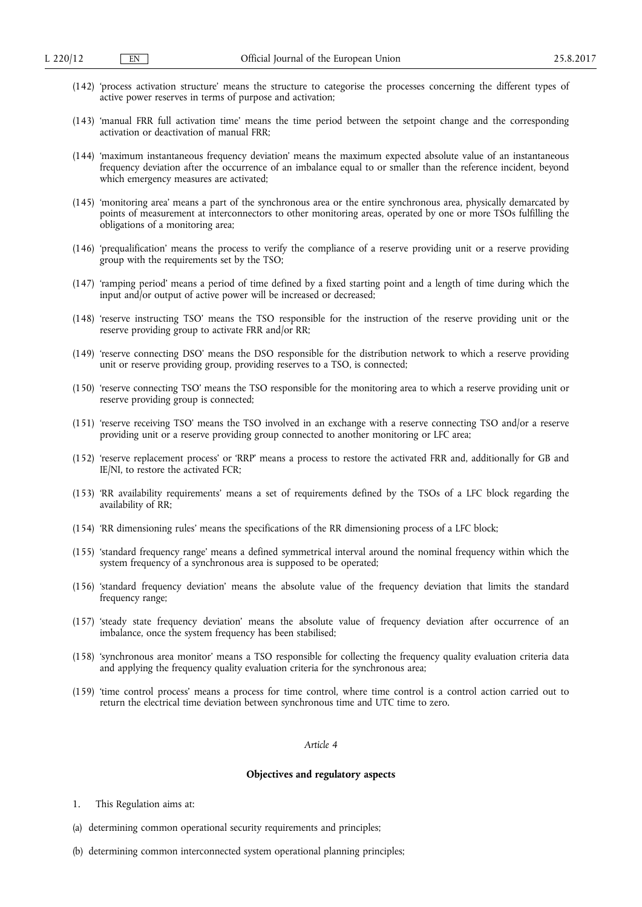(142) 'process activation structure' means the structure to categorise the processes concerning the different types of active power reserves in terms of purpose and activation;

(143) 'manual FRR full activation time' means the time period between the setpoint change and the corresponding activation or deactivation of manual FRR;

(144) 'maximum instantaneous frequency deviation' means the maximum expected absolute value of an instantaneous frequency deviation after the occurrence of an imbalance equal to or smaller than the reference incident, beyond which emergency measures are activated;

(145) 'monitoring area' means a part of the synchronous area or the entire synchronous area, physically demarcated by points of measurement at interconnectors to other monitoring areas, operated by one or more TSOs fulfilling the obligations of a monitoring area;

(146) 'prequalification' means the process to verify the compliance of a reserve providing unit or a reserve providing group with the requirements set by the TSO;

(147) 'ramping period' means a period of time defined by a fixed starting point and a length of time during which the input and/or output of active power will be increased or decreased;

(148) 'reserve instructing TSO' means the TSO responsible for the instruction of the reserve providing unit or the reserve providing group to activate FRR and/or RR;

(149) 'reserve connecting DSO' means the DSO responsible for the distribution network to which a reserve providing unit or reserve providing group, providing reserves to a TSO, is connected;

(150) 'reserve connecting TSO' means the TSO responsible for the monitoring area to which a reserve providing unit or reserve providing group is connected;

(151) 'reserve receiving TSO' means the TSO involved in an exchange with a reserve connecting TSO and/or a reserve providing unit or a reserve providing group connected to another monitoring or LFC area;

(152) 'reserve replacement process' or 'RRP' means a process to restore the activated FRR and, additionally for GB and IE/NI, to restore the activated FCR;

(153) 'RR availability requirements' means a set of requirements defined by the TSOs of a LFC block regarding the availability of RR;

(154) 'RR dimensioning rules' means the specifications of the RR dimensioning process of a LFC block;

(155) 'standard frequency range' means a defined symmetrical interval around the nominal frequency within which the system frequency of a synchronous area is supposed to be operated;

(156) 'standard frequency deviation' means the absolute value of the frequency deviation that limits the standard frequency range;

(157) 'steady state frequency deviation' means the absolute value of frequency deviation after occurrence of an imbalance, once the system frequency has been stabilised;

(158) 'synchronous area monitor' means a TSO responsible for collecting the frequency quality evaluation criteria data and applying the frequency quality evaluation criteria for the synchronous area;

(159) 'time control process' means a process for time control, where time control is a control action carried out to return the electrical time deviation between synchronous time and UTC time to zero.

*Article 4*

**Objectives and regulatory aspects**

1. This Regulation aims at:

(a) determining common operational security requirements and principles;

(b) determining common interconnected system operational planning principles;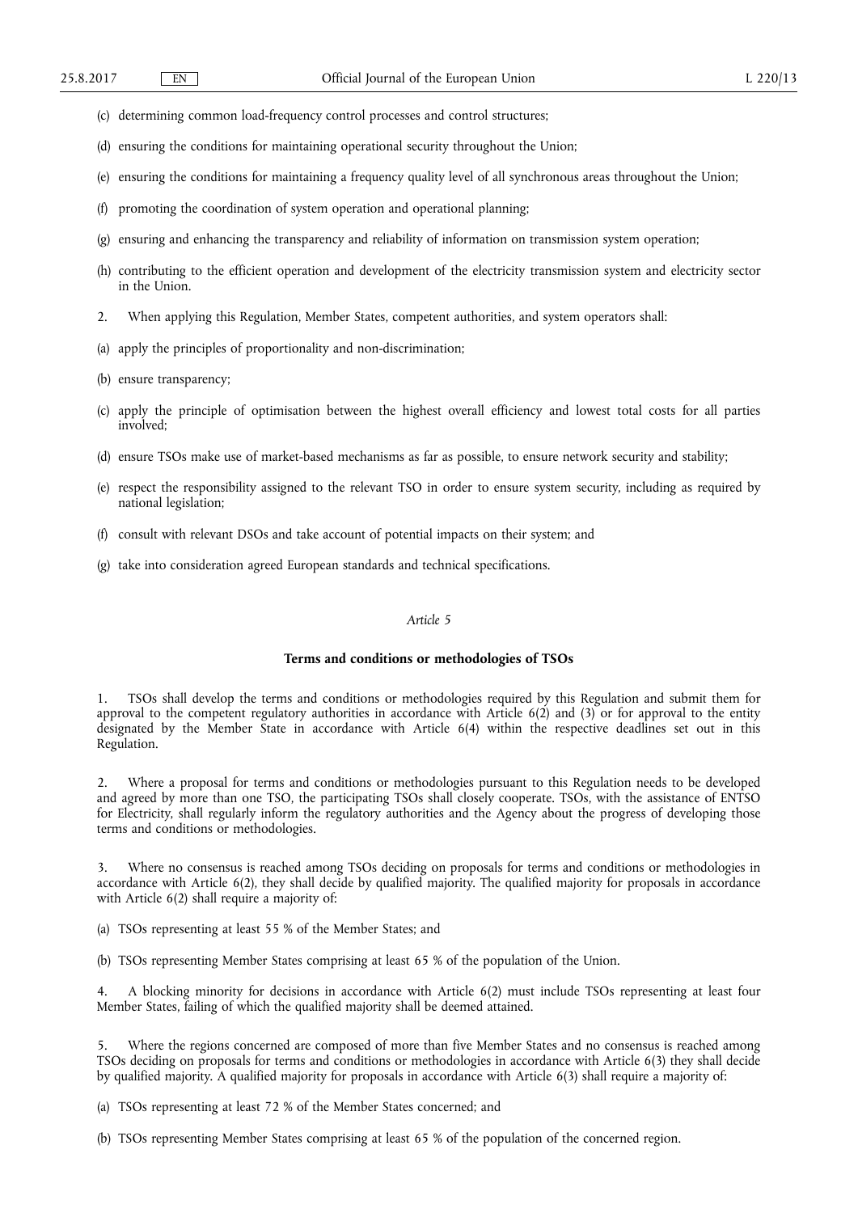(c) determining common load-frequency control processes and control structures;

(d) ensuring the conditions for maintaining operational security throughout the Union;

(e) ensuring the conditions for maintaining a frequency quality level of all synchronous areas throughout the Union;

(f) promoting the coordination of system operation and operational planning;

(g) ensuring and enhancing the transparency and reliability of information on transmission system operation;

(h) contributing to the efficient operation and development of the electricity transmission system and electricity sector in the Union.

2. When applying this Regulation, Member States, competent authorities, and system operators shall:

(a) apply the principles of proportionality and non-discrimination;

(b) ensure transparency;

(c) apply the principle of optimisation between the highest overall efficiency and lowest total costs for all parties involved;

(d) ensure TSOs make use of market-based mechanisms as far as possible, to ensure network security and stability;

(e) respect the responsibility assigned to the relevant TSO in order to ensure system security, including as required by national legislation;

(f) consult with relevant DSOs and take account of potential impacts on their system; and

(g) take into consideration agreed European standards and technical specifications.

*Article 5*

**Terms and conditions or methodologies of TSOs**

1. TSOs shall develop the terms and conditions or methodologies required by this Regulation and submit them for approval to the competent regulatory authorities in accordance with Article 6(2) and (3) or for approval to the entity designated by the Member State in accordance with Article 6(4) within the respective deadlines set out in this Regulation.

2. Where a proposal for terms and conditions or methodologies pursuant to this Regulation needs to be developed and agreed by more than one TSO, the participating TSOs shall closely cooperate. TSOs, with the assistance of ENTSO for Electricity, shall regularly inform the regulatory authorities and the Agency about the progress of developing those terms and conditions or methodologies.

3. Where no consensus is reached among TSOs deciding on proposals for terms and conditions or methodologies in accordance with Article 6(2), they shall decide by qualified majority. The qualified majority for proposals in accordance with Article 6(2) shall require a majority of:

(a) TSOs representing at least 55 % of the Member States; and

(b) TSOs representing Member States comprising at least 65 % of the population of the Union.

4. A blocking minority for decisions in accordance with Article 6(2) must include TSOs representing at least four Member States, failing of which the qualified majority shall be deemed attained.

5. Where the regions concerned are composed of more than five Member States and no consensus is reached among TSOs deciding on proposals for terms and conditions or methodologies in accordance with Article 6(3) they shall decide by qualified majority. A qualified majority for proposals in accordance with Article 6(3) shall require a majority of:

(a) TSOs representing at least 72 % of the Member States concerned; and

(b) TSOs representing Member States comprising at least 65 % of the population of the concerned region.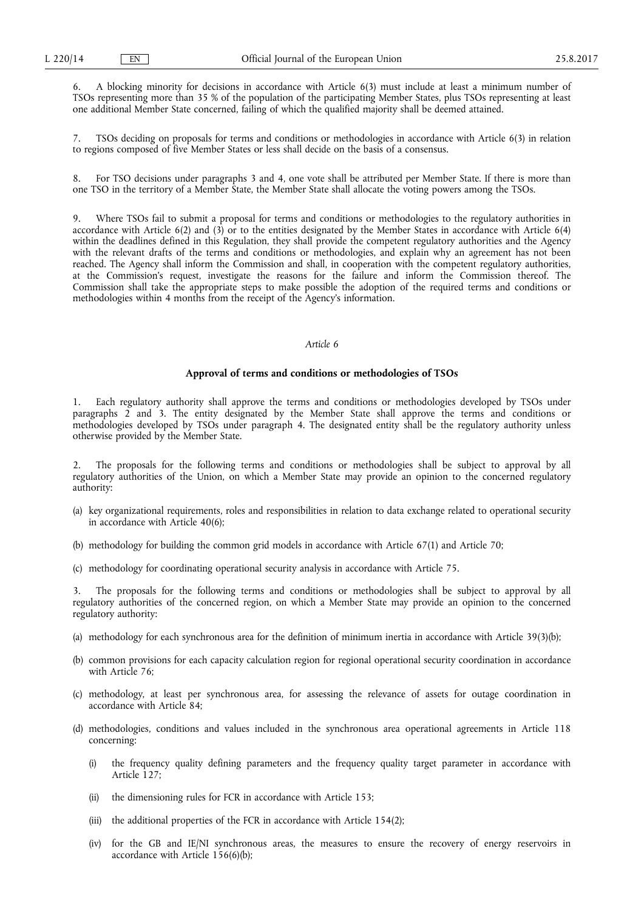6. A blocking minority for decisions in accordance with Article 6(3) must include at least a minimum number of TSOs representing more than 35 % of the population of the participating Member States, plus TSOs representing at least one additional Member State concerned, failing of which the qualified majority shall be deemed attained.

7. TSOs deciding on proposals for terms and conditions or methodologies in accordance with Article 6(3) in relation to regions composed of five Member States or less shall decide on the basis of a consensus.

8. For TSO decisions under paragraphs 3 and 4, one vote shall be attributed per Member State. If there is more than one TSO in the territory of a Member State, the Member State shall allocate the voting powers among the TSOs.

9. Where TSOs fail to submit a proposal for terms and conditions or methodologies to the regulatory authorities in accordance with Article 6(2) and (3) or to the entities designated by the Member States in accordance with Article 6(4) within the deadlines defined in this Regulation, they shall provide the competent regulatory authorities and the Agency with the relevant drafts of the terms and conditions or methodologies, and explain why an agreement has not been reached. The Agency shall inform the Commission and shall, in cooperation with the competent regulatory authorities, at the Commission's request, investigate the reasons for the failure and inform the Commission thereof. The Commission shall take the appropriate steps to make possible the adoption of the required terms and conditions or methodologies within 4 months from the receipt of the Agency's information.

*Article 6*

**Approval of terms and conditions or methodologies of TSOs**

1. Each regulatory authority shall approve the terms and conditions or methodologies developed by TSOs under paragraphs 2 and 3. The entity designated by the Member State shall approve the terms and conditions or methodologies developed by TSOs under paragraph 4. The designated entity shall be the regulatory authority unless otherwise provided by the Member State.

2. The proposals for the following terms and conditions or methodologies shall be subject to approval by all regulatory authorities of the Union, on which a Member State may provide an opinion to the concerned regulatory authority:

(a) key organizational requirements, roles and responsibilities in relation to data exchange related to operational security in accordance with Article 40(6);

(b) methodology for building the common grid models in accordance with Article 67(1) and Article 70;

(c) methodology for coordinating operational security analysis in accordance with Article 75.

3. The proposals for the following terms and conditions or methodologies shall be subject to approval by all regulatory authorities of the concerned region, on which a Member State may provide an opinion to the concerned regulatory authority:

(a) methodology for each synchronous area for the definition of minimum inertia in accordance with Article 39(3)(b);

(b) common provisions for each capacity calculation region for regional operational security coordination in accordance with Article 76;

(c) methodology, at least per synchronous area, for assessing the relevance of assets for outage coordination in accordance with Article 84;

(d) methodologies, conditions and values included in the synchronous area operational agreements in Article 118 concerning:

   (i) the frequency quality defining parameters and the frequency quality target parameter in accordance with Article 127;

   (ii) the dimensioning rules for FCR in accordance with Article 153;

   (iii) the additional properties of the FCR in accordance with Article 154(2);

   (iv) for the GB and IE/NI synchronous areas, the measures to ensure the recovery of energy reservoirs in accordance with Article 156(6)(b);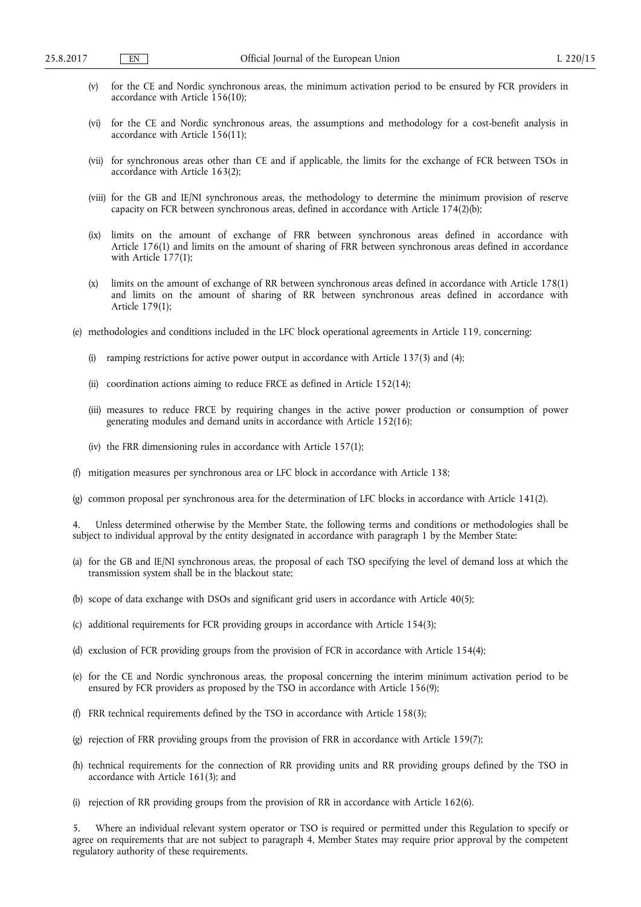(v) for the CE and Nordic synchronous areas, the minimum activation period to be ensured by FCR providers in accordance with Article 156(10);

(vi) for the CE and Nordic synchronous areas, the assumptions and methodology for a cost-benefit analysis in accordance with Article 156(11);

(vii) for synchronous areas other than CE and if applicable, the limits for the exchange of FCR between TSOs in accordance with Article 163(2);

(viii) for the GB and IE/NI synchronous areas, the methodology to determine the minimum provision of reserve capacity on FCR between synchronous areas, defined in accordance with Article 174(2)(b);

(ix) limits on the amount of exchange of FRR between synchronous areas defined in accordance with Article 176(1) and limits on the amount of sharing of FRR between synchronous areas defined in accordance with Article 177(1);

(x) limits on the amount of exchange of RR between synchronous areas defined in accordance with Article 178(1) and limits on the amount of sharing of RR between synchronous areas defined in accordance with Article 179(1);

(e) methodologies and conditions included in the LFC block operational agreements in Article 119, concerning:

(i) ramping restrictions for active power output in accordance with Article 137(3) and (4);

(ii) coordination actions aiming to reduce FRCE as defined in Article 152(14);

(iii) measures to reduce FRCE by requiring changes in the active power production or consumption of power generating modules and demand units in accordance with Article 152(16);

(iv) the FRR dimensioning rules in accordance with Article 157(1);

(f) mitigation measures per synchronous area or LFC block in accordance with Article 138;

(g) common proposal per synchronous area for the determination of LFC blocks in accordance with Article 141(2).

4. Unless determined otherwise by the Member State, the following terms and conditions or methodologies shall be subject to individual approval by the entity designated in accordance with paragraph 1 by the Member State:

(a) for the GB and IE/NI synchronous areas, the proposal of each TSO specifying the level of demand loss at which the transmission system shall be in the blackout state;

(b) scope of data exchange with DSOs and significant grid users in accordance with Article 40(5);

(c) additional requirements for FCR providing groups in accordance with Article 154(3);

(d) exclusion of FCR providing groups from the provision of FCR in accordance with Article 154(4);

(e) for the CE and Nordic synchronous areas, the proposal concerning the interim minimum activation period to be ensured by FCR providers as proposed by the TSO in accordance with Article 156(9);

(f) FRR technical requirements defined by the TSO in accordance with Article 158(3);

(g) rejection of FRR providing groups from the provision of FRR in accordance with Article 159(7);

(h) technical requirements for the connection of RR providing units and RR providing groups defined by the TSO in accordance with Article 161(3); and

(i) rejection of RR providing groups from the provision of RR in accordance with Article 162(6).

5. Where an individual relevant system operator or TSO is required or permitted under this Regulation to specify or agree on requirements that are not subject to paragraph 4, Member States may require prior approval by the competent regulatory authority of these requirements.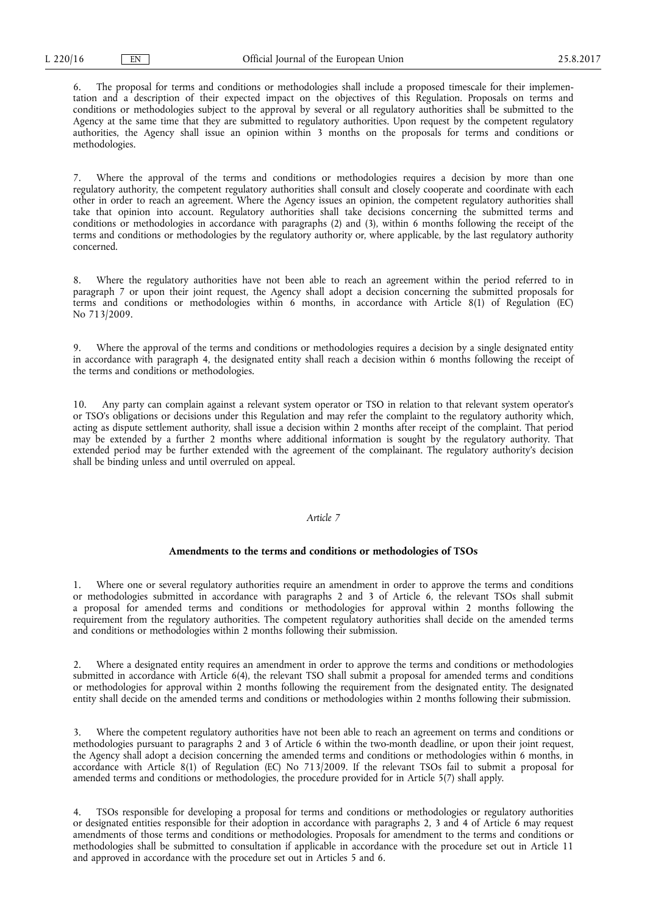6. The proposal for terms and conditions or methodologies shall include a proposed timescale for their implementation and a description of their expected impact on the objectives of this Regulation. Proposals on terms and conditions or methodologies subject to the approval by several or all regulatory authorities shall be submitted to the Agency at the same time that they are submitted to regulatory authorities. Upon request by the competent regulatory authorities, the Agency shall issue an opinion within 3 months on the proposals for terms and conditions or methodologies.

7. Where the approval of the terms and conditions or methodologies requires a decision by more than one regulatory authority, the competent regulatory authorities shall consult and closely cooperate and coordinate with each other in order to reach an agreement. Where the Agency issues an opinion, the competent regulatory authorities shall take that opinion into account. Regulatory authorities shall take decisions concerning the submitted terms and conditions or methodologies in accordance with paragraphs (2) and (3), within 6 months following the receipt of the terms and conditions or methodologies by the regulatory authority or, where applicable, by the last regulatory authority concerned.

8. Where the regulatory authorities have not been able to reach an agreement within the period referred to in paragraph 7 or upon their joint request, the Agency shall adopt a decision concerning the submitted proposals for terms and conditions or methodologies within 6 months, in accordance with Article 8(1) of Regulation (EC) No 713/2009.

9. Where the approval of the terms and conditions or methodologies requires a decision by a single designated entity in accordance with paragraph 4, the designated entity shall reach a decision within 6 months following the receipt of the terms and conditions or methodologies.

10. Any party can complain against a relevant system operator or TSO in relation to that relevant system operator's or TSO's obligations or decisions under this Regulation and may refer the complaint to the regulatory authority which, acting as dispute settlement authority, shall issue a decision within 2 months after receipt of the complaint. That period may be extended by a further 2 months where additional information is sought by the regulatory authority. That extended period may be further extended with the agreement of the complainant. The regulatory authority's decision shall be binding unless and until overruled on appeal.

*Article 7*

**Amendments to the terms and conditions or methodologies of TSOs**

1. Where one or several regulatory authorities require an amendment in order to approve the terms and conditions or methodologies submitted in accordance with paragraphs 2 and 3 of Article 6, the relevant TSOs shall submit a proposal for amended terms and conditions or methodologies for approval within 2 months following the requirement from the regulatory authorities. The competent regulatory authorities shall decide on the amended terms and conditions or methodologies within 2 months following their submission.

2. Where a designated entity requires an amendment in order to approve the terms and conditions or methodologies submitted in accordance with Article 6(4), the relevant TSO shall submit a proposal for amended terms and conditions or methodologies for approval within 2 months following the requirement from the designated entity. The designated entity shall decide on the amended terms and conditions or methodologies within 2 months following their submission.

3. Where the competent regulatory authorities have not been able to reach an agreement on terms and conditions or methodologies pursuant to paragraphs 2 and 3 of Article 6 within the two-month deadline, or upon their joint request, the Agency shall adopt a decision concerning the amended terms and conditions or methodologies within 6 months, in accordance with Article 8(1) of Regulation (EC) No 713/2009. If the relevant TSOs fail to submit a proposal for amended terms and conditions or methodologies, the procedure provided for in Article 5(7) shall apply.

4. TSOs responsible for developing a proposal for terms and conditions or methodologies or regulatory authorities or designated entities responsible for their adoption in accordance with paragraphs 2, 3 and 4 of Article 6 may request amendments of those terms and conditions or methodologies. Proposals for amendment to the terms and conditions or methodologies shall be submitted to consultation if applicable in accordance with the procedure set out in Article 11 and approved in accordance with the procedure set out in Articles 5 and 6.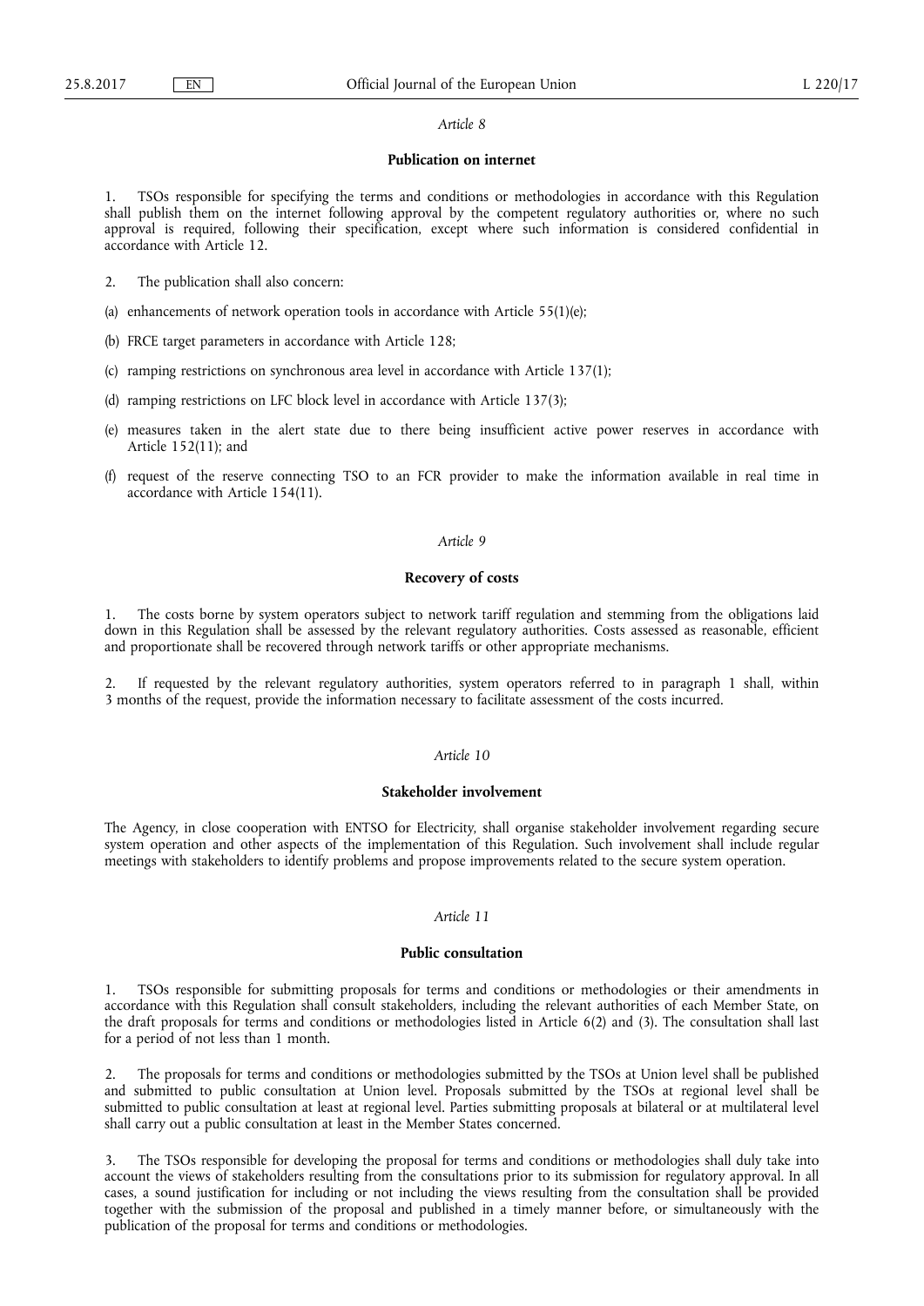*Article 8*

**Publication on internet**

1. TSOs responsible for specifying the terms and conditions or methodologies in accordance with this Regulation shall publish them on the internet following approval by the competent regulatory authorities or, where no such approval is required, following their specification, except where such information is considered confidential in accordance with Article 12.

2. The publication shall also concern:

(a) enhancements of network operation tools in accordance with Article 55(1)(e);

(b) FRCE target parameters in accordance with Article 128;

(c) ramping restrictions on synchronous area level in accordance with Article 137(1);

(d) ramping restrictions on LFC block level in accordance with Article 137(3);

(e) measures taken in the alert state due to there being insufficient active power reserves in accordance with Article 152(11); and

(f) request of the reserve connecting TSO to an FCR provider to make the information available in real time in accordance with Article 154(11).

*Article 9*

**Recovery of costs**

1. The costs borne by system operators subject to network tariff regulation and stemming from the obligations laid down in this Regulation shall be assessed by the relevant regulatory authorities. Costs assessed as reasonable, efficient and proportionate shall be recovered through network tariffs or other appropriate mechanisms.

2. If requested by the relevant regulatory authorities, system operators referred to in paragraph 1 shall, within 3 months of the request, provide the information necessary to facilitate assessment of the costs incurred.

*Article 10*

**Stakeholder involvement**

The Agency, in close cooperation with ENTSO for Electricity, shall organise stakeholder involvement regarding secure system operation and other aspects of the implementation of this Regulation. Such involvement shall include regular meetings with stakeholders to identify problems and propose improvements related to the secure system operation.

*Article 11*

**Public consultation**

1. TSOs responsible for submitting proposals for terms and conditions or methodologies or their amendments in accordance with this Regulation shall consult stakeholders, including the relevant authorities of each Member State, on the draft proposals for terms and conditions or methodologies listed in Article 6(2) and (3). The consultation shall last for a period of not less than 1 month.

2. The proposals for terms and conditions or methodologies submitted by the TSOs at Union level shall be published and submitted to public consultation at Union level. Proposals submitted by the TSOs at regional level shall be submitted to public consultation at least at regional level. Parties submitting proposals at bilateral or at multilateral level shall carry out a public consultation at least in the Member States concerned.

3. The TSOs responsible for developing the proposal for terms and conditions or methodologies shall duly take into account the views of stakeholders resulting from the consultations prior to its submission for regulatory approval. In all cases, a sound justification for including or not including the views resulting from the consultation shall be provided together with the submission of the proposal and published in a timely manner before, or simultaneously with the publication of the proposal for terms and conditions or methodologies.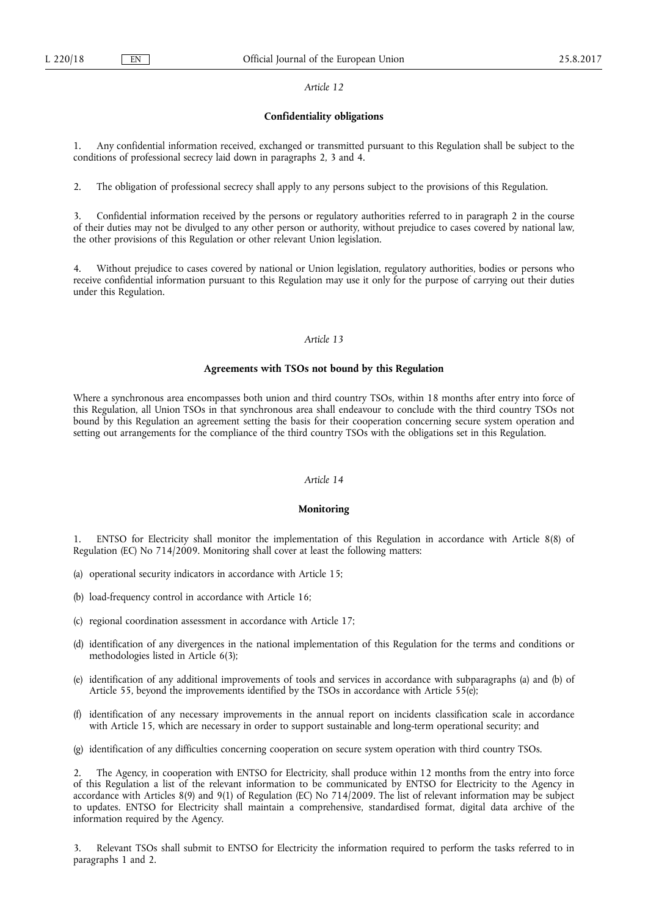*Article 12*

**Confidentiality obligations**

1. Any confidential information received, exchanged or transmitted pursuant to this Regulation shall be subject to the conditions of professional secrecy laid down in paragraphs 2, 3 and 4.

2. The obligation of professional secrecy shall apply to any persons subject to the provisions of this Regulation.

3. Confidential information received by the persons or regulatory authorities referred to in paragraph 2 in the course of their duties may not be divulged to any other person or authority, without prejudice to cases covered by national law, the other provisions of this Regulation or other relevant Union legislation.

4. Without prejudice to cases covered by national or Union legislation, regulatory authorities, bodies or persons who receive confidential information pursuant to this Regulation may use it only for the purpose of carrying out their duties under this Regulation.

*Article 13*

**Agreements with TSOs not bound by this Regulation**

Where a synchronous area encompasses both union and third country TSOs, within 18 months after entry into force of this Regulation, all Union TSOs in that synchronous area shall endeavour to conclude with the third country TSOs not bound by this Regulation an agreement setting the basis for their cooperation concerning secure system operation and setting out arrangements for the compliance of the third country TSOs with the obligations set in this Regulation.

*Article 14*

**Monitoring**

1. ENTSO for Electricity shall monitor the implementation of this Regulation in accordance with Article 8(8) of Regulation (EC) No 714/2009. Monitoring shall cover at least the following matters:

(a) operational security indicators in accordance with Article 15;

(b) load-frequency control in accordance with Article 16;

(c) regional coordination assessment in accordance with Article 17;

(d) identification of any divergences in the national implementation of this Regulation for the terms and conditions or methodologies listed in Article 6(3);

(e) identification of any additional improvements of tools and services in accordance with subparagraphs (a) and (b) of Article 55, beyond the improvements identified by the TSOs in accordance with Article 55(e);

(f) identification of any necessary improvements in the annual report on incidents classification scale in accordance with Article 15, which are necessary in order to support sustainable and long-term operational security; and

(g) identification of any difficulties concerning cooperation on secure system operation with third country TSOs.

2. The Agency, in cooperation with ENTSO for Electricity, shall produce within 12 months from the entry into force of this Regulation a list of the relevant information to be communicated by ENTSO for Electricity to the Agency in accordance with Articles 8(9) and 9(1) of Regulation (EC) No 714/2009. The list of relevant information may be subject to updates. ENTSO for Electricity shall maintain a comprehensive, standardised format, digital data archive of the information required by the Agency.

3. Relevant TSOs shall submit to ENTSO for Electricity the information required to perform the tasks referred to in paragraphs 1 and 2.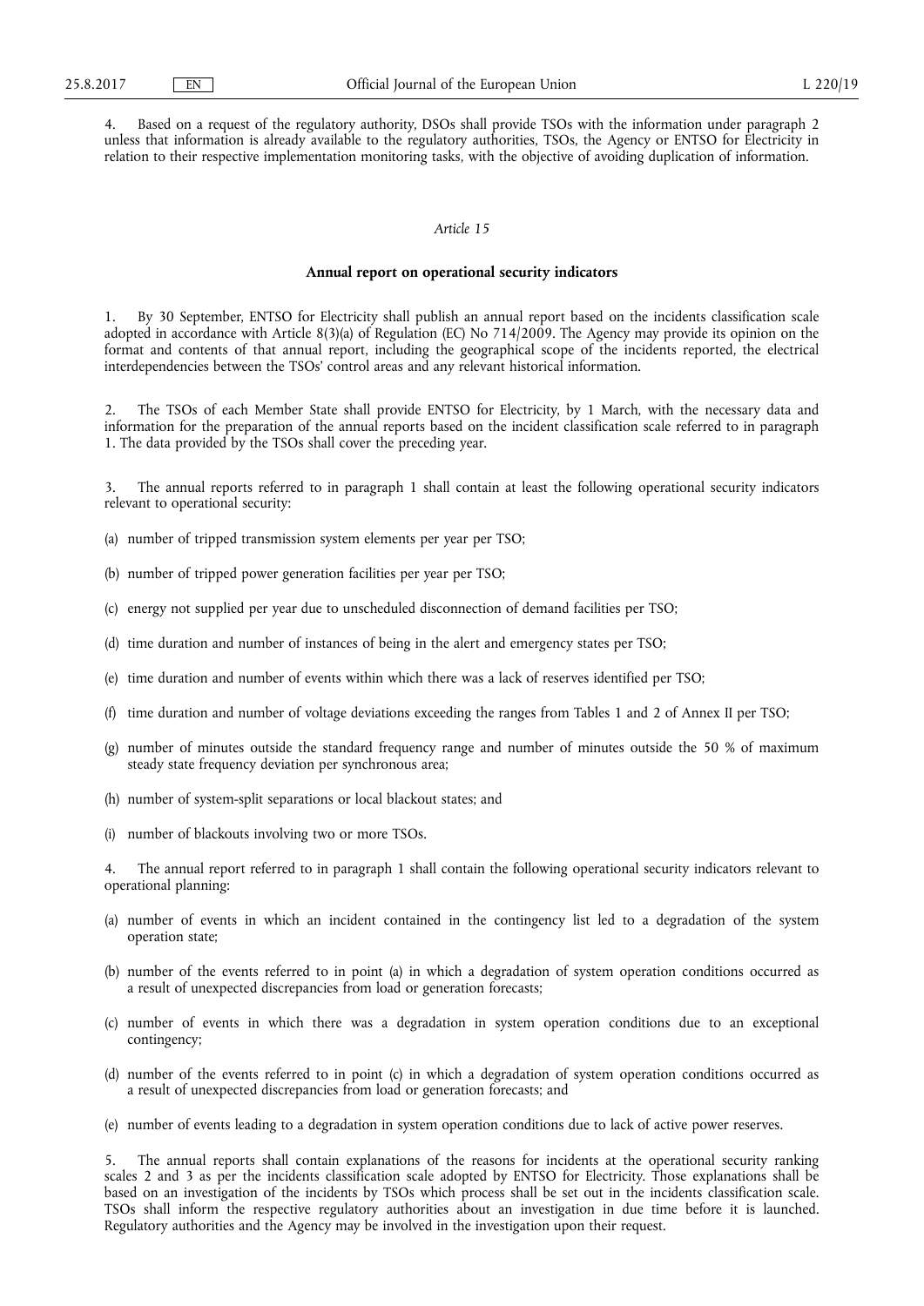4. Based on a request of the regulatory authority, DSOs shall provide TSOs with the information under paragraph 2 unless that information is already available to the regulatory authorities, TSOs, the Agency or ENTSO for Electricity in relation to their respective implementation monitoring tasks, with the objective of avoiding duplication of information.

*Article 15*

**Annual report on operational security indicators**

1. By 30 September, ENTSO for Electricity shall publish an annual report based on the incidents classification scale adopted in accordance with Article 8(3)(a) of Regulation (EC) No 714/2009. The Agency may provide its opinion on the format and contents of that annual report, including the geographical scope of the incidents reported, the electrical interdependencies between the TSOs' control areas and any relevant historical information.

2. The TSOs of each Member State shall provide ENTSO for Electricity, by 1 March, with the necessary data and information for the preparation of the annual reports based on the incident classification scale referred to in paragraph 1. The data provided by the TSOs shall cover the preceding year.

3. The annual reports referred to in paragraph 1 shall contain at least the following operational security indicators relevant to operational security:

(a) number of tripped transmission system elements per year per TSO;

(b) number of tripped power generation facilities per year per TSO;

(c) energy not supplied per year due to unscheduled disconnection of demand facilities per TSO;

(d) time duration and number of instances of being in the alert and emergency states per TSO;

(e) time duration and number of events within which there was a lack of reserves identified per TSO;

(f) time duration and number of voltage deviations exceeding the ranges from Tables 1 and 2 of Annex II per TSO;

(g) number of minutes outside the standard frequency range and number of minutes outside the 50 % of maximum steady state frequency deviation per synchronous area;

(h) number of system-split separations or local blackout states; and

(i) number of blackouts involving two or more TSOs.

4. The annual report referred to in paragraph 1 shall contain the following operational security indicators relevant to operational planning:

(a) number of events in which an incident contained in the contingency list led to a degradation of the system operation state;

(b) number of the events referred to in point (a) in which a degradation of system operation conditions occurred as a result of unexpected discrepancies from load or generation forecasts;

(c) number of events in which there was a degradation in system operation conditions due to an exceptional contingency;

(d) number of the events referred to in point (c) in which a degradation of system operation conditions occurred as a result of unexpected discrepancies from load or generation forecasts; and

(e) number of events leading to a degradation in system operation conditions due to lack of active power reserves.

5. The annual reports shall contain explanations of the reasons for incidents at the operational security ranking scales 2 and 3 as per the incidents classification scale adopted by ENTSO for Electricity. Those explanations shall be based on an investigation of the incidents by TSOs which process shall be set out in the incidents classification scale. TSOs shall inform the respective regulatory authorities about an investigation in due time before it is launched. Regulatory authorities and the Agency may be involved in the investigation upon their request.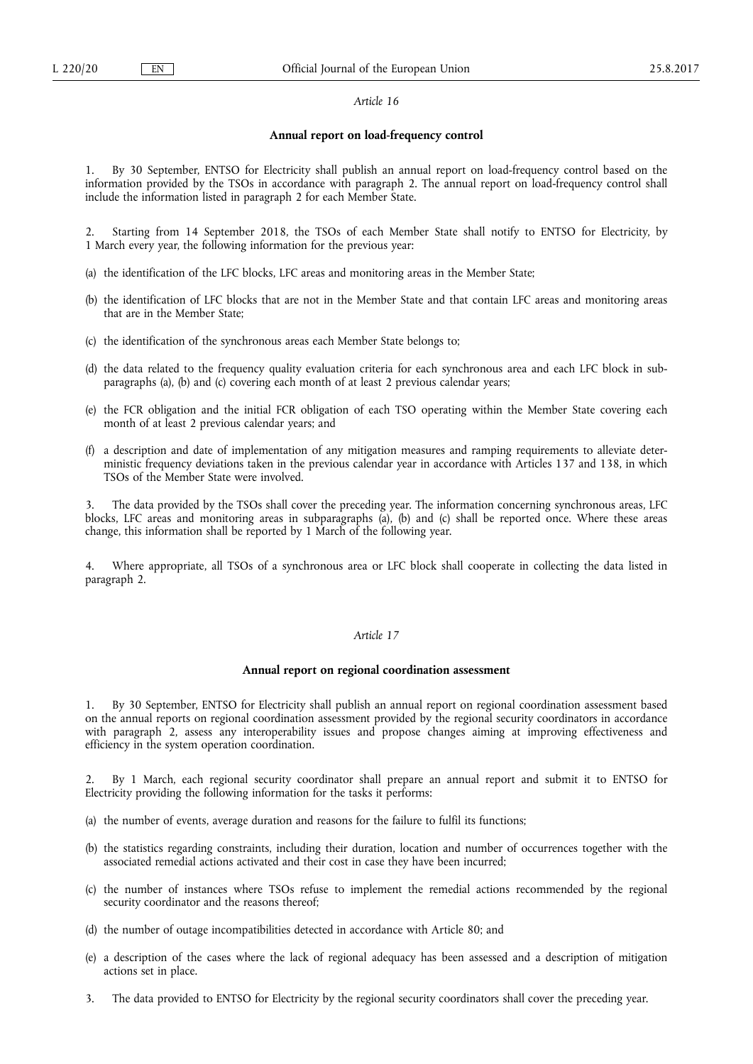*Article 16*

**Annual report on load-frequency control**

1. By 30 September, ENTSO for Electricity shall publish an annual report on load-frequency control based on the information provided by the TSOs in accordance with paragraph 2. The annual report on load-frequency control shall include the information listed in paragraph 2 for each Member State.

2. Starting from 14 September 2018, the TSOs of each Member State shall notify to ENTSO for Electricity, by 1 March every year, the following information for the previous year:

(a) the identification of the LFC blocks, LFC areas and monitoring areas in the Member State;

(b) the identification of LFC blocks that are not in the Member State and that contain LFC areas and monitoring areas that are in the Member State;

(c) the identification of the synchronous areas each Member State belongs to;

(d) the data related to the frequency quality evaluation criteria for each synchronous area and each LFC block in subparagraphs (a), (b) and (c) covering each month of at least 2 previous calendar years;

(e) the FCR obligation and the initial FCR obligation of each TSO operating within the Member State covering each month of at least 2 previous calendar years; and

(f) a description and date of implementation of any mitigation measures and ramping requirements to alleviate deterministic frequency deviations taken in the previous calendar year in accordance with Articles 137 and 138, in which TSOs of the Member State were involved.

3. The data provided by the TSOs shall cover the preceding year. The information concerning synchronous areas, LFC blocks, LFC areas and monitoring areas in subparagraphs (a), (b) and (c) shall be reported once. Where these areas change, this information shall be reported by 1 March of the following year.

4. Where appropriate, all TSOs of a synchronous area or LFC block shall cooperate in collecting the data listed in paragraph 2.

*Article 17*

**Annual report on regional coordination assessment**

1. By 30 September, ENTSO for Electricity shall publish an annual report on regional coordination assessment based on the annual reports on regional coordination assessment provided by the regional security coordinators in accordance with paragraph 2, assess any interoperability issues and propose changes aiming at improving effectiveness and efficiency in the system operation coordination.

2. By 1 March, each regional security coordinator shall prepare an annual report and submit it to ENTSO for Electricity providing the following information for the tasks it performs:

(a) the number of events, average duration and reasons for the failure to fulfil its functions;

(b) the statistics regarding constraints, including their duration, location and number of occurrences together with the associated remedial actions activated and their cost in case they have been incurred;

(c) the number of instances where TSOs refuse to implement the remedial actions recommended by the regional security coordinator and the reasons thereof;

(d) the number of outage incompatibilities detected in accordance with Article 80; and

(e) a description of the cases where the lack of regional adequacy has been assessed and a description of mitigation actions set in place.

3. The data provided to ENTSO for Electricity by the regional security coordinators shall cover the preceding year.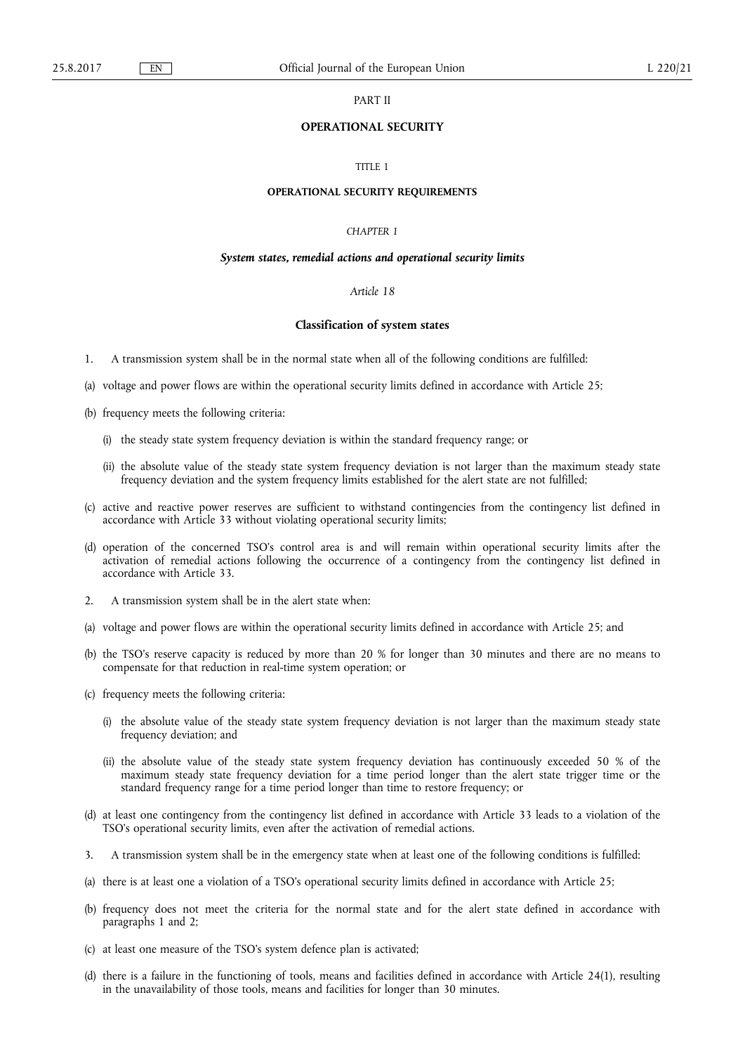# PART II

# OPERATIONAL SECURITY

## TITLE 1

## OPERATIONAL SECURITY REQUIREMENTS

### *CHAPTER 1*

### ***System states, remedial actions and operational security limits***

#### *Article 18*

#### **Classification of system states**

1. A transmission system shall be in the normal state when all of the following conditions are fulfilled:

(a) voltage and power flows are within the operational security limits defined in accordance with Article 25;

(b) frequency meets the following criteria:

  (i) the steady state system frequency deviation is within the standard frequency range; or

  (ii) the absolute value of the steady state system frequency deviation is not larger than the maximum steady state frequency deviation and the system frequency limits established for the alert state are not fulfilled;

(c) active and reactive power reserves are sufficient to withstand contingencies from the contingency list defined in accordance with Article 33 without violating operational security limits;

(d) operation of the concerned TSO's control area is and will remain within operational security limits after the activation of remedial actions following the occurrence of a contingency from the contingency list defined in accordance with Article 33.

2. A transmission system shall be in the alert state when:

(a) voltage and power flows are within the operational security limits defined in accordance with Article 25; and

(b) the TSO's reserve capacity is reduced by more than 20 % for longer than 30 minutes and there are no means to compensate for that reduction in real-time system operation; or

(c) frequency meets the following criteria:

  (i) the absolute value of the steady state system frequency deviation is not larger than the maximum steady state frequency deviation; and

  (ii) the absolute value of the steady state system frequency deviation has continuously exceeded 50 % of the maximum steady state frequency deviation for a time period longer than the alert state trigger time or the standard frequency range for a time period longer than time to restore frequency; or

(d) at least one contingency from the contingency list defined in accordance with Article 33 leads to a violation of the TSO's operational security limits, even after the activation of remedial actions.

3. A transmission system shall be in the emergency state when at least one of the following conditions is fulfilled:

(a) there is at least one a violation of a TSO's operational security limits defined in accordance with Article 25;

(b) frequency does not meet the criteria for the normal state and for the alert state defined in accordance with paragraphs 1 and 2;

(c) at least one measure of the TSO's system defence plan is activated;

(d) there is a failure in the functioning of tools, means and facilities defined in accordance with Article 24(1), resulting in the unavailability of those tools, means and facilities for longer than 30 minutes.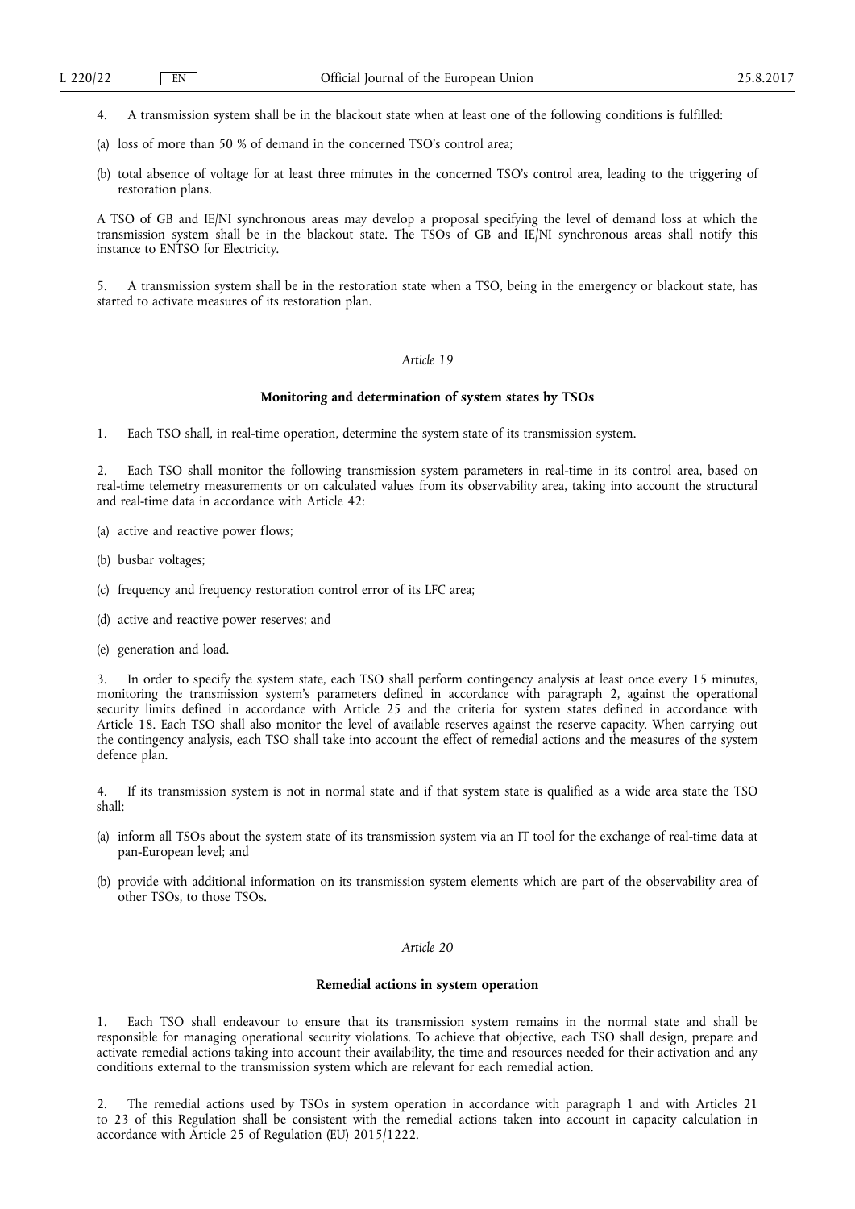4. A transmission system shall be in the blackout state when at least one of the following conditions is fulfilled:

(a) loss of more than 50 % of demand in the concerned TSO's control area;

(b) total absence of voltage for at least three minutes in the concerned TSO's control area, leading to the triggering of restoration plans.

A TSO of GB and IE/NI synchronous areas may develop a proposal specifying the level of demand loss at which the transmission system shall be in the blackout state. The TSOs of GB and IE/NI synchronous areas shall notify this instance to ENTSO for Electricity.

5. A transmission system shall be in the restoration state when a TSO, being in the emergency or blackout state, has started to activate measures of its restoration plan.

*Article 19*

**Monitoring and determination of system states by TSOs**

1. Each TSO shall, in real-time operation, determine the system state of its transmission system.

2. Each TSO shall monitor the following transmission system parameters in real-time in its control area, based on real-time telemetry measurements or on calculated values from its observability area, taking into account the structural and real-time data in accordance with Article 42:

(a) active and reactive power flows;

(b) busbar voltages;

(c) frequency and frequency restoration control error of its LFC area;

(d) active and reactive power reserves; and

(e) generation and load.

3. In order to specify the system state, each TSO shall perform contingency analysis at least once every 15 minutes, monitoring the transmission system's parameters defined in accordance with paragraph 2, against the operational security limits defined in accordance with Article 25 and the criteria for system states defined in accordance with Article 18. Each TSO shall also monitor the level of available reserves against the reserve capacity. When carrying out the contingency analysis, each TSO shall take into account the effect of remedial actions and the measures of the system defence plan.

4. If its transmission system is not in normal state and if that system state is qualified as a wide area state the TSO shall:

(a) inform all TSOs about the system state of its transmission system via an IT tool for the exchange of real-time data at pan-European level; and

(b) provide with additional information on its transmission system elements which are part of the observability area of other TSOs, to those TSOs.

*Article 20*

**Remedial actions in system operation**

1. Each TSO shall endeavour to ensure that its transmission system remains in the normal state and shall be responsible for managing operational security violations. To achieve that objective, each TSO shall design, prepare and activate remedial actions taking into account their availability, the time and resources needed for their activation and any conditions external to the transmission system which are relevant for each remedial action.

2. The remedial actions used by TSOs in system operation in accordance with paragraph 1 and with Articles 21 to 23 of this Regulation shall be consistent with the remedial actions taken into account in capacity calculation in accordance with Article 25 of Regulation (EU) 2015/1222.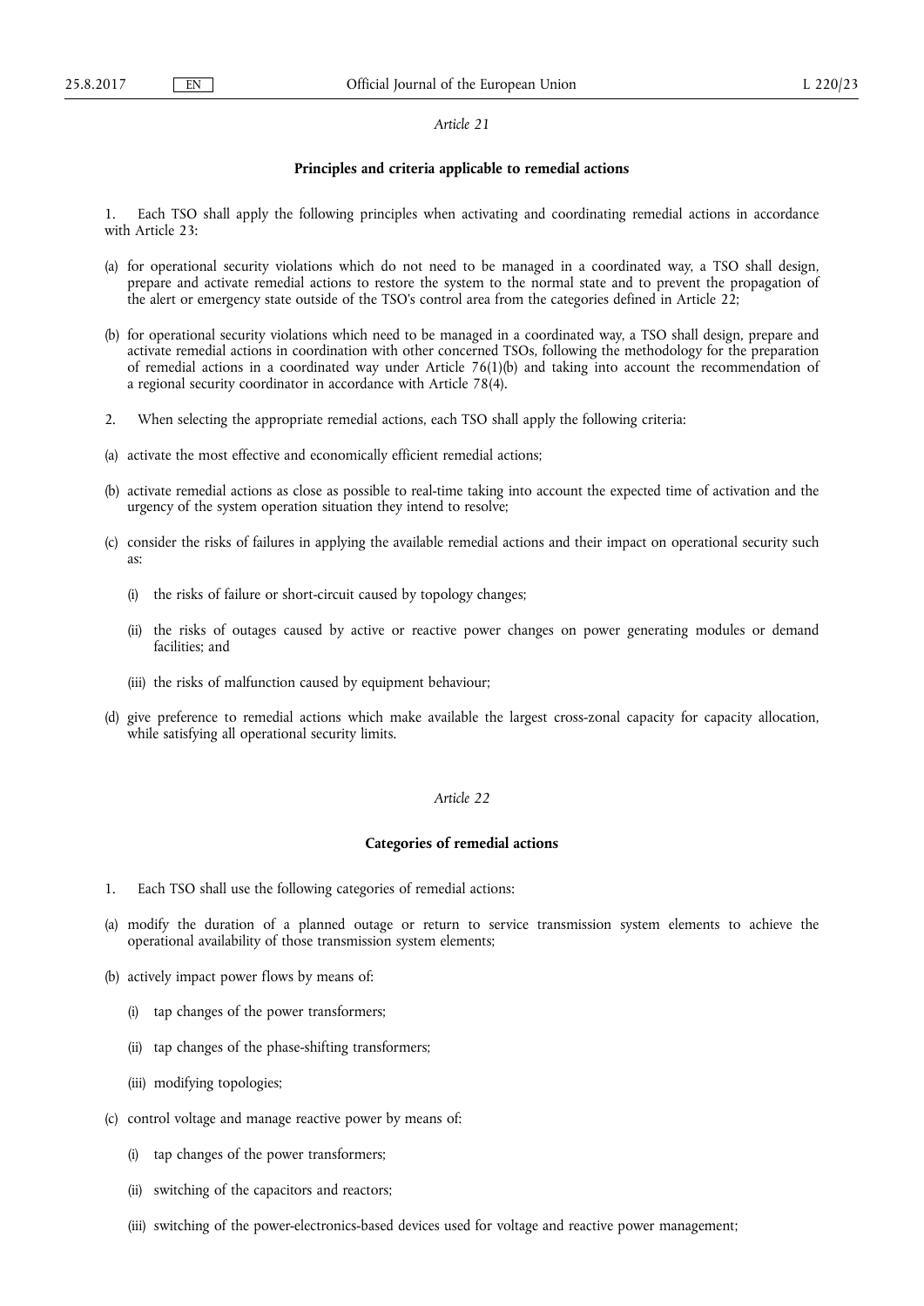*Article 21*

**Principles and criteria applicable to remedial actions**

1. Each TSO shall apply the following principles when activating and coordinating remedial actions in accordance with Article 23:

(a) for operational security violations which do not need to be managed in a coordinated way, a TSO shall design, prepare and activate remedial actions to restore the system to the normal state and to prevent the propagation of the alert or emergency state outside of the TSO's control area from the categories defined in Article 22;

(b) for operational security violations which need to be managed in a coordinated way, a TSO shall design, prepare and activate remedial actions in coordination with other concerned TSOs, following the methodology for the preparation of remedial actions in a coordinated way under Article 76(1)(b) and taking into account the recommendation of a regional security coordinator in accordance with Article 78(4).

2. When selecting the appropriate remedial actions, each TSO shall apply the following criteria:

(a) activate the most effective and economically efficient remedial actions;

(b) activate remedial actions as close as possible to real-time taking into account the expected time of activation and the urgency of the system operation situation they intend to resolve;

(c) consider the risks of failures in applying the available remedial actions and their impact on operational security such as:

   (i) the risks of failure or short-circuit caused by topology changes;

   (ii) the risks of outages caused by active or reactive power changes on power generating modules or demand facilities; and

   (iii) the risks of malfunction caused by equipment behaviour;

(d) give preference to remedial actions which make available the largest cross-zonal capacity for capacity allocation, while satisfying all operational security limits.

*Article 22*

**Categories of remedial actions**

1. Each TSO shall use the following categories of remedial actions:

(a) modify the duration of a planned outage or return to service transmission system elements to achieve the operational availability of those transmission system elements;

(b) actively impact power flows by means of:

   (i) tap changes of the power transformers;

   (ii) tap changes of the phase-shifting transformers;

   (iii) modifying topologies;

(c) control voltage and manage reactive power by means of:

   (i) tap changes of the power transformers;

   (ii) switching of the capacitors and reactors;

   (iii) switching of the power-electronics-based devices used for voltage and reactive power management;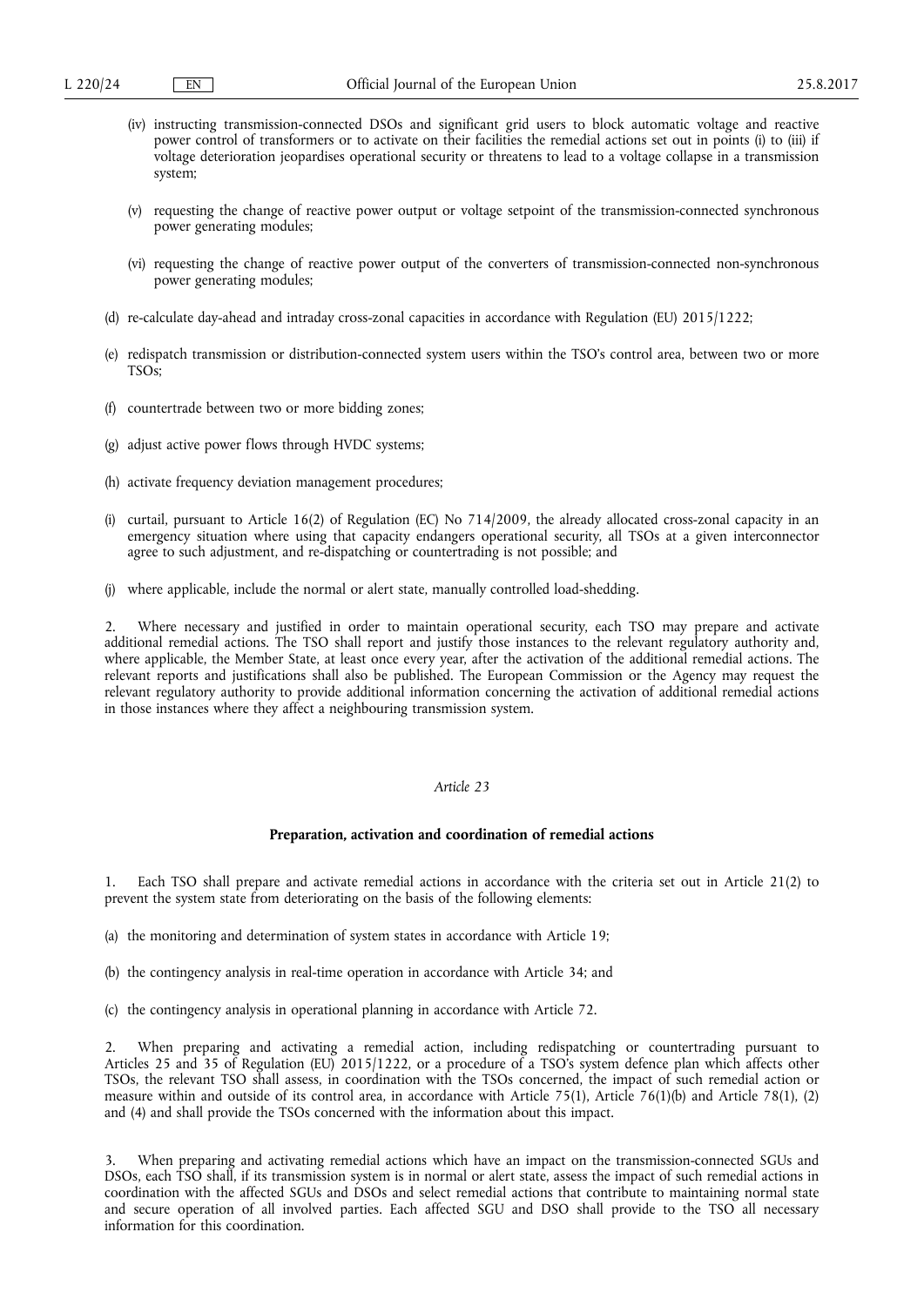(iv) instructing transmission-connected DSOs and significant grid users to block automatic voltage and reactive power control of transformers or to activate on their facilities the remedial actions set out in points (i) to (iii) if voltage deterioration jeopardises operational security or threatens to lead to a voltage collapse in a transmission system;

(v) requesting the change of reactive power output or voltage setpoint of the transmission-connected synchronous power generating modules;

(vi) requesting the change of reactive power output of the converters of transmission-connected non-synchronous power generating modules;

(d) re-calculate day-ahead and intraday cross-zonal capacities in accordance with Regulation (EU) 2015/1222;

(e) redispatch transmission or distribution-connected system users within the TSO's control area, between two or more TSOs;

(f) countertrade between two or more bidding zones;

(g) adjust active power flows through HVDC systems;

(h) activate frequency deviation management procedures;

(i) curtail, pursuant to Article 16(2) of Regulation (EC) No 714/2009, the already allocated cross-zonal capacity in an emergency situation where using that capacity endangers operational security, all TSOs at a given interconnector agree to such adjustment, and re-dispatching or countertrading is not possible; and

(j) where applicable, include the normal or alert state, manually controlled load-shedding.

2. Where necessary and justified in order to maintain operational security, each TSO may prepare and activate additional remedial actions. The TSO shall report and justify those instances to the relevant regulatory authority and, where applicable, the Member State, at least once every year, after the activation of the additional remedial actions. The relevant reports and justifications shall also be published. The European Commission or the Agency may request the relevant regulatory authority to provide additional information concerning the activation of additional remedial actions in those instances where they affect a neighbouring transmission system.

*Article 23*

**Preparation, activation and coordination of remedial actions**

1. Each TSO shall prepare and activate remedial actions in accordance with the criteria set out in Article 21(2) to prevent the system state from deteriorating on the basis of the following elements:

(a) the monitoring and determination of system states in accordance with Article 19;

(b) the contingency analysis in real-time operation in accordance with Article 34; and

(c) the contingency analysis in operational planning in accordance with Article 72.

2. When preparing and activating a remedial action, including redispatching or countertrading pursuant to Articles 25 and 35 of Regulation (EU) 2015/1222, or a procedure of a TSO's system defence plan which affects other TSOs, the relevant TSO shall assess, in coordination with the TSOs concerned, the impact of such remedial action or measure within and outside of its control area, in accordance with Article 75(1), Article 76(1)(b) and Article 78(1), (2) and (4) and shall provide the TSOs concerned with the information about this impact.

3. When preparing and activating remedial actions which have an impact on the transmission-connected SGUs and DSOs, each TSO shall, if its transmission system is in normal or alert state, assess the impact of such remedial actions in coordination with the affected SGUs and DSOs and select remedial actions that contribute to maintaining normal state and secure operation of all involved parties. Each affected SGU and DSO shall provide to the TSO all necessary information for this coordination.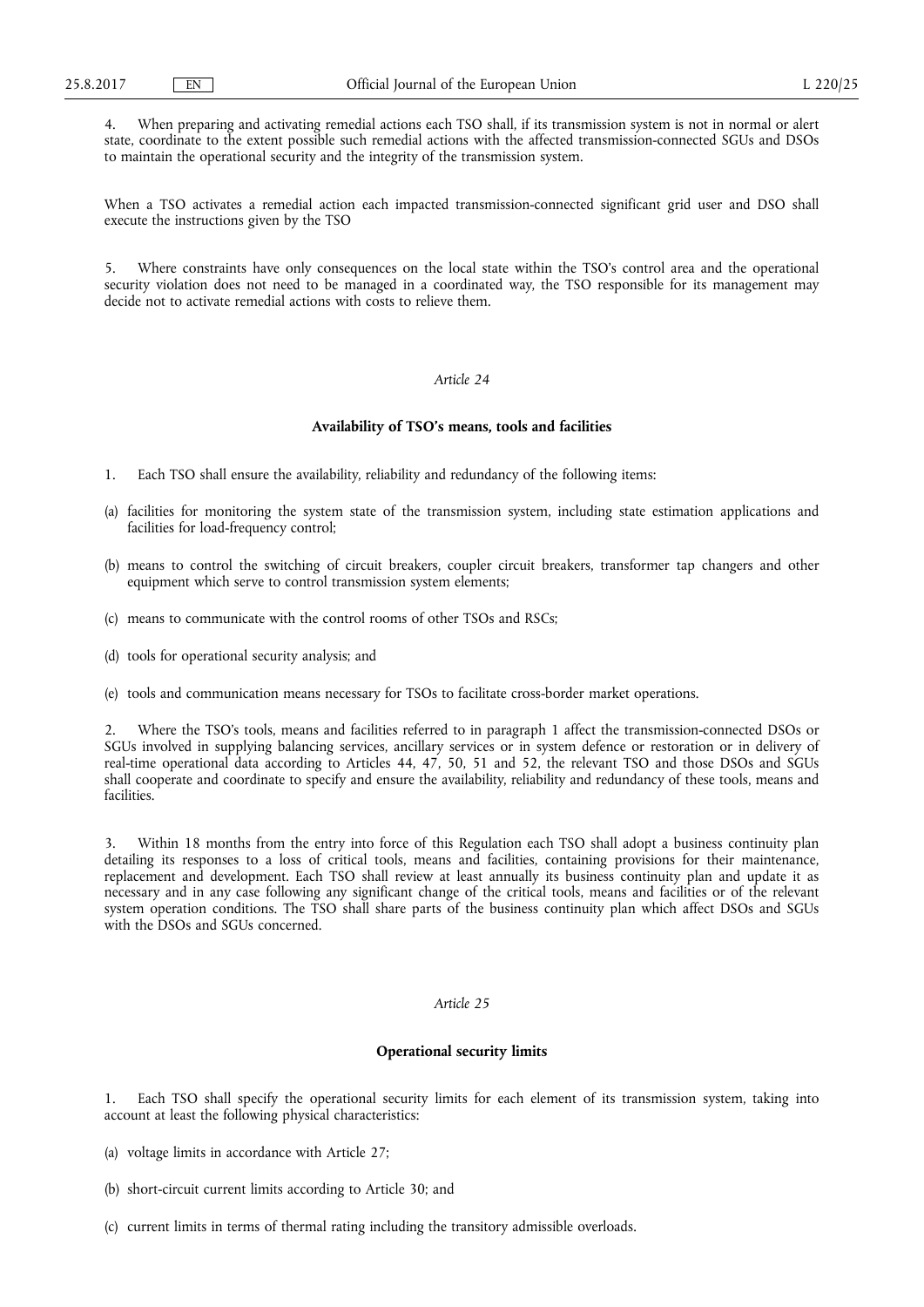4. When preparing and activating remedial actions each TSO shall, if its transmission system is not in normal or alert state, coordinate to the extent possible such remedial actions with the affected transmission-connected SGUs and DSOs to maintain the operational security and the integrity of the transmission system.

When a TSO activates a remedial action each impacted transmission-connected significant grid user and DSO shall execute the instructions given by the TSO

5. Where constraints have only consequences on the local state within the TSO's control area and the operational security violation does not need to be managed in a coordinated way, the TSO responsible for its management may decide not to activate remedial actions with costs to relieve them.

*Article 24*

**Availability of TSO's means, tools and facilities**

1. Each TSO shall ensure the availability, reliability and redundancy of the following items:

(a) facilities for monitoring the system state of the transmission system, including state estimation applications and facilities for load-frequency control;

(b) means to control the switching of circuit breakers, coupler circuit breakers, transformer tap changers and other equipment which serve to control transmission system elements;

(c) means to communicate with the control rooms of other TSOs and RSCs;

(d) tools for operational security analysis; and

(e) tools and communication means necessary for TSOs to facilitate cross-border market operations.

2. Where the TSO's tools, means and facilities referred to in paragraph 1 affect the transmission-connected DSOs or SGUs involved in supplying balancing services, ancillary services or in system defence or restoration or in delivery of real-time operational data according to Articles 44, 47, 50, 51 and 52, the relevant TSO and those DSOs and SGUs shall cooperate and coordinate to specify and ensure the availability, reliability and redundancy of these tools, means and facilities.

3. Within 18 months from the entry into force of this Regulation each TSO shall adopt a business continuity plan detailing its responses to a loss of critical tools, means and facilities, containing provisions for their maintenance, replacement and development. Each TSO shall review at least annually its business continuity plan and update it as necessary and in any case following any significant change of the critical tools, means and facilities or of the relevant system operation conditions. The TSO shall share parts of the business continuity plan which affect DSOs and SGUs with the DSOs and SGUs concerned.

*Article 25*

**Operational security limits**

1. Each TSO shall specify the operational security limits for each element of its transmission system, taking into account at least the following physical characteristics:

(a) voltage limits in accordance with Article 27;

(b) short-circuit current limits according to Article 30; and

(c) current limits in terms of thermal rating including the transitory admissible overloads.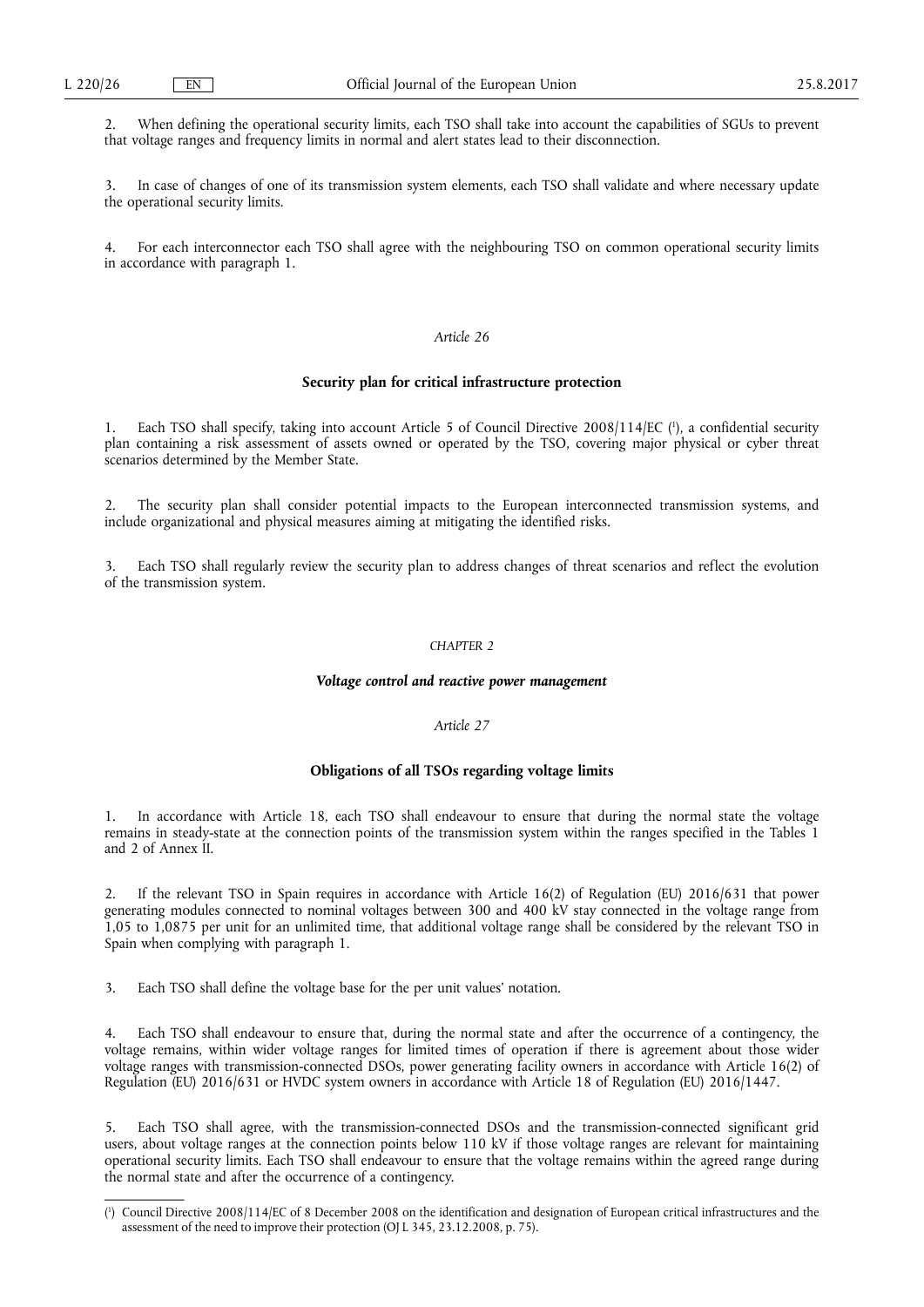2. When defining the operational security limits, each TSO shall take into account the capabilities of SGUs to prevent that voltage ranges and frequency limits in normal and alert states lead to their disconnection.

3. In case of changes of one of its transmission system elements, each TSO shall validate and where necessary update the operational security limits.

4. For each interconnector each TSO shall agree with the neighbouring TSO on common operational security limits in accordance with paragraph 1.

*Article 26*

**Security plan for critical infrastructure protection**

1. Each TSO shall specify, taking into account Article 5 of Council Directive 2008/114/EC ([1]), a confidential security plan containing a risk assessment of assets owned or operated by the TSO, covering major physical or cyber threat scenarios determined by the Member State.

2. The security plan shall consider potential impacts to the European interconnected transmission systems, and include organizational and physical measures aiming at mitigating the identified risks.

3. Each TSO shall regularly review the security plan to address changes of threat scenarios and reflect the evolution of the transmission system.

*CHAPTER 2*

***Voltage control and reactive power management***

*Article 27*

**Obligations of all TSOs regarding voltage limits**

1. In accordance with Article 18, each TSO shall endeavour to ensure that during the normal state the voltage remains in steady-state at the connection points of the transmission system within the ranges specified in the Tables 1 and 2 of Annex II.

2. If the relevant TSO in Spain requires in accordance with Article 16(2) of Regulation (EU) 2016/631 that power generating modules connected to nominal voltages between 300 and 400 kV stay connected in the voltage range from 1,05 to 1,0875 per unit for an unlimited time, that additional voltage range shall be considered by the relevant TSO in Spain when complying with paragraph 1.

3. Each TSO shall define the voltage base for the per unit values' notation.

4. Each TSO shall endeavour to ensure that, during the normal state and after the occurrence of a contingency, the voltage remains, within wider voltage ranges for limited times of operation if there is agreement about those wider voltage ranges with transmission-connected DSOs, power generating facility owners in accordance with Article 16(2) of Regulation (EU) 2016/631 or HVDC system owners in accordance with Article 18 of Regulation (EU) 2016/1447.

5. Each TSO shall agree, with the transmission-connected DSOs and the transmission-connected significant grid users, about voltage ranges at the connection points below 110 kV if those voltage ranges are relevant for maintaining operational security limits. Each TSO shall endeavour to ensure that the voltage remains within the agreed range during the normal state and after the occurrence of a contingency.

---

([1]) Council Directive 2008/114/EC of 8 December 2008 on the identification and designation of European critical infrastructures and the assessment of the need to improve their protection (OJ L 345, 23.12.2008, p. 75).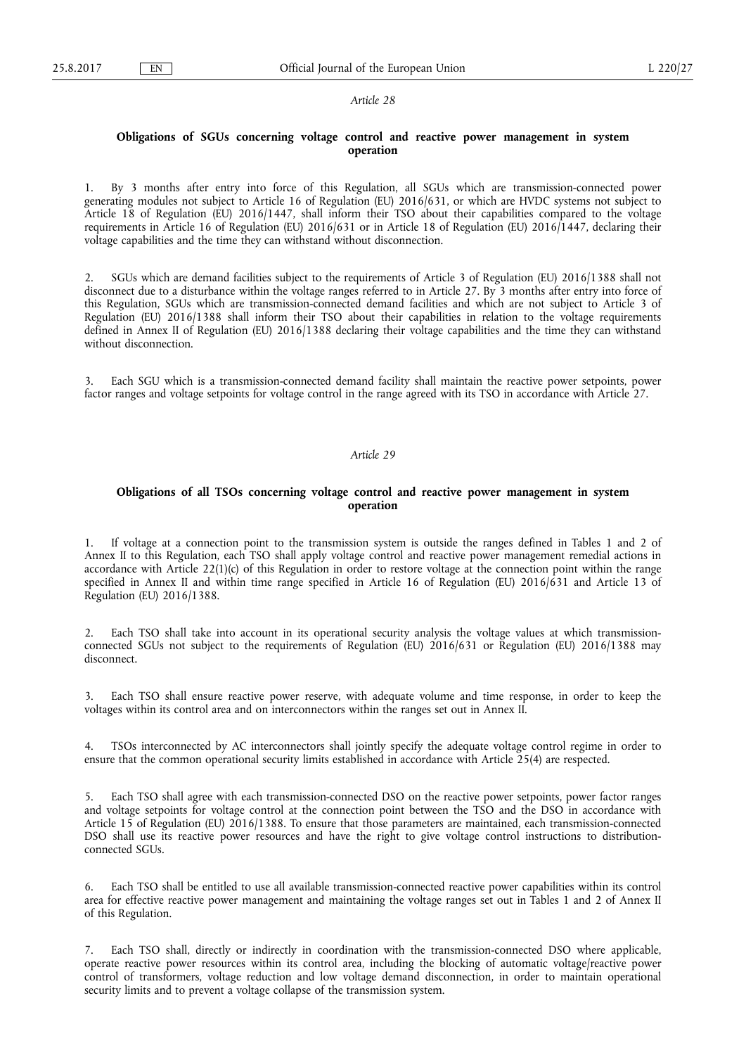*Article 28*

**Obligations of SGUs concerning voltage control and reactive power management in system operation**

1. By 3 months after entry into force of this Regulation, all SGUs which are transmission-connected power generating modules not subject to Article 16 of Regulation (EU) 2016/631, or which are HVDC systems not subject to Article 18 of Regulation (EU) 2016/1447, shall inform their TSO about their capabilities compared to the voltage requirements in Article 16 of Regulation (EU) 2016/631 or in Article 18 of Regulation (EU) 2016/1447, declaring their voltage capabilities and the time they can withstand without disconnection.

2. SGUs which are demand facilities subject to the requirements of Article 3 of Regulation (EU) 2016/1388 shall not disconnect due to a disturbance within the voltage ranges referred to in Article 27. By 3 months after entry into force of this Regulation, SGUs which are transmission-connected demand facilities and which are not subject to Article 3 of Regulation (EU) 2016/1388 shall inform their TSO about their capabilities in relation to the voltage requirements defined in Annex II of Regulation (EU) 2016/1388 declaring their voltage capabilities and the time they can withstand without disconnection.

3. Each SGU which is a transmission-connected demand facility shall maintain the reactive power setpoints, power factor ranges and voltage setpoints for voltage control in the range agreed with its TSO in accordance with Article 27.

*Article 29*

**Obligations of all TSOs concerning voltage control and reactive power management in system operation**

1. If voltage at a connection point to the transmission system is outside the ranges defined in Tables 1 and 2 of Annex II to this Regulation, each TSO shall apply voltage control and reactive power management remedial actions in accordance with Article 22(1)(c) of this Regulation in order to restore voltage at the connection point within the range specified in Annex II and within time range specified in Article 16 of Regulation (EU) 2016/631 and Article 13 of Regulation (EU) 2016/1388.

2. Each TSO shall take into account in its operational security analysis the voltage values at which transmission-connected SGUs not subject to the requirements of Regulation (EU) 2016/631 or Regulation (EU) 2016/1388 may disconnect.

3. Each TSO shall ensure reactive power reserve, with adequate volume and time response, in order to keep the voltages within its control area and on interconnectors within the ranges set out in Annex II.

4. TSOs interconnected by AC interconnectors shall jointly specify the adequate voltage control regime in order to ensure that the common operational security limits established in accordance with Article 25(4) are respected.

5. Each TSO shall agree with each transmission-connected DSO on the reactive power setpoints, power factor ranges and voltage setpoints for voltage control at the connection point between the TSO and the DSO in accordance with Article 15 of Regulation (EU) 2016/1388. To ensure that those parameters are maintained, each transmission-connected DSO shall use its reactive power resources and have the right to give voltage control instructions to distribution-connected SGUs.

6. Each TSO shall be entitled to use all available transmission-connected reactive power capabilities within its control area for effective reactive power management and maintaining the voltage ranges set out in Tables 1 and 2 of Annex II of this Regulation.

7. Each TSO shall, directly or indirectly in coordination with the transmission-connected DSO where applicable, operate reactive power resources within its control area, including the blocking of automatic voltage/reactive power control of transformers, voltage reduction and low voltage demand disconnection, in order to maintain operational security limits and to prevent a voltage collapse of the transmission system.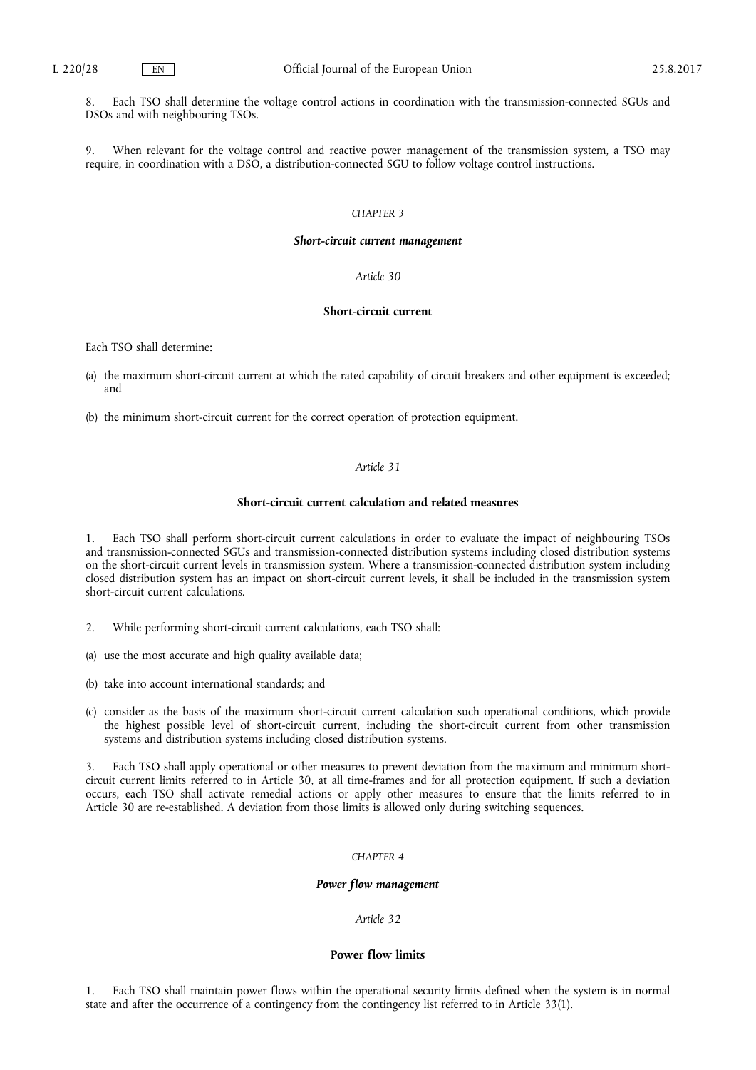8. Each TSO shall determine the voltage control actions in coordination with the transmission-connected SGUs and DSOs and with neighbouring TSOs.

9. When relevant for the voltage control and reactive power management of the transmission system, a TSO may require, in coordination with a DSO, a distribution-connected SGU to follow voltage control instructions.

*CHAPTER 3*

***Short-circuit current management***

*Article 30*

**Short-circuit current**

Each TSO shall determine:

(a) the maximum short-circuit current at which the rated capability of circuit breakers and other equipment is exceeded; and

(b) the minimum short-circuit current for the correct operation of protection equipment.

*Article 31*

**Short-circuit current calculation and related measures**

1. Each TSO shall perform short-circuit current calculations in order to evaluate the impact of neighbouring TSOs and transmission-connected SGUs and transmission-connected distribution systems including closed distribution systems on the short-circuit current levels in transmission system. Where a transmission-connected distribution system including closed distribution system has an impact on short-circuit current levels, it shall be included in the transmission system short-circuit current calculations.

2. While performing short-circuit current calculations, each TSO shall:

(a) use the most accurate and high quality available data;

(b) take into account international standards; and

(c) consider as the basis of the maximum short-circuit current calculation such operational conditions, which provide the highest possible level of short-circuit current, including the short-circuit current from other transmission systems and distribution systems including closed distribution systems.

3. Each TSO shall apply operational or other measures to prevent deviation from the maximum and minimum short-circuit current limits referred to in Article 30, at all time-frames and for all protection equipment. If such a deviation occurs, each TSO shall activate remedial actions or apply other measures to ensure that the limits referred to in Article 30 are re-established. A deviation from those limits is allowed only during switching sequences.

*CHAPTER 4*

***Power flow management***

*Article 32*

**Power flow limits**

1. Each TSO shall maintain power flows within the operational security limits defined when the system is in normal state and after the occurrence of a contingency from the contingency list referred to in Article 33(1).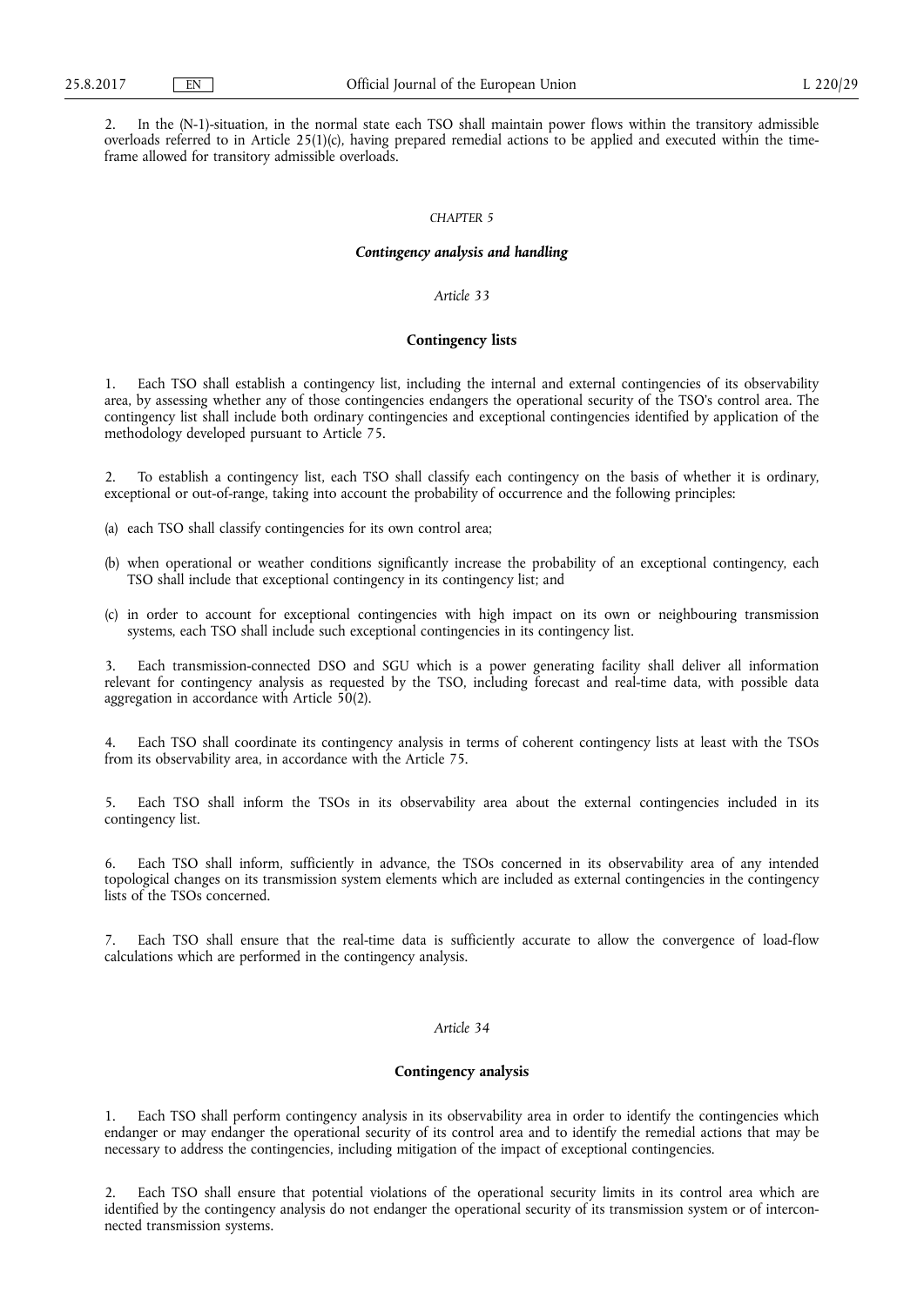2. In the (N-1)-situation, in the normal state each TSO shall maintain power flows within the transitory admissible overloads referred to in Article 25(1)(c), having prepared remedial actions to be applied and executed within the time-frame allowed for transitory admissible overloads.

## *CHAPTER 5*

## ***Contingency analysis and handling***

### *Article 33*

### **Contingency lists**

1. Each TSO shall establish a contingency list, including the internal and external contingencies of its observability area, by assessing whether any of those contingencies endangers the operational security of the TSO's control area. The contingency list shall include both ordinary contingencies and exceptional contingencies identified by application of the methodology developed pursuant to Article 75.

2. To establish a contingency list, each TSO shall classify each contingency on the basis of whether it is ordinary, exceptional or out-of-range, taking into account the probability of occurrence and the following principles:

(a) each TSO shall classify contingencies for its own control area;

(b) when operational or weather conditions significantly increase the probability of an exceptional contingency, each TSO shall include that exceptional contingency in its contingency list; and

(c) in order to account for exceptional contingencies with high impact on its own or neighbouring transmission systems, each TSO shall include such exceptional contingencies in its contingency list.

3. Each transmission-connected DSO and SGU which is a power generating facility shall deliver all information relevant for contingency analysis as requested by the TSO, including forecast and real-time data, with possible data aggregation in accordance with Article 50(2).

4. Each TSO shall coordinate its contingency analysis in terms of coherent contingency lists at least with the TSOs from its observability area, in accordance with the Article 75.

5. Each TSO shall inform the TSOs in its observability area about the external contingencies included in its contingency list.

6. Each TSO shall inform, sufficiently in advance, the TSOs concerned in its observability area of any intended topological changes on its transmission system elements which are included as external contingencies in the contingency lists of the TSOs concerned.

7. Each TSO shall ensure that the real-time data is sufficiently accurate to allow the convergence of load-flow calculations which are performed in the contingency analysis.

### *Article 34*

### **Contingency analysis**

1. Each TSO shall perform contingency analysis in its observability area in order to identify the contingencies which endanger or may endanger the operational security of its control area and to identify the remedial actions that may be necessary to address the contingencies, including mitigation of the impact of exceptional contingencies.

2. Each TSO shall ensure that potential violations of the operational security limits in its control area which are identified by the contingency analysis do not endanger the operational security of its transmission system or of interconnected transmission systems.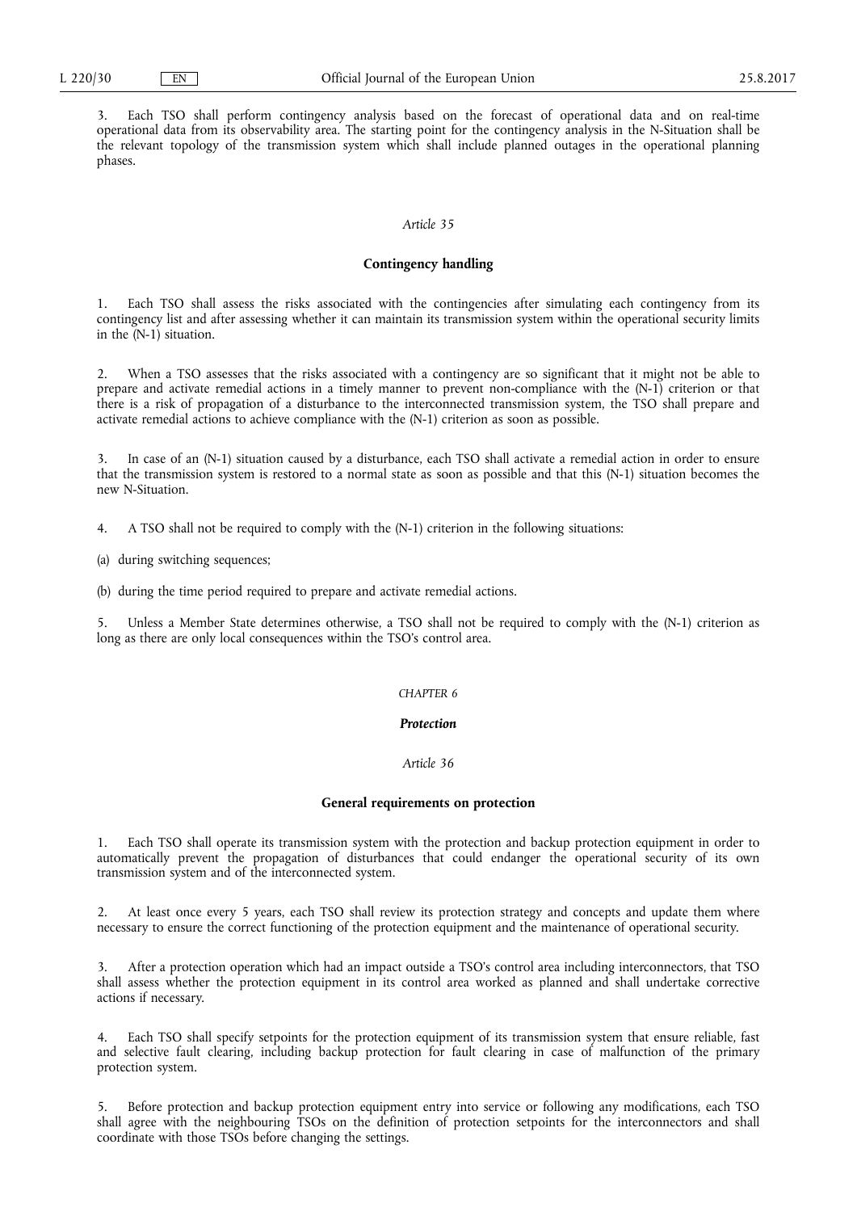3. Each TSO shall perform contingency analysis based on the forecast of operational data and on real-time operational data from its observability area. The starting point for the contingency analysis in the N-Situation shall be the relevant topology of the transmission system which shall include planned outages in the operational planning phases.

*Article 35*

**Contingency handling**

1. Each TSO shall assess the risks associated with the contingencies after simulating each contingency from its contingency list and after assessing whether it can maintain its transmission system within the operational security limits in the (N-1) situation.

2. When a TSO assesses that the risks associated with a contingency are so significant that it might not be able to prepare and activate remedial actions in a timely manner to prevent non-compliance with the (N-1) criterion or that there is a risk of propagation of a disturbance to the interconnected transmission system, the TSO shall prepare and activate remedial actions to achieve compliance with the (N-1) criterion as soon as possible.

3. In case of an (N-1) situation caused by a disturbance, each TSO shall activate a remedial action in order to ensure that the transmission system is restored to a normal state as soon as possible and that this (N-1) situation becomes the new N-Situation.

4. A TSO shall not be required to comply with the (N-1) criterion in the following situations:

(a) during switching sequences;

(b) during the time period required to prepare and activate remedial actions.

5. Unless a Member State determines otherwise, a TSO shall not be required to comply with the (N-1) criterion as long as there are only local consequences within the TSO's control area.

*CHAPTER 6*

***Protection***

*Article 36*

**General requirements on protection**

1. Each TSO shall operate its transmission system with the protection and backup protection equipment in order to automatically prevent the propagation of disturbances that could endanger the operational security of its own transmission system and of the interconnected system.

2. At least once every 5 years, each TSO shall review its protection strategy and concepts and update them where necessary to ensure the correct functioning of the protection equipment and the maintenance of operational security.

3. After a protection operation which had an impact outside a TSO's control area including interconnectors, that TSO shall assess whether the protection equipment in its control area worked as planned and shall undertake corrective actions if necessary.

4. Each TSO shall specify setpoints for the protection equipment of its transmission system that ensure reliable, fast and selective fault clearing, including backup protection for fault clearing in case of malfunction of the primary protection system.

5. Before protection and backup protection equipment entry into service or following any modifications, each TSO shall agree with the neighbouring TSOs on the definition of protection setpoints for the interconnectors and shall coordinate with those TSOs before changing the settings.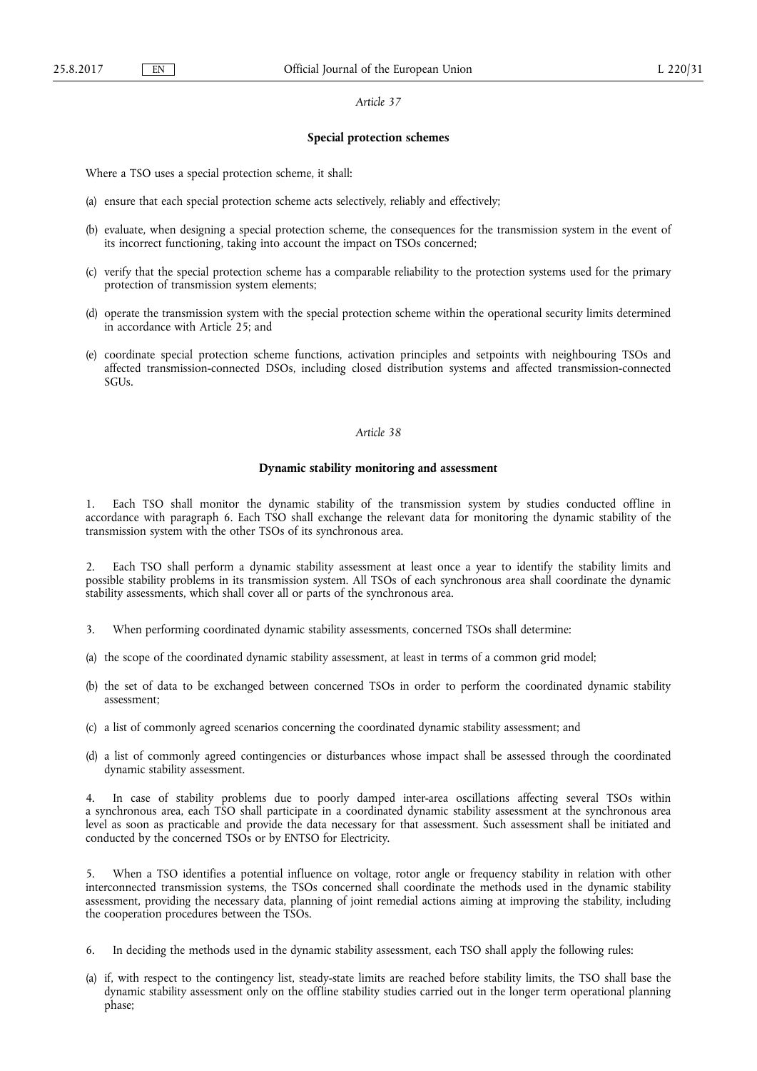*Article 37*

**Special protection schemes**

Where a TSO uses a special protection scheme, it shall:

(a) ensure that each special protection scheme acts selectively, reliably and effectively;

(b) evaluate, when designing a special protection scheme, the consequences for the transmission system in the event of its incorrect functioning, taking into account the impact on TSOs concerned;

(c) verify that the special protection scheme has a comparable reliability to the protection systems used for the primary protection of transmission system elements;

(d) operate the transmission system with the special protection scheme within the operational security limits determined in accordance with Article 25; and

(e) coordinate special protection scheme functions, activation principles and setpoints with neighbouring TSOs and affected transmission-connected DSOs, including closed distribution systems and affected transmission-connected SGUs.

*Article 38*

**Dynamic stability monitoring and assessment**

1. Each TSO shall monitor the dynamic stability of the transmission system by studies conducted offline in accordance with paragraph 6. Each TSO shall exchange the relevant data for monitoring the dynamic stability of the transmission system with the other TSOs of its synchronous area.

2. Each TSO shall perform a dynamic stability assessment at least once a year to identify the stability limits and possible stability problems in its transmission system. All TSOs of each synchronous area shall coordinate the dynamic stability assessments, which shall cover all or parts of the synchronous area.

3. When performing coordinated dynamic stability assessments, concerned TSOs shall determine:

(a) the scope of the coordinated dynamic stability assessment, at least in terms of a common grid model;

(b) the set of data to be exchanged between concerned TSOs in order to perform the coordinated dynamic stability assessment;

(c) a list of commonly agreed scenarios concerning the coordinated dynamic stability assessment; and

(d) a list of commonly agreed contingencies or disturbances whose impact shall be assessed through the coordinated dynamic stability assessment.

4. In case of stability problems due to poorly damped inter-area oscillations affecting several TSOs within a synchronous area, each TSO shall participate in a coordinated dynamic stability assessment at the synchronous area level as soon as practicable and provide the data necessary for that assessment. Such assessment shall be initiated and conducted by the concerned TSOs or by ENTSO for Electricity.

5. When a TSO identifies a potential influence on voltage, rotor angle or frequency stability in relation with other interconnected transmission systems, the TSOs concerned shall coordinate the methods used in the dynamic stability assessment, providing the necessary data, planning of joint remedial actions aiming at improving the stability, including the cooperation procedures between the TSOs.

6. In deciding the methods used in the dynamic stability assessment, each TSO shall apply the following rules:

(a) if, with respect to the contingency list, steady-state limits are reached before stability limits, the TSO shall base the dynamic stability assessment only on the offline stability studies carried out in the longer term operational planning phase;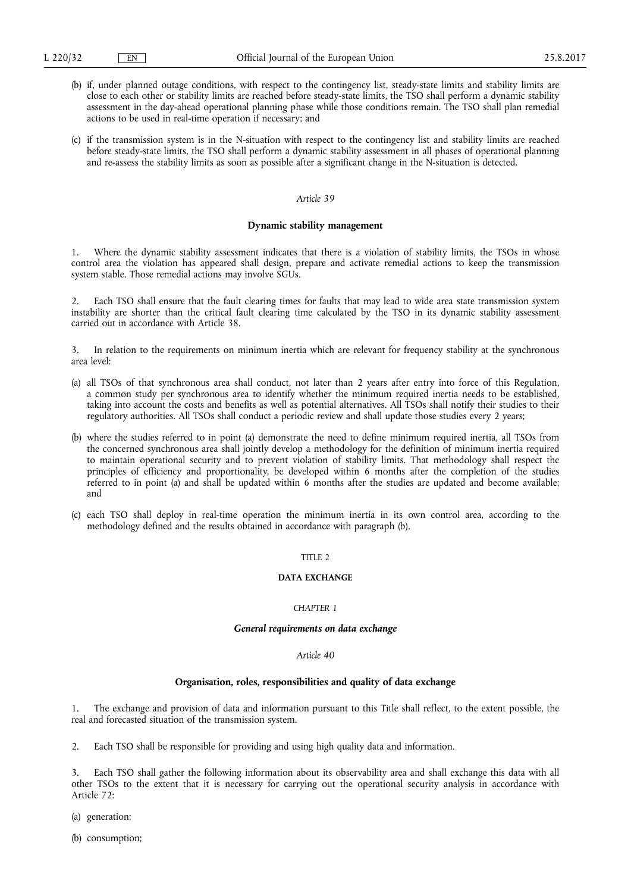(b) if, under planned outage conditions, with respect to the contingency list, steady-state limits and stability limits are close to each other or stability limits are reached before steady-state limits, the TSO shall perform a dynamic stability assessment in the day-ahead operational planning phase while those conditions remain. The TSO shall plan remedial actions to be used in real-time operation if necessary; and

(c) if the transmission system is in the N-situation with respect to the contingency list and stability limits are reached before steady-state limits, the TSO shall perform a dynamic stability assessment in all phases of operational planning and re-assess the stability limits as soon as possible after a significant change in the N-situation is detected.

*Article 39*

**Dynamic stability management**

1. Where the dynamic stability assessment indicates that there is a violation of stability limits, the TSOs in whose control area the violation has appeared shall design, prepare and activate remedial actions to keep the transmission system stable. Those remedial actions may involve SGUs.

2. Each TSO shall ensure that the fault clearing times for faults that may lead to wide area state transmission system instability are shorter than the critical fault clearing time calculated by the TSO in its dynamic stability assessment carried out in accordance with Article 38.

3. In relation to the requirements on minimum inertia which are relevant for frequency stability at the synchronous area level:

(a) all TSOs of that synchronous area shall conduct, not later than 2 years after entry into force of this Regulation, a common study per synchronous area to identify whether the minimum required inertia needs to be established, taking into account the costs and benefits as well as potential alternatives. All TSOs shall notify their studies to their regulatory authorities. All TSOs shall conduct a periodic review and shall update those studies every 2 years;

(b) where the studies referred to in point (a) demonstrate the need to define minimum required inertia, all TSOs from the concerned synchronous area shall jointly develop a methodology for the definition of minimum inertia required to maintain operational security and to prevent violation of stability limits. That methodology shall respect the principles of efficiency and proportionality, be developed within 6 months after the completion of the studies referred to in point (a) and shall be updated within 6 months after the studies are updated and become available; and

(c) each TSO shall deploy in real-time operation the minimum inertia in its own control area, according to the methodology defined and the results obtained in accordance with paragraph (b).

TITLE 2

**DATA EXCHANGE**

*CHAPTER 1*

***General requirements on data exchange***

*Article 40*

**Organisation, roles, responsibilities and quality of data exchange**

1. The exchange and provision of data and information pursuant to this Title shall reflect, to the extent possible, the real and forecasted situation of the transmission system.

2. Each TSO shall be responsible for providing and using high quality data and information.

3. Each TSO shall gather the following information about its observability area and shall exchange this data with all other TSOs to the extent that it is necessary for carrying out the operational security analysis in accordance with Article 72:

(a) generation;

(b) consumption;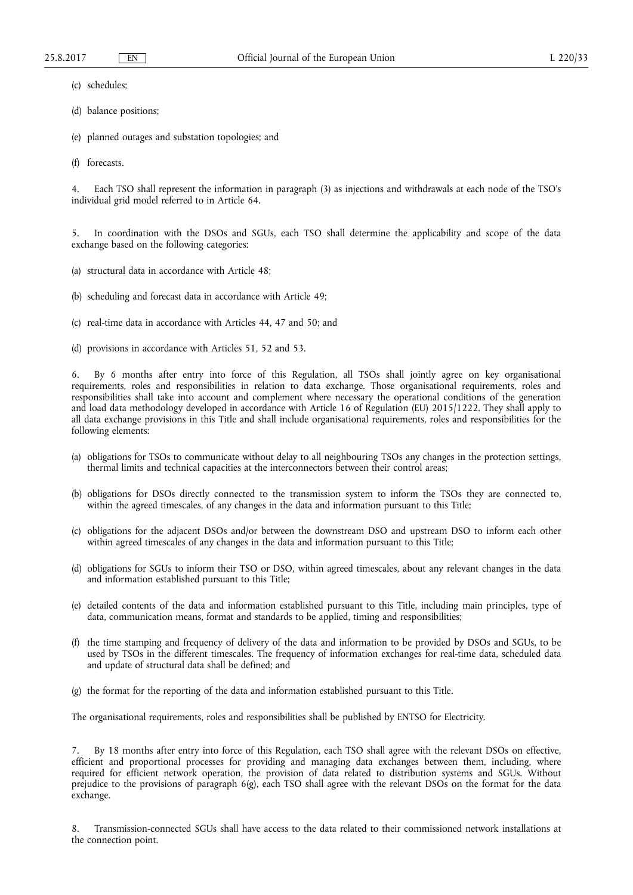(c) schedules;

(d) balance positions;

(e) planned outages and substation topologies; and

(f) forecasts.

4. Each TSO shall represent the information in paragraph (3) as injections and withdrawals at each node of the TSO's individual grid model referred to in Article 64.

5. In coordination with the DSOs and SGUs, each TSO shall determine the applicability and scope of the data exchange based on the following categories:

(a) structural data in accordance with Article 48;

(b) scheduling and forecast data in accordance with Article 49;

(c) real-time data in accordance with Articles 44, 47 and 50; and

(d) provisions in accordance with Articles 51, 52 and 53.

6. By 6 months after entry into force of this Regulation, all TSOs shall jointly agree on key organisational requirements, roles and responsibilities in relation to data exchange. Those organisational requirements, roles and responsibilities shall take into account and complement where necessary the operational conditions of the generation and load data methodology developed in accordance with Article 16 of Regulation (EU) 2015/1222. They shall apply to all data exchange provisions in this Title and shall include organisational requirements, roles and responsibilities for the following elements:

(a) obligations for TSOs to communicate without delay to all neighbouring TSOs any changes in the protection settings, thermal limits and technical capacities at the interconnectors between their control areas;

(b) obligations for DSOs directly connected to the transmission system to inform the TSOs they are connected to, within the agreed timescales, of any changes in the data and information pursuant to this Title;

(c) obligations for the adjacent DSOs and/or between the downstream DSO and upstream DSO to inform each other within agreed timescales of any changes in the data and information pursuant to this Title;

(d) obligations for SGUs to inform their TSO or DSO, within agreed timescales, about any relevant changes in the data and information established pursuant to this Title;

(e) detailed contents of the data and information established pursuant to this Title, including main principles, type of data, communication means, format and standards to be applied, timing and responsibilities;

(f) the time stamping and frequency of delivery of the data and information to be provided by DSOs and SGUs, to be used by TSOs in the different timescales. The frequency of information exchanges for real-time data, scheduled data and update of structural data shall be defined; and

(g) the format for the reporting of the data and information established pursuant to this Title.

The organisational requirements, roles and responsibilities shall be published by ENTSO for Electricity.

7. By 18 months after entry into force of this Regulation, each TSO shall agree with the relevant DSOs on effective, efficient and proportional processes for providing and managing data exchanges between them, including, where required for efficient network operation, the provision of data related to distribution systems and SGUs. Without prejudice to the provisions of paragraph 6(g), each TSO shall agree with the relevant DSOs on the format for the data exchange.

8. Transmission-connected SGUs shall have access to the data related to their commissioned network installations at the connection point.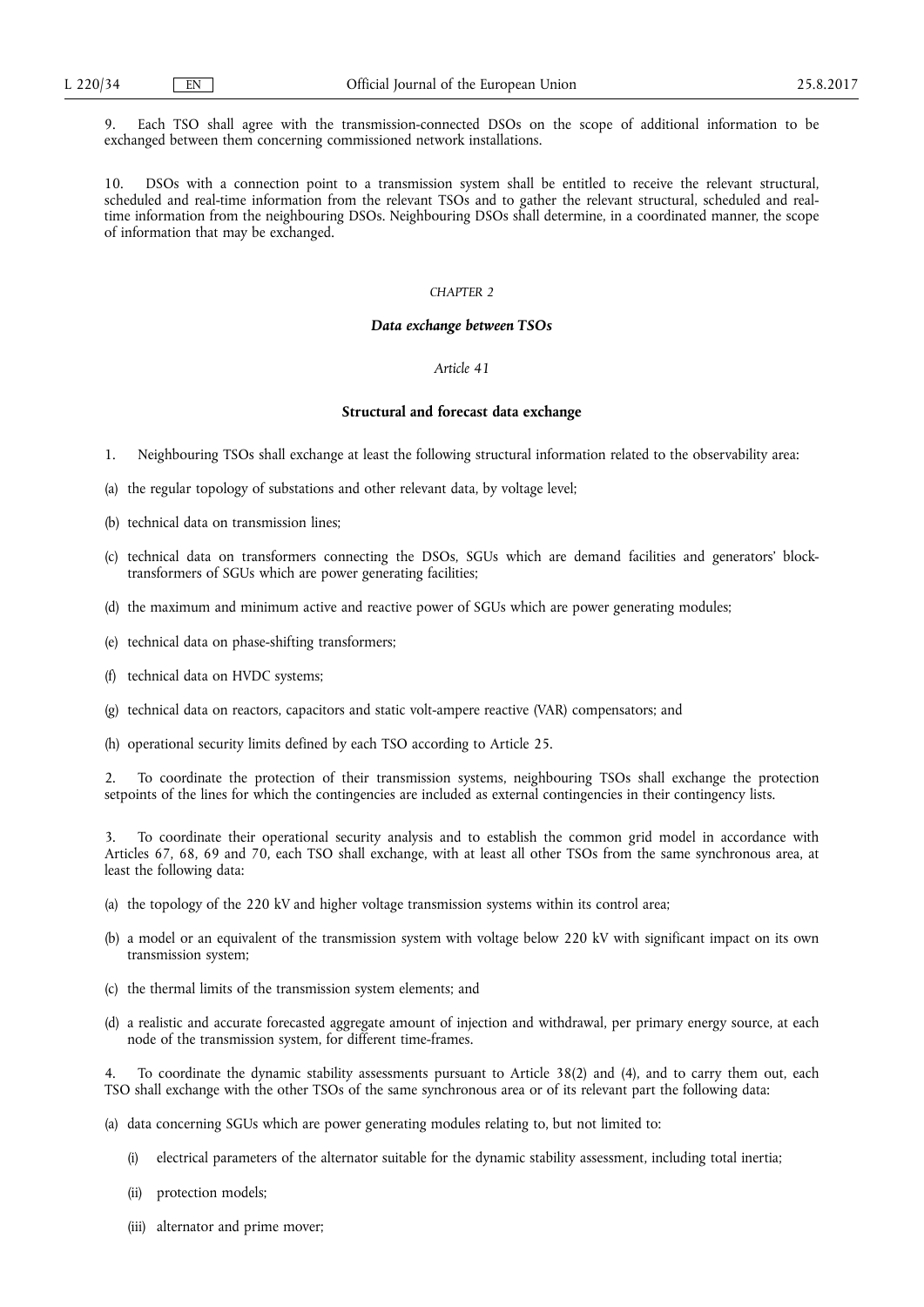9. Each TSO shall agree with the transmission-connected DSOs on the scope of additional information to be exchanged between them concerning commissioned network installations.

10. DSOs with a connection point to a transmission system shall be entitled to receive the relevant structural, scheduled and real-time information from the relevant TSOs and to gather the relevant structural, scheduled and real-time information from the neighbouring DSOs. Neighbouring DSOs shall determine, in a coordinated manner, the scope of information that may be exchanged.

*CHAPTER 2*

## ***Data exchange between TSOs***

*Article 41*

### **Structural and forecast data exchange**

1. Neighbouring TSOs shall exchange at least the following structural information related to the observability area:

(a) the regular topology of substations and other relevant data, by voltage level;

(b) technical data on transmission lines;

(c) technical data on transformers connecting the DSOs, SGUs which are demand facilities and generators' block-transformers of SGUs which are power generating facilities;

(d) the maximum and minimum active and reactive power of SGUs which are power generating modules;

(e) technical data on phase-shifting transformers;

(f) technical data on HVDC systems;

(g) technical data on reactors, capacitors and static volt-ampere reactive (VAR) compensators; and

(h) operational security limits defined by each TSO according to Article 25.

2. To coordinate the protection of their transmission systems, neighbouring TSOs shall exchange the protection setpoints of the lines for which the contingencies are included as external contingencies in their contingency lists.

3. To coordinate their operational security analysis and to establish the common grid model in accordance with Articles 67, 68, 69 and 70, each TSO shall exchange, with at least all other TSOs from the same synchronous area, at least the following data:

(a) the topology of the 220 kV and higher voltage transmission systems within its control area;

(b) a model or an equivalent of the transmission system with voltage below 220 kV with significant impact on its own transmission system;

(c) the thermal limits of the transmission system elements; and

(d) a realistic and accurate forecasted aggregate amount of injection and withdrawal, per primary energy source, at each node of the transmission system, for different time-frames.

4. To coordinate the dynamic stability assessments pursuant to Article 38(2) and (4), and to carry them out, each TSO shall exchange with the other TSOs of the same synchronous area or of its relevant part the following data:

(a) data concerning SGUs which are power generating modules relating to, but not limited to:

   (i) electrical parameters of the alternator suitable for the dynamic stability assessment, including total inertia;

   (ii) protection models;

   (iii) alternator and prime mover;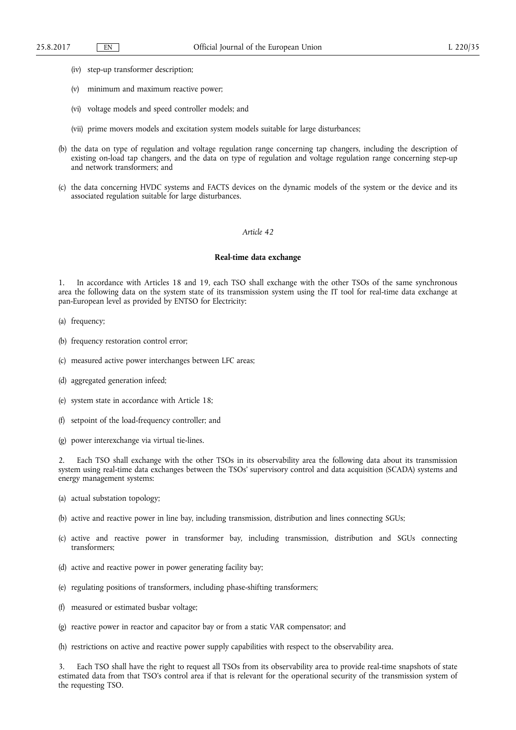(iv) step-up transformer description;

(v) minimum and maximum reactive power;

(vi) voltage models and speed controller models; and

(vii) prime movers models and excitation system models suitable for large disturbances;

(b) the data on type of regulation and voltage regulation range concerning tap changers, including the description of existing on-load tap changers, and the data on type of regulation and voltage regulation range concerning step-up and network transformers; and

(c) the data concerning HVDC systems and FACTS devices on the dynamic models of the system or the device and its associated regulation suitable for large disturbances.

*Article 42*

**Real-time data exchange**

1. In accordance with Articles 18 and 19, each TSO shall exchange with the other TSOs of the same synchronous area the following data on the system state of its transmission system using the IT tool for real-time data exchange at pan-European level as provided by ENTSO for Electricity:

(a) frequency;

(b) frequency restoration control error;

(c) measured active power interchanges between LFC areas;

(d) aggregated generation infeed;

(e) system state in accordance with Article 18;

(f) setpoint of the load-frequency controller; and

(g) power interexchange via virtual tie-lines.

2. Each TSO shall exchange with the other TSOs in its observability area the following data about its transmission system using real-time data exchanges between the TSOs' supervisory control and data acquisition (SCADA) systems and energy management systems:

(a) actual substation topology;

(b) active and reactive power in line bay, including transmission, distribution and lines connecting SGUs;

(c) active and reactive power in transformer bay, including transmission, distribution and SGUs connecting transformers;

(d) active and reactive power in power generating facility bay;

(e) regulating positions of transformers, including phase-shifting transformers;

(f) measured or estimated busbar voltage;

(g) reactive power in reactor and capacitor bay or from a static VAR compensator; and

(h) restrictions on active and reactive power supply capabilities with respect to the observability area.

3. Each TSO shall have the right to request all TSOs from its observability area to provide real-time snapshots of state estimated data from that TSO's control area if that is relevant for the operational security of the transmission system of the requesting TSO.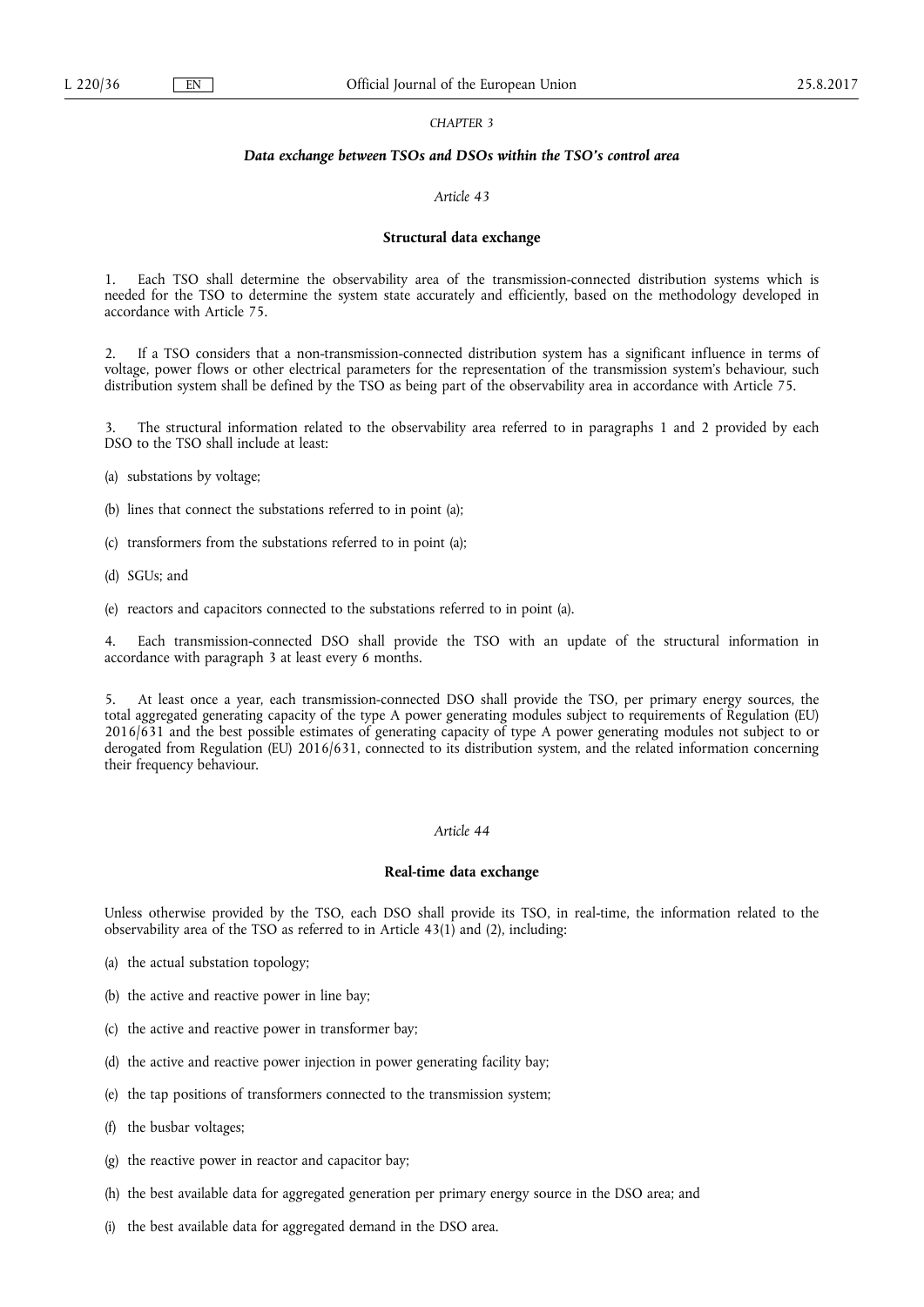*CHAPTER 3*

***Data exchange between TSOs and DSOs within the TSO's control area***

*Article 43*

**Structural data exchange**

1. Each TSO shall determine the observability area of the transmission-connected distribution systems which is needed for the TSO to determine the system state accurately and efficiently, based on the methodology developed in accordance with Article 75.

2. If a TSO considers that a non-transmission-connected distribution system has a significant influence in terms of voltage, power flows or other electrical parameters for the representation of the transmission system's behaviour, such distribution system shall be defined by the TSO as being part of the observability area in accordance with Article 75.

3. The structural information related to the observability area referred to in paragraphs 1 and 2 provided by each DSO to the TSO shall include at least:

(a) substations by voltage;

(b) lines that connect the substations referred to in point (a);

(c) transformers from the substations referred to in point (a);

(d) SGUs; and

(e) reactors and capacitors connected to the substations referred to in point (a).

4. Each transmission-connected DSO shall provide the TSO with an update of the structural information in accordance with paragraph 3 at least every 6 months.

5. At least once a year, each transmission-connected DSO shall provide the TSO, per primary energy sources, the total aggregated generating capacity of the type A power generating modules subject to requirements of Regulation (EU) 2016/631 and the best possible estimates of generating capacity of type A power generating modules not subject to or derogated from Regulation (EU) 2016/631, connected to its distribution system, and the related information concerning their frequency behaviour.

*Article 44*

**Real-time data exchange**

Unless otherwise provided by the TSO, each DSO shall provide its TSO, in real-time, the information related to the observability area of the TSO as referred to in Article 43(1) and (2), including:

(a) the actual substation topology;

(b) the active and reactive power in line bay;

(c) the active and reactive power in transformer bay;

(d) the active and reactive power injection in power generating facility bay;

(e) the tap positions of transformers connected to the transmission system;

(f) the busbar voltages;

(g) the reactive power in reactor and capacitor bay;

(h) the best available data for aggregated generation per primary energy source in the DSO area; and

(i) the best available data for aggregated demand in the DSO area.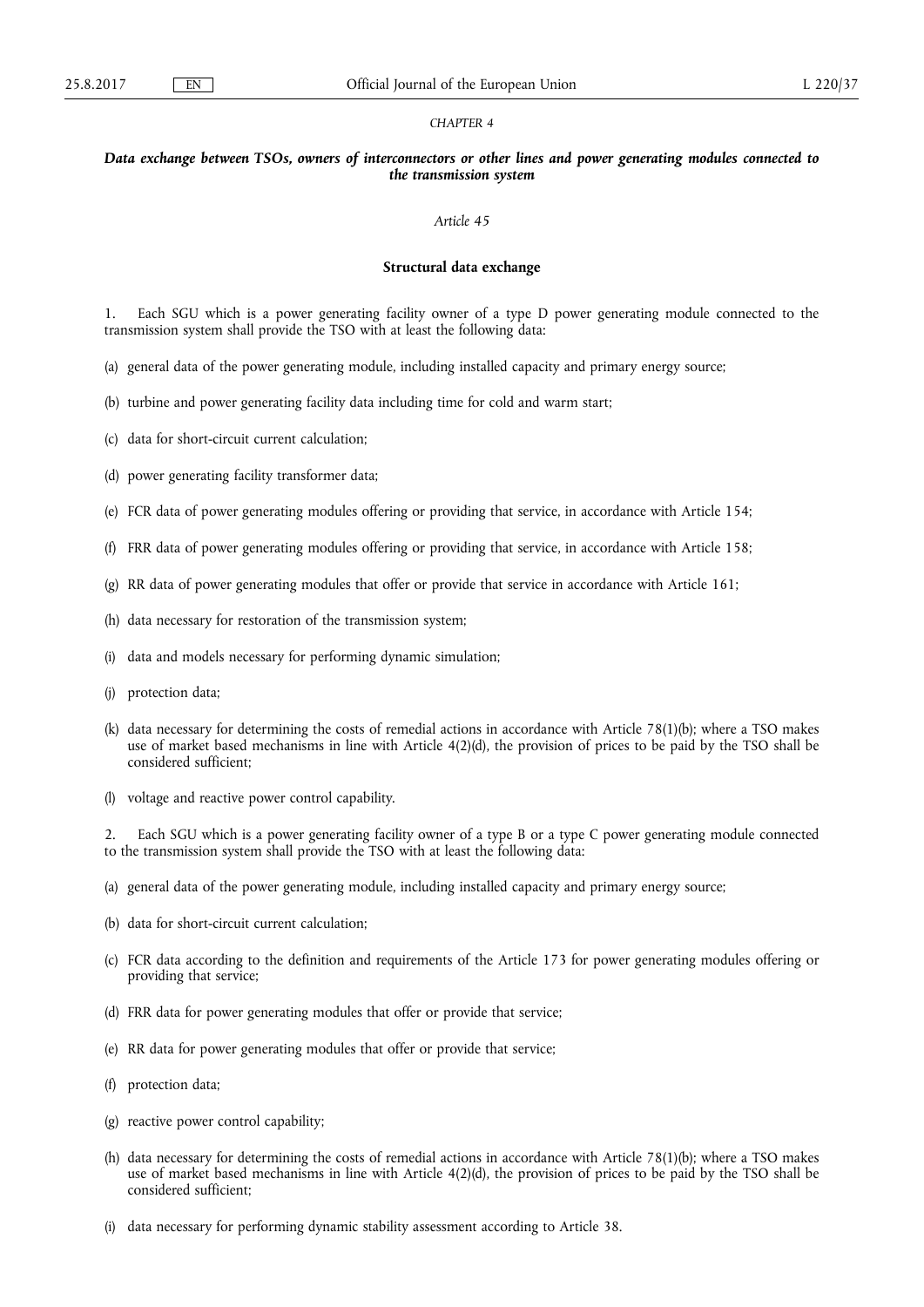*CHAPTER 4*

***Data exchange between TSOs, owners of interconnectors or other lines and power generating modules connected to the transmission system***

*Article 45*

**Structural data exchange**

1. Each SGU which is a power generating facility owner of a type D power generating module connected to the transmission system shall provide the TSO with at least the following data:

(a) general data of the power generating module, including installed capacity and primary energy source;

(b) turbine and power generating facility data including time for cold and warm start;

(c) data for short-circuit current calculation;

(d) power generating facility transformer data;

(e) FCR data of power generating modules offering or providing that service, in accordance with Article 154;

(f) FRR data of power generating modules offering or providing that service, in accordance with Article 158;

(g) RR data of power generating modules that offer or provide that service in accordance with Article 161;

(h) data necessary for restoration of the transmission system;

(i) data and models necessary for performing dynamic simulation;

(j) protection data;

(k) data necessary for determining the costs of remedial actions in accordance with Article 78(1)(b); where a TSO makes use of market based mechanisms in line with Article 4(2)(d), the provision of prices to be paid by the TSO shall be considered sufficient;

(l) voltage and reactive power control capability.

2. Each SGU which is a power generating facility owner of a type B or a type C power generating module connected to the transmission system shall provide the TSO with at least the following data:

(a) general data of the power generating module, including installed capacity and primary energy source;

(b) data for short-circuit current calculation;

(c) FCR data according to the definition and requirements of the Article 173 for power generating modules offering or providing that service;

(d) FRR data for power generating modules that offer or provide that service;

(e) RR data for power generating modules that offer or provide that service;

(f) protection data;

(g) reactive power control capability;

(h) data necessary for determining the costs of remedial actions in accordance with Article 78(1)(b); where a TSO makes use of market based mechanisms in line with Article 4(2)(d), the provision of prices to be paid by the TSO shall be considered sufficient;

(i) data necessary for performing dynamic stability assessment according to Article 38.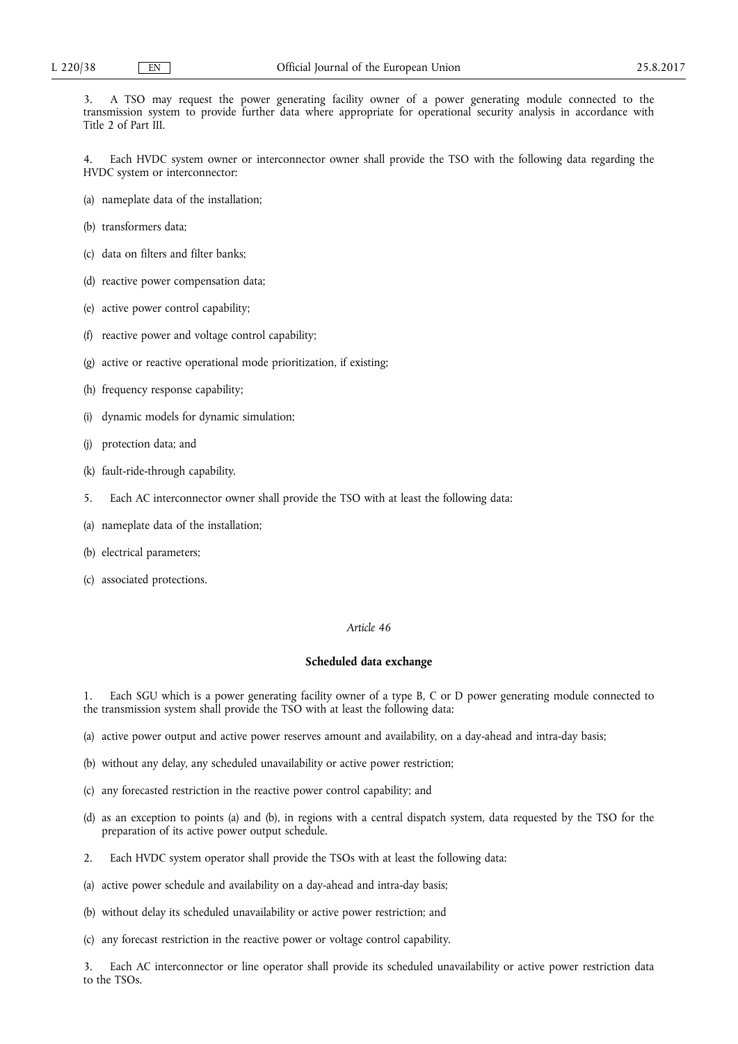3. A TSO may request the power generating facility owner of a power generating module connected to the transmission system to provide further data where appropriate for operational security analysis in accordance with Title 2 of Part III.

4. Each HVDC system owner or interconnector owner shall provide the TSO with the following data regarding the HVDC system or interconnector:

(a) nameplate data of the installation;

(b) transformers data;

(c) data on filters and filter banks;

(d) reactive power compensation data;

(e) active power control capability;

(f) reactive power and voltage control capability;

(g) active or reactive operational mode prioritization, if existing;

(h) frequency response capability;

(i) dynamic models for dynamic simulation;

(j) protection data; and

(k) fault-ride-through capability.

5. Each AC interconnector owner shall provide the TSO with at least the following data:

(a) nameplate data of the installation;

(b) electrical parameters;

(c) associated protections.

*Article 46*

**Scheduled data exchange**

1. Each SGU which is a power generating facility owner of a type B, C or D power generating module connected to the transmission system shall provide the TSO with at least the following data:

(a) active power output and active power reserves amount and availability, on a day-ahead and intra-day basis;

(b) without any delay, any scheduled unavailability or active power restriction;

(c) any forecasted restriction in the reactive power control capability; and

(d) as an exception to points (a) and (b), in regions with a central dispatch system, data requested by the TSO for the preparation of its active power output schedule.

2. Each HVDC system operator shall provide the TSOs with at least the following data:

(a) active power schedule and availability on a day-ahead and intra-day basis;

(b) without delay its scheduled unavailability or active power restriction; and

(c) any forecast restriction in the reactive power or voltage control capability.

3. Each AC interconnector or line operator shall provide its scheduled unavailability or active power restriction data to the TSOs.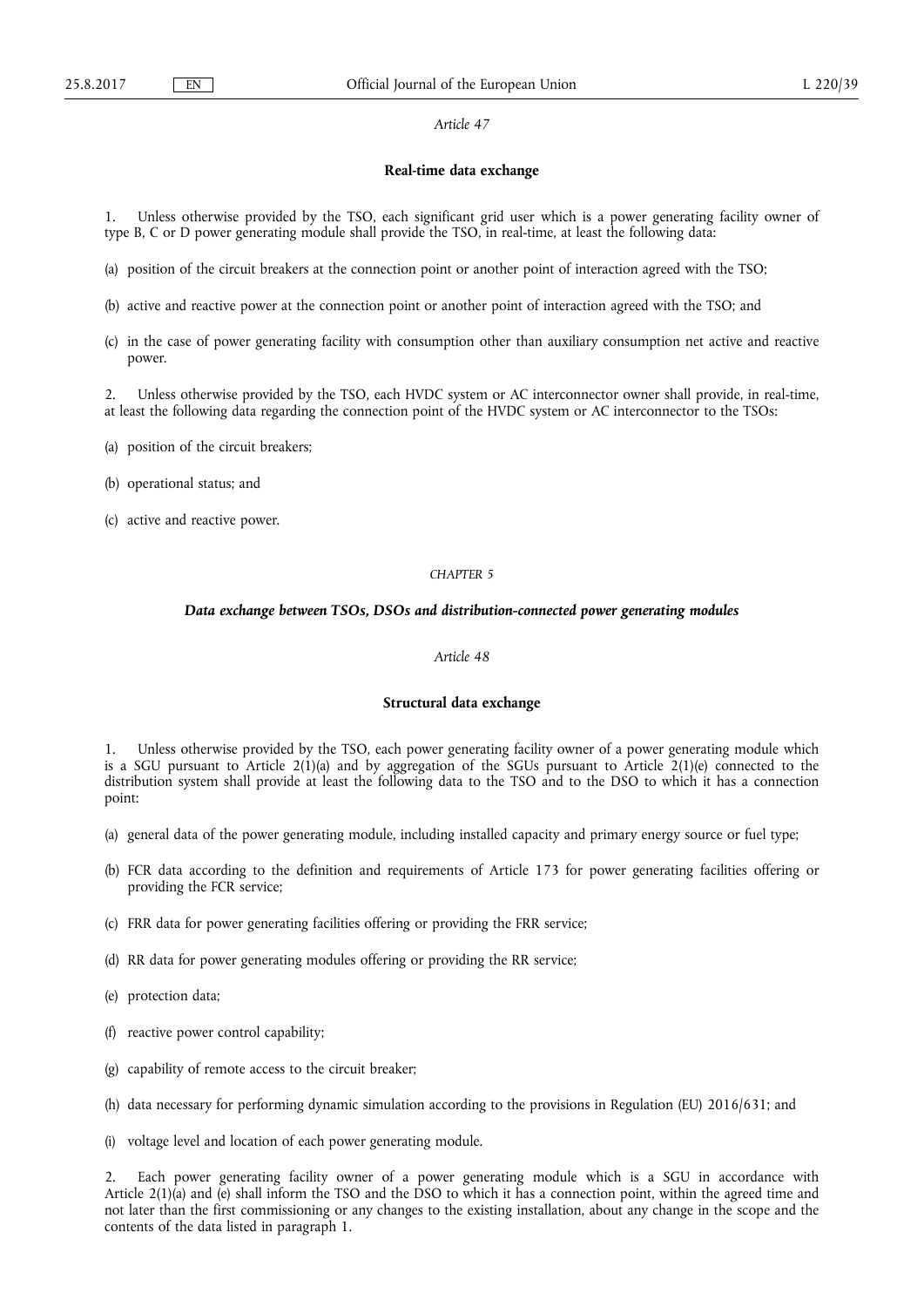*Article 47*

**Real-time data exchange**

1. Unless otherwise provided by the TSO, each significant grid user which is a power generating facility owner of type B, C or D power generating module shall provide the TSO, in real-time, at least the following data:

(a) position of the circuit breakers at the connection point or another point of interaction agreed with the TSO;

(b) active and reactive power at the connection point or another point of interaction agreed with the TSO; and

(c) in the case of power generating facility with consumption other than auxiliary consumption net active and reactive power.

2. Unless otherwise provided by the TSO, each HVDC system or AC interconnector owner shall provide, in real-time, at least the following data regarding the connection point of the HVDC system or AC interconnector to the TSOs:

(a) position of the circuit breakers;

(b) operational status; and

(c) active and reactive power.

*CHAPTER 5*

***Data exchange between TSOs, DSOs and distribution-connected power generating modules***

*Article 48*

**Structural data exchange**

1. Unless otherwise provided by the TSO, each power generating facility owner of a power generating module which is a SGU pursuant to Article 2(1)(a) and by aggregation of the SGUs pursuant to Article 2(1)(e) connected to the distribution system shall provide at least the following data to the TSO and to the DSO to which it has a connection point:

(a) general data of the power generating module, including installed capacity and primary energy source or fuel type;

(b) FCR data according to the definition and requirements of Article 173 for power generating facilities offering or providing the FCR service;

(c) FRR data for power generating facilities offering or providing the FRR service;

(d) RR data for power generating modules offering or providing the RR service;

(e) protection data;

(f) reactive power control capability;

(g) capability of remote access to the circuit breaker;

(h) data necessary for performing dynamic simulation according to the provisions in Regulation (EU) 2016/631; and

(i) voltage level and location of each power generating module.

2. Each power generating facility owner of a power generating module which is a SGU in accordance with Article 2(1)(a) and (e) shall inform the TSO and the DSO to which it has a connection point, within the agreed time and not later than the first commissioning or any changes to the existing installation, about any change in the scope and the contents of the data listed in paragraph 1.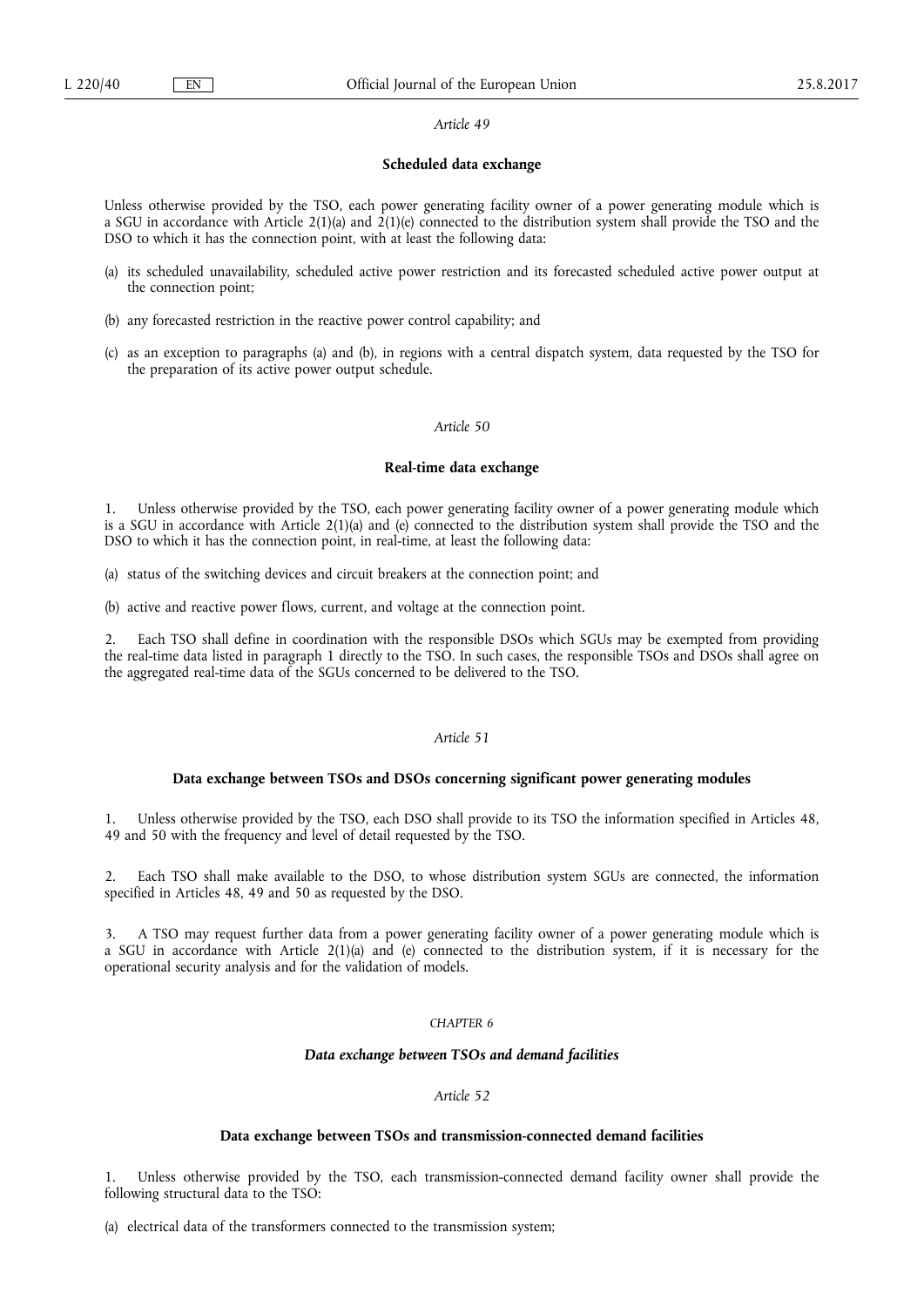*Article 49*

**Scheduled data exchange**

Unless otherwise provided by the TSO, each power generating facility owner of a power generating module which is a SGU in accordance with Article 2(1)(a) and 2(1)(e) connected to the distribution system shall provide the TSO and the DSO to which it has the connection point, with at least the following data:

(a) its scheduled unavailability, scheduled active power restriction and its forecasted scheduled active power output at the connection point;

(b) any forecasted restriction in the reactive power control capability; and

(c) as an exception to paragraphs (a) and (b), in regions with a central dispatch system, data requested by the TSO for the preparation of its active power output schedule.

*Article 50*

**Real-time data exchange**

1. Unless otherwise provided by the TSO, each power generating facility owner of a power generating module which is a SGU in accordance with Article 2(1)(a) and (e) connected to the distribution system shall provide the TSO and the DSO to which it has the connection point, in real-time, at least the following data:

(a) status of the switching devices and circuit breakers at the connection point; and

(b) active and reactive power flows, current, and voltage at the connection point.

2. Each TSO shall define in coordination with the responsible DSOs which SGUs may be exempted from providing the real-time data listed in paragraph 1 directly to the TSO. In such cases, the responsible TSOs and DSOs shall agree on the aggregated real-time data of the SGUs concerned to be delivered to the TSO.

*Article 51*

**Data exchange between TSOs and DSOs concerning significant power generating modules**

1. Unless otherwise provided by the TSO, each DSO shall provide to its TSO the information specified in Articles 48, 49 and 50 with the frequency and level of detail requested by the TSO.

2. Each TSO shall make available to the DSO, to whose distribution system SGUs are connected, the information specified in Articles 48, 49 and 50 as requested by the DSO.

3. A TSO may request further data from a power generating facility owner of a power generating module which is a SGU in accordance with Article 2(1)(a) and (e) connected to the distribution system, if it is necessary for the operational security analysis and for the validation of models.

*CHAPTER 6*

***Data exchange between TSOs and demand facilities***

*Article 52*

**Data exchange between TSOs and transmission-connected demand facilities**

1. Unless otherwise provided by the TSO, each transmission-connected demand facility owner shall provide the following structural data to the TSO:

(a) electrical data of the transformers connected to the transmission system;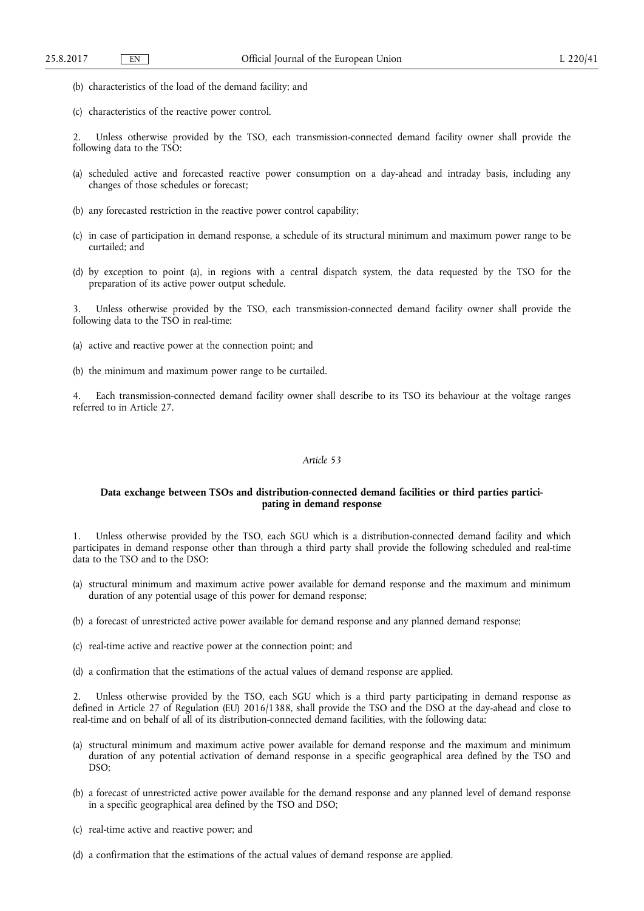(b) characteristics of the load of the demand facility; and

(c) characteristics of the reactive power control.

2. Unless otherwise provided by the TSO, each transmission-connected demand facility owner shall provide the following data to the TSO:

(a) scheduled active and forecasted reactive power consumption on a day-ahead and intraday basis, including any changes of those schedules or forecast;

(b) any forecasted restriction in the reactive power control capability;

(c) in case of participation in demand response, a schedule of its structural minimum and maximum power range to be curtailed; and

(d) by exception to point (a), in regions with a central dispatch system, the data requested by the TSO for the preparation of its active power output schedule.

3. Unless otherwise provided by the TSO, each transmission-connected demand facility owner shall provide the following data to the TSO in real-time:

(a) active and reactive power at the connection point; and

(b) the minimum and maximum power range to be curtailed.

4. Each transmission-connected demand facility owner shall describe to its TSO its behaviour at the voltage ranges referred to in Article 27.

*Article 53*

**Data exchange between TSOs and distribution-connected demand facilities or third parties participating in demand response**

1. Unless otherwise provided by the TSO, each SGU which is a distribution-connected demand facility and which participates in demand response other than through a third party shall provide the following scheduled and real-time data to the TSO and to the DSO:

(a) structural minimum and maximum active power available for demand response and the maximum and minimum duration of any potential usage of this power for demand response;

(b) a forecast of unrestricted active power available for demand response and any planned demand response;

(c) real-time active and reactive power at the connection point; and

(d) a confirmation that the estimations of the actual values of demand response are applied.

2. Unless otherwise provided by the TSO, each SGU which is a third party participating in demand response as defined in Article 27 of Regulation (EU) 2016/1388, shall provide the TSO and the DSO at the day-ahead and close to real-time and on behalf of all of its distribution-connected demand facilities, with the following data:

(a) structural minimum and maximum active power available for demand response and the maximum and minimum duration of any potential activation of demand response in a specific geographical area defined by the TSO and DSO;

(b) a forecast of unrestricted active power available for the demand response and any planned level of demand response in a specific geographical area defined by the TSO and DSO;

(c) real-time active and reactive power; and

(d) a confirmation that the estimations of the actual values of demand response are applied.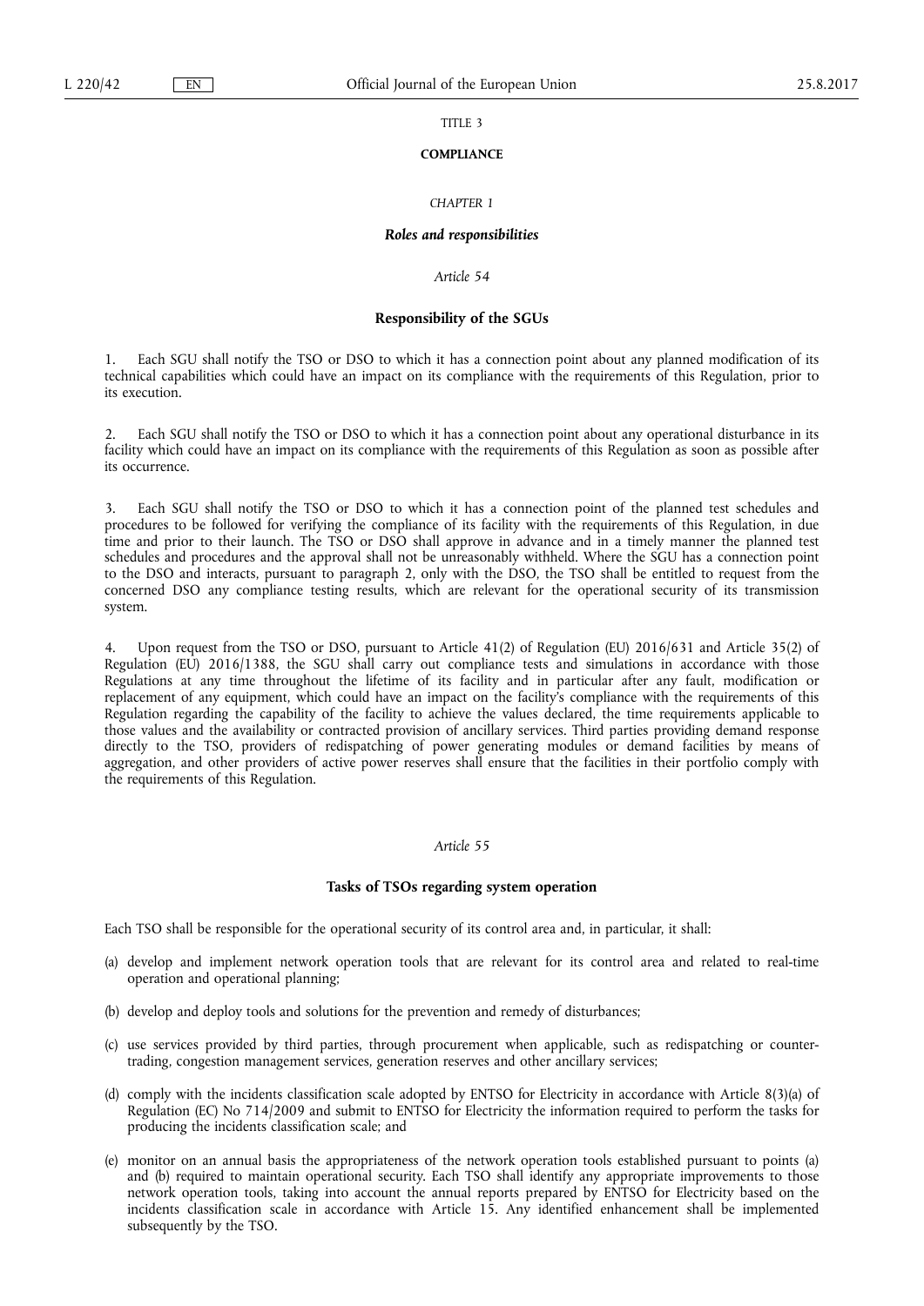TITLE 3

**COMPLIANCE**

*CHAPTER 1*

***Roles and responsibilities***

*Article 54*

**Responsibility of the SGUs**

1. Each SGU shall notify the TSO or DSO to which it has a connection point about any planned modification of its technical capabilities which could have an impact on its compliance with the requirements of this Regulation, prior to its execution.

2. Each SGU shall notify the TSO or DSO to which it has a connection point about any operational disturbance in its facility which could have an impact on its compliance with the requirements of this Regulation as soon as possible after its occurrence.

3. Each SGU shall notify the TSO or DSO to which it has a connection point of the planned test schedules and procedures to be followed for verifying the compliance of its facility with the requirements of this Regulation, in due time and prior to their launch. The TSO or DSO shall approve in advance and in a timely manner the planned test schedules and procedures and the approval shall not be unreasonably withheld. Where the SGU has a connection point to the DSO and interacts, pursuant to paragraph 2, only with the DSO, the TSO shall be entitled to request from the concerned DSO any compliance testing results, which are relevant for the operational security of its transmission system.

4. Upon request from the TSO or DSO, pursuant to Article 41(2) of Regulation (EU) 2016/631 and Article 35(2) of Regulation (EU) 2016/1388, the SGU shall carry out compliance tests and simulations in accordance with those Regulations at any time throughout the lifetime of its facility and in particular after any fault, modification or replacement of any equipment, which could have an impact on the facility's compliance with the requirements of this Regulation regarding the capability of the facility to achieve the values declared, the time requirements applicable to those values and the availability or contracted provision of ancillary services. Third parties providing demand response directly to the TSO, providers of redispatching of power generating modules or demand facilities by means of aggregation, and other providers of active power reserves shall ensure that the facilities in their portfolio comply with the requirements of this Regulation.

*Article 55*

**Tasks of TSOs regarding system operation**

Each TSO shall be responsible for the operational security of its control area and, in particular, it shall:

(a) develop and implement network operation tools that are relevant for its control area and related to real-time operation and operational planning;

(b) develop and deploy tools and solutions for the prevention and remedy of disturbances;

(c) use services provided by third parties, through procurement when applicable, such as redispatching or counter-trading, congestion management services, generation reserves and other ancillary services;

(d) comply with the incidents classification scale adopted by ENTSO for Electricity in accordance with Article 8(3)(a) of Regulation (EC) No 714/2009 and submit to ENTSO for Electricity the information required to perform the tasks for producing the incidents classification scale; and

(e) monitor on an annual basis the appropriateness of the network operation tools established pursuant to points (a) and (b) required to maintain operational security. Each TSO shall identify any appropriate improvements to those network operation tools, taking into account the annual reports prepared by ENTSO for Electricity based on the incidents classification scale in accordance with Article 15. Any identified enhancement shall be implemented subsequently by the TSO.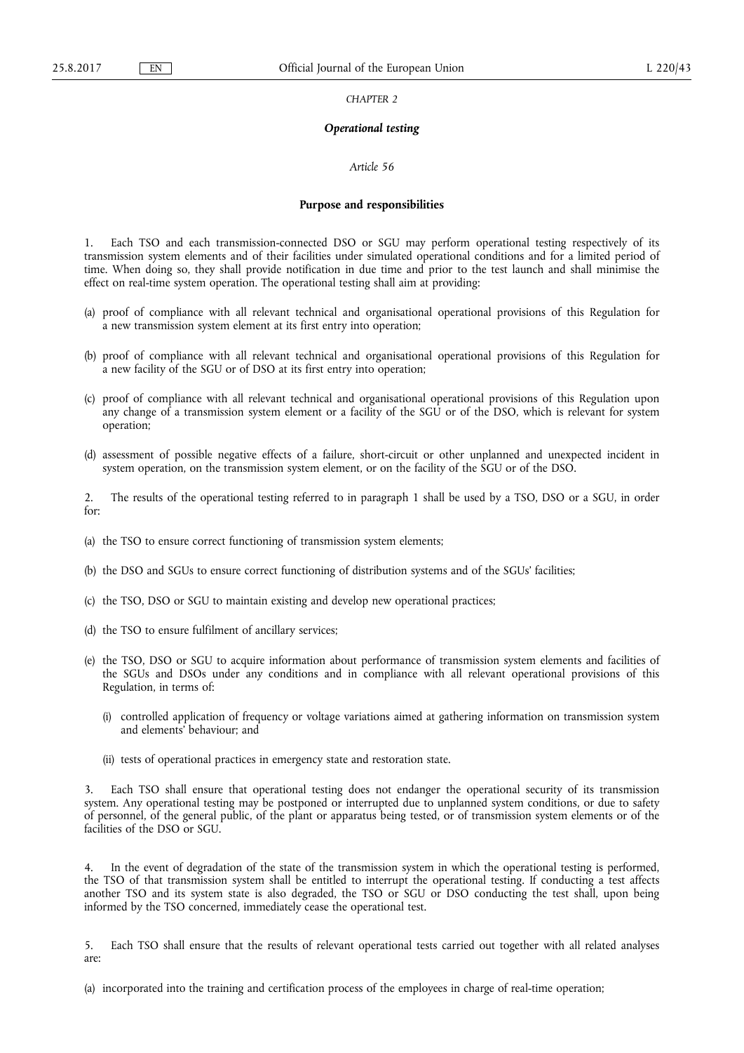*CHAPTER 2*

***Operational testing***

*Article 56*

**Purpose and responsibilities**

1. Each TSO and each transmission-connected DSO or SGU may perform operational testing respectively of its transmission system elements and of their facilities under simulated operational conditions and for a limited period of time. When doing so, they shall provide notification in due time and prior to the test launch and shall minimise the effect on real-time system operation. The operational testing shall aim at providing:

(a) proof of compliance with all relevant technical and organisational operational provisions of this Regulation for a new transmission system element at its first entry into operation;

(b) proof of compliance with all relevant technical and organisational operational provisions of this Regulation for a new facility of the SGU or of DSO at its first entry into operation;

(c) proof of compliance with all relevant technical and organisational operational provisions of this Regulation upon any change of a transmission system element or a facility of the SGU or of the DSO, which is relevant for system operation;

(d) assessment of possible negative effects of a failure, short-circuit or other unplanned and unexpected incident in system operation, on the transmission system element, or on the facility of the SGU or of the DSO.

2. The results of the operational testing referred to in paragraph 1 shall be used by a TSO, DSO or a SGU, in order for:

(a) the TSO to ensure correct functioning of transmission system elements;

(b) the DSO and SGUs to ensure correct functioning of distribution systems and of the SGUs' facilities;

(c) the TSO, DSO or SGU to maintain existing and develop new operational practices;

(d) the TSO to ensure fulfilment of ancillary services;

(e) the TSO, DSO or SGU to acquire information about performance of transmission system elements and facilities of the SGUs and DSOs under any conditions and in compliance with all relevant operational provisions of this Regulation, in terms of:

(i) controlled application of frequency or voltage variations aimed at gathering information on transmission system and elements' behaviour; and

(ii) tests of operational practices in emergency state and restoration state.

3. Each TSO shall ensure that operational testing does not endanger the operational security of its transmission system. Any operational testing may be postponed or interrupted due to unplanned system conditions, or due to safety of personnel, of the general public, of the plant or apparatus being tested, or of transmission system elements or of the facilities of the DSO or SGU.

4. In the event of degradation of the state of the transmission system in which the operational testing is performed, the TSO of that transmission system shall be entitled to interrupt the operational testing. If conducting a test affects another TSO and its system state is also degraded, the TSO or SGU or DSO conducting the test shall, upon being informed by the TSO concerned, immediately cease the operational test.

5. Each TSO shall ensure that the results of relevant operational tests carried out together with all related analyses are:

(a) incorporated into the training and certification process of the employees in charge of real-time operation;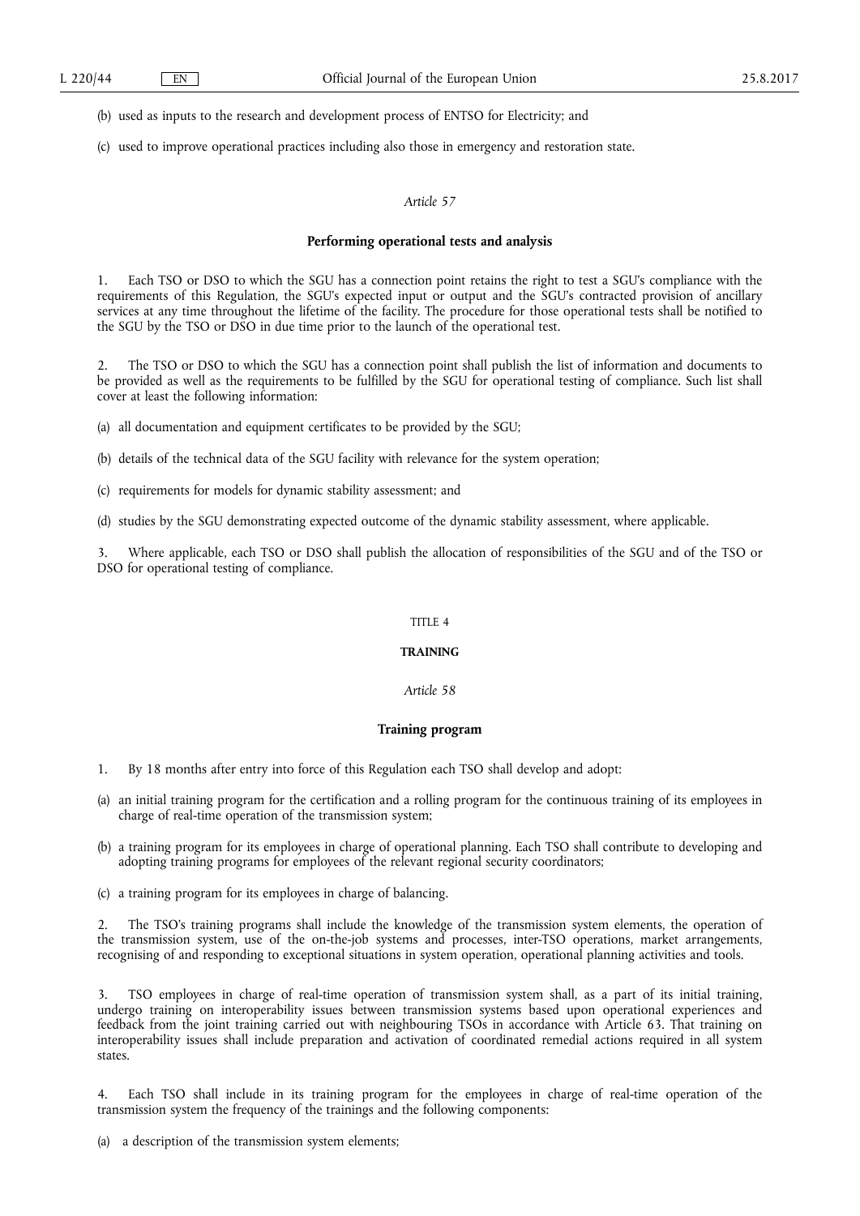(b) used as inputs to the research and development process of ENTSO for Electricity; and

(c) used to improve operational practices including also those in emergency and restoration state.

*Article 57*

**Performing operational tests and analysis**

1. Each TSO or DSO to which the SGU has a connection point retains the right to test a SGU's compliance with the requirements of this Regulation, the SGU's expected input or output and the SGU's contracted provision of ancillary services at any time throughout the lifetime of the facility. The procedure for those operational tests shall be notified to the SGU by the TSO or DSO in due time prior to the launch of the operational test.

2. The TSO or DSO to which the SGU has a connection point shall publish the list of information and documents to be provided as well as the requirements to be fulfilled by the SGU for operational testing of compliance. Such list shall cover at least the following information:

(a) all documentation and equipment certificates to be provided by the SGU;

(b) details of the technical data of the SGU facility with relevance for the system operation;

(c) requirements for models for dynamic stability assessment; and

(d) studies by the SGU demonstrating expected outcome of the dynamic stability assessment, where applicable.

3. Where applicable, each TSO or DSO shall publish the allocation of responsibilities of the SGU and of the TSO or DSO for operational testing of compliance.

TITLE 4

**TRAINING**

*Article 58*

**Training program**

1. By 18 months after entry into force of this Regulation each TSO shall develop and adopt:

(a) an initial training program for the certification and a rolling program for the continuous training of its employees in charge of real-time operation of the transmission system;

(b) a training program for its employees in charge of operational planning. Each TSO shall contribute to developing and adopting training programs for employees of the relevant regional security coordinators;

(c) a training program for its employees in charge of balancing.

2. The TSO's training programs shall include the knowledge of the transmission system elements, the operation of the transmission system, use of the on-the-job systems and processes, inter-TSO operations, market arrangements, recognising of and responding to exceptional situations in system operation, operational planning activities and tools.

3. TSO employees in charge of real-time operation of transmission system shall, as a part of its initial training, undergo training on interoperability issues between transmission systems based upon operational experiences and feedback from the joint training carried out with neighbouring TSOs in accordance with Article 63. That training on interoperability issues shall include preparation and activation of coordinated remedial actions required in all system states.

4. Each TSO shall include in its training program for the employees in charge of real-time operation of the transmission system the frequency of the trainings and the following components:

(a) a description of the transmission system elements;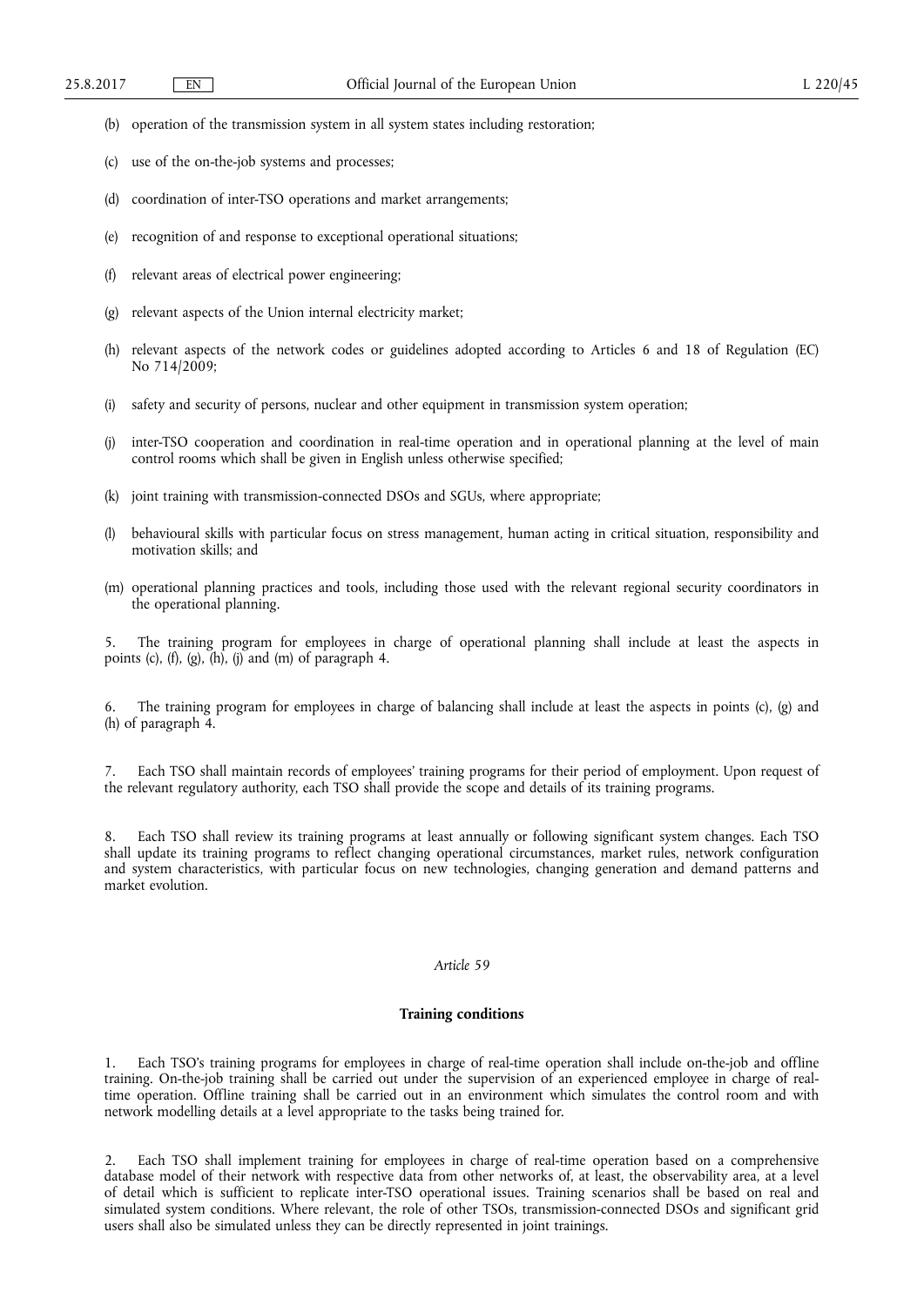(b) operation of the transmission system in all system states including restoration;

(c) use of the on-the-job systems and processes;

(d) coordination of inter-TSO operations and market arrangements;

(e) recognition of and response to exceptional operational situations;

(f) relevant areas of electrical power engineering;

(g) relevant aspects of the Union internal electricity market;

(h) relevant aspects of the network codes or guidelines adopted according to Articles 6 and 18 of Regulation (EC) No 714/2009;

(i) safety and security of persons, nuclear and other equipment in transmission system operation;

(j) inter-TSO cooperation and coordination in real-time operation and in operational planning at the level of main control rooms which shall be given in English unless otherwise specified;

(k) joint training with transmission-connected DSOs and SGUs, where appropriate;

(l) behavioural skills with particular focus on stress management, human acting in critical situation, responsibility and motivation skills; and

(m) operational planning practices and tools, including those used with the relevant regional security coordinators in the operational planning.

5. The training program for employees in charge of operational planning shall include at least the aspects in points (c), (f), (g), (h), (j) and (m) of paragraph 4.

6. The training program for employees in charge of balancing shall include at least the aspects in points (c), (g) and (h) of paragraph 4.

7. Each TSO shall maintain records of employees' training programs for their period of employment. Upon request of the relevant regulatory authority, each TSO shall provide the scope and details of its training programs.

8. Each TSO shall review its training programs at least annually or following significant system changes. Each TSO shall update its training programs to reflect changing operational circumstances, market rules, network configuration and system characteristics, with particular focus on new technologies, changing generation and demand patterns and market evolution.

*Article 59*

**Training conditions**

1. Each TSO's training programs for employees in charge of real-time operation shall include on-the-job and offline training. On-the-job training shall be carried out under the supervision of an experienced employee in charge of real-time operation. Offline training shall be carried out in an environment which simulates the control room and with network modelling details at a level appropriate to the tasks being trained for.

2. Each TSO shall implement training for employees in charge of real-time operation based on a comprehensive database model of their network with respective data from other networks of, at least, the observability area, at a level of detail which is sufficient to replicate inter-TSO operational issues. Training scenarios shall be based on real and simulated system conditions. Where relevant, the role of other TSOs, transmission-connected DSOs and significant grid users shall also be simulated unless they can be directly represented in joint trainings.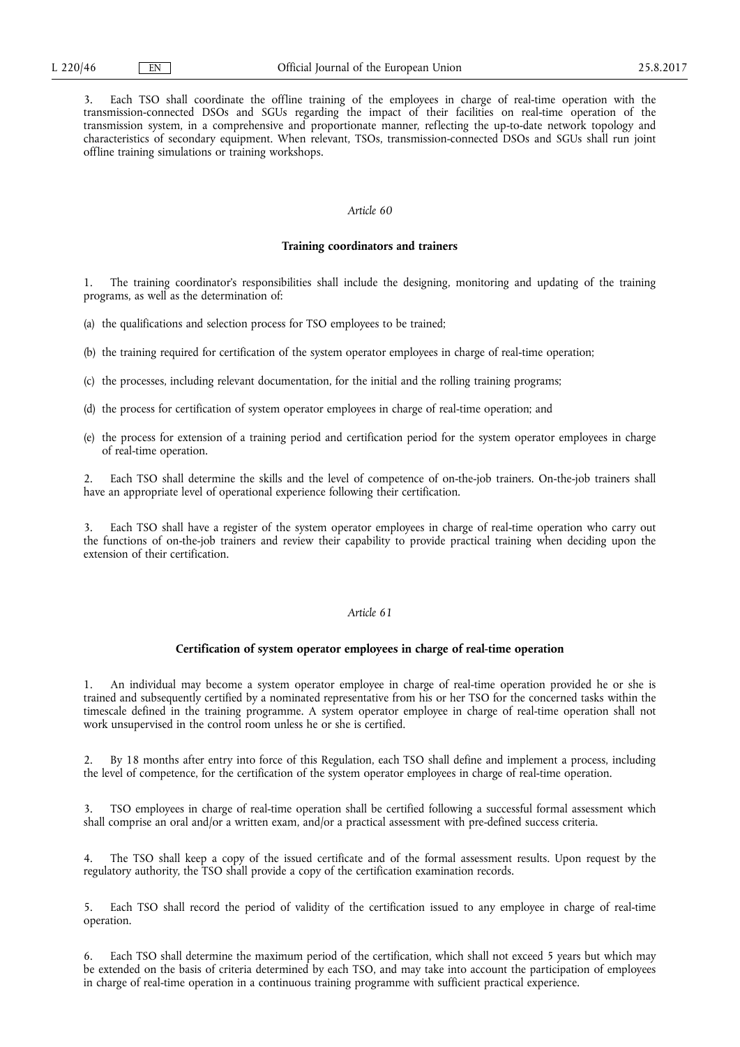3. Each TSO shall coordinate the offline training of the employees in charge of real-time operation with the transmission-connected DSOs and SGUs regarding the impact of their facilities on real-time operation of the transmission system, in a comprehensive and proportionate manner, reflecting the up-to-date network topology and characteristics of secondary equipment. When relevant, TSOs, transmission-connected DSOs and SGUs shall run joint offline training simulations or training workshops.

*Article 60*

**Training coordinators and trainers**

1. The training coordinator's responsibilities shall include the designing, monitoring and updating of the training programs, as well as the determination of:

(a) the qualifications and selection process for TSO employees to be trained;

(b) the training required for certification of the system operator employees in charge of real-time operation;

(c) the processes, including relevant documentation, for the initial and the rolling training programs;

(d) the process for certification of system operator employees in charge of real-time operation; and

(e) the process for extension of a training period and certification period for the system operator employees in charge of real-time operation.

2. Each TSO shall determine the skills and the level of competence of on-the-job trainers. On-the-job trainers shall have an appropriate level of operational experience following their certification.

3. Each TSO shall have a register of the system operator employees in charge of real-time operation who carry out the functions of on-the-job trainers and review their capability to provide practical training when deciding upon the extension of their certification.

*Article 61*

**Certification of system operator employees in charge of real-time operation**

1. An individual may become a system operator employee in charge of real-time operation provided he or she is trained and subsequently certified by a nominated representative from his or her TSO for the concerned tasks within the timescale defined in the training programme. A system operator employee in charge of real-time operation shall not work unsupervised in the control room unless he or she is certified.

2. By 18 months after entry into force of this Regulation, each TSO shall define and implement a process, including the level of competence, for the certification of the system operator employees in charge of real-time operation.

3. TSO employees in charge of real-time operation shall be certified following a successful formal assessment which shall comprise an oral and/or a written exam, and/or a practical assessment with pre-defined success criteria.

4. The TSO shall keep a copy of the issued certificate and of the formal assessment results. Upon request by the regulatory authority, the TSO shall provide a copy of the certification examination records.

5. Each TSO shall record the period of validity of the certification issued to any employee in charge of real-time operation.

6. Each TSO shall determine the maximum period of the certification, which shall not exceed 5 years but which may be extended on the basis of criteria determined by each TSO, and may take into account the participation of employees in charge of real-time operation in a continuous training programme with sufficient practical experience.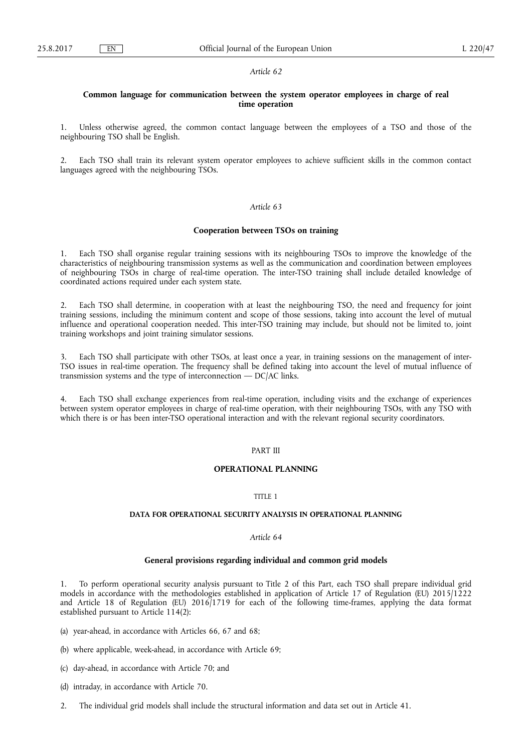*Article 62*

### Common language for communication between the system operator employees in charge of real time operation

1. Unless otherwise agreed, the common contact language between the employees of a TSO and those of the neighbouring TSO shall be English.

2. Each TSO shall train its relevant system operator employees to achieve sufficient skills in the common contact languages agreed with the neighbouring TSOs.

*Article 63*

### Cooperation between TSOs on training

1. Each TSO shall organise regular training sessions with its neighbouring TSOs to improve the knowledge of the characteristics of neighbouring transmission systems as well as the communication and coordination between employees of neighbouring TSOs in charge of real-time operation. The inter-TSO training shall include detailed knowledge of coordinated actions required under each system state.

2. Each TSO shall determine, in cooperation with at least the neighbouring TSO, the need and frequency for joint training sessions, including the minimum content and scope of those sessions, taking into account the level of mutual influence and operational cooperation needed. This inter-TSO training may include, but should not be limited to, joint training workshops and joint training simulator sessions.

3. Each TSO shall participate with other TSOs, at least once a year, in training sessions on the management of inter-TSO issues in real-time operation. The frequency shall be defined taking into account the level of mutual influence of transmission systems and the type of interconnection — DC/AC links.

4. Each TSO shall exchange experiences from real-time operation, including visits and the exchange of experiences between system operator employees in charge of real-time operation, with their neighbouring TSOs, with any TSO with which there is or has been inter-TSO operational interaction and with the relevant regional security coordinators.

PART III

# OPERATIONAL PLANNING

TITLE 1

## DATA FOR OPERATIONAL SECURITY ANALYSIS IN OPERATIONAL PLANNING

*Article 64*

### General provisions regarding individual and common grid models

1. To perform operational security analysis pursuant to Title 2 of this Part, each TSO shall prepare individual grid models in accordance with the methodologies established in application of Article 17 of Regulation (EU) 2015/1222 and Article 18 of Regulation (EU) 2016/1719 for each of the following time-frames, applying the data format established pursuant to Article 114(2):

(a) year-ahead, in accordance with Articles 66, 67 and 68;

(b) where applicable, week-ahead, in accordance with Article 69;

(c) day-ahead, in accordance with Article 70; and

(d) intraday, in accordance with Article 70.

2. The individual grid models shall include the structural information and data set out in Article 41.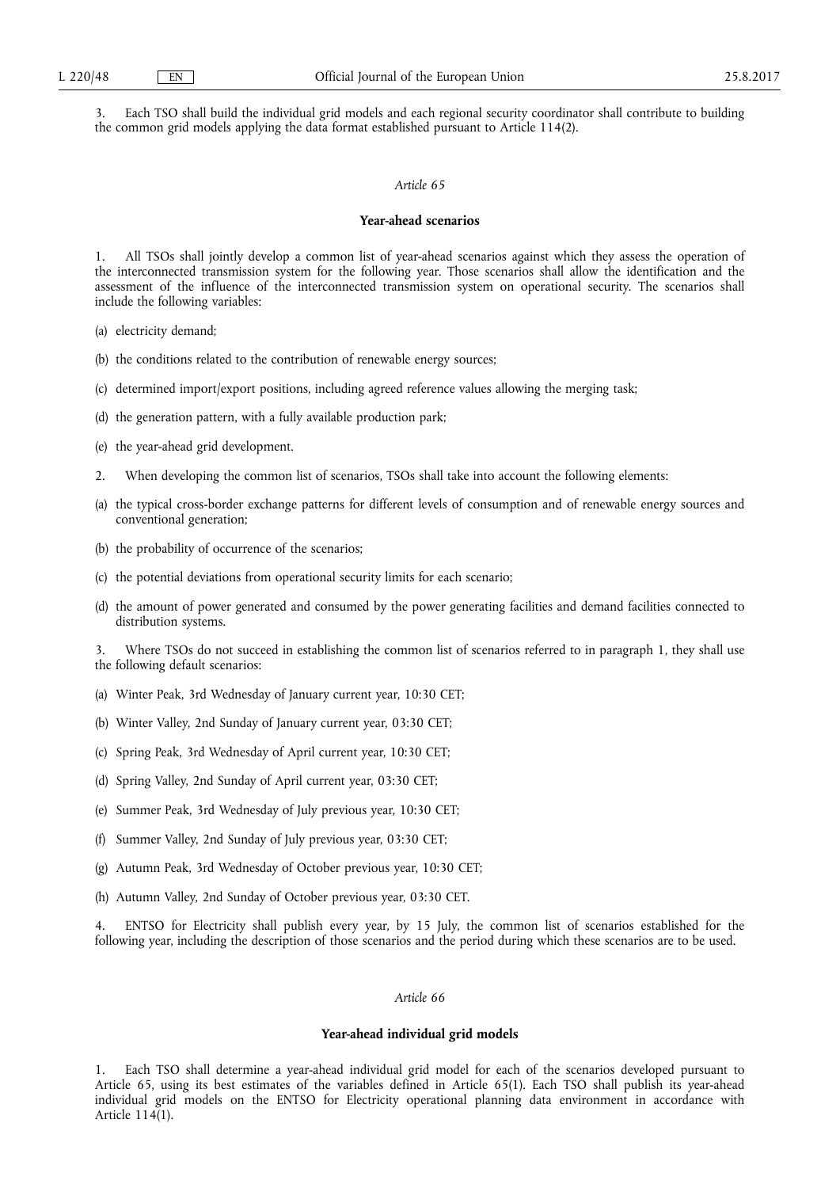3. Each TSO shall build the individual grid models and each regional security coordinator shall contribute to building the common grid models applying the data format established pursuant to Article 114(2).

*Article 65*

**Year-ahead scenarios**

1. All TSOs shall jointly develop a common list of year-ahead scenarios against which they assess the operation of the interconnected transmission system for the following year. Those scenarios shall allow the identification and the assessment of the influence of the interconnected transmission system on operational security. The scenarios shall include the following variables:

(a) electricity demand;

(b) the conditions related to the contribution of renewable energy sources;

(c) determined import/export positions, including agreed reference values allowing the merging task;

(d) the generation pattern, with a fully available production park;

(e) the year-ahead grid development.

2. When developing the common list of scenarios, TSOs shall take into account the following elements:

(a) the typical cross-border exchange patterns for different levels of consumption and of renewable energy sources and conventional generation;

(b) the probability of occurrence of the scenarios;

(c) the potential deviations from operational security limits for each scenario;

(d) the amount of power generated and consumed by the power generating facilities and demand facilities connected to distribution systems.

3. Where TSOs do not succeed in establishing the common list of scenarios referred to in paragraph 1, they shall use the following default scenarios:

(a) Winter Peak, 3rd Wednesday of January current year, 10:30 CET;

(b) Winter Valley, 2nd Sunday of January current year, 03:30 CET;

(c) Spring Peak, 3rd Wednesday of April current year, 10:30 CET;

(d) Spring Valley, 2nd Sunday of April current year, 03:30 CET;

(e) Summer Peak, 3rd Wednesday of July previous year, 10:30 CET;

(f) Summer Valley, 2nd Sunday of July previous year, 03:30 CET;

(g) Autumn Peak, 3rd Wednesday of October previous year, 10:30 CET;

(h) Autumn Valley, 2nd Sunday of October previous year, 03:30 CET.

4. ENTSO for Electricity shall publish every year, by 15 July, the common list of scenarios established for the following year, including the description of those scenarios and the period during which these scenarios are to be used.

*Article 66*

**Year-ahead individual grid models**

1. Each TSO shall determine a year-ahead individual grid model for each of the scenarios developed pursuant to Article 65, using its best estimates of the variables defined in Article 65(1). Each TSO shall publish its year-ahead individual grid models on the ENTSO for Electricity operational planning data environment in accordance with Article 114(1).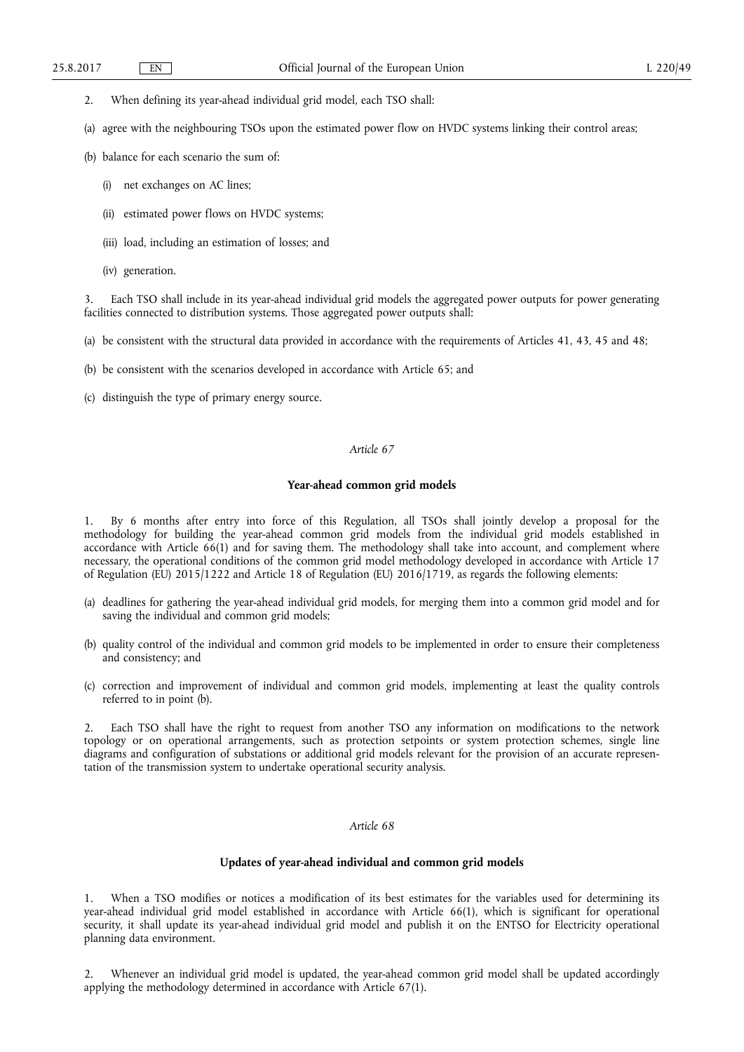2. When defining its year-ahead individual grid model, each TSO shall:

(a) agree with the neighbouring TSOs upon the estimated power flow on HVDC systems linking their control areas;

(b) balance for each scenario the sum of:

   (i) net exchanges on AC lines;

   (ii) estimated power flows on HVDC systems;

   (iii) load, including an estimation of losses; and

   (iv) generation.

3. Each TSO shall include in its year-ahead individual grid models the aggregated power outputs for power generating facilities connected to distribution systems. Those aggregated power outputs shall:

(a) be consistent with the structural data provided in accordance with the requirements of Articles 41, 43, 45 and 48;

(b) be consistent with the scenarios developed in accordance with Article 65; and

(c) distinguish the type of primary energy source.

*Article 67*

**Year-ahead common grid models**

1. By 6 months after entry into force of this Regulation, all TSOs shall jointly develop a proposal for the methodology for building the year-ahead common grid models from the individual grid models established in accordance with Article 66(1) and for saving them. The methodology shall take into account, and complement where necessary, the operational conditions of the common grid model methodology developed in accordance with Article 17 of Regulation (EU) 2015/1222 and Article 18 of Regulation (EU) 2016/1719, as regards the following elements:

(a) deadlines for gathering the year-ahead individual grid models, for merging them into a common grid model and for saving the individual and common grid models;

(b) quality control of the individual and common grid models to be implemented in order to ensure their completeness and consistency; and

(c) correction and improvement of individual and common grid models, implementing at least the quality controls referred to in point (b).

2. Each TSO shall have the right to request from another TSO any information on modifications to the network topology or on operational arrangements, such as protection setpoints or system protection schemes, single line diagrams and configuration of substations or additional grid models relevant for the provision of an accurate representation of the transmission system to undertake operational security analysis.

*Article 68*

**Updates of year-ahead individual and common grid models**

1. When a TSO modifies or notices a modification of its best estimates for the variables used for determining its year-ahead individual grid model established in accordance with Article 66(1), which is significant for operational security, it shall update its year-ahead individual grid model and publish it on the ENTSO for Electricity operational planning data environment.

2. Whenever an individual grid model is updated, the year-ahead common grid model shall be updated accordingly applying the methodology determined in accordance with Article 67(1).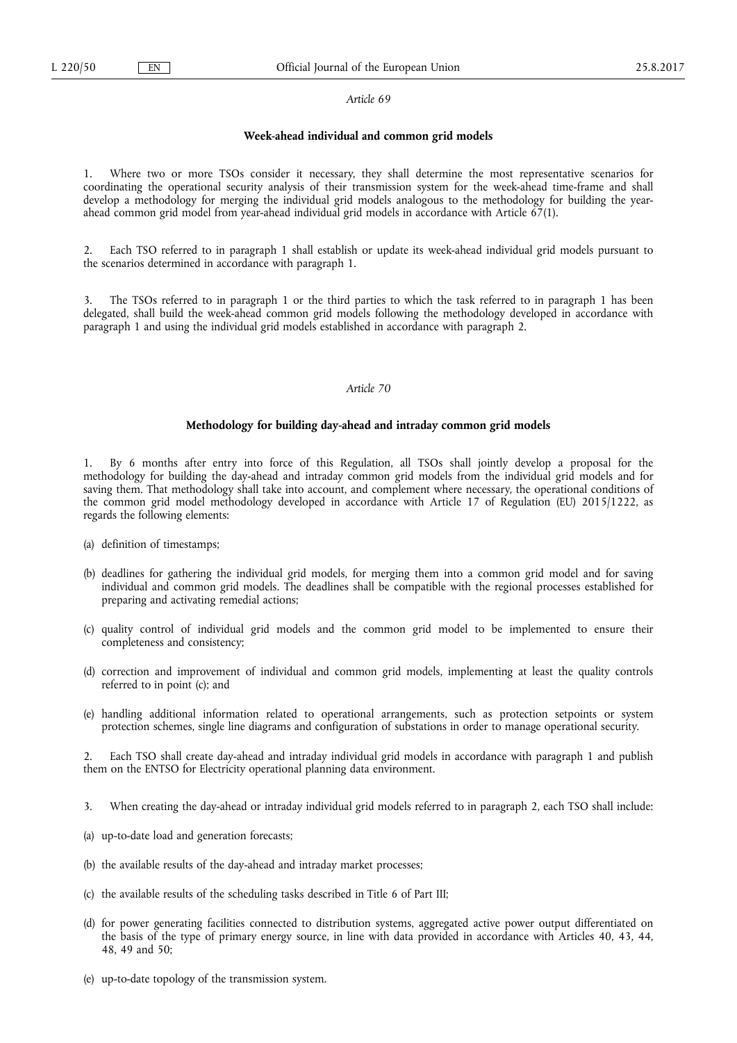*Article 69*

**Week-ahead individual and common grid models**

1. Where two or more TSOs consider it necessary, they shall determine the most representative scenarios for coordinating the operational security analysis of their transmission system for the week-ahead time-frame and shall develop a methodology for merging the individual grid models analogous to the methodology for building the year-ahead common grid model from year-ahead individual grid models in accordance with Article 67(1).

2. Each TSO referred to in paragraph 1 shall establish or update its week-ahead individual grid models pursuant to the scenarios determined in accordance with paragraph 1.

3. The TSOs referred to in paragraph 1 or the third parties to which the task referred to in paragraph 1 has been delegated, shall build the week-ahead common grid models following the methodology developed in accordance with paragraph 1 and using the individual grid models established in accordance with paragraph 2.

*Article 70*

**Methodology for building day-ahead and intraday common grid models**

1. By 6 months after entry into force of this Regulation, all TSOs shall jointly develop a proposal for the methodology for building the day-ahead and intraday common grid models from the individual grid models and for saving them. That methodology shall take into account, and complement where necessary, the operational conditions of the common grid model methodology developed in accordance with Article 17 of Regulation (EU) 2015/1222, as regards the following elements:

(a) definition of timestamps;

(b) deadlines for gathering the individual grid models, for merging them into a common grid model and for saving individual and common grid models. The deadlines shall be compatible with the regional processes established for preparing and activating remedial actions;

(c) quality control of individual grid models and the common grid model to be implemented to ensure their completeness and consistency;

(d) correction and improvement of individual and common grid models, implementing at least the quality controls referred to in point (c); and

(e) handling additional information related to operational arrangements, such as protection setpoints or system protection schemes, single line diagrams and configuration of substations in order to manage operational security.

2. Each TSO shall create day-ahead and intraday individual grid models in accordance with paragraph 1 and publish them on the ENTSO for Electricity operational planning data environment.

3. When creating the day-ahead or intraday individual grid models referred to in paragraph 2, each TSO shall include:

(a) up-to-date load and generation forecasts;

(b) the available results of the day-ahead and intraday market processes;

(c) the available results of the scheduling tasks described in Title 6 of Part III;

(d) for power generating facilities connected to distribution systems, aggregated active power output differentiated on the basis of the type of primary energy source, in line with data provided in accordance with Articles 40, 43, 44, 48, 49 and 50;

(e) up-to-date topology of the transmission system.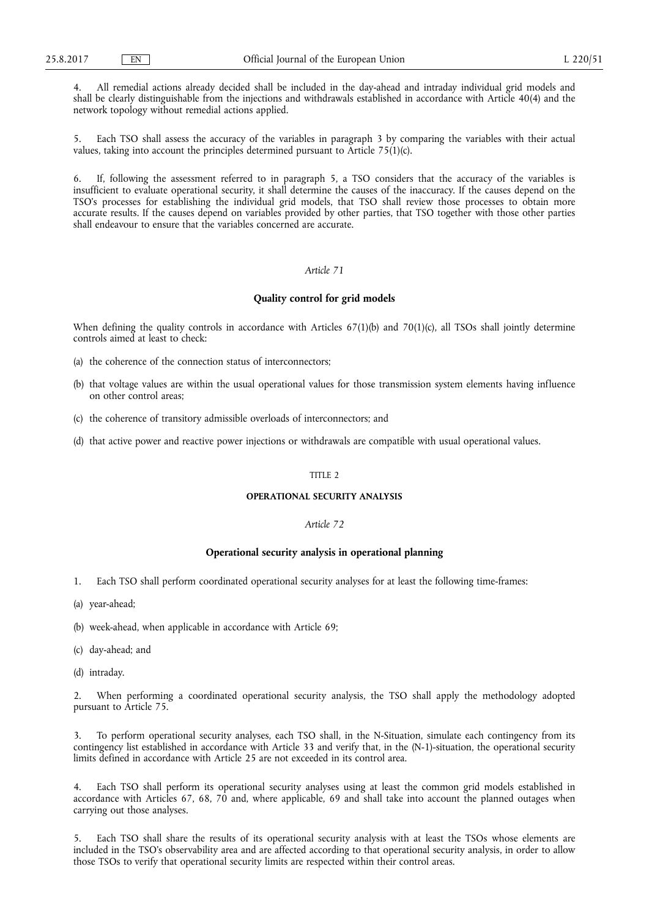4. All remedial actions already decided shall be included in the day-ahead and intraday individual grid models and shall be clearly distinguishable from the injections and withdrawals established in accordance with Article 40(4) and the network topology without remedial actions applied.

5. Each TSO shall assess the accuracy of the variables in paragraph 3 by comparing the variables with their actual values, taking into account the principles determined pursuant to Article 75(1)(c).

6. If, following the assessment referred to in paragraph 5, a TSO considers that the accuracy of the variables is insufficient to evaluate operational security, it shall determine the causes of the inaccuracy. If the causes depend on the TSO's processes for establishing the individual grid models, that TSO shall review those processes to obtain more accurate results. If the causes depend on variables provided by other parties, that TSO together with those other parties shall endeavour to ensure that the variables concerned are accurate.

*Article 71*

**Quality control for grid models**

When defining the quality controls in accordance with Articles 67(1)(b) and 70(1)(c), all TSOs shall jointly determine controls aimed at least to check:

(a) the coherence of the connection status of interconnectors;

(b) that voltage values are within the usual operational values for those transmission system elements having influence on other control areas;

(c) the coherence of transitory admissible overloads of interconnectors; and

(d) that active power and reactive power injections or withdrawals are compatible with usual operational values.

TITLE 2

**OPERATIONAL SECURITY ANALYSIS**

*Article 72*

**Operational security analysis in operational planning**

1. Each TSO shall perform coordinated operational security analyses for at least the following time-frames:

(a) year-ahead;

(b) week-ahead, when applicable in accordance with Article 69;

(c) day-ahead; and

(d) intraday.

2. When performing a coordinated operational security analysis, the TSO shall apply the methodology adopted pursuant to Article 75.

3. To perform operational security analyses, each TSO shall, in the N-Situation, simulate each contingency from its contingency list established in accordance with Article 33 and verify that, in the (N-1)-situation, the operational security limits defined in accordance with Article 25 are not exceeded in its control area.

4. Each TSO shall perform its operational security analyses using at least the common grid models established in accordance with Articles 67, 68, 70 and, where applicable, 69 and shall take into account the planned outages when carrying out those analyses.

5. Each TSO shall share the results of its operational security analysis with at least the TSOs whose elements are included in the TSO's observability area and are affected according to that operational security analysis, in order to allow those TSOs to verify that operational security limits are respected within their control areas.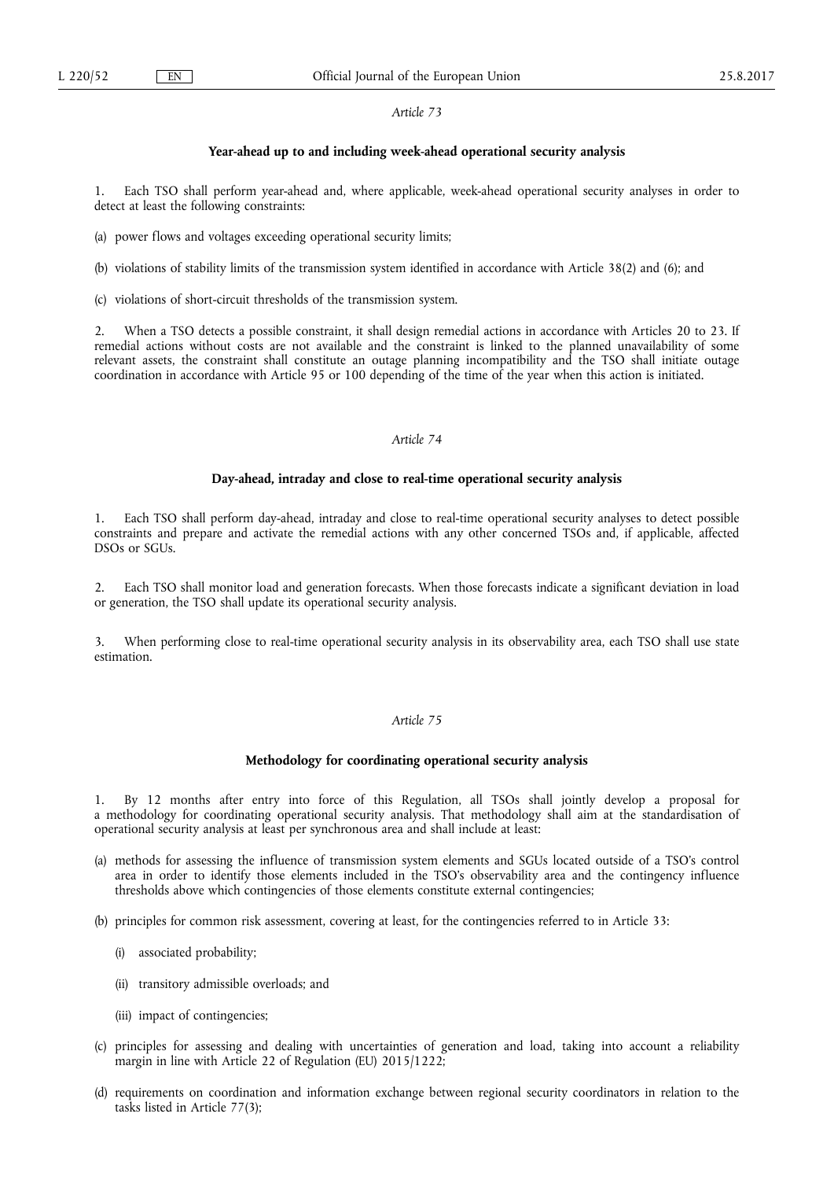*Article 73*

**Year-ahead up to and including week-ahead operational security analysis**

1. Each TSO shall perform year-ahead and, where applicable, week-ahead operational security analyses in order to detect at least the following constraints:

(a) power flows and voltages exceeding operational security limits;

(b) violations of stability limits of the transmission system identified in accordance with Article 38(2) and (6); and

(c) violations of short-circuit thresholds of the transmission system.

2. When a TSO detects a possible constraint, it shall design remedial actions in accordance with Articles 20 to 23. If remedial actions without costs are not available and the constraint is linked to the planned unavailability of some relevant assets, the constraint shall constitute an outage planning incompatibility and the TSO shall initiate outage coordination in accordance with Article 95 or 100 depending of the time of the year when this action is initiated.

*Article 74*

**Day-ahead, intraday and close to real-time operational security analysis**

1. Each TSO shall perform day-ahead, intraday and close to real-time operational security analyses to detect possible constraints and prepare and activate the remedial actions with any other concerned TSOs and, if applicable, affected DSOs or SGUs.

2. Each TSO shall monitor load and generation forecasts. When those forecasts indicate a significant deviation in load or generation, the TSO shall update its operational security analysis.

3. When performing close to real-time operational security analysis in its observability area, each TSO shall use state estimation.

*Article 75*

**Methodology for coordinating operational security analysis**

1. By 12 months after entry into force of this Regulation, all TSOs shall jointly develop a proposal for a methodology for coordinating operational security analysis. That methodology shall aim at the standardisation of operational security analysis at least per synchronous area and shall include at least:

(a) methods for assessing the influence of transmission system elements and SGUs located outside of a TSO's control area in order to identify those elements included in the TSO's observability area and the contingency influence thresholds above which contingencies of those elements constitute external contingencies;

(b) principles for common risk assessment, covering at least, for the contingencies referred to in Article 33:

   (i) associated probability;

   (ii) transitory admissible overloads; and

   (iii) impact of contingencies;

(c) principles for assessing and dealing with uncertainties of generation and load, taking into account a reliability margin in line with Article 22 of Regulation (EU) 2015/1222;

(d) requirements on coordination and information exchange between regional security coordinators in relation to the tasks listed in Article 77(3);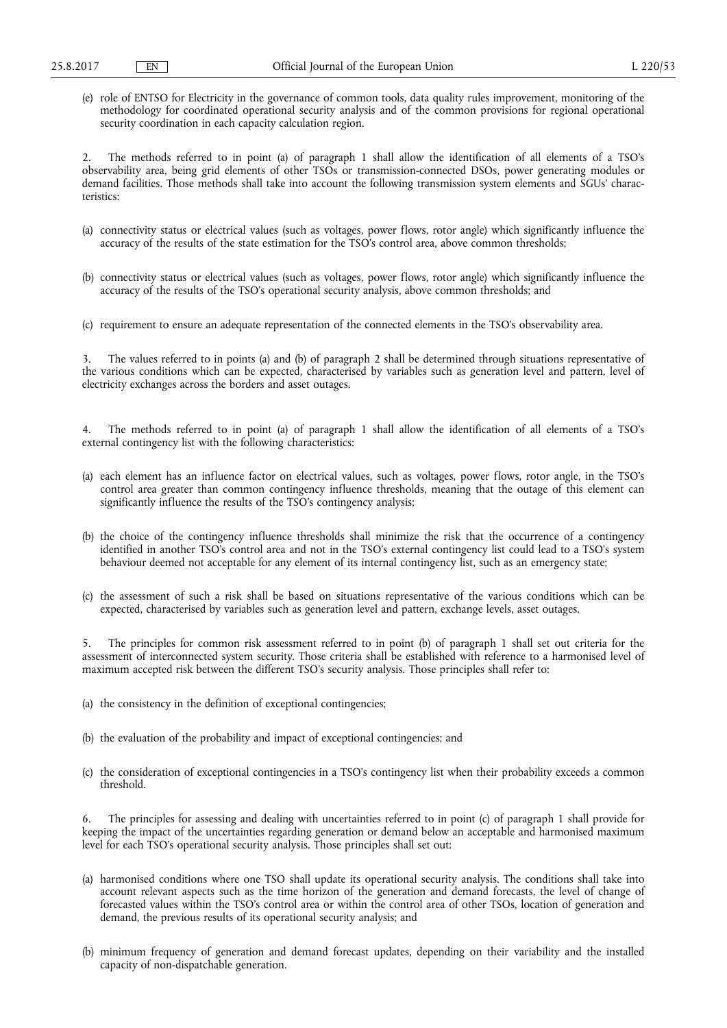(e) role of ENTSO for Electricity in the governance of common tools, data quality rules improvement, monitoring of the methodology for coordinated operational security analysis and of the common provisions for regional operational security coordination in each capacity calculation region.

2. The methods referred to in point (a) of paragraph 1 shall allow the identification of all elements of a TSO's observability area, being grid elements of other TSOs or transmission-connected DSOs, power generating modules or demand facilities. Those methods shall take into account the following transmission system elements and SGUs' characteristics:

(a) connectivity status or electrical values (such as voltages, power flows, rotor angle) which significantly influence the accuracy of the results of the state estimation for the TSO's control area, above common thresholds;

(b) connectivity status or electrical values (such as voltages, power flows, rotor angle) which significantly influence the accuracy of the results of the TSO's operational security analysis, above common thresholds; and

(c) requirement to ensure an adequate representation of the connected elements in the TSO's observability area.

3. The values referred to in points (a) and (b) of paragraph 2 shall be determined through situations representative of the various conditions which can be expected, characterised by variables such as generation level and pattern, level of electricity exchanges across the borders and asset outages.

4. The methods referred to in point (a) of paragraph 1 shall allow the identification of all elements of a TSO's external contingency list with the following characteristics:

(a) each element has an influence factor on electrical values, such as voltages, power flows, rotor angle, in the TSO's control area greater than common contingency influence thresholds, meaning that the outage of this element can significantly influence the results of the TSO's contingency analysis;

(b) the choice of the contingency influence thresholds shall minimize the risk that the occurrence of a contingency identified in another TSO's control area and not in the TSO's external contingency list could lead to a TSO's system behaviour deemed not acceptable for any element of its internal contingency list, such as an emergency state;

(c) the assessment of such a risk shall be based on situations representative of the various conditions which can be expected, characterised by variables such as generation level and pattern, exchange levels, asset outages.

5. The principles for common risk assessment referred to in point (b) of paragraph 1 shall set out criteria for the assessment of interconnected system security. Those criteria shall be established with reference to a harmonised level of maximum accepted risk between the different TSO's security analysis. Those principles shall refer to:

(a) the consistency in the definition of exceptional contingencies;

(b) the evaluation of the probability and impact of exceptional contingencies; and

(c) the consideration of exceptional contingencies in a TSO's contingency list when their probability exceeds a common threshold.

6. The principles for assessing and dealing with uncertainties referred to in point (c) of paragraph 1 shall provide for keeping the impact of the uncertainties regarding generation or demand below an acceptable and harmonised maximum level for each TSO's operational security analysis. Those principles shall set out:

(a) harmonised conditions where one TSO shall update its operational security analysis. The conditions shall take into account relevant aspects such as the time horizon of the generation and demand forecasts, the level of change of forecasted values within the TSO's control area or within the control area of other TSOs, location of generation and demand, the previous results of its operational security analysis; and

(b) minimum frequency of generation and demand forecast updates, depending on their variability and the installed capacity of non-dispatchable generation.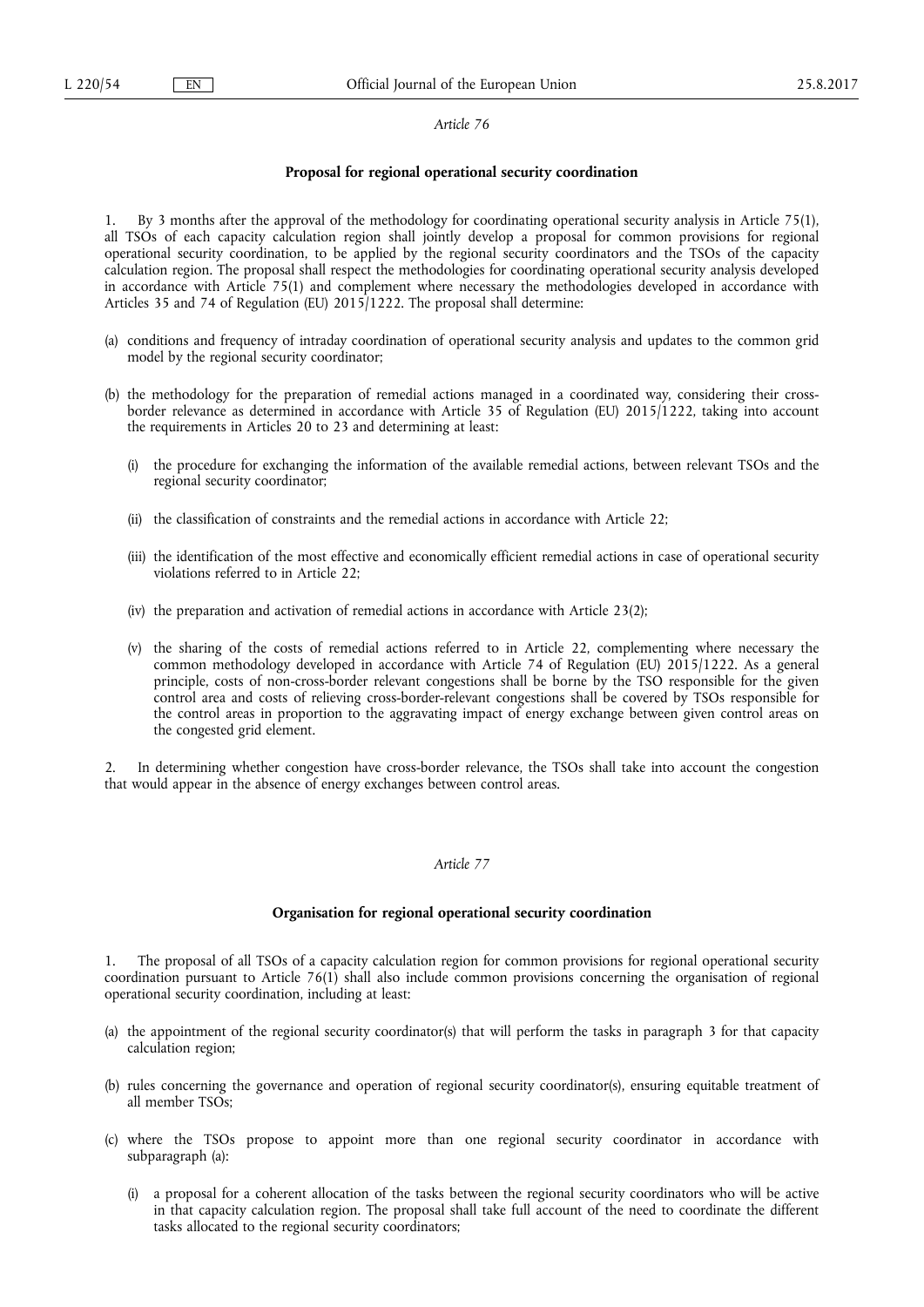*Article 76*

**Proposal for regional operational security coordination**

1. By 3 months after the approval of the methodology for coordinating operational security analysis in Article 75(1), all TSOs of each capacity calculation region shall jointly develop a proposal for common provisions for regional operational security coordination, to be applied by the regional security coordinators and the TSOs of the capacity calculation region. The proposal shall respect the methodologies for coordinating operational security analysis developed in accordance with Article 75(1) and complement where necessary the methodologies developed in accordance with Articles 35 and 74 of Regulation (EU) 2015/1222. The proposal shall determine:

(a) conditions and frequency of intraday coordination of operational security analysis and updates to the common grid model by the regional security coordinator;

(b) the methodology for the preparation of remedial actions managed in a coordinated way, considering their cross-border relevance as determined in accordance with Article 35 of Regulation (EU) 2015/1222, taking into account the requirements in Articles 20 to 23 and determining at least:

   (i) the procedure for exchanging the information of the available remedial actions, between relevant TSOs and the regional security coordinator;

   (ii) the classification of constraints and the remedial actions in accordance with Article 22;

   (iii) the identification of the most effective and economically efficient remedial actions in case of operational security violations referred to in Article 22;

   (iv) the preparation and activation of remedial actions in accordance with Article 23(2);

   (v) the sharing of the costs of remedial actions referred to in Article 22, complementing where necessary the common methodology developed in accordance with Article 74 of Regulation (EU) 2015/1222. As a general principle, costs of non-cross-border relevant congestions shall be borne by the TSO responsible for the given control area and costs of relieving cross-border-relevant congestions shall be covered by TSOs responsible for the control areas in proportion to the aggravating impact of energy exchange between given control areas on the congested grid element.

2. In determining whether congestion have cross-border relevance, the TSOs shall take into account the congestion that would appear in the absence of energy exchanges between control areas.

*Article 77*

**Organisation for regional operational security coordination**

1. The proposal of all TSOs of a capacity calculation region for common provisions for regional operational security coordination pursuant to Article 76(1) shall also include common provisions concerning the organisation of regional operational security coordination, including at least:

(a) the appointment of the regional security coordinator(s) that will perform the tasks in paragraph 3 for that capacity calculation region;

(b) rules concerning the governance and operation of regional security coordinator(s), ensuring equitable treatment of all member TSOs;

(c) where the TSOs propose to appoint more than one regional security coordinator in accordance with subparagraph (a):

   (i) a proposal for a coherent allocation of the tasks between the regional security coordinators who will be active in that capacity calculation region. The proposal shall take full account of the need to coordinate the different tasks allocated to the regional security coordinators;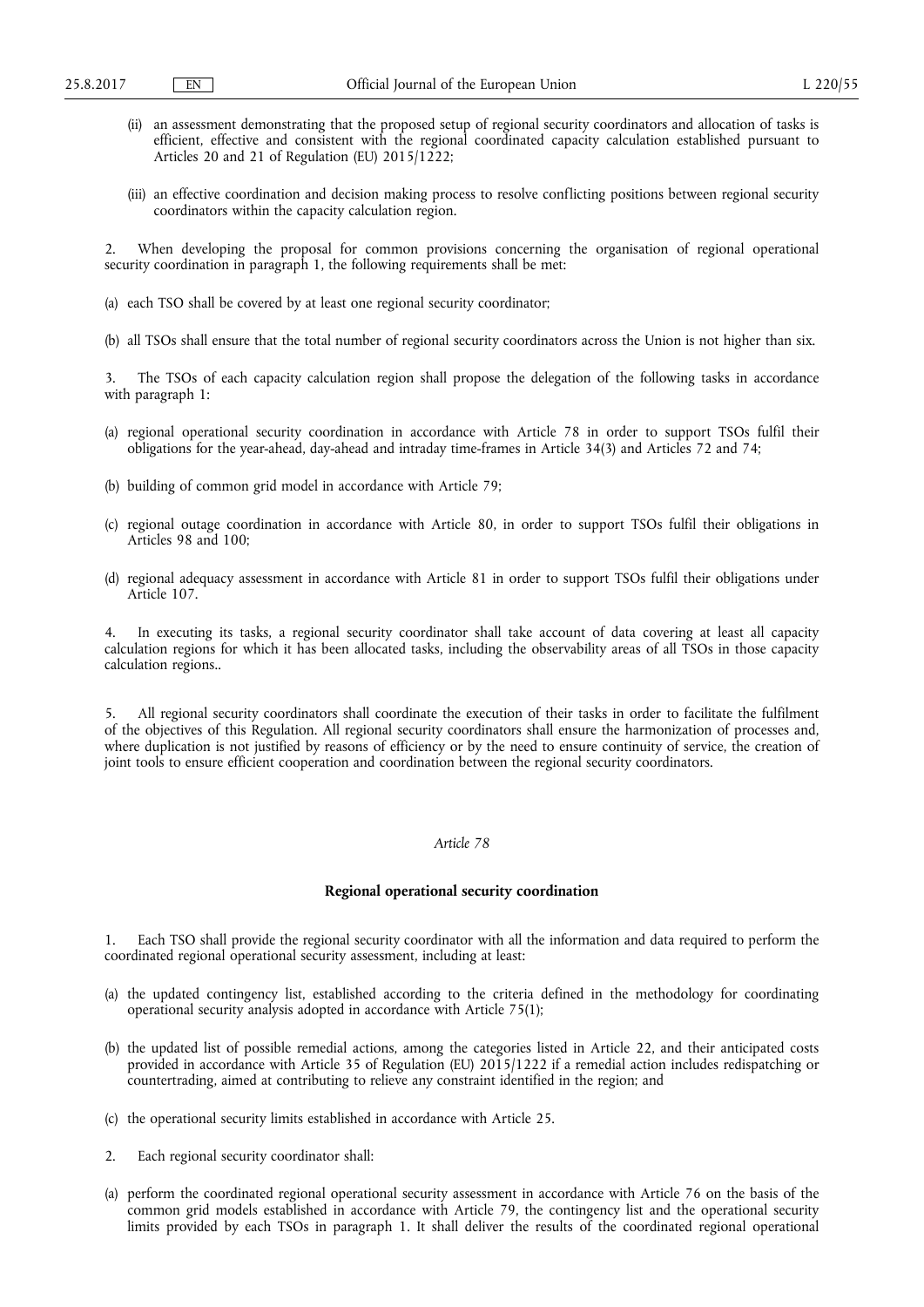(ii) an assessment demonstrating that the proposed setup of regional security coordinators and allocation of tasks is efficient, effective and consistent with the regional coordinated capacity calculation established pursuant to Articles 20 and 21 of Regulation (EU) 2015/1222;

(iii) an effective coordination and decision making process to resolve conflicting positions between regional security coordinators within the capacity calculation region.

2. When developing the proposal for common provisions concerning the organisation of regional operational security coordination in paragraph 1, the following requirements shall be met:

(a) each TSO shall be covered by at least one regional security coordinator;

(b) all TSOs shall ensure that the total number of regional security coordinators across the Union is not higher than six.

3. The TSOs of each capacity calculation region shall propose the delegation of the following tasks in accordance with paragraph 1:

(a) regional operational security coordination in accordance with Article 78 in order to support TSOs fulfil their obligations for the year-ahead, day-ahead and intraday time-frames in Article 34(3) and Articles 72 and 74;

(b) building of common grid model in accordance with Article 79;

(c) regional outage coordination in accordance with Article 80, in order to support TSOs fulfil their obligations in Articles 98 and 100;

(d) regional adequacy assessment in accordance with Article 81 in order to support TSOs fulfil their obligations under Article 107.

4. In executing its tasks, a regional security coordinator shall take account of data covering at least all capacity calculation regions for which it has been allocated tasks, including the observability areas of all TSOs in those capacity calculation regions..

5. All regional security coordinators shall coordinate the execution of their tasks in order to facilitate the fulfilment of the objectives of this Regulation. All regional security coordinators shall ensure the harmonization of processes and, where duplication is not justified by reasons of efficiency or by the need to ensure continuity of service, the creation of joint tools to ensure efficient cooperation and coordination between the regional security coordinators.

*Article 78*

**Regional operational security coordination**

1. Each TSO shall provide the regional security coordinator with all the information and data required to perform the coordinated regional operational security assessment, including at least:

(a) the updated contingency list, established according to the criteria defined in the methodology for coordinating operational security analysis adopted in accordance with Article 75(1);

(b) the updated list of possible remedial actions, among the categories listed in Article 22, and their anticipated costs provided in accordance with Article 35 of Regulation (EU) 2015/1222 if a remedial action includes redispatching or countertrading, aimed at contributing to relieve any constraint identified in the region; and

(c) the operational security limits established in accordance with Article 25.

2. Each regional security coordinator shall:

(a) perform the coordinated regional operational security assessment in accordance with Article 76 on the basis of the common grid models established in accordance with Article 79, the contingency list and the operational security limits provided by each TSOs in paragraph 1. It shall deliver the results of the coordinated regional operational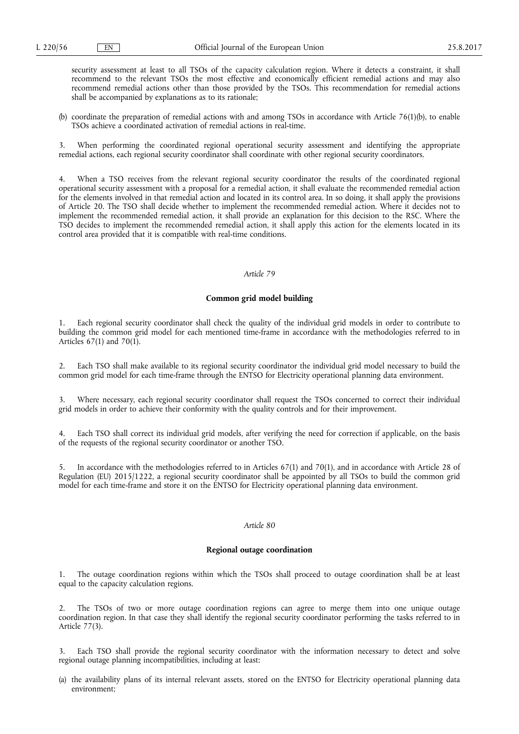security assessment at least to all TSOs of the capacity calculation region. Where it detects a constraint, it shall recommend to the relevant TSOs the most effective and economically efficient remedial actions and may also recommend remedial actions other than those provided by the TSOs. This recommendation for remedial actions shall be accompanied by explanations as to its rationale;

(b) coordinate the preparation of remedial actions with and among TSOs in accordance with Article 76(1)(b), to enable TSOs achieve a coordinated activation of remedial actions in real-time.

3. When performing the coordinated regional operational security assessment and identifying the appropriate remedial actions, each regional security coordinator shall coordinate with other regional security coordinators.

4. When a TSO receives from the relevant regional security coordinator the results of the coordinated regional operational security assessment with a proposal for a remedial action, it shall evaluate the recommended remedial action for the elements involved in that remedial action and located in its control area. In so doing, it shall apply the provisions of Article 20. The TSO shall decide whether to implement the recommended remedial action. Where it decides not to implement the recommended remedial action, it shall provide an explanation for this decision to the RSC. Where the TSO decides to implement the recommended remedial action, it shall apply this action for the elements located in its control area provided that it is compatible with real-time conditions.

*Article 79*

**Common grid model building**

1. Each regional security coordinator shall check the quality of the individual grid models in order to contribute to building the common grid model for each mentioned time-frame in accordance with the methodologies referred to in Articles 67(1) and 70(1).

2. Each TSO shall make available to its regional security coordinator the individual grid model necessary to build the common grid model for each time-frame through the ENTSO for Electricity operational planning data environment.

3. Where necessary, each regional security coordinator shall request the TSOs concerned to correct their individual grid models in order to achieve their conformity with the quality controls and for their improvement.

4. Each TSO shall correct its individual grid models, after verifying the need for correction if applicable, on the basis of the requests of the regional security coordinator or another TSO.

5. In accordance with the methodologies referred to in Articles 67(1) and 70(1), and in accordance with Article 28 of Regulation (EU) 2015/1222, a regional security coordinator shall be appointed by all TSOs to build the common grid model for each time-frame and store it on the ENTSO for Electricity operational planning data environment.

*Article 80*

**Regional outage coordination**

1. The outage coordination regions within which the TSOs shall proceed to outage coordination shall be at least equal to the capacity calculation regions.

2. The TSOs of two or more outage coordination regions can agree to merge them into one unique outage coordination region. In that case they shall identify the regional security coordinator performing the tasks referred to in Article 77(3).

3. Each TSO shall provide the regional security coordinator with the information necessary to detect and solve regional outage planning incompatibilities, including at least:

(a) the availability plans of its internal relevant assets, stored on the ENTSO for Electricity operational planning data environment;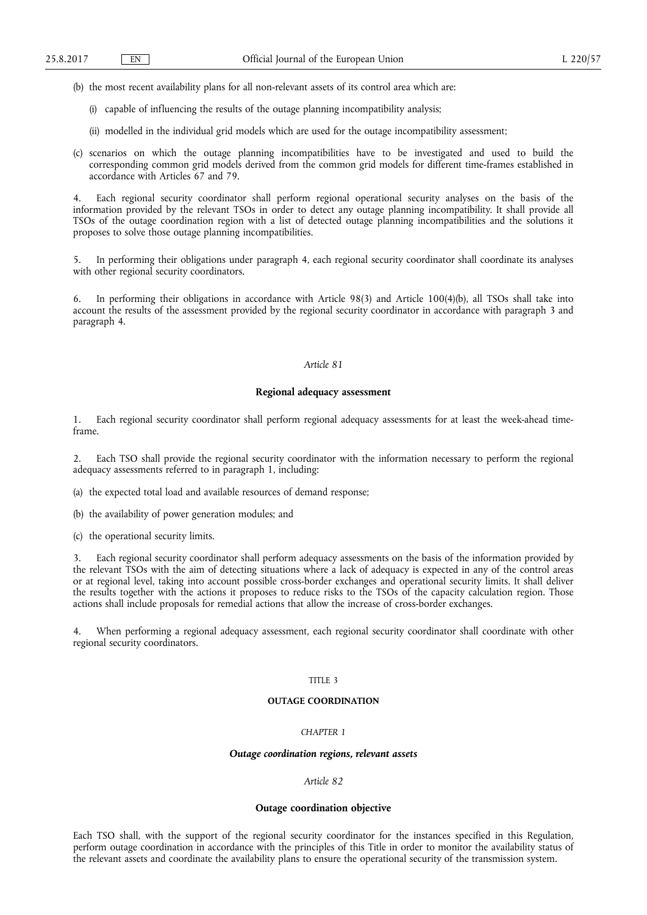(b) the most recent availability plans for all non-relevant assets of its control area which are:

(i) capable of influencing the results of the outage planning incompatibility analysis;

(ii) modelled in the individual grid models which are used for the outage incompatibility assessment;

(c) scenarios on which the outage planning incompatibilities have to be investigated and used to build the corresponding common grid models derived from the common grid models for different time-frames established in accordance with Articles 67 and 79.

4. Each regional security coordinator shall perform regional operational security analyses on the basis of the information provided by the relevant TSOs in order to detect any outage planning incompatibility. It shall provide all TSOs of the outage coordination region with a list of detected outage planning incompatibilities and the solutions it proposes to solve those outage planning incompatibilities.

5. In performing their obligations under paragraph 4, each regional security coordinator shall coordinate its analyses with other regional security coordinators.

6. In performing their obligations in accordance with Article 98(3) and Article 100(4)(b), all TSOs shall take into account the results of the assessment provided by the regional security coordinator in accordance with paragraph 3 and paragraph 4.

*Article 81*

**Regional adequacy assessment**

1. Each regional security coordinator shall perform regional adequacy assessments for at least the week-ahead time-frame.

2. Each TSO shall provide the regional security coordinator with the information necessary to perform the regional adequacy assessments referred to in paragraph 1, including:

(a) the expected total load and available resources of demand response;

(b) the availability of power generation modules; and

(c) the operational security limits.

3. Each regional security coordinator shall perform adequacy assessments on the basis of the information provided by the relevant TSOs with the aim of detecting situations where a lack of adequacy is expected in any of the control areas or at regional level, taking into account possible cross-border exchanges and operational security limits. It shall deliver the results together with the actions it proposes to reduce risks to the TSOs of the capacity calculation region. Those actions shall include proposals for remedial actions that allow the increase of cross-border exchanges.

4. When performing a regional adequacy assessment, each regional security coordinator shall coordinate with other regional security coordinators.

TITLE 3

**OUTAGE COORDINATION**

*CHAPTER 1*

***Outage coordination regions, relevant assets***

*Article 82*

**Outage coordination objective**

Each TSO shall, with the support of the regional security coordinator for the instances specified in this Regulation, perform outage coordination in accordance with the principles of this Title in order to monitor the availability status of the relevant assets and coordinate the availability plans to ensure the operational security of the transmission system.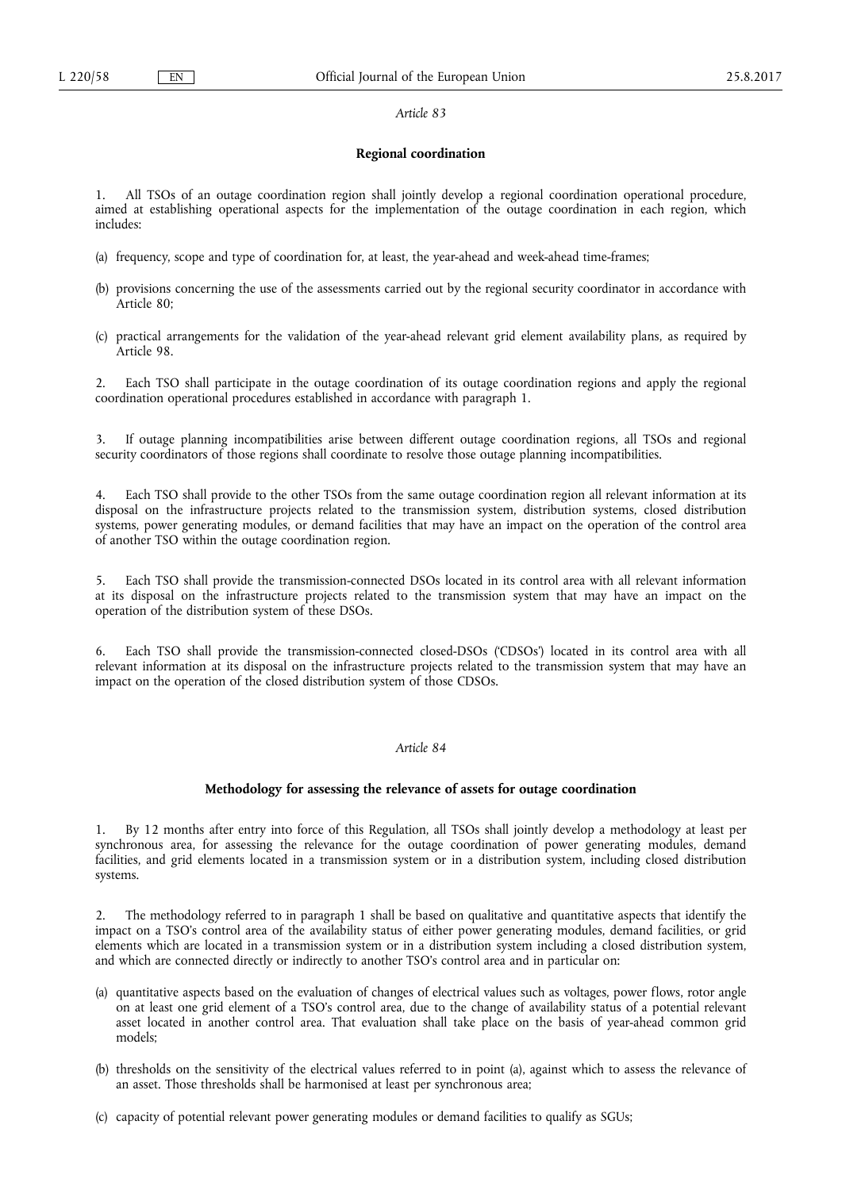*Article 83*

**Regional coordination**

1. All TSOs of an outage coordination region shall jointly develop a regional coordination operational procedure, aimed at establishing operational aspects for the implementation of the outage coordination in each region, which includes:

(a) frequency, scope and type of coordination for, at least, the year-ahead and week-ahead time-frames;

(b) provisions concerning the use of the assessments carried out by the regional security coordinator in accordance with Article 80;

(c) practical arrangements for the validation of the year-ahead relevant grid element availability plans, as required by Article 98.

2. Each TSO shall participate in the outage coordination of its outage coordination regions and apply the regional coordination operational procedures established in accordance with paragraph 1.

3. If outage planning incompatibilities arise between different outage coordination regions, all TSOs and regional security coordinators of those regions shall coordinate to resolve those outage planning incompatibilities.

4. Each TSO shall provide to the other TSOs from the same outage coordination region all relevant information at its disposal on the infrastructure projects related to the transmission system, distribution systems, closed distribution systems, power generating modules, or demand facilities that may have an impact on the operation of the control area of another TSO within the outage coordination region.

5. Each TSO shall provide the transmission-connected DSOs located in its control area with all relevant information at its disposal on the infrastructure projects related to the transmission system that may have an impact on the operation of the distribution system of these DSOs.

6. Each TSO shall provide the transmission-connected closed-DSOs ('CDSOs') located in its control area with all relevant information at its disposal on the infrastructure projects related to the transmission system that may have an impact on the operation of the closed distribution system of those CDSOs.

*Article 84*

**Methodology for assessing the relevance of assets for outage coordination**

1. By 12 months after entry into force of this Regulation, all TSOs shall jointly develop a methodology at least per synchronous area, for assessing the relevance for the outage coordination of power generating modules, demand facilities, and grid elements located in a transmission system or in a distribution system, including closed distribution systems.

2. The methodology referred to in paragraph 1 shall be based on qualitative and quantitative aspects that identify the impact on a TSO's control area of the availability status of either power generating modules, demand facilities, or grid elements which are located in a transmission system or in a distribution system including a closed distribution system, and which are connected directly or indirectly to another TSO's control area and in particular on:

(a) quantitative aspects based on the evaluation of changes of electrical values such as voltages, power flows, rotor angle on at least one grid element of a TSO's control area, due to the change of availability status of a potential relevant asset located in another control area. That evaluation shall take place on the basis of year-ahead common grid models;

(b) thresholds on the sensitivity of the electrical values referred to in point (a), against which to assess the relevance of an asset. Those thresholds shall be harmonised at least per synchronous area;

(c) capacity of potential relevant power generating modules or demand facilities to qualify as SGUs;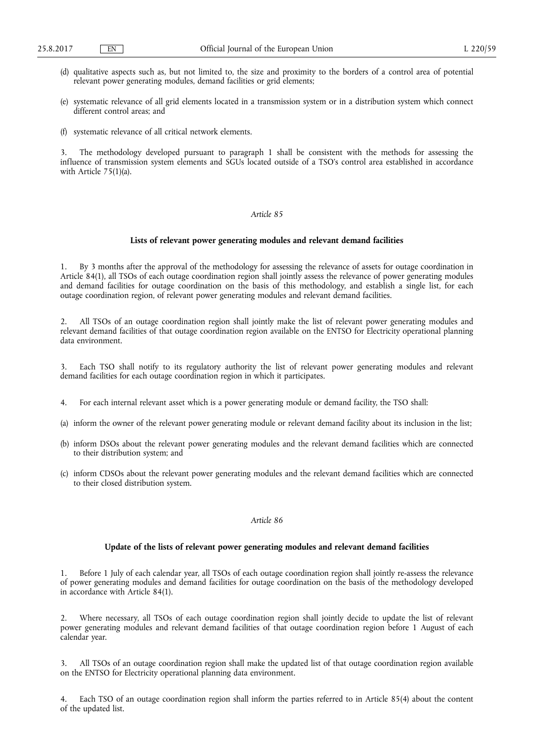(d) qualitative aspects such as, but not limited to, the size and proximity to the borders of a control area of potential relevant power generating modules, demand facilities or grid elements;

(e) systematic relevance of all grid elements located in a transmission system or in a distribution system which connect different control areas; and

(f) systematic relevance of all critical network elements.

3. The methodology developed pursuant to paragraph 1 shall be consistent with the methods for assessing the influence of transmission system elements and SGUs located outside of a TSO's control area established in accordance with Article 75(1)(a).

*Article 85*

**Lists of relevant power generating modules and relevant demand facilities**

1. By 3 months after the approval of the methodology for assessing the relevance of assets for outage coordination in Article 84(1), all TSOs of each outage coordination region shall jointly assess the relevance of power generating modules and demand facilities for outage coordination on the basis of this methodology, and establish a single list, for each outage coordination region, of relevant power generating modules and relevant demand facilities.

2. All TSOs of an outage coordination region shall jointly make the list of relevant power generating modules and relevant demand facilities of that outage coordination region available on the ENTSO for Electricity operational planning data environment.

3. Each TSO shall notify to its regulatory authority the list of relevant power generating modules and relevant demand facilities for each outage coordination region in which it participates.

4. For each internal relevant asset which is a power generating module or demand facility, the TSO shall:

(a) inform the owner of the relevant power generating module or relevant demand facility about its inclusion in the list;

(b) inform DSOs about the relevant power generating modules and the relevant demand facilities which are connected to their distribution system; and

(c) inform CDSOs about the relevant power generating modules and the relevant demand facilities which are connected to their closed distribution system.

*Article 86*

**Update of the lists of relevant power generating modules and relevant demand facilities**

1. Before 1 July of each calendar year, all TSOs of each outage coordination region shall jointly re-assess the relevance of power generating modules and demand facilities for outage coordination on the basis of the methodology developed in accordance with Article 84(1).

2. Where necessary, all TSOs of each outage coordination region shall jointly decide to update the list of relevant power generating modules and relevant demand facilities of that outage coordination region before 1 August of each calendar year.

3. All TSOs of an outage coordination region shall make the updated list of that outage coordination region available on the ENTSO for Electricity operational planning data environment.

4. Each TSO of an outage coordination region shall inform the parties referred to in Article 85(4) about the content of the updated list.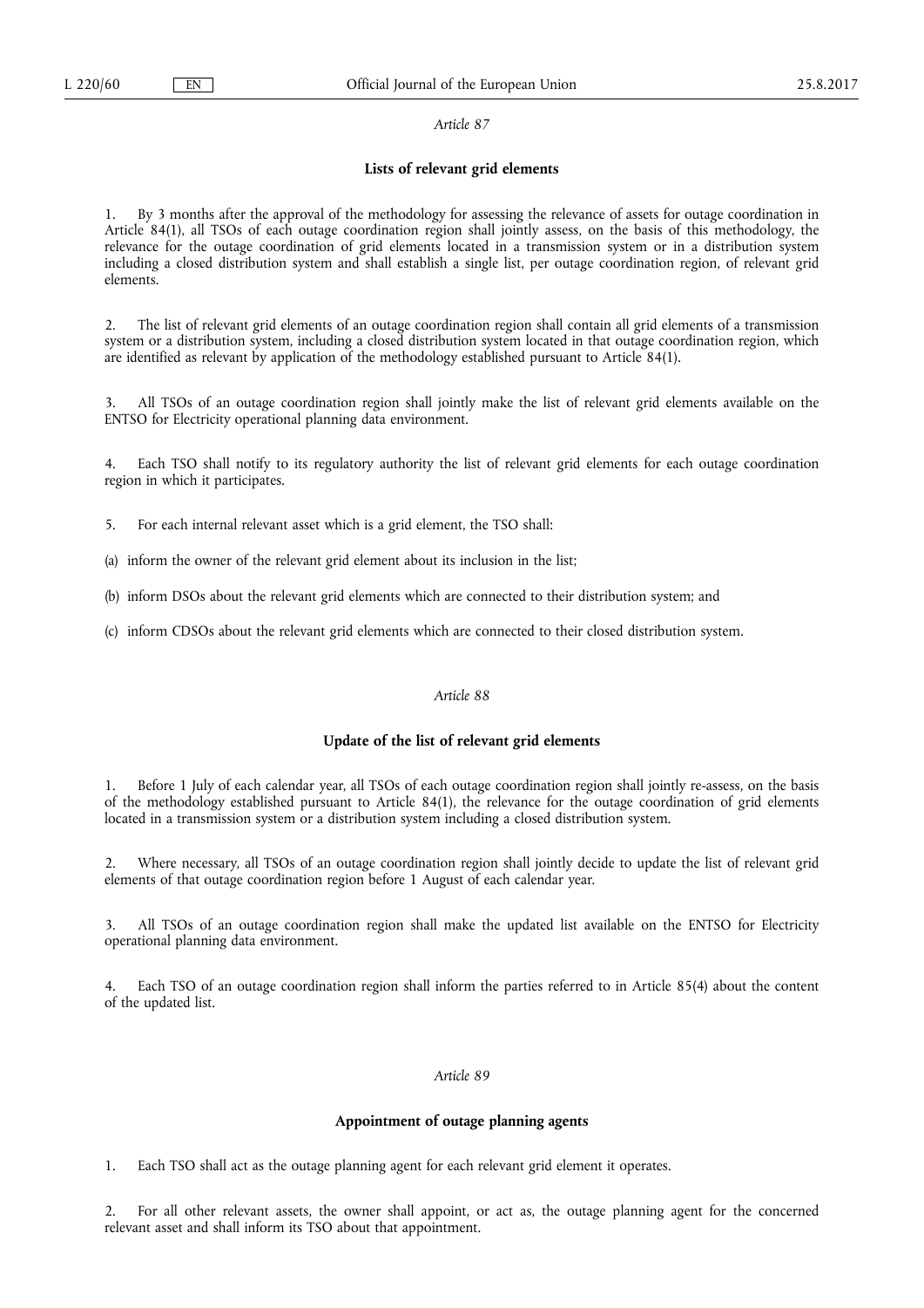*Article 87*

**Lists of relevant grid elements**

1. By 3 months after the approval of the methodology for assessing the relevance of assets for outage coordination in Article 84(1), all TSOs of each outage coordination region shall jointly assess, on the basis of this methodology, the relevance for the outage coordination of grid elements located in a transmission system or in a distribution system including a closed distribution system and shall establish a single list, per outage coordination region, of relevant grid elements.

2. The list of relevant grid elements of an outage coordination region shall contain all grid elements of a transmission system or a distribution system, including a closed distribution system located in that outage coordination region, which are identified as relevant by application of the methodology established pursuant to Article 84(1).

3. All TSOs of an outage coordination region shall jointly make the list of relevant grid elements available on the ENTSO for Electricity operational planning data environment.

4. Each TSO shall notify to its regulatory authority the list of relevant grid elements for each outage coordination region in which it participates.

5. For each internal relevant asset which is a grid element, the TSO shall:

(a) inform the owner of the relevant grid element about its inclusion in the list;

(b) inform DSOs about the relevant grid elements which are connected to their distribution system; and

(c) inform CDSOs about the relevant grid elements which are connected to their closed distribution system.

*Article 88*

**Update of the list of relevant grid elements**

1. Before 1 July of each calendar year, all TSOs of each outage coordination region shall jointly re-assess, on the basis of the methodology established pursuant to Article 84(1), the relevance for the outage coordination of grid elements located in a transmission system or a distribution system including a closed distribution system.

2. Where necessary, all TSOs of an outage coordination region shall jointly decide to update the list of relevant grid elements of that outage coordination region before 1 August of each calendar year.

3. All TSOs of an outage coordination region shall make the updated list available on the ENTSO for Electricity operational planning data environment.

4. Each TSO of an outage coordination region shall inform the parties referred to in Article 85(4) about the content of the updated list.

*Article 89*

**Appointment of outage planning agents**

1. Each TSO shall act as the outage planning agent for each relevant grid element it operates.

2. For all other relevant assets, the owner shall appoint, or act as, the outage planning agent for the concerned relevant asset and shall inform its TSO about that appointment.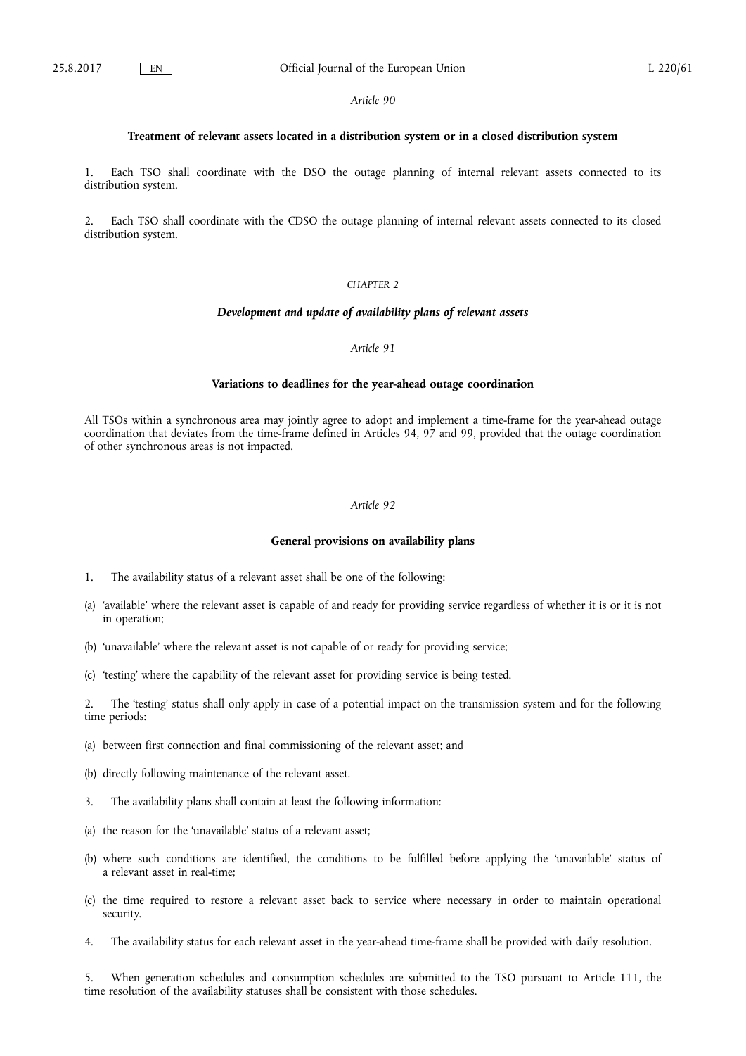*Article 90*

**Treatment of relevant assets located in a distribution system or in a closed distribution system**

1. Each TSO shall coordinate with the DSO the outage planning of internal relevant assets connected to its distribution system.

2. Each TSO shall coordinate with the CDSO the outage planning of internal relevant assets connected to its closed distribution system.

*CHAPTER 2*

***Development and update of availability plans of relevant assets***

*Article 91*

**Variations to deadlines for the year-ahead outage coordination**

All TSOs within a synchronous area may jointly agree to adopt and implement a time-frame for the year-ahead outage coordination that deviates from the time-frame defined in Articles 94, 97 and 99, provided that the outage coordination of other synchronous areas is not impacted.

*Article 92*

**General provisions on availability plans**

1. The availability status of a relevant asset shall be one of the following:

(a) 'available' where the relevant asset is capable of and ready for providing service regardless of whether it is or it is not in operation;

(b) 'unavailable' where the relevant asset is not capable of or ready for providing service;

(c) 'testing' where the capability of the relevant asset for providing service is being tested.

2. The 'testing' status shall only apply in case of a potential impact on the transmission system and for the following time periods:

(a) between first connection and final commissioning of the relevant asset; and

(b) directly following maintenance of the relevant asset.

3. The availability plans shall contain at least the following information:

(a) the reason for the 'unavailable' status of a relevant asset;

(b) where such conditions are identified, the conditions to be fulfilled before applying the 'unavailable' status of a relevant asset in real-time;

(c) the time required to restore a relevant asset back to service where necessary in order to maintain operational security.

4. The availability status for each relevant asset in the year-ahead time-frame shall be provided with daily resolution.

5. When generation schedules and consumption schedules are submitted to the TSO pursuant to Article 111, the time resolution of the availability statuses shall be consistent with those schedules.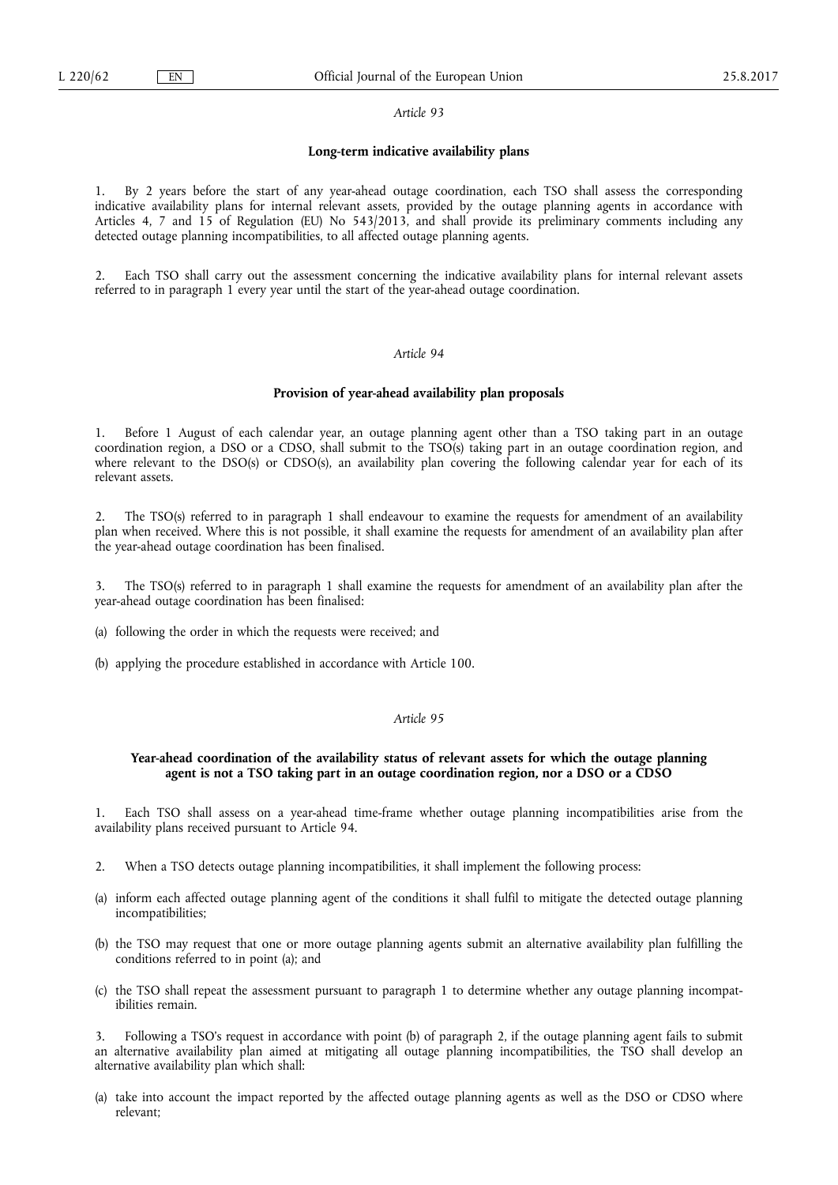*Article 93*

**Long-term indicative availability plans**

1. By 2 years before the start of any year-ahead outage coordination, each TSO shall assess the corresponding indicative availability plans for internal relevant assets, provided by the outage planning agents in accordance with Articles 4, 7 and 15 of Regulation (EU) No 543/2013, and shall provide its preliminary comments including any detected outage planning incompatibilities, to all affected outage planning agents.

2. Each TSO shall carry out the assessment concerning the indicative availability plans for internal relevant assets referred to in paragraph 1 every year until the start of the year-ahead outage coordination.

*Article 94*

**Provision of year-ahead availability plan proposals**

1. Before 1 August of each calendar year, an outage planning agent other than a TSO taking part in an outage coordination region, a DSO or a CDSO, shall submit to the TSO(s) taking part in an outage coordination region, and where relevant to the DSO(s) or CDSO(s), an availability plan covering the following calendar year for each of its relevant assets.

2. The TSO(s) referred to in paragraph 1 shall endeavour to examine the requests for amendment of an availability plan when received. Where this is not possible, it shall examine the requests for amendment of an availability plan after the year-ahead outage coordination has been finalised.

3. The TSO(s) referred to in paragraph 1 shall examine the requests for amendment of an availability plan after the year-ahead outage coordination has been finalised:

(a) following the order in which the requests were received; and

(b) applying the procedure established in accordance with Article 100.

*Article 95*

**Year-ahead coordination of the availability status of relevant assets for which the outage planning agent is not a TSO taking part in an outage coordination region, nor a DSO or a CDSO**

1. Each TSO shall assess on a year-ahead time-frame whether outage planning incompatibilities arise from the availability plans received pursuant to Article 94.

2. When a TSO detects outage planning incompatibilities, it shall implement the following process:

(a) inform each affected outage planning agent of the conditions it shall fulfil to mitigate the detected outage planning incompatibilities;

(b) the TSO may request that one or more outage planning agents submit an alternative availability plan fulfilling the conditions referred to in point (a); and

(c) the TSO shall repeat the assessment pursuant to paragraph 1 to determine whether any outage planning incompatibilities remain.

3. Following a TSO's request in accordance with point (b) of paragraph 2, if the outage planning agent fails to submit an alternative availability plan aimed at mitigating all outage planning incompatibilities, the TSO shall develop an alternative availability plan which shall:

(a) take into account the impact reported by the affected outage planning agents as well as the DSO or CDSO where relevant;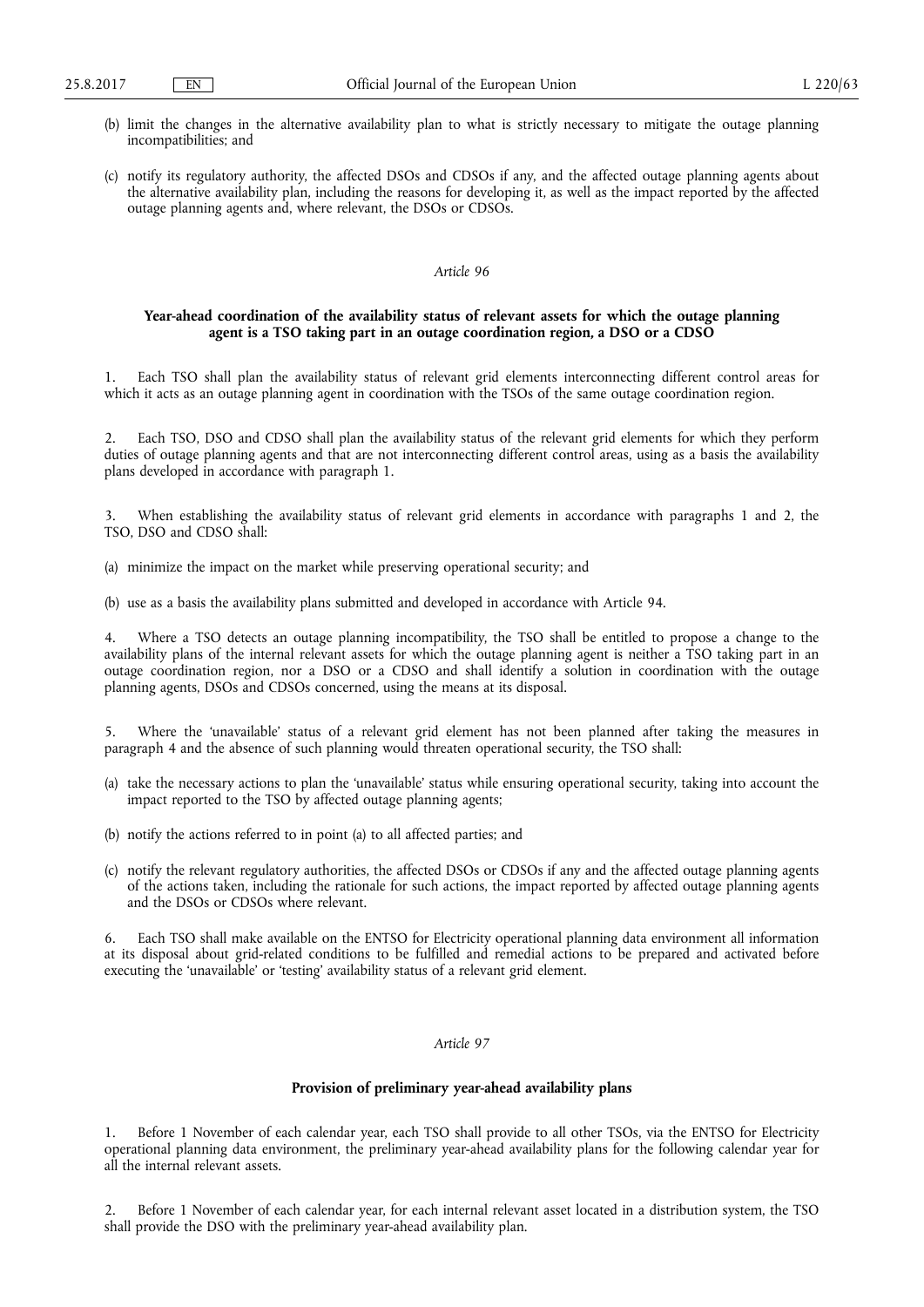(b) limit the changes in the alternative availability plan to what is strictly necessary to mitigate the outage planning incompatibilities; and

(c) notify its regulatory authority, the affected DSOs and CDSOs if any, and the affected outage planning agents about the alternative availability plan, including the reasons for developing it, as well as the impact reported by the affected outage planning agents and, where relevant, the DSOs or CDSOs.

*Article 96*

**Year-ahead coordination of the availability status of relevant assets for which the outage planning agent is a TSO taking part in an outage coordination region, a DSO or a CDSO**

1. Each TSO shall plan the availability status of relevant grid elements interconnecting different control areas for which it acts as an outage planning agent in coordination with the TSOs of the same outage coordination region.

2. Each TSO, DSO and CDSO shall plan the availability status of the relevant grid elements for which they perform duties of outage planning agents and that are not interconnecting different control areas, using as a basis the availability plans developed in accordance with paragraph 1.

3. When establishing the availability status of relevant grid elements in accordance with paragraphs 1 and 2, the TSO, DSO and CDSO shall:

(a) minimize the impact on the market while preserving operational security; and

(b) use as a basis the availability plans submitted and developed in accordance with Article 94.

4. Where a TSO detects an outage planning incompatibility, the TSO shall be entitled to propose a change to the availability plans of the internal relevant assets for which the outage planning agent is neither a TSO taking part in an outage coordination region, nor a DSO or a CDSO and shall identify a solution in coordination with the outage planning agents, DSOs and CDSOs concerned, using the means at its disposal.

5. Where the 'unavailable' status of a relevant grid element has not been planned after taking the measures in paragraph 4 and the absence of such planning would threaten operational security, the TSO shall:

(a) take the necessary actions to plan the 'unavailable' status while ensuring operational security, taking into account the impact reported to the TSO by affected outage planning agents;

(b) notify the actions referred to in point (a) to all affected parties; and

(c) notify the relevant regulatory authorities, the affected DSOs or CDSOs if any and the affected outage planning agents of the actions taken, including the rationale for such actions, the impact reported by affected outage planning agents and the DSOs or CDSOs where relevant.

6. Each TSO shall make available on the ENTSO for Electricity operational planning data environment all information at its disposal about grid-related conditions to be fulfilled and remedial actions to be prepared and activated before executing the 'unavailable' or 'testing' availability status of a relevant grid element.

*Article 97*

**Provision of preliminary year-ahead availability plans**

1. Before 1 November of each calendar year, each TSO shall provide to all other TSOs, via the ENTSO for Electricity operational planning data environment, the preliminary year-ahead availability plans for the following calendar year for all the internal relevant assets.

2. Before 1 November of each calendar year, for each internal relevant asset located in a distribution system, the TSO shall provide the DSO with the preliminary year-ahead availability plan.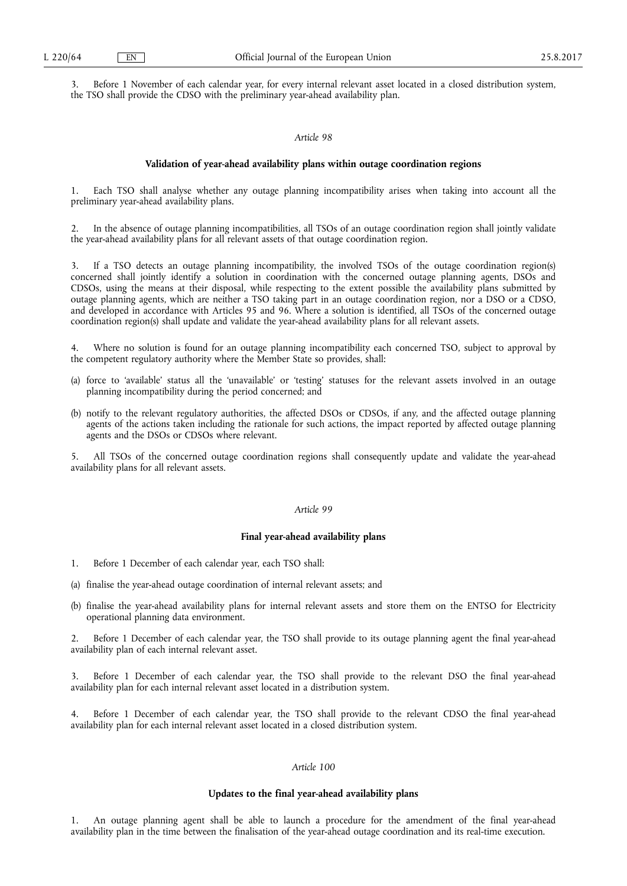3. Before 1 November of each calendar year, for every internal relevant asset located in a closed distribution system, the TSO shall provide the CDSO with the preliminary year-ahead availability plan.

*Article 98*

**Validation of year-ahead availability plans within outage coordination regions**

1. Each TSO shall analyse whether any outage planning incompatibility arises when taking into account all the preliminary year-ahead availability plans.

2. In the absence of outage planning incompatibilities, all TSOs of an outage coordination region shall jointly validate the year-ahead availability plans for all relevant assets of that outage coordination region.

3. If a TSO detects an outage planning incompatibility, the involved TSOs of the outage coordination region(s) concerned shall jointly identify a solution in coordination with the concerned outage planning agents, DSOs and CDSOs, using the means at their disposal, while respecting to the extent possible the availability plans submitted by outage planning agents, which are neither a TSO taking part in an outage coordination region, nor a DSO or a CDSO, and developed in accordance with Articles 95 and 96. Where a solution is identified, all TSOs of the concerned outage coordination region(s) shall update and validate the year-ahead availability plans for all relevant assets.

4. Where no solution is found for an outage planning incompatibility each concerned TSO, subject to approval by the competent regulatory authority where the Member State so provides, shall:

(a) force to 'available' status all the 'unavailable' or 'testing' statuses for the relevant assets involved in an outage planning incompatibility during the period concerned; and

(b) notify to the relevant regulatory authorities, the affected DSOs or CDSOs, if any, and the affected outage planning agents of the actions taken including the rationale for such actions, the impact reported by affected outage planning agents and the DSOs or CDSOs where relevant.

5. All TSOs of the concerned outage coordination regions shall consequently update and validate the year-ahead availability plans for all relevant assets.

*Article 99*

**Final year-ahead availability plans**

1. Before 1 December of each calendar year, each TSO shall:

(a) finalise the year-ahead outage coordination of internal relevant assets; and

(b) finalise the year-ahead availability plans for internal relevant assets and store them on the ENTSO for Electricity operational planning data environment.

2. Before 1 December of each calendar year, the TSO shall provide to its outage planning agent the final year-ahead availability plan of each internal relevant asset.

3. Before 1 December of each calendar year, the TSO shall provide to the relevant DSO the final year-ahead availability plan for each internal relevant asset located in a distribution system.

4. Before 1 December of each calendar year, the TSO shall provide to the relevant CDSO the final year-ahead availability plan for each internal relevant asset located in a closed distribution system.

*Article 100*

**Updates to the final year-ahead availability plans**

1. An outage planning agent shall be able to launch a procedure for the amendment of the final year-ahead availability plan in the time between the finalisation of the year-ahead outage coordination and its real-time execution.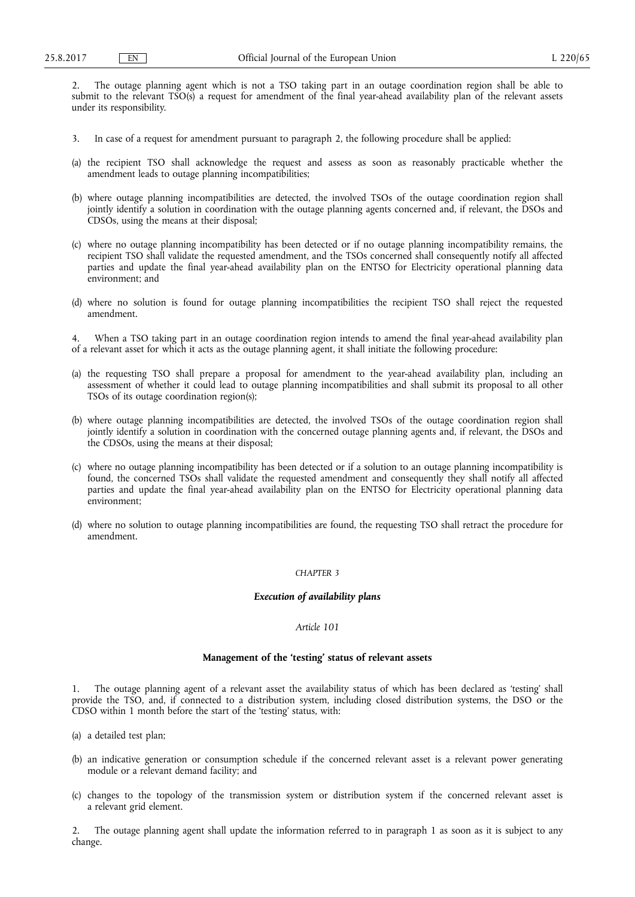2. The outage planning agent which is not a TSO taking part in an outage coordination region shall be able to submit to the relevant TSO(s) a request for amendment of the final year-ahead availability plan of the relevant assets under its responsibility.

3. In case of a request for amendment pursuant to paragraph 2, the following procedure shall be applied:

(a) the recipient TSO shall acknowledge the request and assess as soon as reasonably practicable whether the amendment leads to outage planning incompatibilities;

(b) where outage planning incompatibilities are detected, the involved TSOs of the outage coordination region shall jointly identify a solution in coordination with the outage planning agents concerned and, if relevant, the DSOs and CDSOs, using the means at their disposal;

(c) where no outage planning incompatibility has been detected or if no outage planning incompatibility remains, the recipient TSO shall validate the requested amendment, and the TSOs concerned shall consequently notify all affected parties and update the final year-ahead availability plan on the ENTSO for Electricity operational planning data environment; and

(d) where no solution is found for outage planning incompatibilities the recipient TSO shall reject the requested amendment.

4. When a TSO taking part in an outage coordination region intends to amend the final year-ahead availability plan of a relevant asset for which it acts as the outage planning agent, it shall initiate the following procedure:

(a) the requesting TSO shall prepare a proposal for amendment to the year-ahead availability plan, including an assessment of whether it could lead to outage planning incompatibilities and shall submit its proposal to all other TSOs of its outage coordination region(s);

(b) where outage planning incompatibilities are detected, the involved TSOs of the outage coordination region shall jointly identify a solution in coordination with the concerned outage planning agents and, if relevant, the DSOs and the CDSOs, using the means at their disposal;

(c) where no outage planning incompatibility has been detected or if a solution to an outage planning incompatibility is found, the concerned TSOs shall validate the requested amendment and consequently they shall notify all affected parties and update the final year-ahead availability plan on the ENTSO for Electricity operational planning data environment;

(d) where no solution to outage planning incompatibilities are found, the requesting TSO shall retract the procedure for amendment.

*CHAPTER 3*

***Execution of availability plans***

*Article 101*

**Management of the 'testing' status of relevant assets**

1. The outage planning agent of a relevant asset the availability status of which has been declared as 'testing' shall provide the TSO, and, if connected to a distribution system, including closed distribution systems, the DSO or the CDSO within 1 month before the start of the 'testing' status, with:

(a) a detailed test plan;

(b) an indicative generation or consumption schedule if the concerned relevant asset is a relevant power generating module or a relevant demand facility; and

(c) changes to the topology of the transmission system or distribution system if the concerned relevant asset is a relevant grid element.

2. The outage planning agent shall update the information referred to in paragraph 1 as soon as it is subject to any change.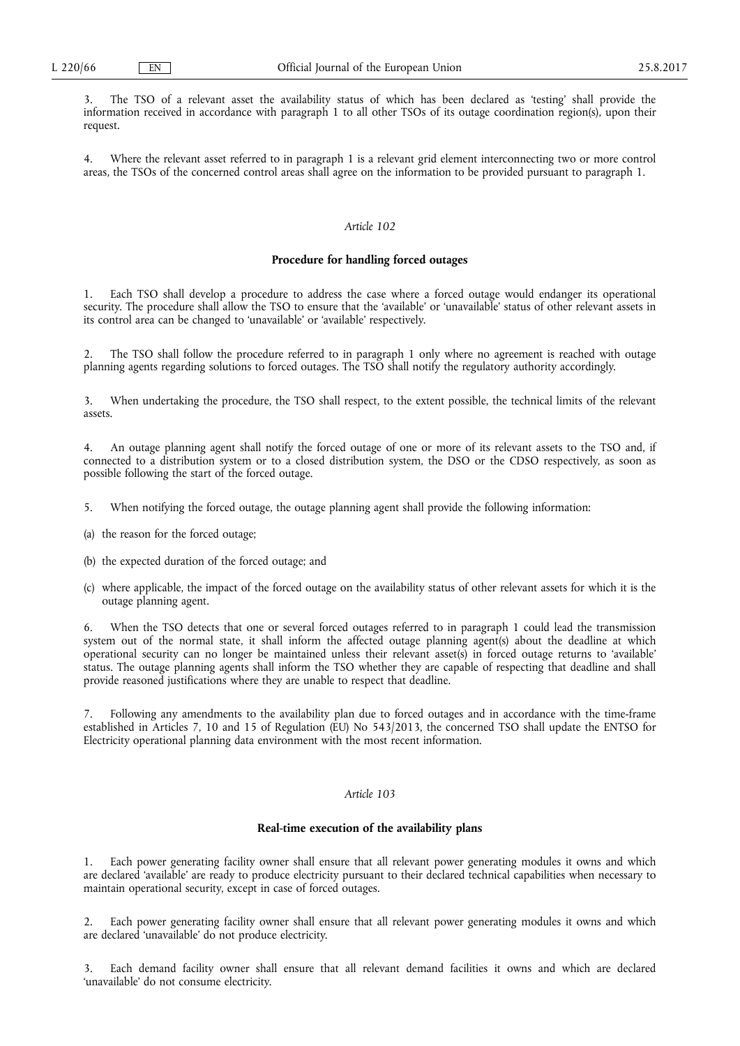3. The TSO of a relevant asset the availability status of which has been declared as 'testing' shall provide the information received in accordance with paragraph 1 to all other TSOs of its outage coordination region(s), upon their request.

4. Where the relevant asset referred to in paragraph 1 is a relevant grid element interconnecting two or more control areas, the TSOs of the concerned control areas shall agree on the information to be provided pursuant to paragraph 1.

*Article 102*

**Procedure for handling forced outages**

1. Each TSO shall develop a procedure to address the case where a forced outage would endanger its operational security. The procedure shall allow the TSO to ensure that the 'available' or 'unavailable' status of other relevant assets in its control area can be changed to 'unavailable' or 'available' respectively.

2. The TSO shall follow the procedure referred to in paragraph 1 only where no agreement is reached with outage planning agents regarding solutions to forced outages. The TSO shall notify the regulatory authority accordingly.

3. When undertaking the procedure, the TSO shall respect, to the extent possible, the technical limits of the relevant assets.

4. An outage planning agent shall notify the forced outage of one or more of its relevant assets to the TSO and, if connected to a distribution system or to a closed distribution system, the DSO or the CDSO respectively, as soon as possible following the start of the forced outage.

5. When notifying the forced outage, the outage planning agent shall provide the following information:

(a) the reason for the forced outage;

(b) the expected duration of the forced outage; and

(c) where applicable, the impact of the forced outage on the availability status of other relevant assets for which it is the outage planning agent.

6. When the TSO detects that one or several forced outages referred to in paragraph 1 could lead the transmission system out of the normal state, it shall inform the affected outage planning agent(s) about the deadline at which operational security can no longer be maintained unless their relevant asset(s) in forced outage returns to 'available' status. The outage planning agents shall inform the TSO whether they are capable of respecting that deadline and shall provide reasoned justifications where they are unable to respect that deadline.

7. Following any amendments to the availability plan due to forced outages and in accordance with the time-frame established in Articles 7, 10 and 15 of Regulation (EU) No 543/2013, the concerned TSO shall update the ENTSO for Electricity operational planning data environment with the most recent information.

*Article 103*

**Real-time execution of the availability plans**

1. Each power generating facility owner shall ensure that all relevant power generating modules it owns and which are declared 'available' are ready to produce electricity pursuant to their declared technical capabilities when necessary to maintain operational security, except in case of forced outages.

2. Each power generating facility owner shall ensure that all relevant power generating modules it owns and which are declared 'unavailable' do not produce electricity.

3. Each demand facility owner shall ensure that all relevant demand facilities it owns and which are declared 'unavailable' do not consume electricity.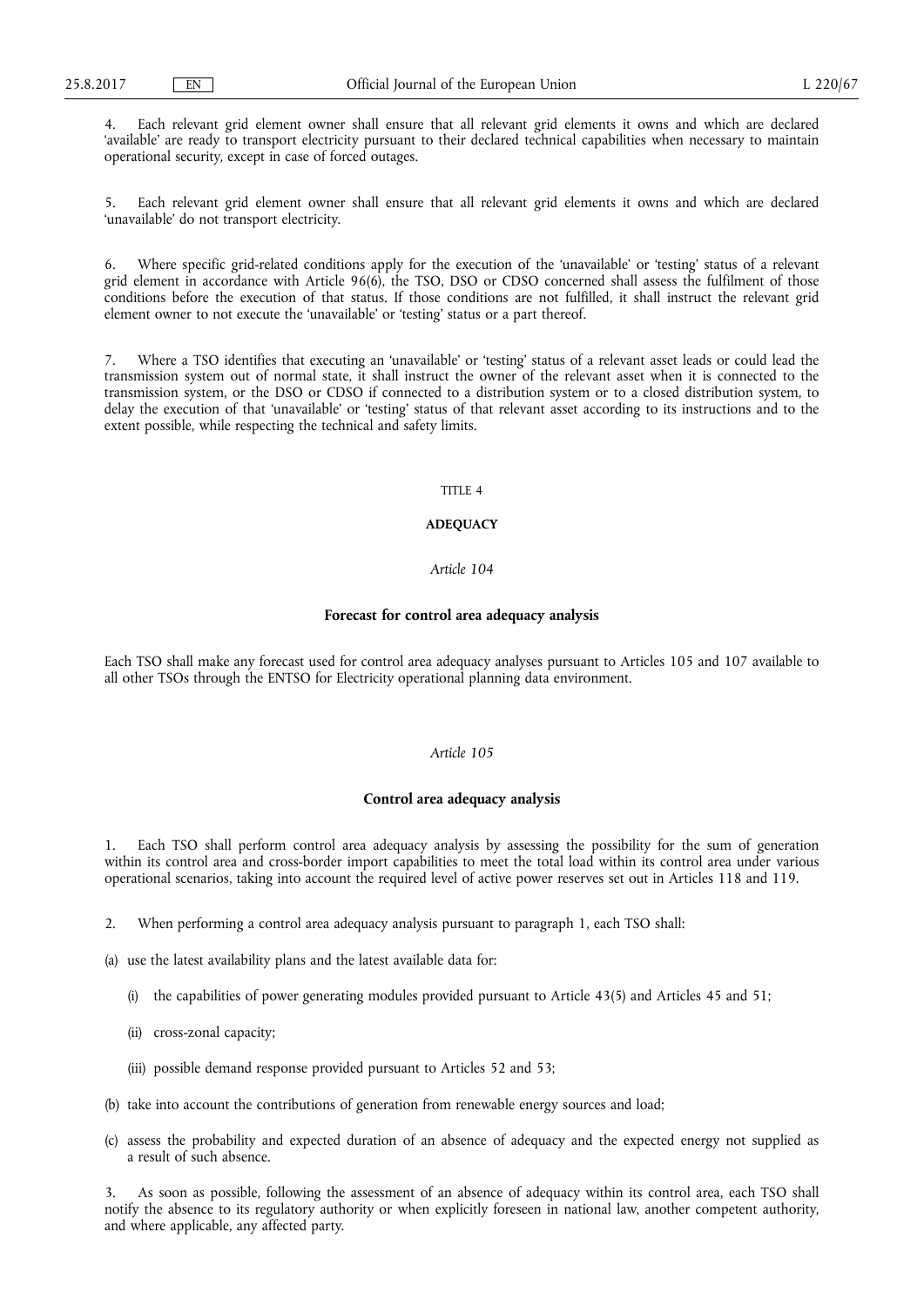4. Each relevant grid element owner shall ensure that all relevant grid elements it owns and which are declared 'available' are ready to transport electricity pursuant to their declared technical capabilities when necessary to maintain operational security, except in case of forced outages.

5. Each relevant grid element owner shall ensure that all relevant grid elements it owns and which are declared 'unavailable' do not transport electricity.

6. Where specific grid-related conditions apply for the execution of the 'unavailable' or 'testing' status of a relevant grid element in accordance with Article 96(6), the TSO, DSO or CDSO concerned shall assess the fulfilment of those conditions before the execution of that status. If those conditions are not fulfilled, it shall instruct the relevant grid element owner to not execute the 'unavailable' or 'testing' status or a part thereof.

7. Where a TSO identifies that executing an 'unavailable' or 'testing' status of a relevant asset leads or could lead the transmission system out of normal state, it shall instruct the owner of the relevant asset when it is connected to the transmission system, or the DSO or CDSO if connected to a distribution system or to a closed distribution system, to delay the execution of that 'unavailable' or 'testing' status of that relevant asset according to its instructions and to the extent possible, while respecting the technical and safety limits.

## TITLE 4

## ADEQUACY

*Article 104*

### Forecast for control area adequacy analysis

Each TSO shall make any forecast used for control area adequacy analyses pursuant to Articles 105 and 107 available to all other TSOs through the ENTSO for Electricity operational planning data environment.

*Article 105*

### Control area adequacy analysis

1. Each TSO shall perform control area adequacy analysis by assessing the possibility for the sum of generation within its control area and cross-border import capabilities to meet the total load within its control area under various operational scenarios, taking into account the required level of active power reserves set out in Articles 118 and 119.

2. When performing a control area adequacy analysis pursuant to paragraph 1, each TSO shall:

(a) use the latest availability plans and the latest available data for:

  (i) the capabilities of power generating modules provided pursuant to Article 43(5) and Articles 45 and 51;

  (ii) cross-zonal capacity;

  (iii) possible demand response provided pursuant to Articles 52 and 53;

(b) take into account the contributions of generation from renewable energy sources and load;

(c) assess the probability and expected duration of an absence of adequacy and the expected energy not supplied as a result of such absence.

3. As soon as possible, following the assessment of an absence of adequacy within its control area, each TSO shall notify the absence to its regulatory authority or when explicitly foreseen in national law, another competent authority, and where applicable, any affected party.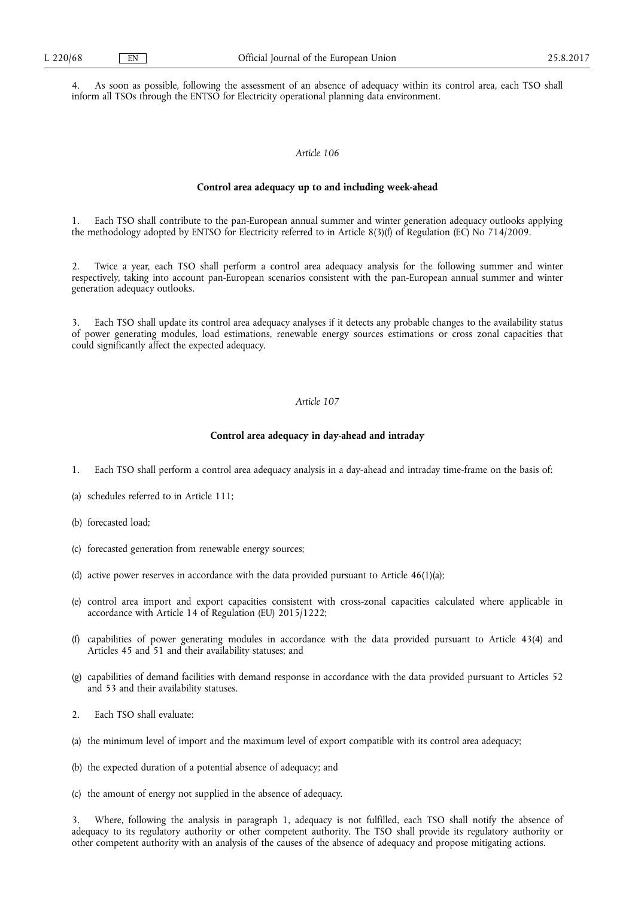4. As soon as possible, following the assessment of an absence of adequacy within its control area, each TSO shall inform all TSOs through the ENTSO for Electricity operational planning data environment.

*Article 106*

**Control area adequacy up to and including week-ahead**

1. Each TSO shall contribute to the pan-European annual summer and winter generation adequacy outlooks applying the methodology adopted by ENTSO for Electricity referred to in Article 8(3)(f) of Regulation (EC) No 714/2009.

2. Twice a year, each TSO shall perform a control area adequacy analysis for the following summer and winter respectively, taking into account pan-European scenarios consistent with the pan-European annual summer and winter generation adequacy outlooks.

3. Each TSO shall update its control area adequacy analyses if it detects any probable changes to the availability status of power generating modules, load estimations, renewable energy sources estimations or cross zonal capacities that could significantly affect the expected adequacy.

*Article 107*

**Control area adequacy in day-ahead and intraday**

1. Each TSO shall perform a control area adequacy analysis in a day-ahead and intraday time-frame on the basis of:

(a) schedules referred to in Article 111;

(b) forecasted load;

(c) forecasted generation from renewable energy sources;

(d) active power reserves in accordance with the data provided pursuant to Article 46(1)(a);

(e) control area import and export capacities consistent with cross-zonal capacities calculated where applicable in accordance with Article 14 of Regulation (EU) 2015/1222;

(f) capabilities of power generating modules in accordance with the data provided pursuant to Article 43(4) and Articles 45 and 51 and their availability statuses; and

(g) capabilities of demand facilities with demand response in accordance with the data provided pursuant to Articles 52 and 53 and their availability statuses.

2. Each TSO shall evaluate:

(a) the minimum level of import and the maximum level of export compatible with its control area adequacy;

(b) the expected duration of a potential absence of adequacy; and

(c) the amount of energy not supplied in the absence of adequacy.

3. Where, following the analysis in paragraph 1, adequacy is not fulfilled, each TSO shall notify the absence of adequacy to its regulatory authority or other competent authority. The TSO shall provide its regulatory authority or other competent authority with an analysis of the causes of the absence of adequacy and propose mitigating actions.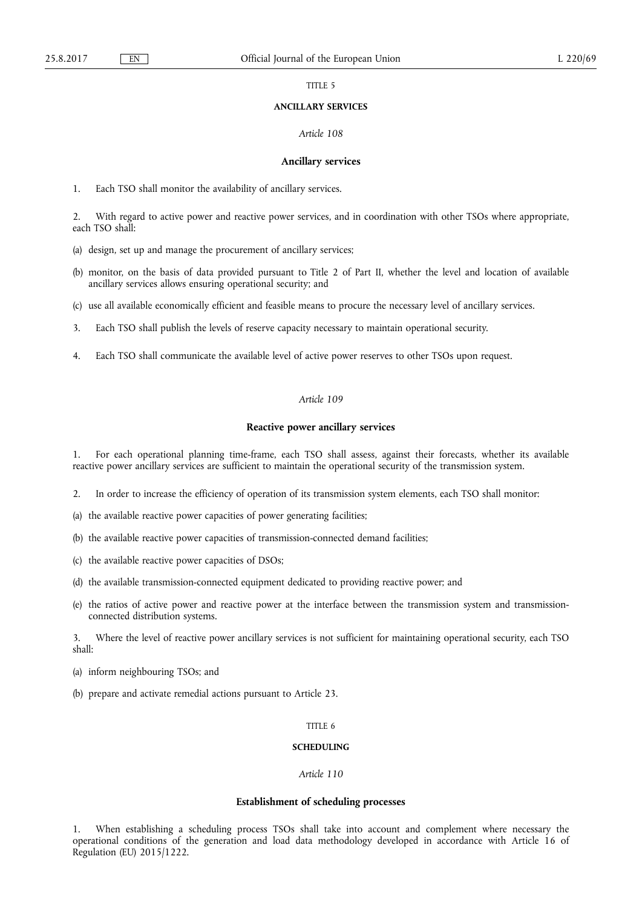TITLE 5

**ANCILLARY SERVICES**

*Article 108*

**Ancillary services**

1. Each TSO shall monitor the availability of ancillary services.

2. With regard to active power and reactive power services, and in coordination with other TSOs where appropriate, each TSO shall:

(a) design, set up and manage the procurement of ancillary services;

(b) monitor, on the basis of data provided pursuant to Title 2 of Part II, whether the level and location of available ancillary services allows ensuring operational security; and

(c) use all available economically efficient and feasible means to procure the necessary level of ancillary services.

3. Each TSO shall publish the levels of reserve capacity necessary to maintain operational security.

4. Each TSO shall communicate the available level of active power reserves to other TSOs upon request.

*Article 109*

**Reactive power ancillary services**

1. For each operational planning time-frame, each TSO shall assess, against their forecasts, whether its available reactive power ancillary services are sufficient to maintain the operational security of the transmission system.

2. In order to increase the efficiency of operation of its transmission system elements, each TSO shall monitor:

(a) the available reactive power capacities of power generating facilities;

(b) the available reactive power capacities of transmission-connected demand facilities;

(c) the available reactive power capacities of DSOs;

(d) the available transmission-connected equipment dedicated to providing reactive power; and

(e) the ratios of active power and reactive power at the interface between the transmission system and transmission-connected distribution systems.

3. Where the level of reactive power ancillary services is not sufficient for maintaining operational security, each TSO shall:

(a) inform neighbouring TSOs; and

(b) prepare and activate remedial actions pursuant to Article 23.

TITLE 6

**SCHEDULING**

*Article 110*

**Establishment of scheduling processes**

1. When establishing a scheduling process TSOs shall take into account and complement where necessary the operational conditions of the generation and load data methodology developed in accordance with Article 16 of Regulation (EU) 2015/1222.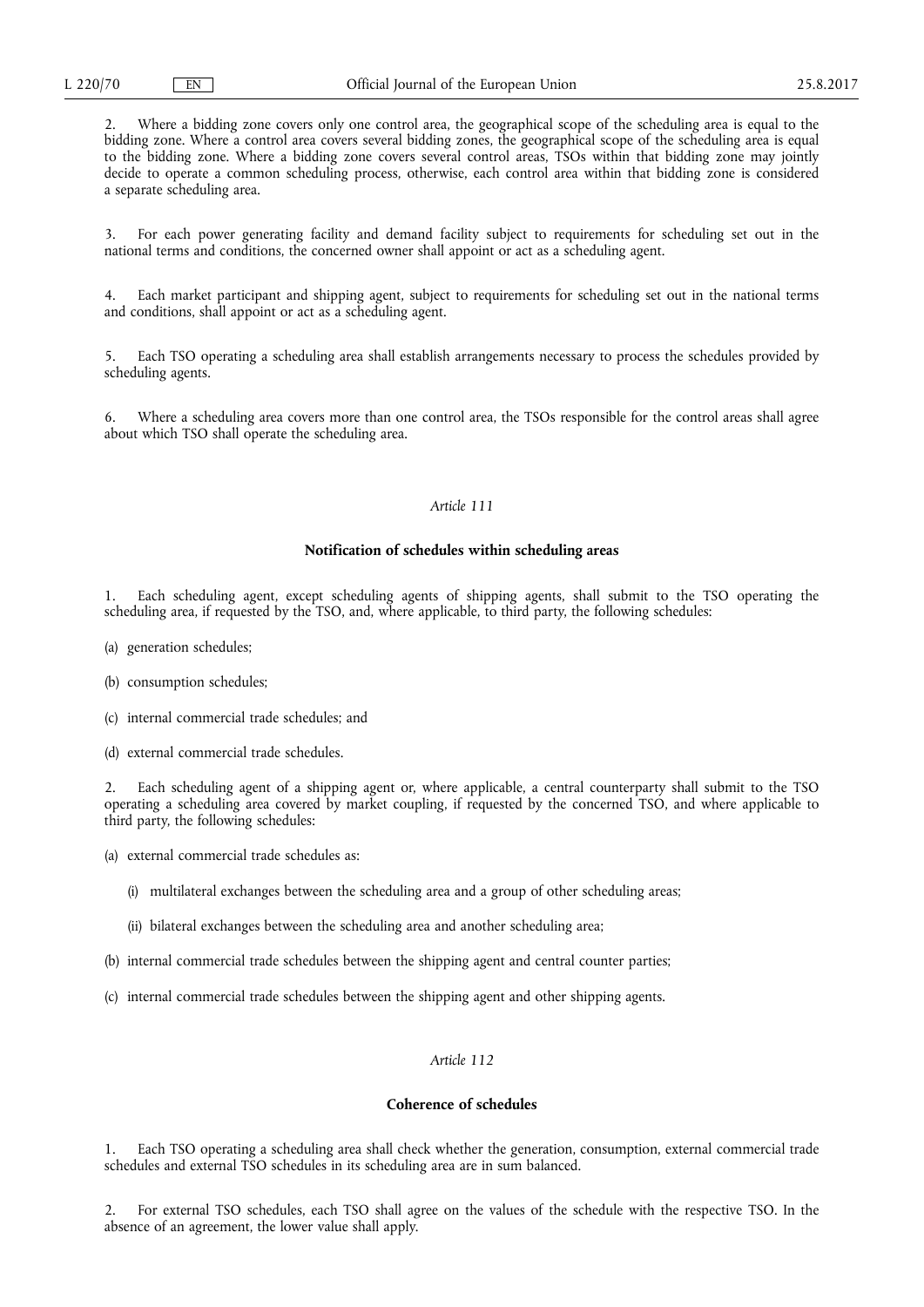2. Where a bidding zone covers only one control area, the geographical scope of the scheduling area is equal to the bidding zone. Where a control area covers several bidding zones, the geographical scope of the scheduling area is equal to the bidding zone. Where a bidding zone covers several control areas, TSOs within that bidding zone may jointly decide to operate a common scheduling process, otherwise, each control area within that bidding zone is considered a separate scheduling area.

3. For each power generating facility and demand facility subject to requirements for scheduling set out in the national terms and conditions, the concerned owner shall appoint or act as a scheduling agent.

4. Each market participant and shipping agent, subject to requirements for scheduling set out in the national terms and conditions, shall appoint or act as a scheduling agent.

5. Each TSO operating a scheduling area shall establish arrangements necessary to process the schedules provided by scheduling agents.

6. Where a scheduling area covers more than one control area, the TSOs responsible for the control areas shall agree about which TSO shall operate the scheduling area.

*Article 111*

**Notification of schedules within scheduling areas**

1. Each scheduling agent, except scheduling agents of shipping agents, shall submit to the TSO operating the scheduling area, if requested by the TSO, and, where applicable, to third party, the following schedules:

(a) generation schedules;

(b) consumption schedules;

(c) internal commercial trade schedules; and

(d) external commercial trade schedules.

2. Each scheduling agent of a shipping agent or, where applicable, a central counterparty shall submit to the TSO operating a scheduling area covered by market coupling, if requested by the concerned TSO, and where applicable to third party, the following schedules:

(a) external commercial trade schedules as:

(i) multilateral exchanges between the scheduling area and a group of other scheduling areas;

(ii) bilateral exchanges between the scheduling area and another scheduling area;

(b) internal commercial trade schedules between the shipping agent and central counter parties;

(c) internal commercial trade schedules between the shipping agent and other shipping agents.

*Article 112*

**Coherence of schedules**

1. Each TSO operating a scheduling area shall check whether the generation, consumption, external commercial trade schedules and external TSO schedules in its scheduling area are in sum balanced.

2. For external TSO schedules, each TSO shall agree on the values of the schedule with the respective TSO. In the absence of an agreement, the lower value shall apply.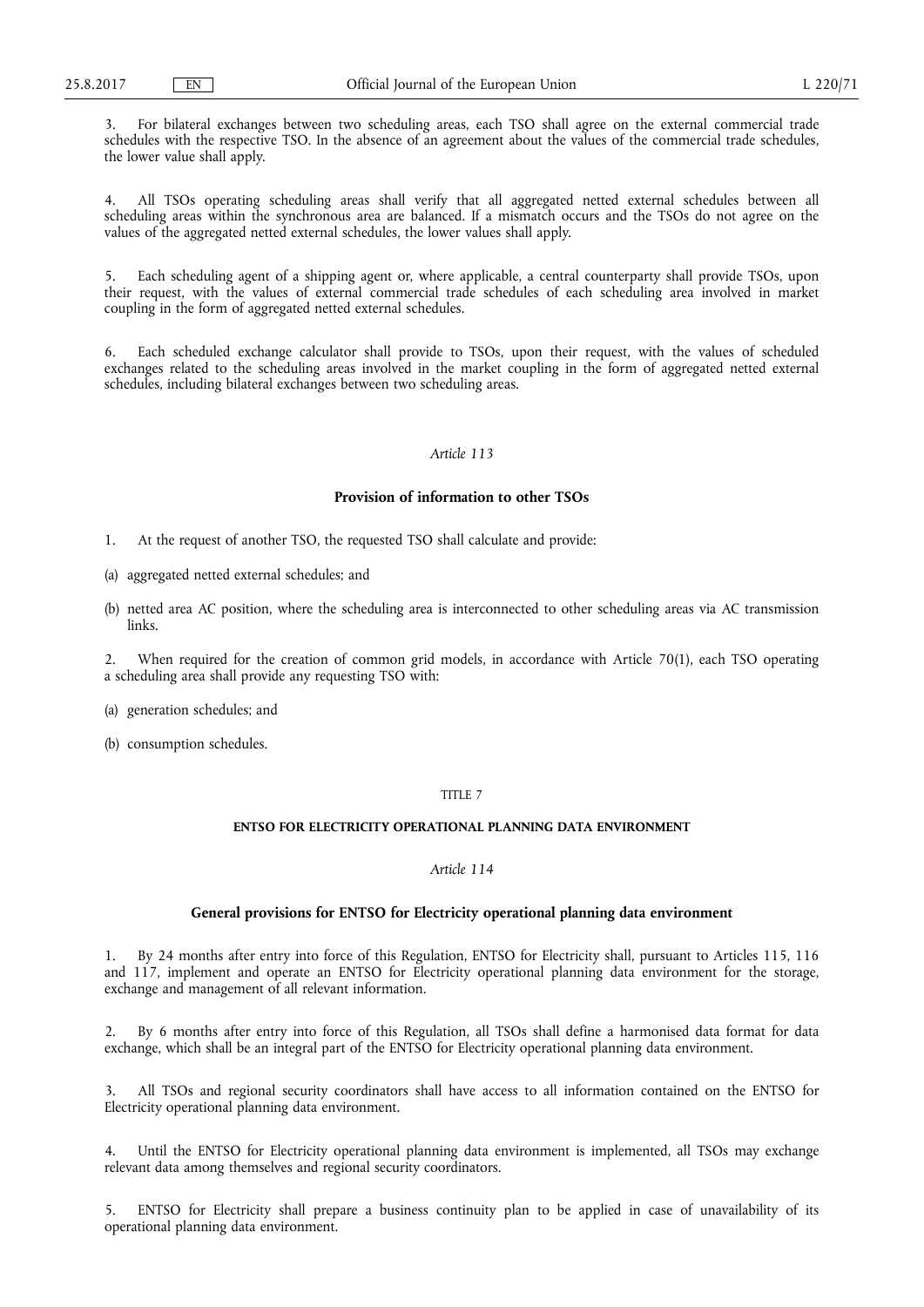3. For bilateral exchanges between two scheduling areas, each TSO shall agree on the external commercial trade schedules with the respective TSO. In the absence of an agreement about the values of the commercial trade schedules, the lower value shall apply.

4. All TSOs operating scheduling areas shall verify that all aggregated netted external schedules between all scheduling areas within the synchronous area are balanced. If a mismatch occurs and the TSOs do not agree on the values of the aggregated netted external schedules, the lower values shall apply.

5. Each scheduling agent of a shipping agent or, where applicable, a central counterparty shall provide TSOs, upon their request, with the values of external commercial trade schedules of each scheduling area involved in market coupling in the form of aggregated netted external schedules.

6. Each scheduled exchange calculator shall provide to TSOs, upon their request, with the values of scheduled exchanges related to the scheduling areas involved in the market coupling in the form of aggregated netted external schedules, including bilateral exchanges between two scheduling areas.

*Article 113*

**Provision of information to other TSOs**

1. At the request of another TSO, the requested TSO shall calculate and provide:

(a) aggregated netted external schedules; and

(b) netted area AC position, where the scheduling area is interconnected to other scheduling areas via AC transmission links.

2. When required for the creation of common grid models, in accordance with Article 70(1), each TSO operating a scheduling area shall provide any requesting TSO with:

(a) generation schedules; and

(b) consumption schedules.

TITLE 7

**ENTSO FOR ELECTRICITY OPERATIONAL PLANNING DATA ENVIRONMENT**

*Article 114*

**General provisions for ENTSO for Electricity operational planning data environment**

1. By 24 months after entry into force of this Regulation, ENTSO for Electricity shall, pursuant to Articles 115, 116 and 117, implement and operate an ENTSO for Electricity operational planning data environment for the storage, exchange and management of all relevant information.

2. By 6 months after entry into force of this Regulation, all TSOs shall define a harmonised data format for data exchange, which shall be an integral part of the ENTSO for Electricity operational planning data environment.

3. All TSOs and regional security coordinators shall have access to all information contained on the ENTSO for Electricity operational planning data environment.

4. Until the ENTSO for Electricity operational planning data environment is implemented, all TSOs may exchange relevant data among themselves and regional security coordinators.

5. ENTSO for Electricity shall prepare a business continuity plan to be applied in case of unavailability of its operational planning data environment.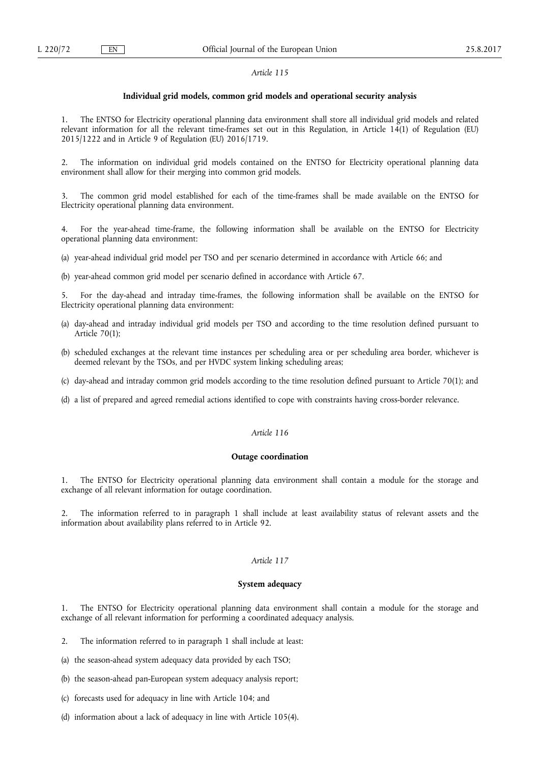*Article 115*

**Individual grid models, common grid models and operational security analysis**

1. The ENTSO for Electricity operational planning data environment shall store all individual grid models and related relevant information for all the relevant time-frames set out in this Regulation, in Article 14(1) of Regulation (EU) 2015/1222 and in Article 9 of Regulation (EU) 2016/1719.

2. The information on individual grid models contained on the ENTSO for Electricity operational planning data environment shall allow for their merging into common grid models.

3. The common grid model established for each of the time-frames shall be made available on the ENTSO for Electricity operational planning data environment.

4. For the year-ahead time-frame, the following information shall be available on the ENTSO for Electricity operational planning data environment:

(a) year-ahead individual grid model per TSO and per scenario determined in accordance with Article 66; and

(b) year-ahead common grid model per scenario defined in accordance with Article 67.

5. For the day-ahead and intraday time-frames, the following information shall be available on the ENTSO for Electricity operational planning data environment:

(a) day-ahead and intraday individual grid models per TSO and according to the time resolution defined pursuant to Article 70(1);

(b) scheduled exchanges at the relevant time instances per scheduling area or per scheduling area border, whichever is deemed relevant by the TSOs, and per HVDC system linking scheduling areas;

(c) day-ahead and intraday common grid models according to the time resolution defined pursuant to Article 70(1); and

(d) a list of prepared and agreed remedial actions identified to cope with constraints having cross-border relevance.

*Article 116*

**Outage coordination**

1. The ENTSO for Electricity operational planning data environment shall contain a module for the storage and exchange of all relevant information for outage coordination.

2. The information referred to in paragraph 1 shall include at least availability status of relevant assets and the information about availability plans referred to in Article 92.

*Article 117*

**System adequacy**

1. The ENTSO for Electricity operational planning data environment shall contain a module for the storage and exchange of all relevant information for performing a coordinated adequacy analysis.

2. The information referred to in paragraph 1 shall include at least:

(a) the season-ahead system adequacy data provided by each TSO;

(b) the season-ahead pan-European system adequacy analysis report;

(c) forecasts used for adequacy in line with Article 104; and

(d) information about a lack of adequacy in line with Article 105(4).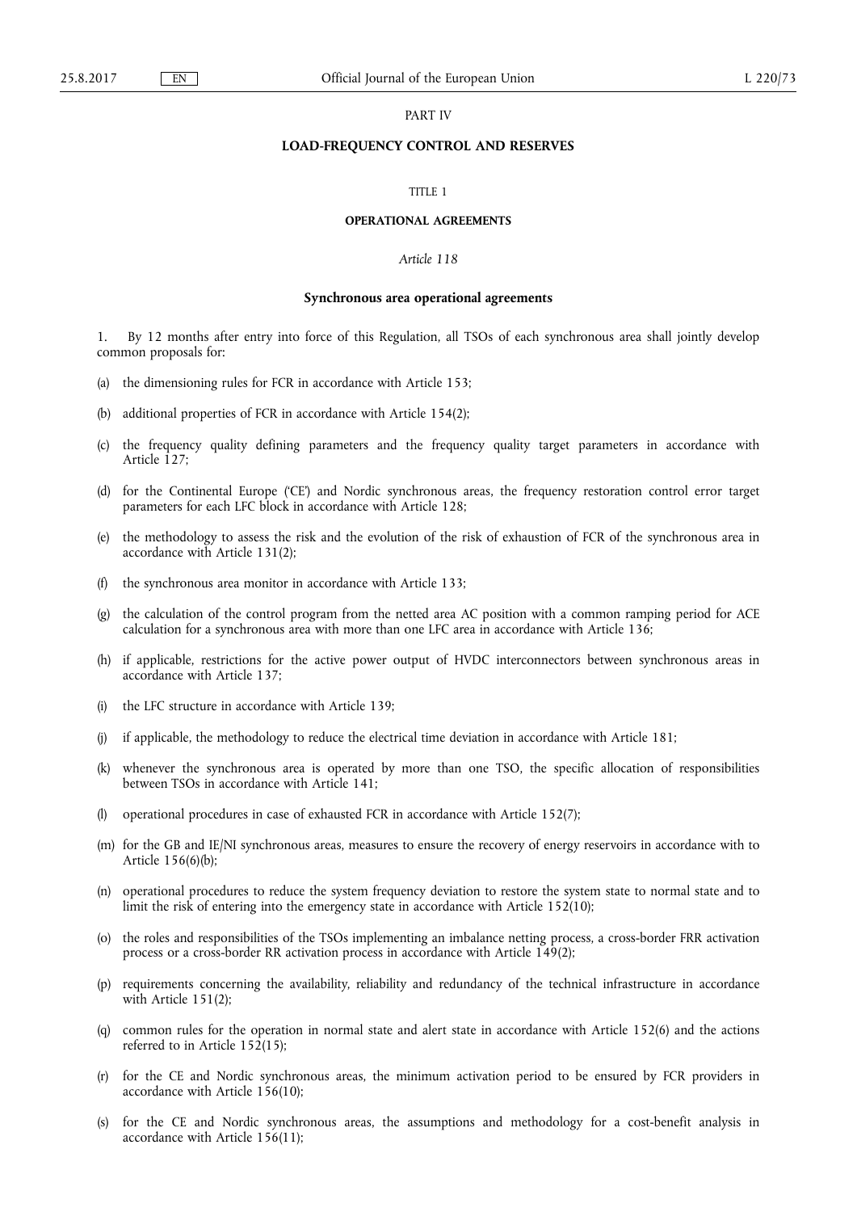PART IV

# LOAD-FREQUENCY CONTROL AND RESERVES

TITLE 1

## OPERATIONAL AGREEMENTS

*Article 118*

### Synchronous area operational agreements

1. By 12 months after entry into force of this Regulation, all TSOs of each synchronous area shall jointly develop common proposals for:

(a) the dimensioning rules for FCR in accordance with Article 153;

(b) additional properties of FCR in accordance with Article 154(2);

(c) the frequency quality defining parameters and the frequency quality target parameters in accordance with Article 127;

(d) for the Continental Europe ('CE') and Nordic synchronous areas, the frequency restoration control error target parameters for each LFC block in accordance with Article 128;

(e) the methodology to assess the risk and the evolution of the risk of exhaustion of FCR of the synchronous area in accordance with Article 131(2);

(f) the synchronous area monitor in accordance with Article 133;

(g) the calculation of the control program from the netted area AC position with a common ramping period for ACE calculation for a synchronous area with more than one LFC area in accordance with Article 136;

(h) if applicable, restrictions for the active power output of HVDC interconnectors between synchronous areas in accordance with Article 137;

(i) the LFC structure in accordance with Article 139;

(j) if applicable, the methodology to reduce the electrical time deviation in accordance with Article 181;

(k) whenever the synchronous area is operated by more than one TSO, the specific allocation of responsibilities between TSOs in accordance with Article 141;

(l) operational procedures in case of exhausted FCR in accordance with Article 152(7);

(m) for the GB and IE/NI synchronous areas, measures to ensure the recovery of energy reservoirs in accordance with to Article 156(6)(b);

(n) operational procedures to reduce the system frequency deviation to restore the system state to normal state and to limit the risk of entering into the emergency state in accordance with Article 152(10);

(o) the roles and responsibilities of the TSOs implementing an imbalance netting process, a cross-border FRR activation process or a cross-border RR activation process in accordance with Article 149(2);

(p) requirements concerning the availability, reliability and redundancy of the technical infrastructure in accordance with Article 151(2);

(q) common rules for the operation in normal state and alert state in accordance with Article 152(6) and the actions referred to in Article 152(15);

(r) for the CE and Nordic synchronous areas, the minimum activation period to be ensured by FCR providers in accordance with Article 156(10);

(s) for the CE and Nordic synchronous areas, the assumptions and methodology for a cost-benefit analysis in accordance with Article 156(11);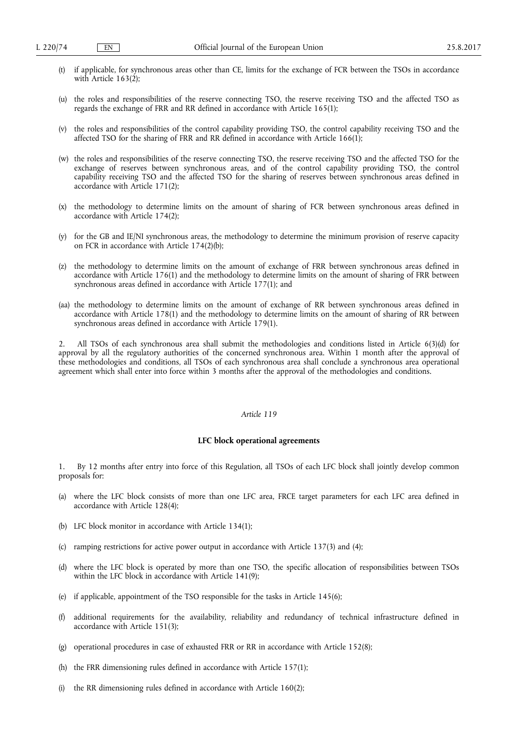(t) if applicable, for synchronous areas other than CE, limits for the exchange of FCR between the TSOs in accordance with Article 163(2);

(u) the roles and responsibilities of the reserve connecting TSO, the reserve receiving TSO and the affected TSO as regards the exchange of FRR and RR defined in accordance with Article 165(1);

(v) the roles and responsibilities of the control capability providing TSO, the control capability receiving TSO and the affected TSO for the sharing of FRR and RR defined in accordance with Article 166(1);

(w) the roles and responsibilities of the reserve connecting TSO, the reserve receiving TSO and the affected TSO for the exchange of reserves between synchronous areas, and of the control capability providing TSO, the control capability receiving TSO and the affected TSO for the sharing of reserves between synchronous areas defined in accordance with Article 171(2);

(x) the methodology to determine limits on the amount of sharing of FCR between synchronous areas defined in accordance with Article 174(2);

(y) for the GB and IE/NI synchronous areas, the methodology to determine the minimum provision of reserve capacity on FCR in accordance with Article 174(2)(b);

(z) the methodology to determine limits on the amount of exchange of FRR between synchronous areas defined in accordance with Article 176(1) and the methodology to determine limits on the amount of sharing of FRR between synchronous areas defined in accordance with Article 177(1); and

(aa) the methodology to determine limits on the amount of exchange of RR between synchronous areas defined in accordance with Article 178(1) and the methodology to determine limits on the amount of sharing of RR between synchronous areas defined in accordance with Article 179(1).

2. All TSOs of each synchronous area shall submit the methodologies and conditions listed in Article 6(3)(d) for approval by all the regulatory authorities of the concerned synchronous area. Within 1 month after the approval of these methodologies and conditions, all TSOs of each synchronous area shall conclude a synchronous area operational agreement which shall enter into force within 3 months after the approval of the methodologies and conditions.

*Article 119*

**LFC block operational agreements**

1. By 12 months after entry into force of this Regulation, all TSOs of each LFC block shall jointly develop common proposals for:

(a) where the LFC block consists of more than one LFC area, FRCE target parameters for each LFC area defined in accordance with Article 128(4);

(b) LFC block monitor in accordance with Article 134(1);

(c) ramping restrictions for active power output in accordance with Article 137(3) and (4);

(d) where the LFC block is operated by more than one TSO, the specific allocation of responsibilities between TSOs within the LFC block in accordance with Article 141(9);

(e) if applicable, appointment of the TSO responsible for the tasks in Article 145(6);

(f) additional requirements for the availability, reliability and redundancy of technical infrastructure defined in accordance with Article 151(3);

(g) operational procedures in case of exhausted FRR or RR in accordance with Article 152(8);

(h) the FRR dimensioning rules defined in accordance with Article 157(1);

(i) the RR dimensioning rules defined in accordance with Article 160(2);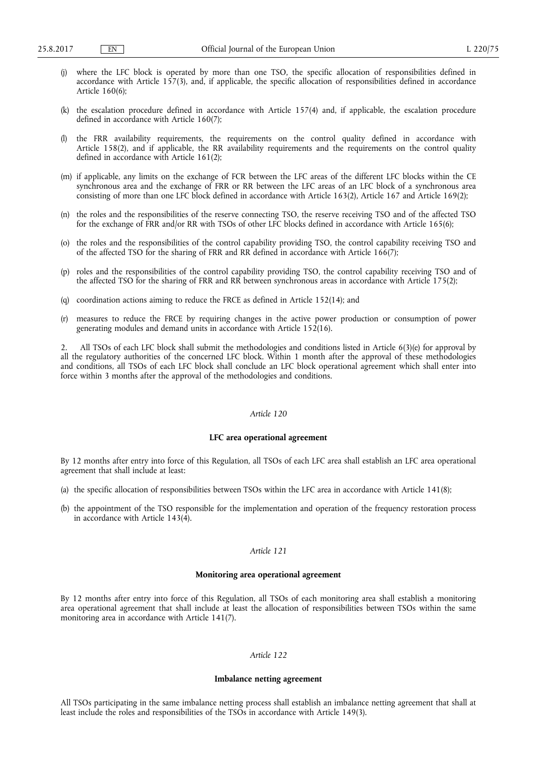(j) where the LFC block is operated by more than one TSO, the specific allocation of responsibilities defined in accordance with Article 157(3), and, if applicable, the specific allocation of responsibilities defined in accordance Article 160(6);

(k) the escalation procedure defined in accordance with Article 157(4) and, if applicable, the escalation procedure defined in accordance with Article 160(7);

(l) the FRR availability requirements, the requirements on the control quality defined in accordance with Article 158(2), and if applicable, the RR availability requirements and the requirements on the control quality defined in accordance with Article 161(2);

(m) if applicable, any limits on the exchange of FCR between the LFC areas of the different LFC blocks within the CE synchronous area and the exchange of FRR or RR between the LFC areas of an LFC block of a synchronous area consisting of more than one LFC block defined in accordance with Article 163(2), Article 167 and Article 169(2);

(n) the roles and the responsibilities of the reserve connecting TSO, the reserve receiving TSO and of the affected TSO for the exchange of FRR and/or RR with TSOs of other LFC blocks defined in accordance with Article 165(6);

(o) the roles and the responsibilities of the control capability providing TSO, the control capability receiving TSO and of the affected TSO for the sharing of FRR and RR defined in accordance with Article 166(7);

(p) roles and the responsibilities of the control capability providing TSO, the control capability receiving TSO and of the affected TSO for the sharing of FRR and RR between synchronous areas in accordance with Article 175(2);

(q) coordination actions aiming to reduce the FRCE as defined in Article 152(14); and

(r) measures to reduce the FRCE by requiring changes in the active power production or consumption of power generating modules and demand units in accordance with Article 152(16).

2. All TSOs of each LFC block shall submit the methodologies and conditions listed in Article 6(3)(e) for approval by all the regulatory authorities of the concerned LFC block. Within 1 month after the approval of these methodologies and conditions, all TSOs of each LFC block shall conclude an LFC block operational agreement which shall enter into force within 3 months after the approval of the methodologies and conditions.

*Article 120*

**LFC area operational agreement**

By 12 months after entry into force of this Regulation, all TSOs of each LFC area shall establish an LFC area operational agreement that shall include at least:

(a) the specific allocation of responsibilities between TSOs within the LFC area in accordance with Article 141(8);

(b) the appointment of the TSO responsible for the implementation and operation of the frequency restoration process in accordance with Article 143(4).

*Article 121*

**Monitoring area operational agreement**

By 12 months after entry into force of this Regulation, all TSOs of each monitoring area shall establish a monitoring area operational agreement that shall include at least the allocation of responsibilities between TSOs within the same monitoring area in accordance with Article 141(7).

*Article 122*

**Imbalance netting agreement**

All TSOs participating in the same imbalance netting process shall establish an imbalance netting agreement that shall at least include the roles and responsibilities of the TSOs in accordance with Article 149(3).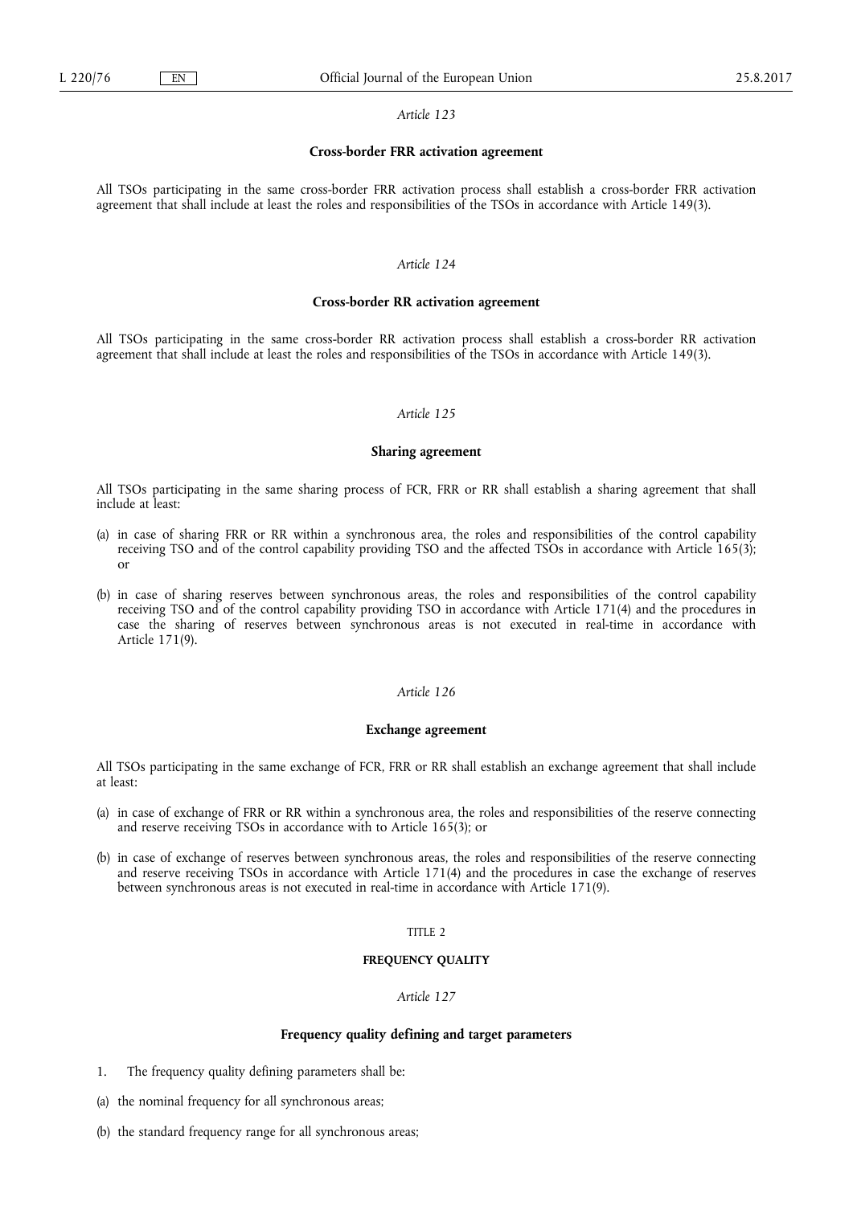*Article 123*

**Cross-border FRR activation agreement**

All TSOs participating in the same cross-border FRR activation process shall establish a cross-border FRR activation agreement that shall include at least the roles and responsibilities of the TSOs in accordance with Article 149(3).

*Article 124*

**Cross-border RR activation agreement**

All TSOs participating in the same cross-border RR activation process shall establish a cross-border RR activation agreement that shall include at least the roles and responsibilities of the TSOs in accordance with Article 149(3).

*Article 125*

**Sharing agreement**

All TSOs participating in the same sharing process of FCR, FRR or RR shall establish a sharing agreement that shall include at least:

(a) in case of sharing FRR or RR within a synchronous area, the roles and responsibilities of the control capability receiving TSO and of the control capability providing TSO and the affected TSOs in accordance with Article 165(3); or

(b) in case of sharing reserves between synchronous areas, the roles and responsibilities of the control capability receiving TSO and of the control capability providing TSO in accordance with Article 171(4) and the procedures in case the sharing of reserves between synchronous areas is not executed in real-time in accordance with Article 171(9).

*Article 126*

**Exchange agreement**

All TSOs participating in the same exchange of FCR, FRR or RR shall establish an exchange agreement that shall include at least:

(a) in case of exchange of FRR or RR within a synchronous area, the roles and responsibilities of the reserve connecting and reserve receiving TSOs in accordance with to Article 165(3); or

(b) in case of exchange of reserves between synchronous areas, the roles and responsibilities of the reserve connecting and reserve receiving TSOs in accordance with Article 171(4) and the procedures in case the exchange of reserves between synchronous areas is not executed in real-time in accordance with Article 171(9).

TITLE 2

**FREQUENCY QUALITY**

*Article 127*

**Frequency quality defining and target parameters**

1. The frequency quality defining parameters shall be:

(a) the nominal frequency for all synchronous areas;

(b) the standard frequency range for all synchronous areas;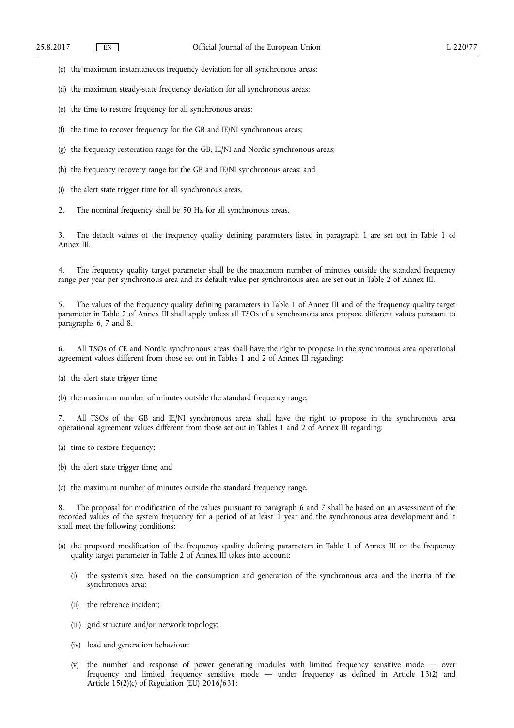(c) the maximum instantaneous frequency deviation for all synchronous areas;

(d) the maximum steady-state frequency deviation for all synchronous areas;

(e) the time to restore frequency for all synchronous areas;

(f) the time to recover frequency for the GB and IE/NI synchronous areas;

(g) the frequency restoration range for the GB, IE/NI and Nordic synchronous areas;

(h) the frequency recovery range for the GB and IE/NI synchronous areas; and

(i) the alert state trigger time for all synchronous areas.

2. The nominal frequency shall be 50 Hz for all synchronous areas.

3. The default values of the frequency quality defining parameters listed in paragraph 1 are set out in Table 1 of Annex III.

4. The frequency quality target parameter shall be the maximum number of minutes outside the standard frequency range per year per synchronous area and its default value per synchronous area are set out in Table 2 of Annex III.

5. The values of the frequency quality defining parameters in Table 1 of Annex III and of the frequency quality target parameter in Table 2 of Annex III shall apply unless all TSOs of a synchronous area propose different values pursuant to paragraphs 6, 7 and 8.

6. All TSOs of CE and Nordic synchronous areas shall have the right to propose in the synchronous area operational agreement values different from those set out in Tables 1 and 2 of Annex III regarding:

(a) the alert state trigger time;

(b) the maximum number of minutes outside the standard frequency range.

7. All TSOs of the GB and IE/NI synchronous areas shall have the right to propose in the synchronous area operational agreement values different from those set out in Tables 1 and 2 of Annex III regarding:

(a) time to restore frequency;

(b) the alert state trigger time; and

(c) the maximum number of minutes outside the standard frequency range.

8. The proposal for modification of the values pursuant to paragraph 6 and 7 shall be based on an assessment of the recorded values of the system frequency for a period of at least 1 year and the synchronous area development and it shall meet the following conditions:

(a) the proposed modification of the frequency quality defining parameters in Table 1 of Annex III or the frequency quality target parameter in Table 2 of Annex III takes into account:

   (i) the system's size, based on the consumption and generation of the synchronous area and the inertia of the synchronous area;

   (ii) the reference incident;

   (iii) grid structure and/or network topology;

   (iv) load and generation behaviour;

   (v) the number and response of power generating modules with limited frequency sensitive mode — over frequency and limited frequency sensitive mode — under frequency as defined in Article 13(2) and Article 15(2)(c) of Regulation (EU) 2016/631;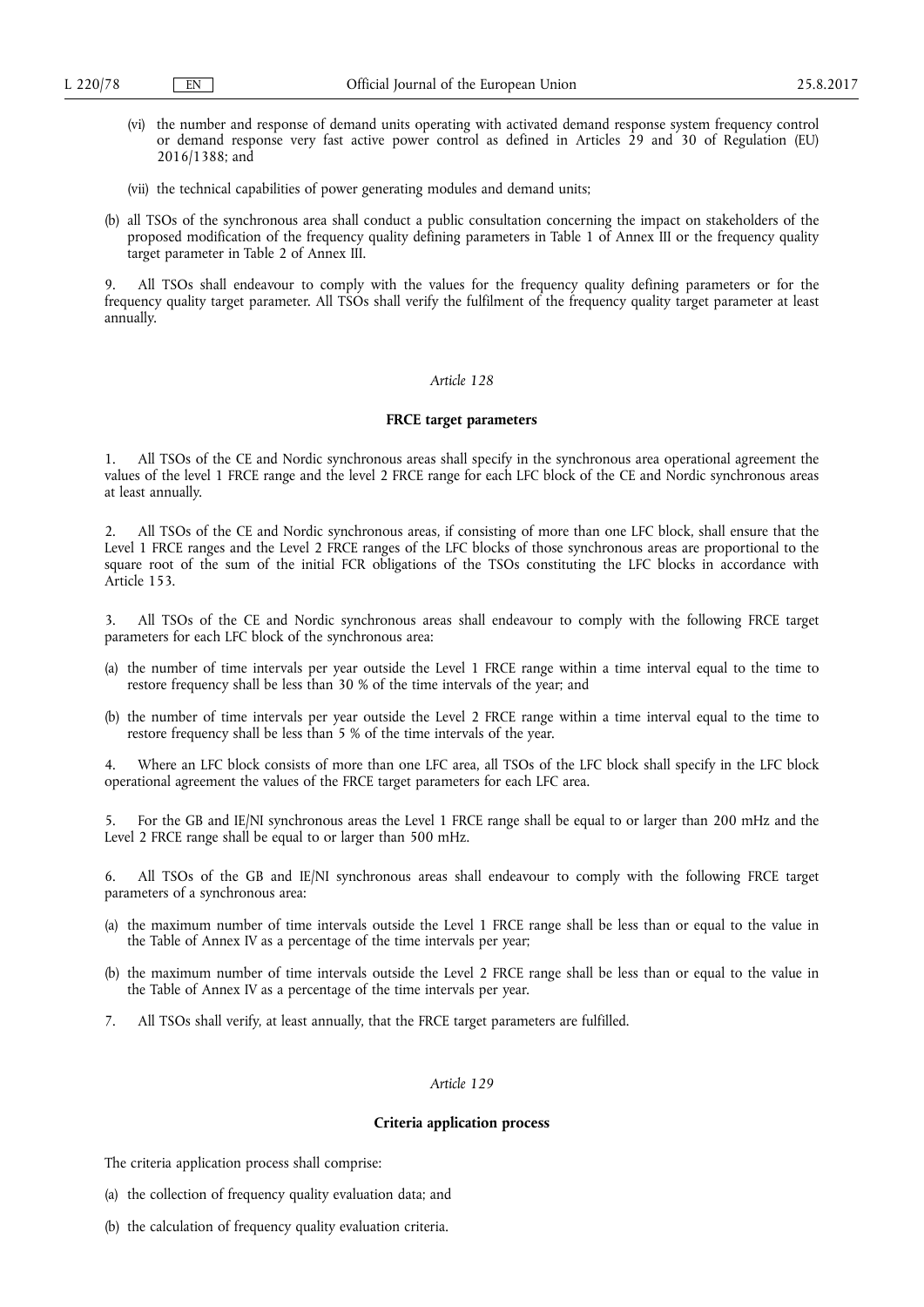(vi) the number and response of demand units operating with activated demand response system frequency control or demand response very fast active power control as defined in Articles 29 and 30 of Regulation (EU) 2016/1388; and

(vii) the technical capabilities of power generating modules and demand units;

(b) all TSOs of the synchronous area shall conduct a public consultation concerning the impact on stakeholders of the proposed modification of the frequency quality defining parameters in Table 1 of Annex III or the frequency quality target parameter in Table 2 of Annex III.

9. All TSOs shall endeavour to comply with the values for the frequency quality defining parameters or for the frequency quality target parameter. All TSOs shall verify the fulfilment of the frequency quality target parameter at least annually.

*Article 128*

**FRCE target parameters**

1. All TSOs of the CE and Nordic synchronous areas shall specify in the synchronous area operational agreement the values of the level 1 FRCE range and the level 2 FRCE range for each LFC block of the CE and Nordic synchronous areas at least annually.

2. All TSOs of the CE and Nordic synchronous areas, if consisting of more than one LFC block, shall ensure that the Level 1 FRCE ranges and the Level 2 FRCE ranges of the LFC blocks of those synchronous areas are proportional to the square root of the sum of the initial FCR obligations of the TSOs constituting the LFC blocks in accordance with Article 153.

3. All TSOs of the CE and Nordic synchronous areas shall endeavour to comply with the following FRCE target parameters for each LFC block of the synchronous area:

(a) the number of time intervals per year outside the Level 1 FRCE range within a time interval equal to the time to restore frequency shall be less than 30 % of the time intervals of the year; and

(b) the number of time intervals per year outside the Level 2 FRCE range within a time interval equal to the time to restore frequency shall be less than 5 % of the time intervals of the year.

4. Where an LFC block consists of more than one LFC area, all TSOs of the LFC block shall specify in the LFC block operational agreement the values of the FRCE target parameters for each LFC area.

5. For the GB and IE/NI synchronous areas the Level 1 FRCE range shall be equal to or larger than 200 mHz and the Level 2 FRCE range shall be equal to or larger than 500 mHz.

6. All TSOs of the GB and IE/NI synchronous areas shall endeavour to comply with the following FRCE target parameters of a synchronous area:

(a) the maximum number of time intervals outside the Level 1 FRCE range shall be less than or equal to the value in the Table of Annex IV as a percentage of the time intervals per year;

(b) the maximum number of time intervals outside the Level 2 FRCE range shall be less than or equal to the value in the Table of Annex IV as a percentage of the time intervals per year.

7. All TSOs shall verify, at least annually, that the FRCE target parameters are fulfilled.

*Article 129*

**Criteria application process**

The criteria application process shall comprise:

(a) the collection of frequency quality evaluation data; and

(b) the calculation of frequency quality evaluation criteria.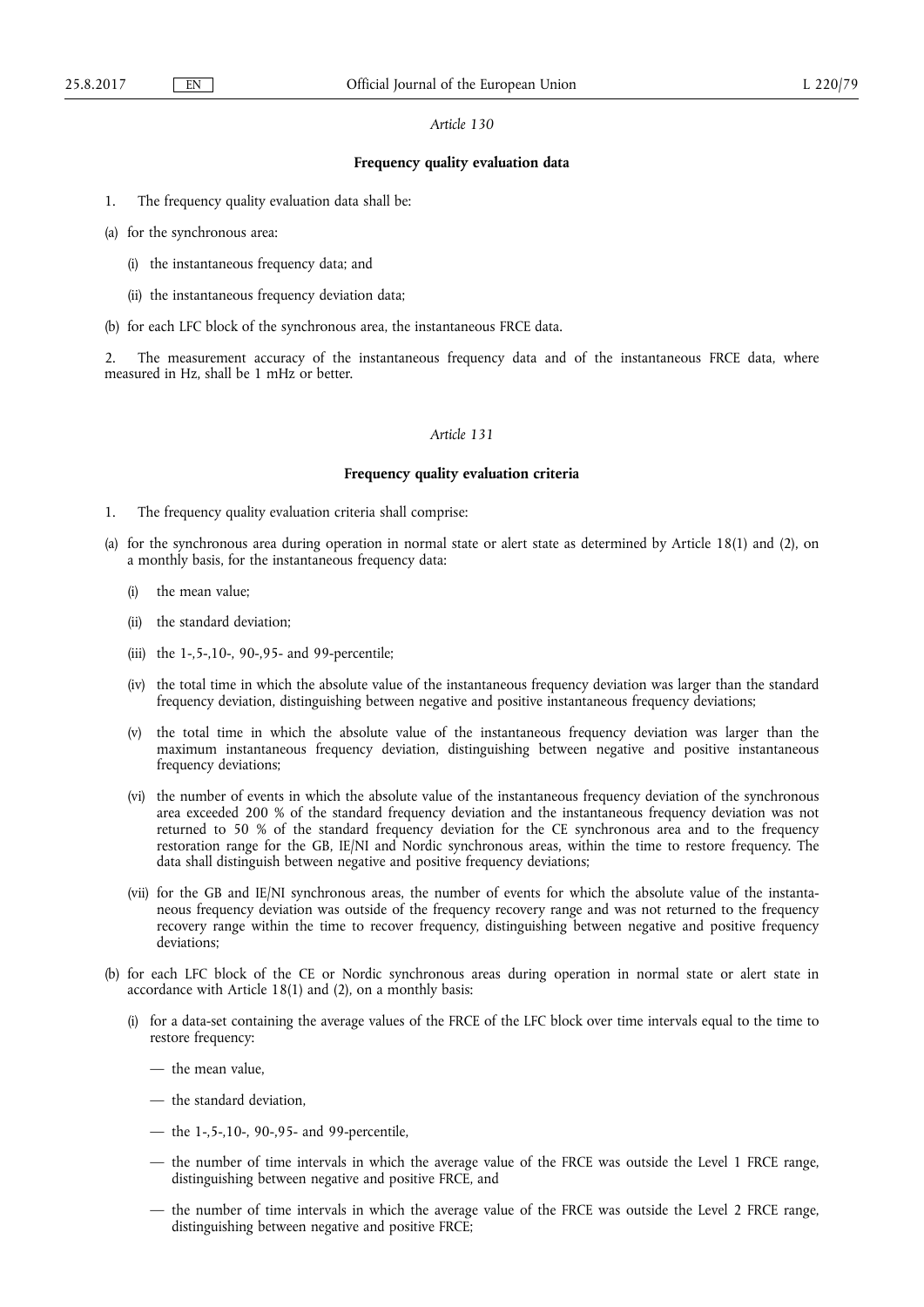*Article 130*

**Frequency quality evaluation data**

1. The frequency quality evaluation data shall be:

(a) for the synchronous area:

(i) the instantaneous frequency data; and

(ii) the instantaneous frequency deviation data;

(b) for each LFC block of the synchronous area, the instantaneous FRCE data.

2. The measurement accuracy of the instantaneous frequency data and of the instantaneous FRCE data, where measured in Hz, shall be 1 mHz or better.

*Article 131*

**Frequency quality evaluation criteria**

1. The frequency quality evaluation criteria shall comprise:

(a) for the synchronous area during operation in normal state or alert state as determined by Article 18(1) and (2), on a monthly basis, for the instantaneous frequency data:

(i) the mean value;

(ii) the standard deviation;

(iii) the 1-,5-,10-, 90-,95- and 99-percentile;

(iv) the total time in which the absolute value of the instantaneous frequency deviation was larger than the standard frequency deviation, distinguishing between negative and positive instantaneous frequency deviations;

(v) the total time in which the absolute value of the instantaneous frequency deviation was larger than the maximum instantaneous frequency deviation, distinguishing between negative and positive instantaneous frequency deviations;

(vi) the number of events in which the absolute value of the instantaneous frequency deviation of the synchronous area exceeded 200 % of the standard frequency deviation and the instantaneous frequency deviation was not returned to 50 % of the standard frequency deviation for the CE synchronous area and to the frequency restoration range for the GB, IE/NI and Nordic synchronous areas, within the time to restore frequency. The data shall distinguish between negative and positive frequency deviations;

(vii) for the GB and IE/NI synchronous areas, the number of events for which the absolute value of the instantaneous frequency deviation was outside of the frequency recovery range and was not returned to the frequency recovery range within the time to recover frequency, distinguishing between negative and positive frequency deviations;

(b) for each LFC block of the CE or Nordic synchronous areas during operation in normal state or alert state in accordance with Article 18(1) and (2), on a monthly basis:

(i) for a data-set containing the average values of the FRCE of the LFC block over time intervals equal to the time to restore frequency:

— the mean value,

— the standard deviation,

— the 1-,5-,10-, 90-,95- and 99-percentile,

— the number of time intervals in which the average value of the FRCE was outside the Level 1 FRCE range, distinguishing between negative and positive FRCE, and

— the number of time intervals in which the average value of the FRCE was outside the Level 2 FRCE range, distinguishing between negative and positive FRCE;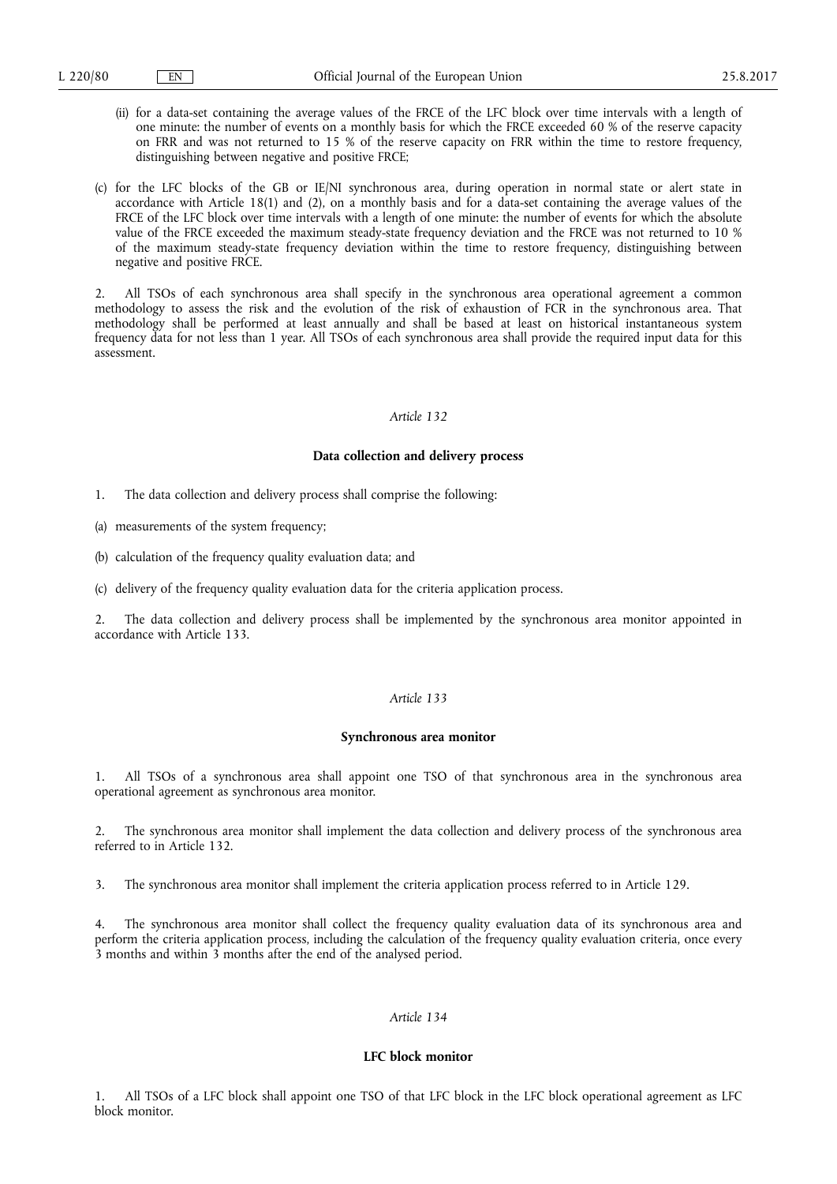(ii) for a data-set containing the average values of the FRCE of the LFC block over time intervals with a length of one minute: the number of events on a monthly basis for which the FRCE exceeded 60 % of the reserve capacity on FRR and was not returned to 15 % of the reserve capacity on FRR within the time to restore frequency, distinguishing between negative and positive FRCE;

(c) for the LFC blocks of the GB or IE/NI synchronous area, during operation in normal state or alert state in accordance with Article 18(1) and (2), on a monthly basis and for a data-set containing the average values of the FRCE of the LFC block over time intervals with a length of one minute: the number of events for which the absolute value of the FRCE exceeded the maximum steady-state frequency deviation and the FRCE was not returned to 10 % of the maximum steady-state frequency deviation within the time to restore frequency, distinguishing between negative and positive FRCE.

2. All TSOs of each synchronous area shall specify in the synchronous area operational agreement a common methodology to assess the risk and the evolution of the risk of exhaustion of FCR in the synchronous area. That methodology shall be performed at least annually and shall be based at least on historical instantaneous system frequency data for not less than 1 year. All TSOs of each synchronous area shall provide the required input data for this assessment.

*Article 132*

**Data collection and delivery process**

1. The data collection and delivery process shall comprise the following:

(a) measurements of the system frequency;

(b) calculation of the frequency quality evaluation data; and

(c) delivery of the frequency quality evaluation data for the criteria application process.

2. The data collection and delivery process shall be implemented by the synchronous area monitor appointed in accordance with Article 133.

*Article 133*

**Synchronous area monitor**

1. All TSOs of a synchronous area shall appoint one TSO of that synchronous area in the synchronous area operational agreement as synchronous area monitor.

2. The synchronous area monitor shall implement the data collection and delivery process of the synchronous area referred to in Article 132.

3. The synchronous area monitor shall implement the criteria application process referred to in Article 129.

4. The synchronous area monitor shall collect the frequency quality evaluation data of its synchronous area and perform the criteria application process, including the calculation of the frequency quality evaluation criteria, once every 3 months and within 3 months after the end of the analysed period.

*Article 134*

**LFC block monitor**

1. All TSOs of a LFC block shall appoint one TSO of that LFC block in the LFC block operational agreement as LFC block monitor.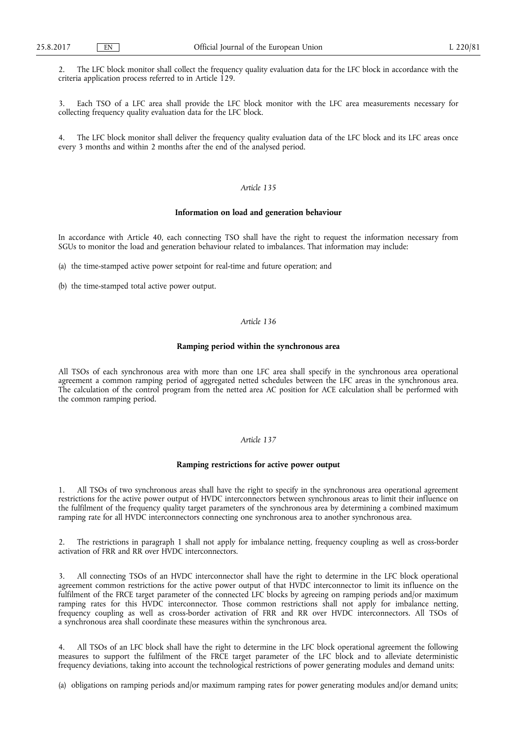2. The LFC block monitor shall collect the frequency quality evaluation data for the LFC block in accordance with the criteria application process referred to in Article 129.

3. Each TSO of a LFC area shall provide the LFC block monitor with the LFC area measurements necessary for collecting frequency quality evaluation data for the LFC block.

4. The LFC block monitor shall deliver the frequency quality evaluation data of the LFC block and its LFC areas once every 3 months and within 2 months after the end of the analysed period.

*Article 135*

**Information on load and generation behaviour**

In accordance with Article 40, each connecting TSO shall have the right to request the information necessary from SGUs to monitor the load and generation behaviour related to imbalances. That information may include:

(a) the time-stamped active power setpoint for real-time and future operation; and

(b) the time-stamped total active power output.

*Article 136*

**Ramping period within the synchronous area**

All TSOs of each synchronous area with more than one LFC area shall specify in the synchronous area operational agreement a common ramping period of aggregated netted schedules between the LFC areas in the synchronous area. The calculation of the control program from the netted area AC position for ACE calculation shall be performed with the common ramping period.

*Article 137*

**Ramping restrictions for active power output**

1. All TSOs of two synchronous areas shall have the right to specify in the synchronous area operational agreement restrictions for the active power output of HVDC interconnectors between synchronous areas to limit their influence on the fulfilment of the frequency quality target parameters of the synchronous area by determining a combined maximum ramping rate for all HVDC interconnectors connecting one synchronous area to another synchronous area.

2. The restrictions in paragraph 1 shall not apply for imbalance netting, frequency coupling as well as cross-border activation of FRR and RR over HVDC interconnectors.

3. All connecting TSOs of an HVDC interconnector shall have the right to determine in the LFC block operational agreement common restrictions for the active power output of that HVDC interconnector to limit its influence on the fulfilment of the FRCE target parameter of the connected LFC blocks by agreeing on ramping periods and/or maximum ramping rates for this HVDC interconnector. Those common restrictions shall not apply for imbalance netting, frequency coupling as well as cross-border activation of FRR and RR over HVDC interconnectors. All TSOs of a synchronous area shall coordinate these measures within the synchronous area.

4. All TSOs of an LFC block shall have the right to determine in the LFC block operational agreement the following measures to support the fulfilment of the FRCE target parameter of the LFC block and to alleviate deterministic frequency deviations, taking into account the technological restrictions of power generating modules and demand units:

(a) obligations on ramping periods and/or maximum ramping rates for power generating modules and/or demand units;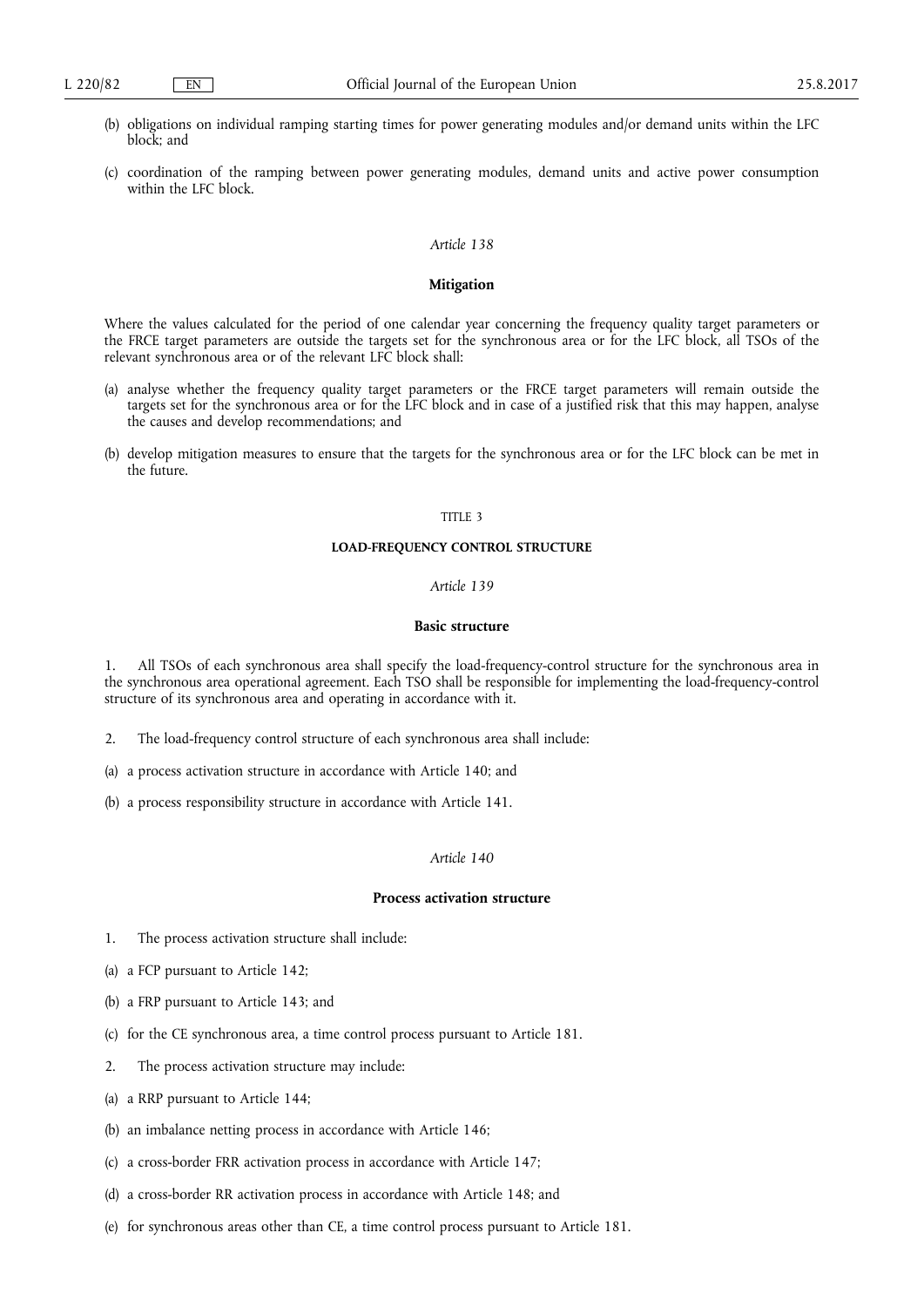(b) obligations on individual ramping starting times for power generating modules and/or demand units within the LFC block; and

(c) coordination of the ramping between power generating modules, demand units and active power consumption within the LFC block.

*Article 138*

**Mitigation**

Where the values calculated for the period of one calendar year concerning the frequency quality target parameters or the FRCE target parameters are outside the targets set for the synchronous area or for the LFC block, all TSOs of the relevant synchronous area or of the relevant LFC block shall:

(a) analyse whether the frequency quality target parameters or the FRCE target parameters will remain outside the targets set for the synchronous area or for the LFC block and in case of a justified risk that this may happen, analyse the causes and develop recommendations; and

(b) develop mitigation measures to ensure that the targets for the synchronous area or for the LFC block can be met in the future.

TITLE 3

**LOAD-FREQUENCY CONTROL STRUCTURE**

*Article 139*

**Basic structure**

1. All TSOs of each synchronous area shall specify the load-frequency-control structure for the synchronous area in the synchronous area operational agreement. Each TSO shall be responsible for implementing the load-frequency-control structure of its synchronous area and operating in accordance with it.

2. The load-frequency control structure of each synchronous area shall include:

(a) a process activation structure in accordance with Article 140; and

(b) a process responsibility structure in accordance with Article 141.

*Article 140*

**Process activation structure**

1. The process activation structure shall include:

(a) a FCP pursuant to Article 142;

(b) a FRP pursuant to Article 143; and

(c) for the CE synchronous area, a time control process pursuant to Article 181.

2. The process activation structure may include:

(a) a RRP pursuant to Article 144;

(b) an imbalance netting process in accordance with Article 146;

(c) a cross-border FRR activation process in accordance with Article 147;

(d) a cross-border RR activation process in accordance with Article 148; and

(e) for synchronous areas other than CE, a time control process pursuant to Article 181.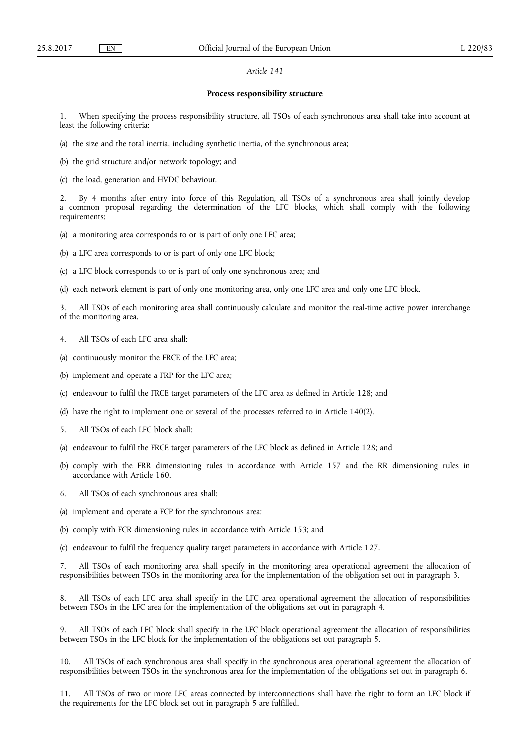*Article 141*

**Process responsibility structure**

1. When specifying the process responsibility structure, all TSOs of each synchronous area shall take into account at least the following criteria:

(a) the size and the total inertia, including synthetic inertia, of the synchronous area;

(b) the grid structure and/or network topology; and

(c) the load, generation and HVDC behaviour.

2. By 4 months after entry into force of this Regulation, all TSOs of a synchronous area shall jointly develop a common proposal regarding the determination of the LFC blocks, which shall comply with the following requirements:

(a) a monitoring area corresponds to or is part of only one LFC area;

(b) a LFC area corresponds to or is part of only one LFC block;

(c) a LFC block corresponds to or is part of only one synchronous area; and

(d) each network element is part of only one monitoring area, only one LFC area and only one LFC block.

3. All TSOs of each monitoring area shall continuously calculate and monitor the real-time active power interchange of the monitoring area.

4. All TSOs of each LFC area shall:

(a) continuously monitor the FRCE of the LFC area;

(b) implement and operate a FRP for the LFC area;

(c) endeavour to fulfil the FRCE target parameters of the LFC area as defined in Article 128; and

(d) have the right to implement one or several of the processes referred to in Article 140(2).

5. All TSOs of each LFC block shall:

(a) endeavour to fulfil the FRCE target parameters of the LFC block as defined in Article 128; and

(b) comply with the FRR dimensioning rules in accordance with Article 157 and the RR dimensioning rules in accordance with Article 160.

6. All TSOs of each synchronous area shall:

(a) implement and operate a FCP for the synchronous area;

(b) comply with FCR dimensioning rules in accordance with Article 153; and

(c) endeavour to fulfil the frequency quality target parameters in accordance with Article 127.

7. All TSOs of each monitoring area shall specify in the monitoring area operational agreement the allocation of responsibilities between TSOs in the monitoring area for the implementation of the obligation set out in paragraph 3.

8. All TSOs of each LFC area shall specify in the LFC area operational agreement the allocation of responsibilities between TSOs in the LFC area for the implementation of the obligations set out in paragraph 4.

9. All TSOs of each LFC block shall specify in the LFC block operational agreement the allocation of responsibilities between TSOs in the LFC block for the implementation of the obligations set out paragraph 5.

10. All TSOs of each synchronous area shall specify in the synchronous area operational agreement the allocation of responsibilities between TSOs in the synchronous area for the implementation of the obligations set out in paragraph 6.

11. All TSOs of two or more LFC areas connected by interconnections shall have the right to form an LFC block if the requirements for the LFC block set out in paragraph 5 are fulfilled.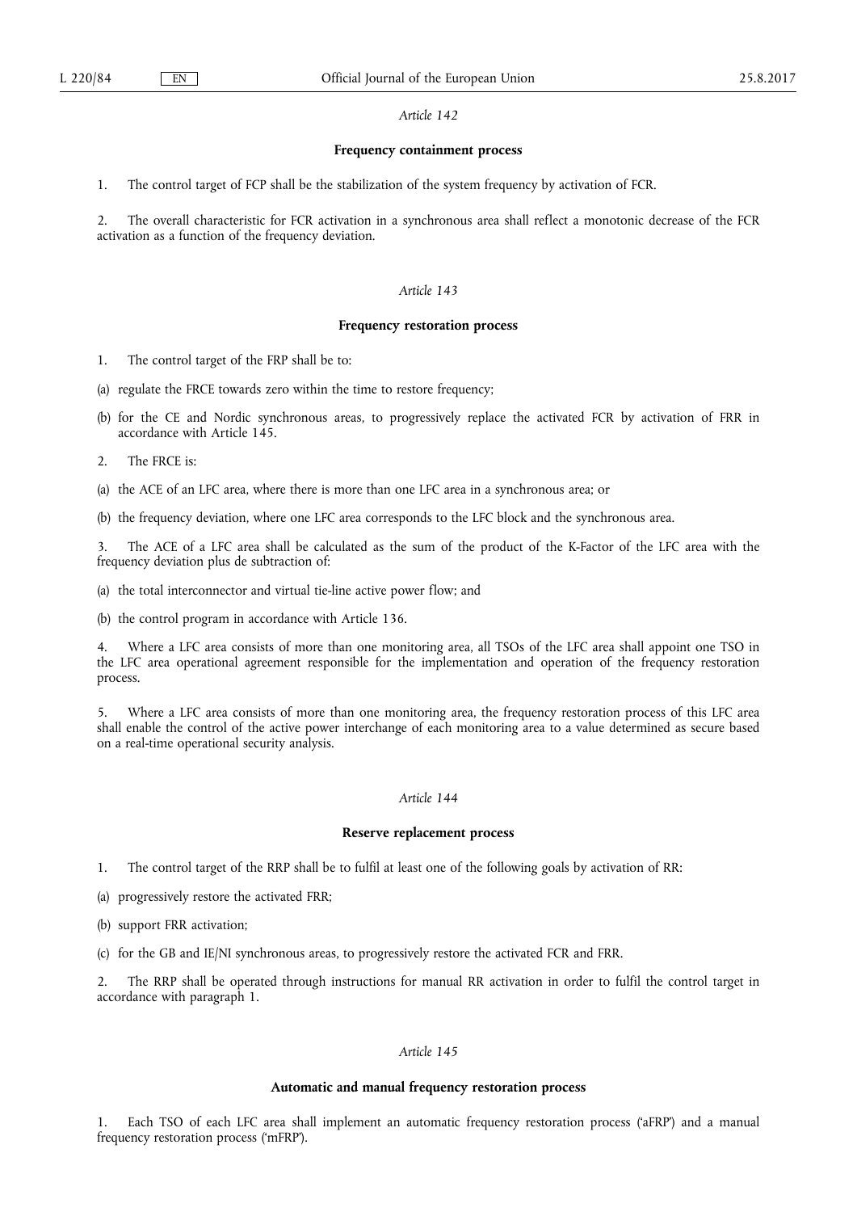*Article 142*

**Frequency containment process**

1. The control target of FCP shall be the stabilization of the system frequency by activation of FCR.

2. The overall characteristic for FCR activation in a synchronous area shall reflect a monotonic decrease of the FCR activation as a function of the frequency deviation.

*Article 143*

**Frequency restoration process**

1. The control target of the FRP shall be to:

(a) regulate the FRCE towards zero within the time to restore frequency;

(b) for the CE and Nordic synchronous areas, to progressively replace the activated FCR by activation of FRR in accordance with Article 145.

2. The FRCE is:

(a) the ACE of an LFC area, where there is more than one LFC area in a synchronous area; or

(b) the frequency deviation, where one LFC area corresponds to the LFC block and the synchronous area.

3. The ACE of a LFC area shall be calculated as the sum of the product of the K-Factor of the LFC area with the frequency deviation plus de subtraction of:

(a) the total interconnector and virtual tie-line active power flow; and

(b) the control program in accordance with Article 136.

4. Where a LFC area consists of more than one monitoring area, all TSOs of the LFC area shall appoint one TSO in the LFC area operational agreement responsible for the implementation and operation of the frequency restoration process.

5. Where a LFC area consists of more than one monitoring area, the frequency restoration process of this LFC area shall enable the control of the active power interchange of each monitoring area to a value determined as secure based on a real-time operational security analysis.

*Article 144*

**Reserve replacement process**

1. The control target of the RRP shall be to fulfil at least one of the following goals by activation of RR:

(a) progressively restore the activated FRR;

(b) support FRR activation;

(c) for the GB and IE/NI synchronous areas, to progressively restore the activated FCR and FRR.

2. The RRP shall be operated through instructions for manual RR activation in order to fulfil the control target in accordance with paragraph 1.

*Article 145*

**Automatic and manual frequency restoration process**

1. Each TSO of each LFC area shall implement an automatic frequency restoration process ('aFRP') and a manual frequency restoration process ('mFRP').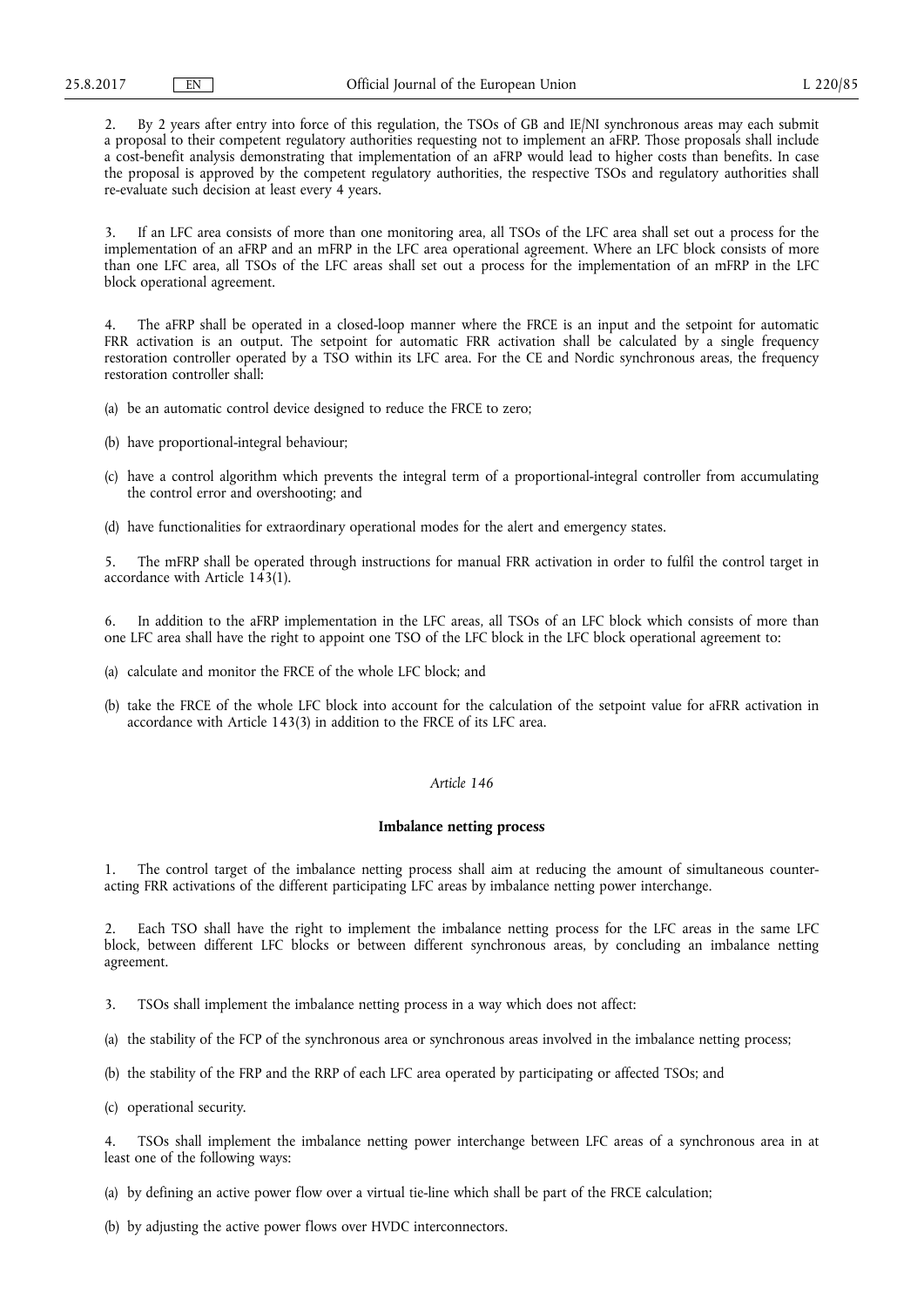2. By 2 years after entry into force of this regulation, the TSOs of GB and IE/NI synchronous areas may each submit a proposal to their competent regulatory authorities requesting not to implement an aFRP. Those proposals shall include a cost-benefit analysis demonstrating that implementation of an aFRP would lead to higher costs than benefits. In case the proposal is approved by the competent regulatory authorities, the respective TSOs and regulatory authorities shall re-evaluate such decision at least every 4 years.

3. If an LFC area consists of more than one monitoring area, all TSOs of the LFC area shall set out a process for the implementation of an aFRP and an mFRP in the LFC area operational agreement. Where an LFC block consists of more than one LFC area, all TSOs of the LFC areas shall set out a process for the implementation of an mFRP in the LFC block operational agreement.

4. The aFRP shall be operated in a closed-loop manner where the FRCE is an input and the setpoint for automatic FRR activation is an output. The setpoint for automatic FRR activation shall be calculated by a single frequency restoration controller operated by a TSO within its LFC area. For the CE and Nordic synchronous areas, the frequency restoration controller shall:

(a) be an automatic control device designed to reduce the FRCE to zero;

(b) have proportional-integral behaviour;

(c) have a control algorithm which prevents the integral term of a proportional-integral controller from accumulating the control error and overshooting; and

(d) have functionalities for extraordinary operational modes for the alert and emergency states.

5. The mFRP shall be operated through instructions for manual FRR activation in order to fulfil the control target in accordance with Article 143(1).

6. In addition to the aFRP implementation in the LFC areas, all TSOs of an LFC block which consists of more than one LFC area shall have the right to appoint one TSO of the LFC block in the LFC block operational agreement to:

(a) calculate and monitor the FRCE of the whole LFC block; and

(b) take the FRCE of the whole LFC block into account for the calculation of the setpoint value for aFRR activation in accordance with Article 143(3) in addition to the FRCE of its LFC area.

*Article 146*

**Imbalance netting process**

1. The control target of the imbalance netting process shall aim at reducing the amount of simultaneous counter-acting FRR activations of the different participating LFC areas by imbalance netting power interchange.

2. Each TSO shall have the right to implement the imbalance netting process for the LFC areas in the same LFC block, between different LFC blocks or between different synchronous areas, by concluding an imbalance netting agreement.

3. TSOs shall implement the imbalance netting process in a way which does not affect:

(a) the stability of the FCP of the synchronous area or synchronous areas involved in the imbalance netting process;

(b) the stability of the FRP and the RRP of each LFC area operated by participating or affected TSOs; and

(c) operational security.

4. TSOs shall implement the imbalance netting power interchange between LFC areas of a synchronous area in at least one of the following ways:

(a) by defining an active power flow over a virtual tie-line which shall be part of the FRCE calculation;

(b) by adjusting the active power flows over HVDC interconnectors.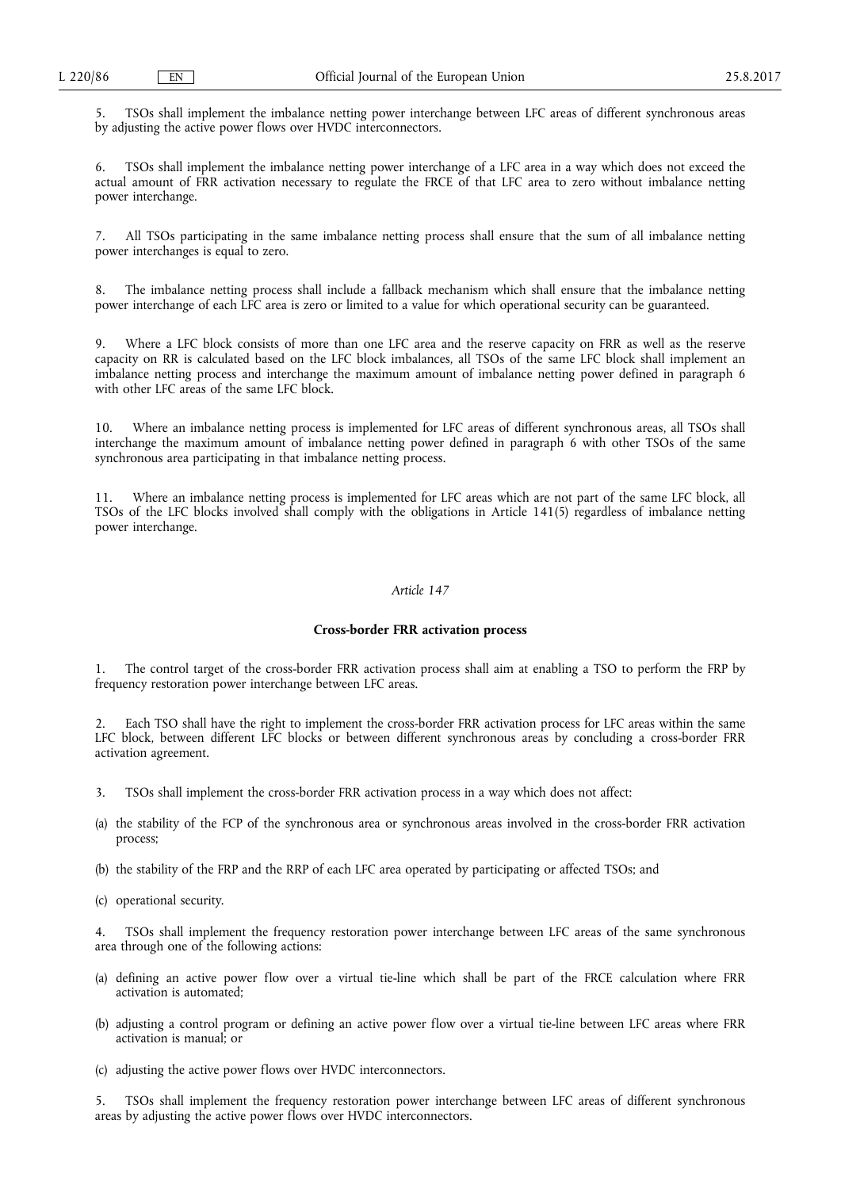5. TSOs shall implement the imbalance netting power interchange between LFC areas of different synchronous areas by adjusting the active power flows over HVDC interconnectors.

6. TSOs shall implement the imbalance netting power interchange of a LFC area in a way which does not exceed the actual amount of FRR activation necessary to regulate the FRCE of that LFC area to zero without imbalance netting power interchange.

7. All TSOs participating in the same imbalance netting process shall ensure that the sum of all imbalance netting power interchanges is equal to zero.

8. The imbalance netting process shall include a fallback mechanism which shall ensure that the imbalance netting power interchange of each LFC area is zero or limited to a value for which operational security can be guaranteed.

9. Where a LFC block consists of more than one LFC area and the reserve capacity on FRR as well as the reserve capacity on RR is calculated based on the LFC block imbalances, all TSOs of the same LFC block shall implement an imbalance netting process and interchange the maximum amount of imbalance netting power defined in paragraph 6 with other LFC areas of the same LFC block.

10. Where an imbalance netting process is implemented for LFC areas of different synchronous areas, all TSOs shall interchange the maximum amount of imbalance netting power defined in paragraph 6 with other TSOs of the same synchronous area participating in that imbalance netting process.

11. Where an imbalance netting process is implemented for LFC areas which are not part of the same LFC block, all TSOs of the LFC blocks involved shall comply with the obligations in Article 141(5) regardless of imbalance netting power interchange.

*Article 147*

**Cross-border FRR activation process**

1. The control target of the cross-border FRR activation process shall aim at enabling a TSO to perform the FRP by frequency restoration power interchange between LFC areas.

2. Each TSO shall have the right to implement the cross-border FRR activation process for LFC areas within the same LFC block, between different LFC blocks or between different synchronous areas by concluding a cross-border FRR activation agreement.

3. TSOs shall implement the cross-border FRR activation process in a way which does not affect:

(a) the stability of the FCP of the synchronous area or synchronous areas involved in the cross-border FRR activation process;

(b) the stability of the FRP and the RRP of each LFC area operated by participating or affected TSOs; and

(c) operational security.

4. TSOs shall implement the frequency restoration power interchange between LFC areas of the same synchronous area through one of the following actions:

(a) defining an active power flow over a virtual tie-line which shall be part of the FRCE calculation where FRR activation is automated;

(b) adjusting a control program or defining an active power flow over a virtual tie-line between LFC areas where FRR activation is manual; or

(c) adjusting the active power flows over HVDC interconnectors.

5. TSOs shall implement the frequency restoration power interchange between LFC areas of different synchronous areas by adjusting the active power flows over HVDC interconnectors.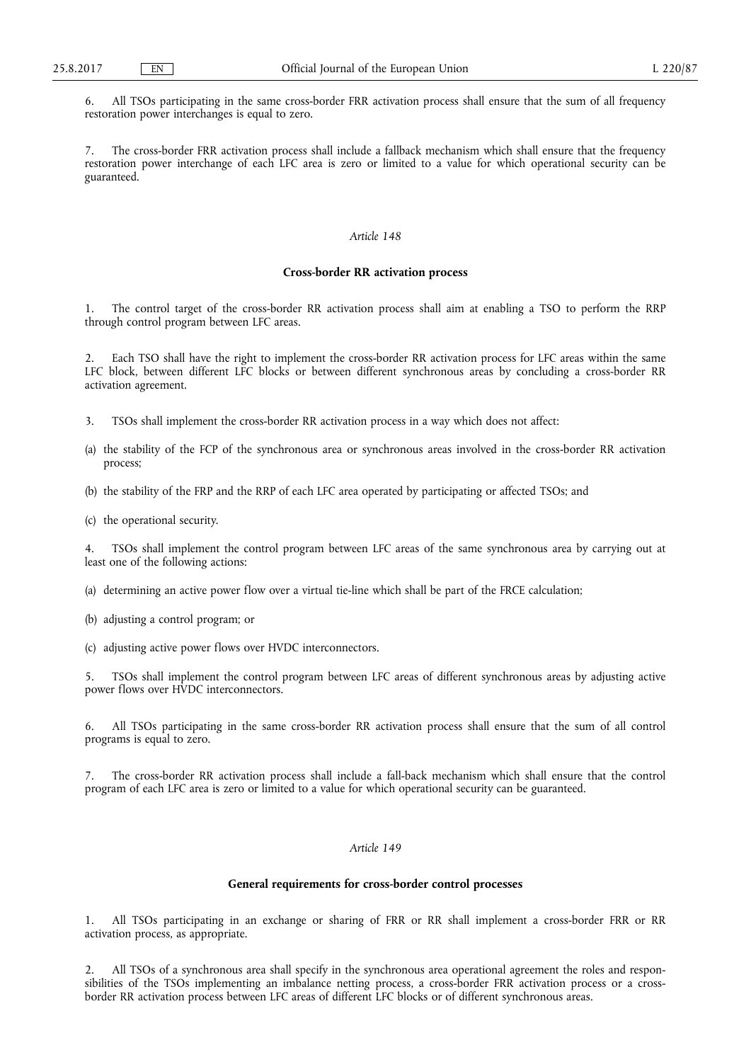6. All TSOs participating in the same cross-border FRR activation process shall ensure that the sum of all frequency restoration power interchanges is equal to zero.

7. The cross-border FRR activation process shall include a fallback mechanism which shall ensure that the frequency restoration power interchange of each LFC area is zero or limited to a value for which operational security can be guaranteed.

*Article 148*

**Cross-border RR activation process**

1. The control target of the cross-border RR activation process shall aim at enabling a TSO to perform the RRP through control program between LFC areas.

2. Each TSO shall have the right to implement the cross-border RR activation process for LFC areas within the same LFC block, between different LFC blocks or between different synchronous areas by concluding a cross-border RR activation agreement.

3. TSOs shall implement the cross-border RR activation process in a way which does not affect:

(a) the stability of the FCP of the synchronous area or synchronous areas involved in the cross-border RR activation process;

(b) the stability of the FRP and the RRP of each LFC area operated by participating or affected TSOs; and

(c) the operational security.

4. TSOs shall implement the control program between LFC areas of the same synchronous area by carrying out at least one of the following actions:

(a) determining an active power flow over a virtual tie-line which shall be part of the FRCE calculation;

(b) adjusting a control program; or

(c) adjusting active power flows over HVDC interconnectors.

5. TSOs shall implement the control program between LFC areas of different synchronous areas by adjusting active power flows over HVDC interconnectors.

6. All TSOs participating in the same cross-border RR activation process shall ensure that the sum of all control programs is equal to zero.

7. The cross-border RR activation process shall include a fall-back mechanism which shall ensure that the control program of each LFC area is zero or limited to a value for which operational security can be guaranteed.

*Article 149*

**General requirements for cross-border control processes**

1. All TSOs participating in an exchange or sharing of FRR or RR shall implement a cross-border FRR or RR activation process, as appropriate.

2. All TSOs of a synchronous area shall specify in the synchronous area operational agreement the roles and responsibilities of the TSOs implementing an imbalance netting process, a cross-border FRR activation process or a cross-border RR activation process between LFC areas of different LFC blocks or of different synchronous areas.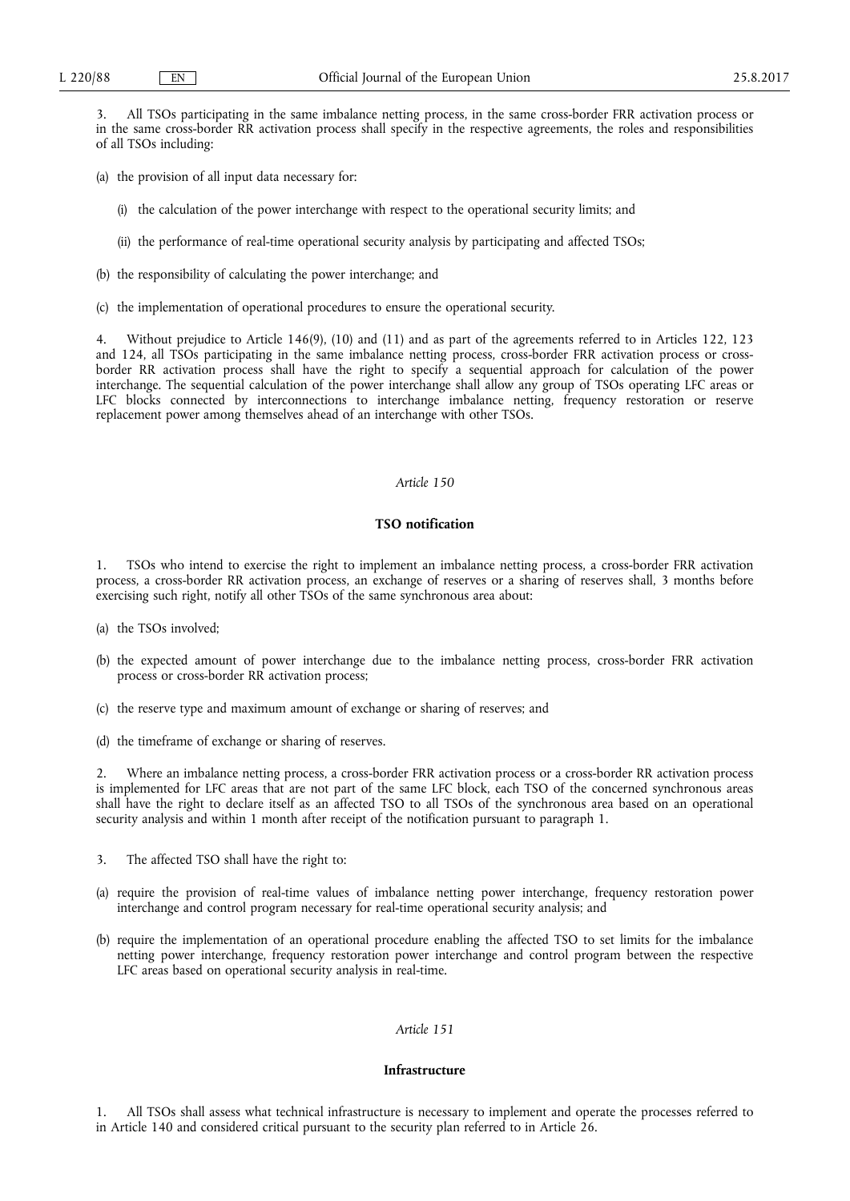3. All TSOs participating in the same imbalance netting process, in the same cross-border FRR activation process or in the same cross-border RR activation process shall specify in the respective agreements, the roles and responsibilities of all TSOs including:

(a) the provision of all input data necessary for:

(i) the calculation of the power interchange with respect to the operational security limits; and

(ii) the performance of real-time operational security analysis by participating and affected TSOs;

(b) the responsibility of calculating the power interchange; and

(c) the implementation of operational procedures to ensure the operational security.

4. Without prejudice to Article 146(9), (10) and (11) and as part of the agreements referred to in Articles 122, 123 and 124, all TSOs participating in the same imbalance netting process, cross-border FRR activation process or cross-border RR activation process shall have the right to specify a sequential approach for calculation of the power interchange. The sequential calculation of the power interchange shall allow any group of TSOs operating LFC areas or LFC blocks connected by interconnections to interchange imbalance netting, frequency restoration or reserve replacement power among themselves ahead of an interchange with other TSOs.

*Article 150*

**TSO notification**

1. TSOs who intend to exercise the right to implement an imbalance netting process, a cross-border FRR activation process, a cross-border RR activation process, an exchange of reserves or a sharing of reserves shall, 3 months before exercising such right, notify all other TSOs of the same synchronous area about:

(a) the TSOs involved;

(b) the expected amount of power interchange due to the imbalance netting process, cross-border FRR activation process or cross-border RR activation process;

(c) the reserve type and maximum amount of exchange or sharing of reserves; and

(d) the timeframe of exchange or sharing of reserves.

2. Where an imbalance netting process, a cross-border FRR activation process or a cross-border RR activation process is implemented for LFC areas that are not part of the same LFC block, each TSO of the concerned synchronous areas shall have the right to declare itself as an affected TSO to all TSOs of the synchronous area based on an operational security analysis and within 1 month after receipt of the notification pursuant to paragraph 1.

3. The affected TSO shall have the right to:

(a) require the provision of real-time values of imbalance netting power interchange, frequency restoration power interchange and control program necessary for real-time operational security analysis; and

(b) require the implementation of an operational procedure enabling the affected TSO to set limits for the imbalance netting power interchange, frequency restoration power interchange and control program between the respective LFC areas based on operational security analysis in real-time.

*Article 151*

**Infrastructure**

1. All TSOs shall assess what technical infrastructure is necessary to implement and operate the processes referred to in Article 140 and considered critical pursuant to the security plan referred to in Article 26.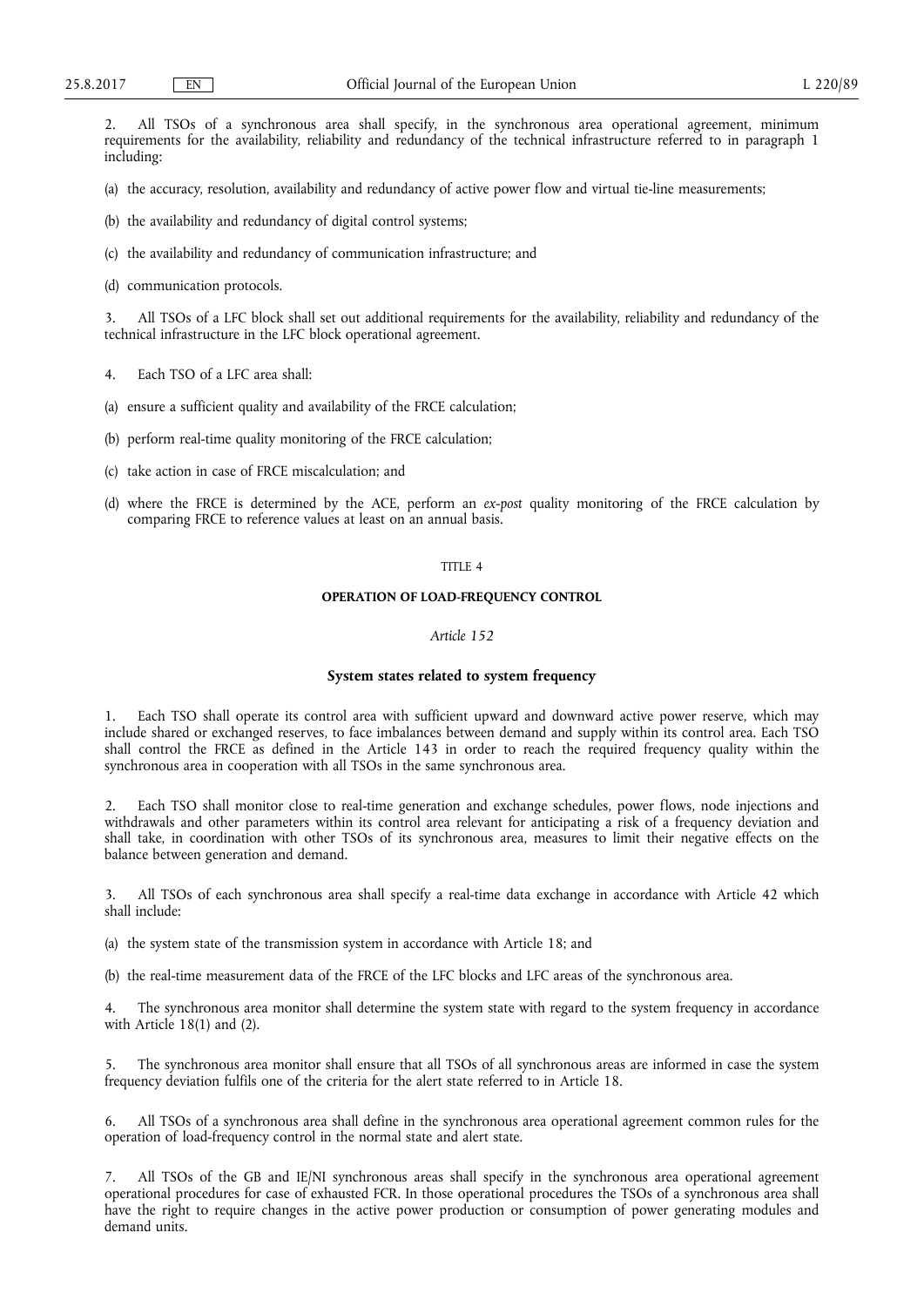2. All TSOs of a synchronous area shall specify, in the synchronous area operational agreement, minimum requirements for the availability, reliability and redundancy of the technical infrastructure referred to in paragraph 1 including:

(a) the accuracy, resolution, availability and redundancy of active power flow and virtual tie-line measurements;

(b) the availability and redundancy of digital control systems;

(c) the availability and redundancy of communication infrastructure; and

(d) communication protocols.

3. All TSOs of a LFC block shall set out additional requirements for the availability, reliability and redundancy of the technical infrastructure in the LFC block operational agreement.

4. Each TSO of a LFC area shall:

(a) ensure a sufficient quality and availability of the FRCE calculation;

(b) perform real-time quality monitoring of the FRCE calculation;

(c) take action in case of FRCE miscalculation; and

(d) where the FRCE is determined by the ACE, perform an *ex-post* quality monitoring of the FRCE calculation by comparing FRCE to reference values at least on an annual basis.

TITLE 4

## OPERATION OF LOAD-FREQUENCY CONTROL

*Article 152*

### System states related to system frequency

1. Each TSO shall operate its control area with sufficient upward and downward active power reserve, which may include shared or exchanged reserves, to face imbalances between demand and supply within its control area. Each TSO shall control the FRCE as defined in the Article 143 in order to reach the required frequency quality within the synchronous area in cooperation with all TSOs in the same synchronous area.

2. Each TSO shall monitor close to real-time generation and exchange schedules, power flows, node injections and withdrawals and other parameters within its control area relevant for anticipating a risk of a frequency deviation and shall take, in coordination with other TSOs of its synchronous area, measures to limit their negative effects on the balance between generation and demand.

3. All TSOs of each synchronous area shall specify a real-time data exchange in accordance with Article 42 which shall include:

(a) the system state of the transmission system in accordance with Article 18; and

(b) the real-time measurement data of the FRCE of the LFC blocks and LFC areas of the synchronous area.

4. The synchronous area monitor shall determine the system state with regard to the system frequency in accordance with Article 18(1) and (2).

5. The synchronous area monitor shall ensure that all TSOs of all synchronous areas are informed in case the system frequency deviation fulfils one of the criteria for the alert state referred to in Article 18.

6. All TSOs of a synchronous area shall define in the synchronous area operational agreement common rules for the operation of load-frequency control in the normal state and alert state.

7. All TSOs of the GB and IE/NI synchronous areas shall specify in the synchronous area operational agreement operational procedures for case of exhausted FCR. In those operational procedures the TSOs of a synchronous area shall have the right to require changes in the active power production or consumption of power generating modules and demand units.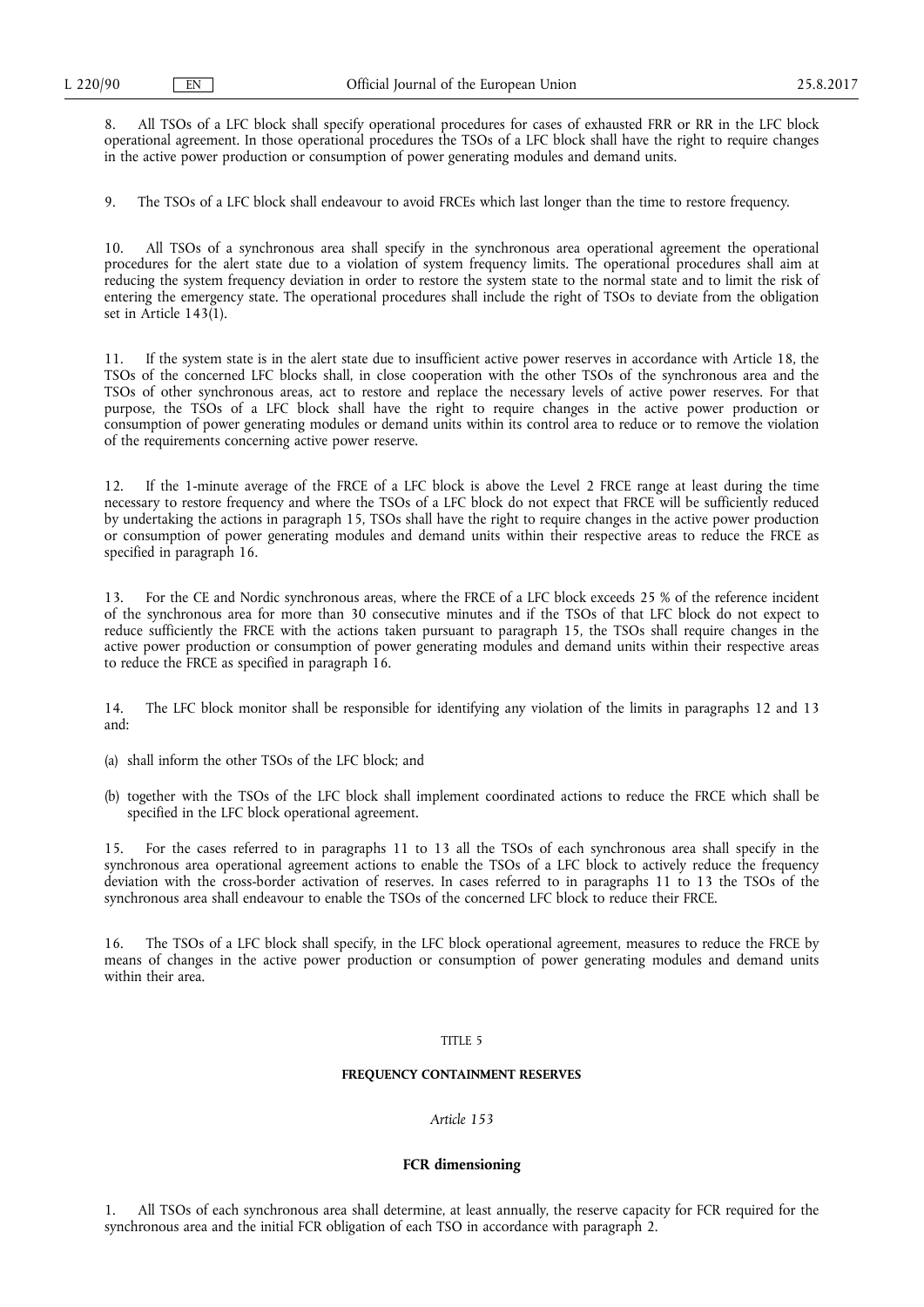8. All TSOs of a LFC block shall specify operational procedures for cases of exhausted FRR or RR in the LFC block operational agreement. In those operational procedures the TSOs of a LFC block shall have the right to require changes in the active power production or consumption of power generating modules and demand units.

9. The TSOs of a LFC block shall endeavour to avoid FRCEs which last longer than the time to restore frequency.

10. All TSOs of a synchronous area shall specify in the synchronous area operational agreement the operational procedures for the alert state due to a violation of system frequency limits. The operational procedures shall aim at reducing the system frequency deviation in order to restore the system state to the normal state and to limit the risk of entering the emergency state. The operational procedures shall include the right of TSOs to deviate from the obligation set in Article 143(1).

11. If the system state is in the alert state due to insufficient active power reserves in accordance with Article 18, the TSOs of the concerned LFC blocks shall, in close cooperation with the other TSOs of the synchronous area and the TSOs of other synchronous areas, act to restore and replace the necessary levels of active power reserves. For that purpose, the TSOs of a LFC block shall have the right to require changes in the active power production or consumption of power generating modules or demand units within its control area to reduce or to remove the violation of the requirements concerning active power reserve.

12. If the 1-minute average of the FRCE of a LFC block is above the Level 2 FRCE range at least during the time necessary to restore frequency and where the TSOs of a LFC block do not expect that FRCE will be sufficiently reduced by undertaking the actions in paragraph 15, TSOs shall have the right to require changes in the active power production or consumption of power generating modules and demand units within their respective areas to reduce the FRCE as specified in paragraph 16.

13. For the CE and Nordic synchronous areas, where the FRCE of a LFC block exceeds 25 % of the reference incident of the synchronous area for more than 30 consecutive minutes and if the TSOs of that LFC block do not expect to reduce sufficiently the FRCE with the actions taken pursuant to paragraph 15, the TSOs shall require changes in the active power production or consumption of power generating modules and demand units within their respective areas to reduce the FRCE as specified in paragraph 16.

14. The LFC block monitor shall be responsible for identifying any violation of the limits in paragraphs 12 and 13 and:

(a) shall inform the other TSOs of the LFC block; and

(b) together with the TSOs of the LFC block shall implement coordinated actions to reduce the FRCE which shall be specified in the LFC block operational agreement.

15. For the cases referred to in paragraphs 11 to 13 all the TSOs of each synchronous area shall specify in the synchronous area operational agreement actions to enable the TSOs of a LFC block to actively reduce the frequency deviation with the cross-border activation of reserves. In cases referred to in paragraphs 11 to 13 the TSOs of the synchronous area shall endeavour to enable the TSOs of the concerned LFC block to reduce their FRCE.

16. The TSOs of a LFC block shall specify, in the LFC block operational agreement, measures to reduce the FRCE by means of changes in the active power production or consumption of power generating modules and demand units within their area.

# TITLE 5

# FREQUENCY CONTAINMENT RESERVES

*Article 153*

## FCR dimensioning

1. All TSOs of each synchronous area shall determine, at least annually, the reserve capacity for FCR required for the synchronous area and the initial FCR obligation of each TSO in accordance with paragraph 2.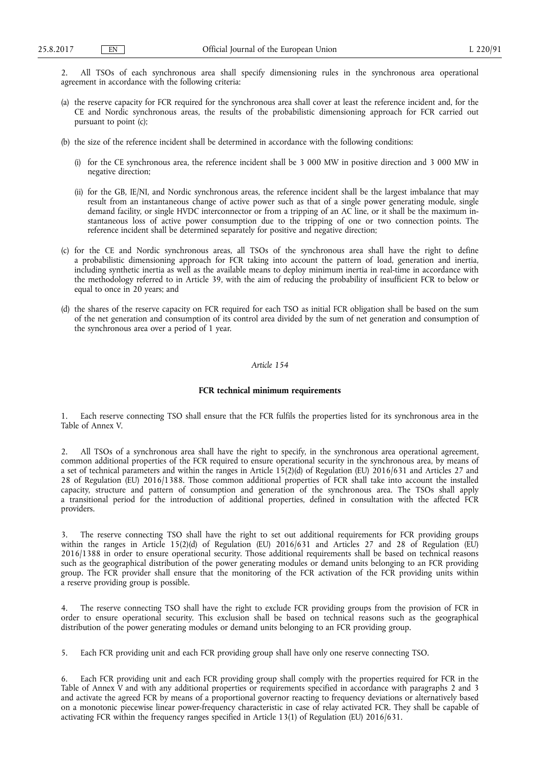2. All TSOs of each synchronous area shall specify dimensioning rules in the synchronous area operational agreement in accordance with the following criteria:

(a) the reserve capacity for FCR required for the synchronous area shall cover at least the reference incident and, for the CE and Nordic synchronous areas, the results of the probabilistic dimensioning approach for FCR carried out pursuant to point (c);

(b) the size of the reference incident shall be determined in accordance with the following conditions:

   (i) for the CE synchronous area, the reference incident shall be 3 000 MW in positive direction and 3 000 MW in negative direction;

   (ii) for the GB, IE/NI, and Nordic synchronous areas, the reference incident shall be the largest imbalance that may result from an instantaneous change of active power such as that of a single power generating module, single demand facility, or single HVDC interconnector or from a tripping of an AC line, or it shall be the maximum instantaneous loss of active power consumption due to the tripping of one or two connection points. The reference incident shall be determined separately for positive and negative direction;

(c) for the CE and Nordic synchronous areas, all TSOs of the synchronous area shall have the right to define a probabilistic dimensioning approach for FCR taking into account the pattern of load, generation and inertia, including synthetic inertia as well as the available means to deploy minimum inertia in real-time in accordance with the methodology referred to in Article 39, with the aim of reducing the probability of insufficient FCR to below or equal to once in 20 years; and

(d) the shares of the reserve capacity on FCR required for each TSO as initial FCR obligation shall be based on the sum of the net generation and consumption of its control area divided by the sum of net generation and consumption of the synchronous area over a period of 1 year.

*Article 154*

**FCR technical minimum requirements**

1. Each reserve connecting TSO shall ensure that the FCR fulfils the properties listed for its synchronous area in the Table of Annex V.

2. All TSOs of a synchronous area shall have the right to specify, in the synchronous area operational agreement, common additional properties of the FCR required to ensure operational security in the synchronous area, by means of a set of technical parameters and within the ranges in Article 15(2)(d) of Regulation (EU) 2016/631 and Articles 27 and 28 of Regulation (EU) 2016/1388. Those common additional properties of FCR shall take into account the installed capacity, structure and pattern of consumption and generation of the synchronous area. The TSOs shall apply a transitional period for the introduction of additional properties, defined in consultation with the affected FCR providers.

3. The reserve connecting TSO shall have the right to set out additional requirements for FCR providing groups within the ranges in Article 15(2)(d) of Regulation (EU) 2016/631 and Articles 27 and 28 of Regulation (EU) 2016/1388 in order to ensure operational security. Those additional requirements shall be based on technical reasons such as the geographical distribution of the power generating modules or demand units belonging to an FCR providing group. The FCR provider shall ensure that the monitoring of the FCR activation of the FCR providing units within a reserve providing group is possible.

4. The reserve connecting TSO shall have the right to exclude FCR providing groups from the provision of FCR in order to ensure operational security. This exclusion shall be based on technical reasons such as the geographical distribution of the power generating modules or demand units belonging to an FCR providing group.

5. Each FCR providing unit and each FCR providing group shall have only one reserve connecting TSO.

6. Each FCR providing unit and each FCR providing group shall comply with the properties required for FCR in the Table of Annex V and with any additional properties or requirements specified in accordance with paragraphs 2 and 3 and activate the agreed FCR by means of a proportional governor reacting to frequency deviations or alternatively based on a monotonic piecewise linear power-frequency characteristic in case of relay activated FCR. They shall be capable of activating FCR within the frequency ranges specified in Article 13(1) of Regulation (EU) 2016/631.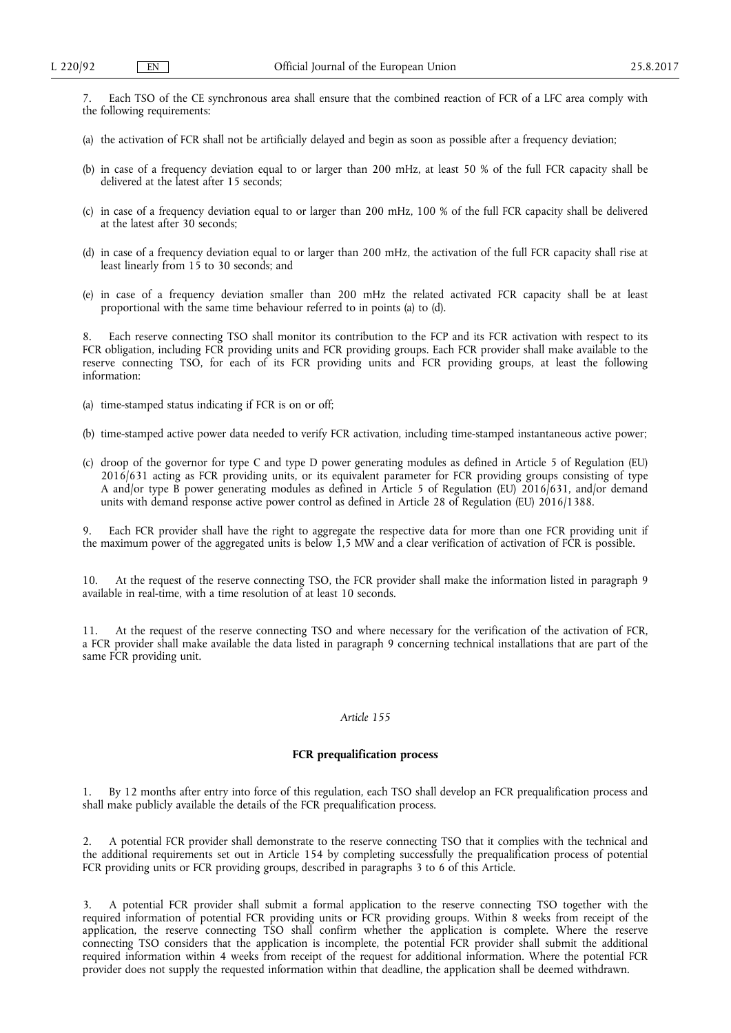7. Each TSO of the CE synchronous area shall ensure that the combined reaction of FCR of a LFC area comply with the following requirements:

(a) the activation of FCR shall not be artificially delayed and begin as soon as possible after a frequency deviation;

(b) in case of a frequency deviation equal to or larger than 200 mHz, at least 50 % of the full FCR capacity shall be delivered at the latest after 15 seconds;

(c) in case of a frequency deviation equal to or larger than 200 mHz, 100 % of the full FCR capacity shall be delivered at the latest after 30 seconds;

(d) in case of a frequency deviation equal to or larger than 200 mHz, the activation of the full FCR capacity shall rise at least linearly from 15 to 30 seconds; and

(e) in case of a frequency deviation smaller than 200 mHz the related activated FCR capacity shall be at least proportional with the same time behaviour referred to in points (a) to (d).

8. Each reserve connecting TSO shall monitor its contribution to the FCP and its FCR activation with respect to its FCR obligation, including FCR providing units and FCR providing groups. Each FCR provider shall make available to the reserve connecting TSO, for each of its FCR providing units and FCR providing groups, at least the following information:

(a) time-stamped status indicating if FCR is on or off;

(b) time-stamped active power data needed to verify FCR activation, including time-stamped instantaneous active power;

(c) droop of the governor for type C and type D power generating modules as defined in Article 5 of Regulation (EU) 2016/631 acting as FCR providing units, or its equivalent parameter for FCR providing groups consisting of type A and/or type B power generating modules as defined in Article 5 of Regulation (EU) 2016/631, and/or demand units with demand response active power control as defined in Article 28 of Regulation (EU) 2016/1388.

9. Each FCR provider shall have the right to aggregate the respective data for more than one FCR providing unit if the maximum power of the aggregated units is below 1,5 MW and a clear verification of activation of FCR is possible.

10. At the request of the reserve connecting TSO, the FCR provider shall make the information listed in paragraph 9 available in real-time, with a time resolution of at least 10 seconds.

11. At the request of the reserve connecting TSO and where necessary for the verification of the activation of FCR, a FCR provider shall make available the data listed in paragraph 9 concerning technical installations that are part of the same FCR providing unit.

*Article 155*

**FCR prequalification process**

1. By 12 months after entry into force of this regulation, each TSO shall develop an FCR prequalification process and shall make publicly available the details of the FCR prequalification process.

2. A potential FCR provider shall demonstrate to the reserve connecting TSO that it complies with the technical and the additional requirements set out in Article 154 by completing successfully the prequalification process of potential FCR providing units or FCR providing groups, described in paragraphs 3 to 6 of this Article.

3. A potential FCR provider shall submit a formal application to the reserve connecting TSO together with the required information of potential FCR providing units or FCR providing groups. Within 8 weeks from receipt of the application, the reserve connecting TSO shall confirm whether the application is complete. Where the reserve connecting TSO considers that the application is incomplete, the potential FCR provider shall submit the additional required information within 4 weeks from receipt of the request for additional information. Where the potential FCR provider does not supply the requested information within that deadline, the application shall be deemed withdrawn.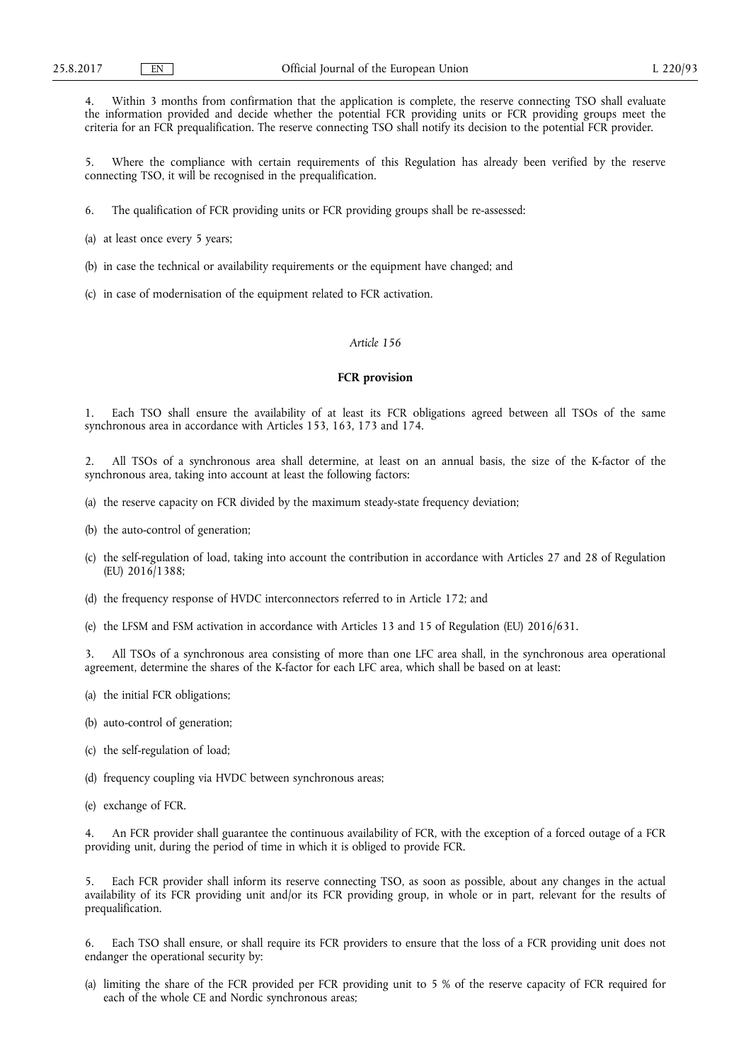4. Within 3 months from confirmation that the application is complete, the reserve connecting TSO shall evaluate the information provided and decide whether the potential FCR providing units or FCR providing groups meet the criteria for an FCR prequalification. The reserve connecting TSO shall notify its decision to the potential FCR provider.

5. Where the compliance with certain requirements of this Regulation has already been verified by the reserve connecting TSO, it will be recognised in the prequalification.

6. The qualification of FCR providing units or FCR providing groups shall be re-assessed:

(a) at least once every 5 years;

(b) in case the technical or availability requirements or the equipment have changed; and

(c) in case of modernisation of the equipment related to FCR activation.

*Article 156*

**FCR provision**

1. Each TSO shall ensure the availability of at least its FCR obligations agreed between all TSOs of the same synchronous area in accordance with Articles 153, 163, 173 and 174.

2. All TSOs of a synchronous area shall determine, at least on an annual basis, the size of the K-factor of the synchronous area, taking into account at least the following factors:

(a) the reserve capacity on FCR divided by the maximum steady-state frequency deviation;

(b) the auto-control of generation;

(c) the self-regulation of load, taking into account the contribution in accordance with Articles 27 and 28 of Regulation (EU) 2016/1388;

(d) the frequency response of HVDC interconnectors referred to in Article 172; and

(e) the LFSM and FSM activation in accordance with Articles 13 and 15 of Regulation (EU) 2016/631.

3. All TSOs of a synchronous area consisting of more than one LFC area shall, in the synchronous area operational agreement, determine the shares of the K-factor for each LFC area, which shall be based on at least:

(a) the initial FCR obligations;

(b) auto-control of generation;

(c) the self-regulation of load;

(d) frequency coupling via HVDC between synchronous areas;

(e) exchange of FCR.

4. An FCR provider shall guarantee the continuous availability of FCR, with the exception of a forced outage of a FCR providing unit, during the period of time in which it is obliged to provide FCR.

5. Each FCR provider shall inform its reserve connecting TSO, as soon as possible, about any changes in the actual availability of its FCR providing unit and/or its FCR providing group, in whole or in part, relevant for the results of prequalification.

6. Each TSO shall ensure, or shall require its FCR providers to ensure that the loss of a FCR providing unit does not endanger the operational security by:

(a) limiting the share of the FCR provided per FCR providing unit to 5 % of the reserve capacity of FCR required for each of the whole CE and Nordic synchronous areas;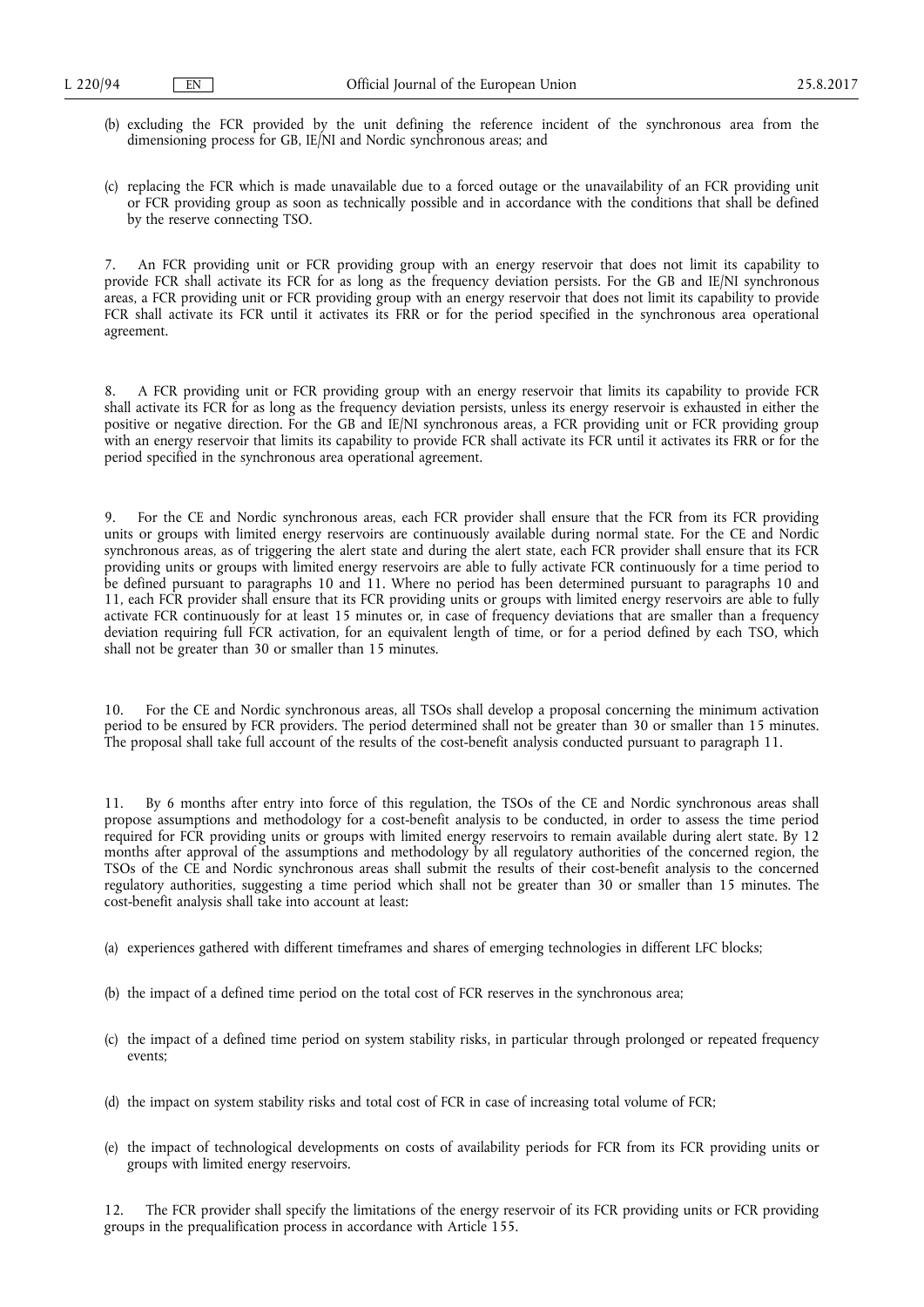(b) excluding the FCR provided by the unit defining the reference incident of the synchronous area from the dimensioning process for GB, IE/NI and Nordic synchronous areas; and

(c) replacing the FCR which is made unavailable due to a forced outage or the unavailability of an FCR providing unit or FCR providing group as soon as technically possible and in accordance with the conditions that shall be defined by the reserve connecting TSO.

7. An FCR providing unit or FCR providing group with an energy reservoir that does not limit its capability to provide FCR shall activate its FCR for as long as the frequency deviation persists. For the GB and IE/NI synchronous areas, a FCR providing unit or FCR providing group with an energy reservoir that does not limit its capability to provide FCR shall activate its FCR until it activates its FRR or for the period specified in the synchronous area operational agreement.

8. A FCR providing unit or FCR providing group with an energy reservoir that limits its capability to provide FCR shall activate its FCR for as long as the frequency deviation persists, unless its energy reservoir is exhausted in either the positive or negative direction. For the GB and IE/NI synchronous areas, a FCR providing unit or FCR providing group with an energy reservoir that limits its capability to provide FCR shall activate its FCR until it activates its FRR or for the period specified in the synchronous area operational agreement.

9. For the CE and Nordic synchronous areas, each FCR provider shall ensure that the FCR from its FCR providing units or groups with limited energy reservoirs are continuously available during normal state. For the CE and Nordic synchronous areas, as of triggering the alert state and during the alert state, each FCR provider shall ensure that its FCR providing units or groups with limited energy reservoirs are able to fully activate FCR continuously for a time period to be defined pursuant to paragraphs 10 and 11. Where no period has been determined pursuant to paragraphs 10 and 11, each FCR provider shall ensure that its FCR providing units or groups with limited energy reservoirs are able to fully activate FCR continuously for at least 15 minutes or, in case of frequency deviations that are smaller than a frequency deviation requiring full FCR activation, for an equivalent length of time, or for a period defined by each TSO, which shall not be greater than 30 or smaller than 15 minutes.

10. For the CE and Nordic synchronous areas, all TSOs shall develop a proposal concerning the minimum activation period to be ensured by FCR providers. The period determined shall not be greater than 30 or smaller than 15 minutes. The proposal shall take full account of the results of the cost-benefit analysis conducted pursuant to paragraph 11.

11. By 6 months after entry into force of this regulation, the TSOs of the CE and Nordic synchronous areas shall propose assumptions and methodology for a cost-benefit analysis to be conducted, in order to assess the time period required for FCR providing units or groups with limited energy reservoirs to remain available during alert state. By 12 months after approval of the assumptions and methodology by all regulatory authorities of the concerned region, the TSOs of the CE and Nordic synchronous areas shall submit the results of their cost-benefit analysis to the concerned regulatory authorities, suggesting a time period which shall not be greater than 30 or smaller than 15 minutes. The cost-benefit analysis shall take into account at least:

(a) experiences gathered with different timeframes and shares of emerging technologies in different LFC blocks;

(b) the impact of a defined time period on the total cost of FCR reserves in the synchronous area;

(c) the impact of a defined time period on system stability risks, in particular through prolonged or repeated frequency events;

(d) the impact on system stability risks and total cost of FCR in case of increasing total volume of FCR;

(e) the impact of technological developments on costs of availability periods for FCR from its FCR providing units or groups with limited energy reservoirs.

12. The FCR provider shall specify the limitations of the energy reservoir of its FCR providing units or FCR providing groups in the prequalification process in accordance with Article 155.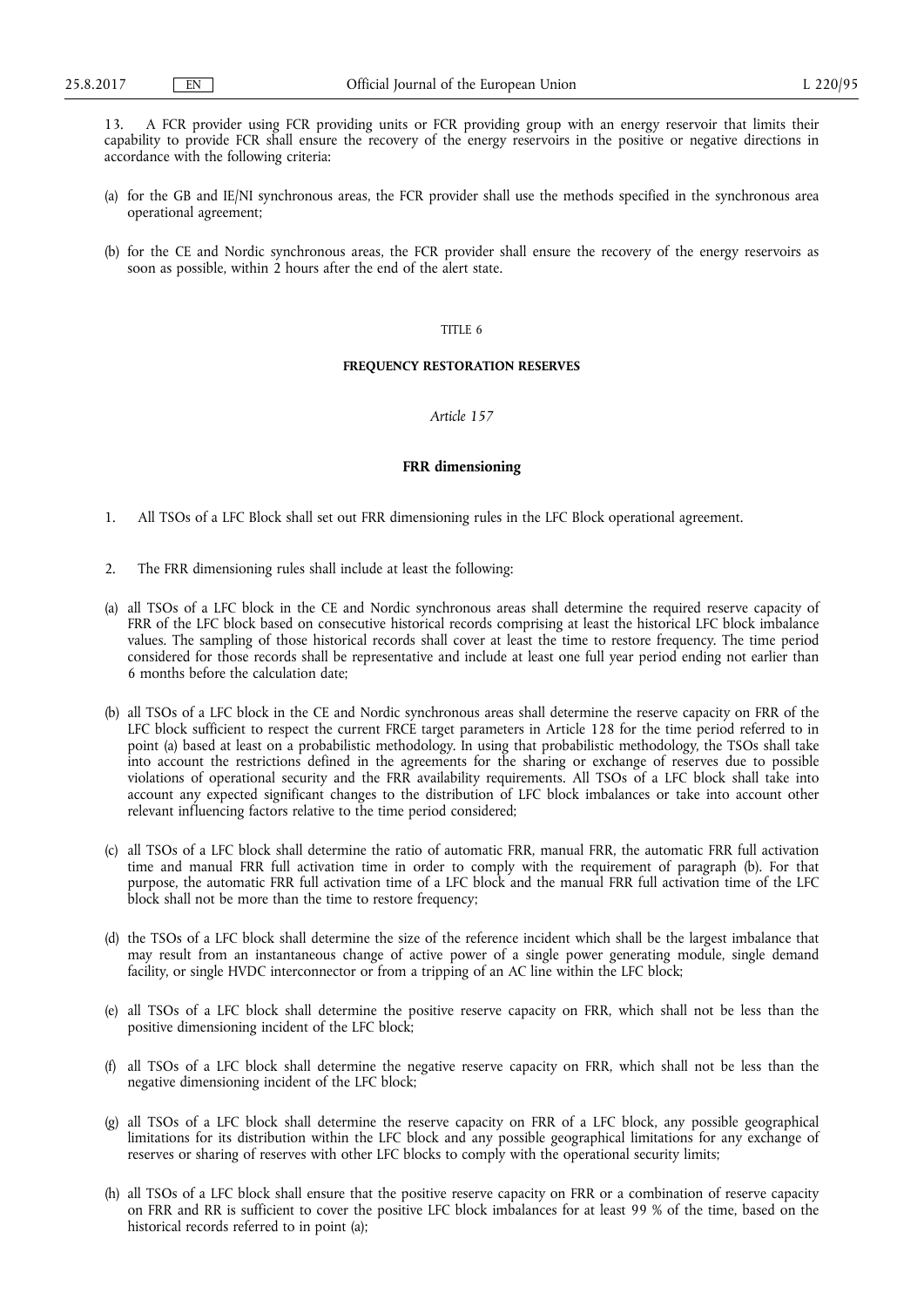13. A FCR provider using FCR providing units or FCR providing group with an energy reservoir that limits their capability to provide FCR shall ensure the recovery of the energy reservoirs in the positive or negative directions in accordance with the following criteria:

(a) for the GB and IE/NI synchronous areas, the FCR provider shall use the methods specified in the synchronous area operational agreement;

(b) for the CE and Nordic synchronous areas, the FCR provider shall ensure the recovery of the energy reservoirs as soon as possible, within 2 hours after the end of the alert state.

TITLE 6

**FREQUENCY RESTORATION RESERVES**

*Article 157*

**FRR dimensioning**

1. All TSOs of a LFC Block shall set out FRR dimensioning rules in the LFC Block operational agreement.

2. The FRR dimensioning rules shall include at least the following:

(a) all TSOs of a LFC block in the CE and Nordic synchronous areas shall determine the required reserve capacity of FRR of the LFC block based on consecutive historical records comprising at least the historical LFC block imbalance values. The sampling of those historical records shall cover at least the time to restore frequency. The time period considered for those records shall be representative and include at least one full year period ending not earlier than 6 months before the calculation date;

(b) all TSOs of a LFC block in the CE and Nordic synchronous areas shall determine the reserve capacity on FRR of the LFC block sufficient to respect the current FRCE target parameters in Article 128 for the time period referred to in point (a) based at least on a probabilistic methodology. In using that probabilistic methodology, the TSOs shall take into account the restrictions defined in the agreements for the sharing or exchange of reserves due to possible violations of operational security and the FRR availability requirements. All TSOs of a LFC block shall take into account any expected significant changes to the distribution of LFC block imbalances or take into account other relevant influencing factors relative to the time period considered;

(c) all TSOs of a LFC block shall determine the ratio of automatic FRR, manual FRR, the automatic FRR full activation time and manual FRR full activation time in order to comply with the requirement of paragraph (b). For that purpose, the automatic FRR full activation time of a LFC block and the manual FRR full activation time of the LFC block shall not be more than the time to restore frequency;

(d) the TSOs of a LFC block shall determine the size of the reference incident which shall be the largest imbalance that may result from an instantaneous change of active power of a single power generating module, single demand facility, or single HVDC interconnector or from a tripping of an AC line within the LFC block;

(e) all TSOs of a LFC block shall determine the positive reserve capacity on FRR, which shall not be less than the positive dimensioning incident of the LFC block;

(f) all TSOs of a LFC block shall determine the negative reserve capacity on FRR, which shall not be less than the negative dimensioning incident of the LFC block;

(g) all TSOs of a LFC block shall determine the reserve capacity on FRR of a LFC block, any possible geographical limitations for its distribution within the LFC block and any possible geographical limitations for any exchange of reserves or sharing of reserves with other LFC blocks to comply with the operational security limits;

(h) all TSOs of a LFC block shall ensure that the positive reserve capacity on FRR or a combination of reserve capacity on FRR and RR is sufficient to cover the positive LFC block imbalances for at least 99 % of the time, based on the historical records referred to in point (a);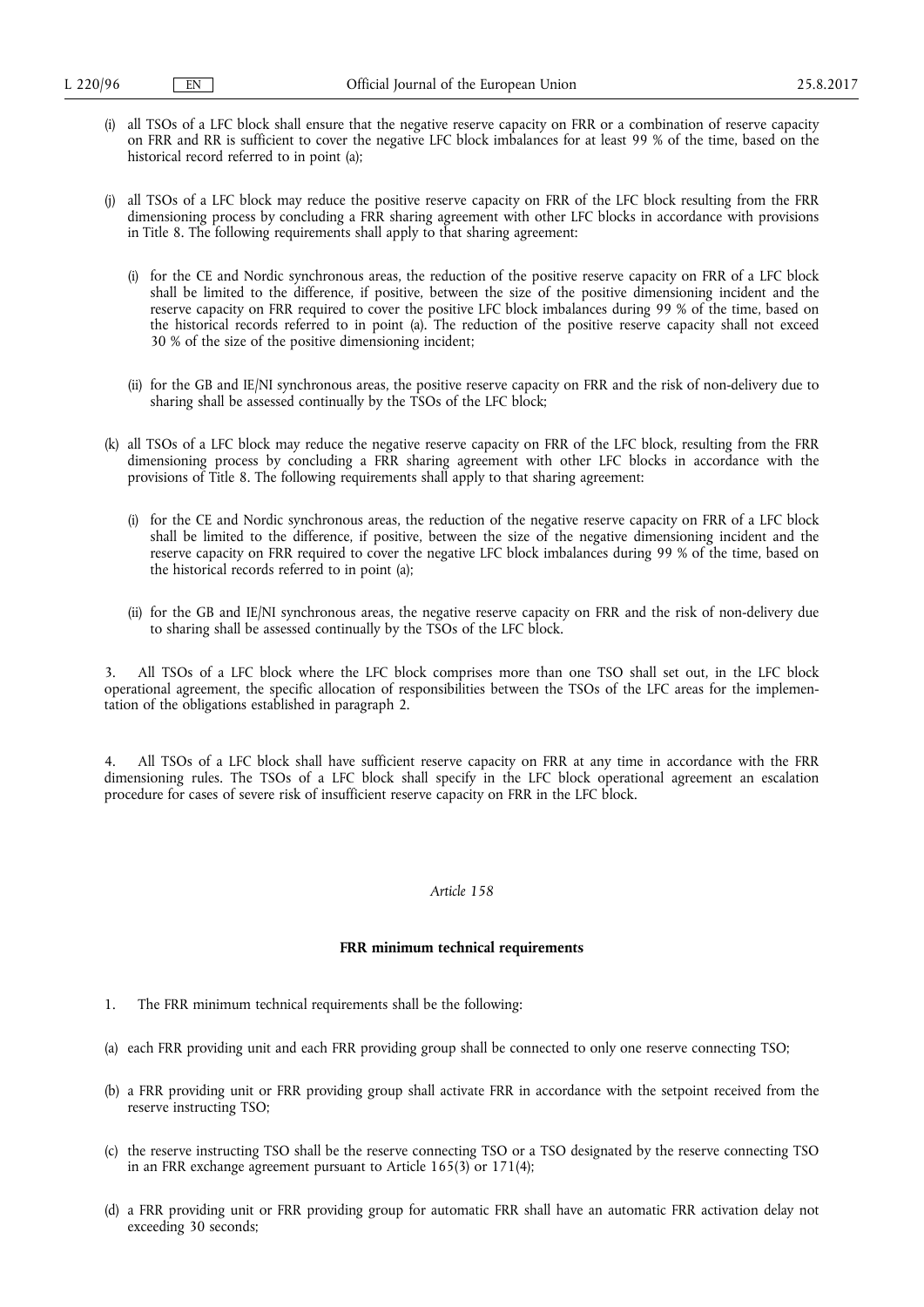(i) all TSOs of a LFC block shall ensure that the negative reserve capacity on FRR or a combination of reserve capacity on FRR and RR is sufficient to cover the negative LFC block imbalances for at least 99 % of the time, based on the historical record referred to in point (a);

(j) all TSOs of a LFC block may reduce the positive reserve capacity on FRR of the LFC block resulting from the FRR dimensioning process by concluding a FRR sharing agreement with other LFC blocks in accordance with provisions in Title 8. The following requirements shall apply to that sharing agreement:

   (i) for the CE and Nordic synchronous areas, the reduction of the positive reserve capacity on FRR of a LFC block shall be limited to the difference, if positive, between the size of the positive dimensioning incident and the reserve capacity on FRR required to cover the positive LFC block imbalances during 99 % of the time, based on the historical records referred to in point (a). The reduction of the positive reserve capacity shall not exceed 30 % of the size of the positive dimensioning incident;

   (ii) for the GB and IE/NI synchronous areas, the positive reserve capacity on FRR and the risk of non-delivery due to sharing shall be assessed continually by the TSOs of the LFC block;

(k) all TSOs of a LFC block may reduce the negative reserve capacity on FRR of the LFC block, resulting from the FRR dimensioning process by concluding a FRR sharing agreement with other LFC blocks in accordance with the provisions of Title 8. The following requirements shall apply to that sharing agreement:

   (i) for the CE and Nordic synchronous areas, the reduction of the negative reserve capacity on FRR of a LFC block shall be limited to the difference, if positive, between the size of the negative dimensioning incident and the reserve capacity on FRR required to cover the negative LFC block imbalances during 99 % of the time, based on the historical records referred to in point (a);

   (ii) for the GB and IE/NI synchronous areas, the negative reserve capacity on FRR and the risk of non-delivery due to sharing shall be assessed continually by the TSOs of the LFC block.

3. All TSOs of a LFC block where the LFC block comprises more than one TSO shall set out, in the LFC block operational agreement, the specific allocation of responsibilities between the TSOs of the LFC areas for the implementation of the obligations established in paragraph 2.

4. All TSOs of a LFC block shall have sufficient reserve capacity on FRR at any time in accordance with the FRR dimensioning rules. The TSOs of a LFC block shall specify in the LFC block operational agreement an escalation procedure for cases of severe risk of insufficient reserve capacity on FRR in the LFC block.

*Article 158*

**FRR minimum technical requirements**

1. The FRR minimum technical requirements shall be the following:

(a) each FRR providing unit and each FRR providing group shall be connected to only one reserve connecting TSO;

(b) a FRR providing unit or FRR providing group shall activate FRR in accordance with the setpoint received from the reserve instructing TSO;

(c) the reserve instructing TSO shall be the reserve connecting TSO or a TSO designated by the reserve connecting TSO in an FRR exchange agreement pursuant to Article 165(3) or 171(4);

(d) a FRR providing unit or FRR providing group for automatic FRR shall have an automatic FRR activation delay not exceeding 30 seconds;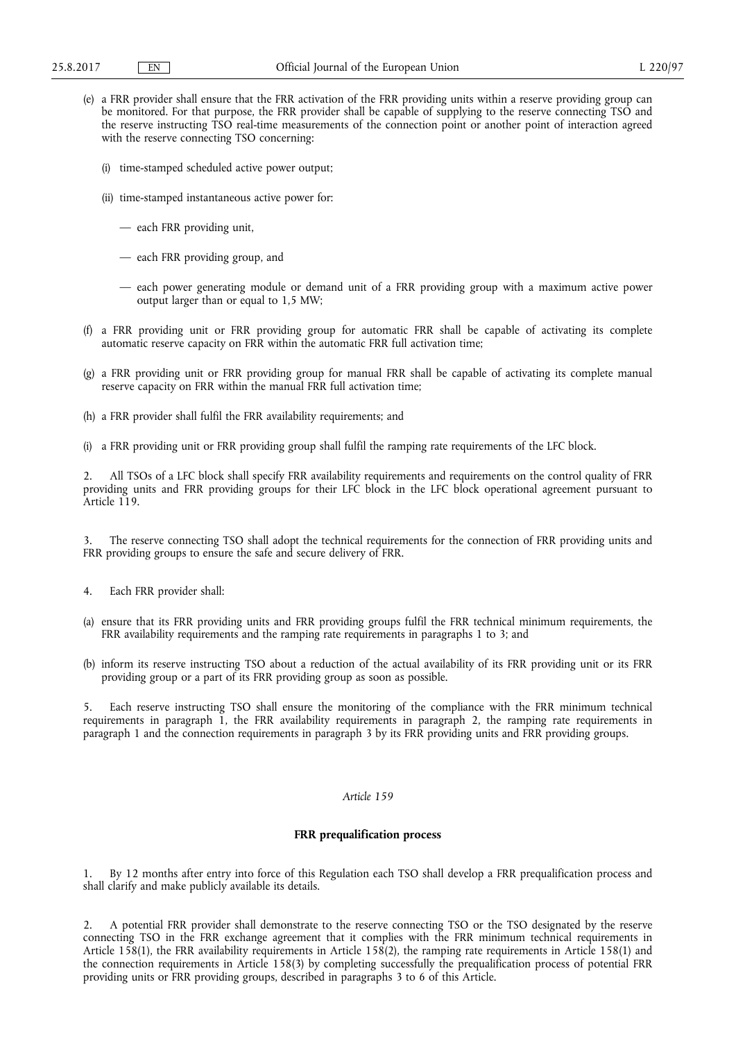(e) a FRR provider shall ensure that the FRR activation of the FRR providing units within a reserve providing group can be monitored. For that purpose, the FRR provider shall be capable of supplying to the reserve connecting TSO and the reserve instructing TSO real-time measurements of the connection point or another point of interaction agreed with the reserve connecting TSO concerning:

   (i) time-stamped scheduled active power output;

   (ii) time-stamped instantaneous active power for:

   — each FRR providing unit,

   — each FRR providing group, and

   — each power generating module or demand unit of a FRR providing group with a maximum active power output larger than or equal to 1,5 MW;

(f) a FRR providing unit or FRR providing group for automatic FRR shall be capable of activating its complete automatic reserve capacity on FRR within the automatic FRR full activation time;

(g) a FRR providing unit or FRR providing group for manual FRR shall be capable of activating its complete manual reserve capacity on FRR within the manual FRR full activation time;

(h) a FRR provider shall fulfil the FRR availability requirements; and

(i) a FRR providing unit or FRR providing group shall fulfil the ramping rate requirements of the LFC block.

2. All TSOs of a LFC block shall specify FRR availability requirements and requirements on the control quality of FRR providing units and FRR providing groups for their LFC block in the LFC block operational agreement pursuant to Article 119.

3. The reserve connecting TSO shall adopt the technical requirements for the connection of FRR providing units and FRR providing groups to ensure the safe and secure delivery of FRR.

4. Each FRR provider shall:

(a) ensure that its FRR providing units and FRR providing groups fulfil the FRR technical minimum requirements, the FRR availability requirements and the ramping rate requirements in paragraphs 1 to 3; and

(b) inform its reserve instructing TSO about a reduction of the actual availability of its FRR providing unit or its FRR providing group or a part of its FRR providing group as soon as possible.

5. Each reserve instructing TSO shall ensure the monitoring of the compliance with the FRR minimum technical requirements in paragraph 1, the FRR availability requirements in paragraph 2, the ramping rate requirements in paragraph 1 and the connection requirements in paragraph 3 by its FRR providing units and FRR providing groups.

*Article 159*

**FRR prequalification process**

1. By 12 months after entry into force of this Regulation each TSO shall develop a FRR prequalification process and shall clarify and make publicly available its details.

2. A potential FRR provider shall demonstrate to the reserve connecting TSO or the TSO designated by the reserve connecting TSO in the FRR exchange agreement that it complies with the FRR minimum technical requirements in Article 158(1), the FRR availability requirements in Article 158(2), the ramping rate requirements in Article 158(1) and the connection requirements in Article 158(3) by completing successfully the prequalification process of potential FRR providing units or FRR providing groups, described in paragraphs 3 to 6 of this Article.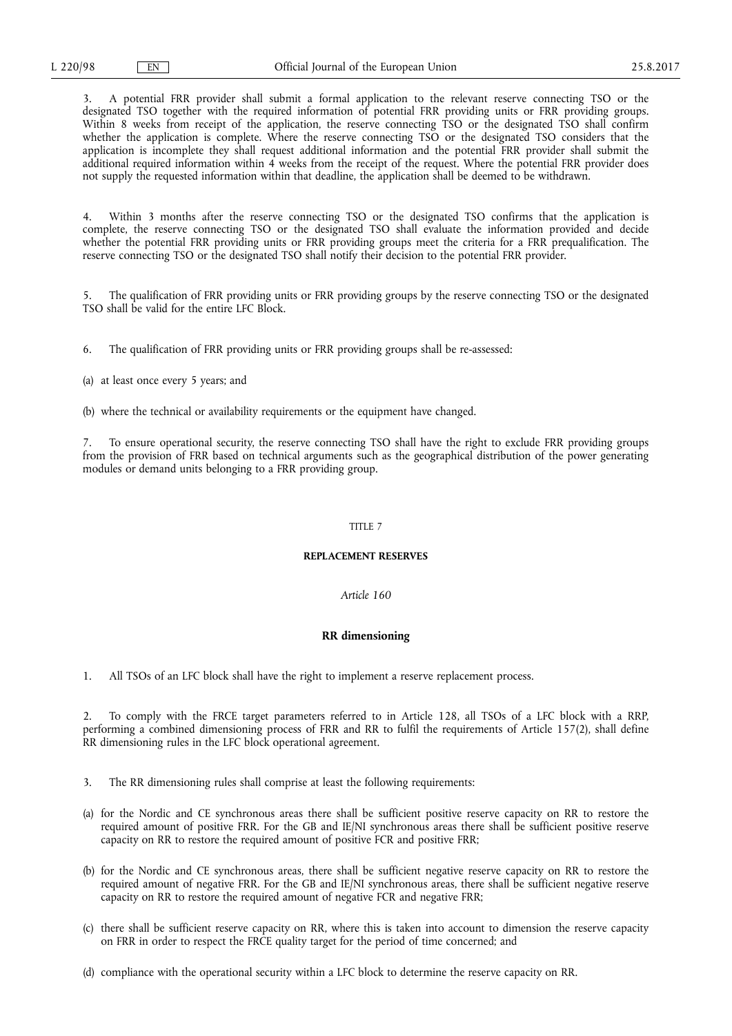3. A potential FRR provider shall submit a formal application to the relevant reserve connecting TSO or the designated TSO together with the required information of potential FRR providing units or FRR providing groups. Within 8 weeks from receipt of the application, the reserve connecting TSO or the designated TSO shall confirm whether the application is complete. Where the reserve connecting TSO or the designated TSO considers that the application is incomplete they shall request additional information and the potential FRR provider shall submit the additional required information within 4 weeks from the receipt of the request. Where the potential FRR provider does not supply the requested information within that deadline, the application shall be deemed to be withdrawn.

4. Within 3 months after the reserve connecting TSO or the designated TSO confirms that the application is complete, the reserve connecting TSO or the designated TSO shall evaluate the information provided and decide whether the potential FRR providing units or FRR providing groups meet the criteria for a FRR prequalification. The reserve connecting TSO or the designated TSO shall notify their decision to the potential FRR provider.

5. The qualification of FRR providing units or FRR providing groups by the reserve connecting TSO or the designated TSO shall be valid for the entire LFC Block.

6. The qualification of FRR providing units or FRR providing groups shall be re-assessed:

(a) at least once every 5 years; and

(b) where the technical or availability requirements or the equipment have changed.

7. To ensure operational security, the reserve connecting TSO shall have the right to exclude FRR providing groups from the provision of FRR based on technical arguments such as the geographical distribution of the power generating modules or demand units belonging to a FRR providing group.

## TITLE 7

## REPLACEMENT RESERVES

### *Article 160*

### RR dimensioning

1. All TSOs of an LFC block shall have the right to implement a reserve replacement process.

2. To comply with the FRCE target parameters referred to in Article 128, all TSOs of a LFC block with a RRP, performing a combined dimensioning process of FRR and RR to fulfil the requirements of Article 157(2), shall define RR dimensioning rules in the LFC block operational agreement.

3. The RR dimensioning rules shall comprise at least the following requirements:

(a) for the Nordic and CE synchronous areas there shall be sufficient positive reserve capacity on RR to restore the required amount of positive FRR. For the GB and IE/NI synchronous areas there shall be sufficient positive reserve capacity on RR to restore the required amount of positive FCR and positive FRR;

(b) for the Nordic and CE synchronous areas, there shall be sufficient negative reserve capacity on RR to restore the required amount of negative FRR. For the GB and IE/NI synchronous areas, there shall be sufficient negative reserve capacity on RR to restore the required amount of negative FCR and negative FRR;

(c) there shall be sufficient reserve capacity on RR, where this is taken into account to dimension the reserve capacity on FRR in order to respect the FRCE quality target for the period of time concerned; and

(d) compliance with the operational security within a LFC block to determine the reserve capacity on RR.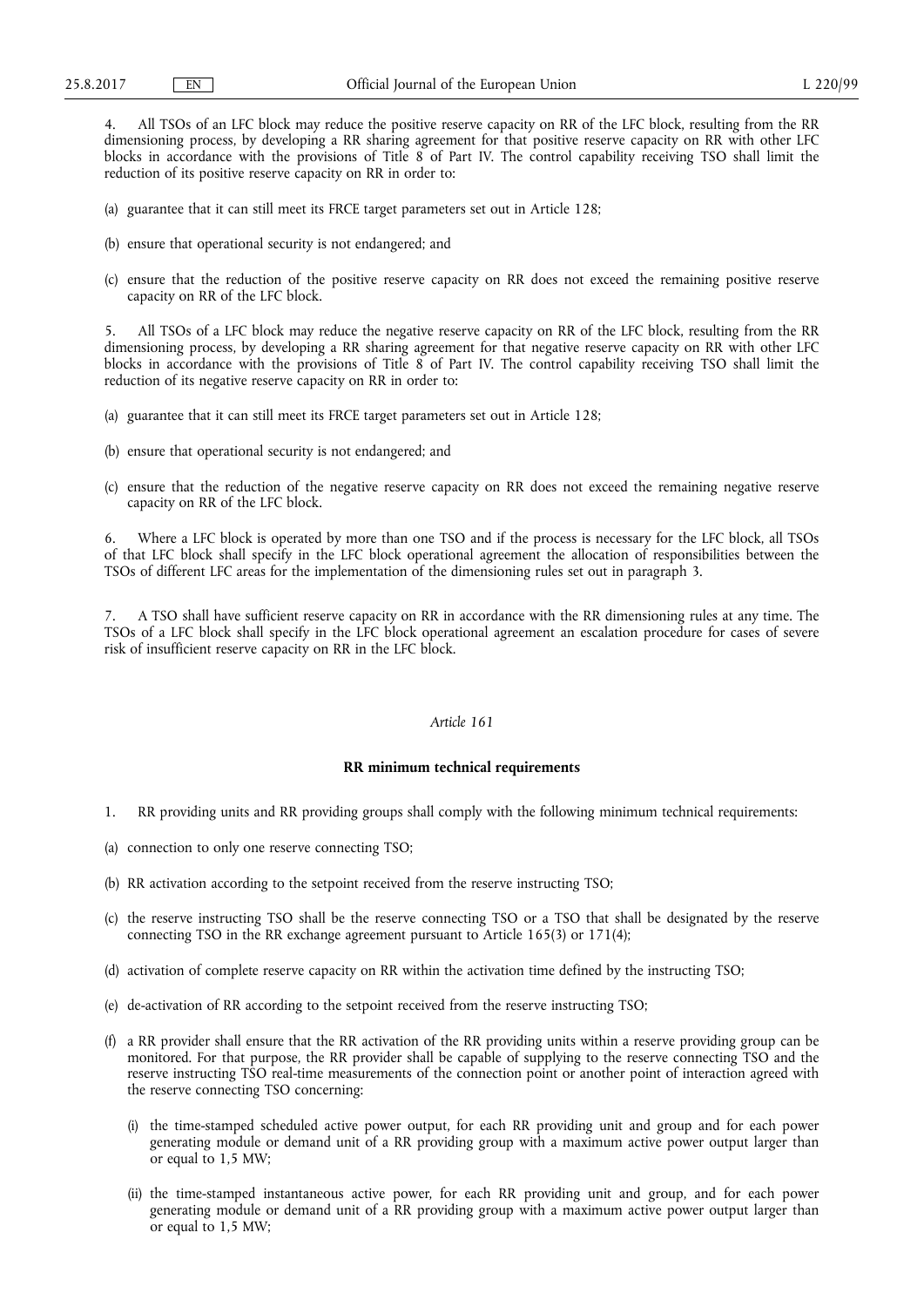4. All TSOs of an LFC block may reduce the positive reserve capacity on RR of the LFC block, resulting from the RR dimensioning process, by developing a RR sharing agreement for that positive reserve capacity on RR with other LFC blocks in accordance with the provisions of Title 8 of Part IV. The control capability receiving TSO shall limit the reduction of its positive reserve capacity on RR in order to:

(a) guarantee that it can still meet its FRCE target parameters set out in Article 128;

(b) ensure that operational security is not endangered; and

(c) ensure that the reduction of the positive reserve capacity on RR does not exceed the remaining positive reserve capacity on RR of the LFC block.

5. All TSOs of a LFC block may reduce the negative reserve capacity on RR of the LFC block, resulting from the RR dimensioning process, by developing a RR sharing agreement for that negative reserve capacity on RR with other LFC blocks in accordance with the provisions of Title 8 of Part IV. The control capability receiving TSO shall limit the reduction of its negative reserve capacity on RR in order to:

(a) guarantee that it can still meet its FRCE target parameters set out in Article 128;

(b) ensure that operational security is not endangered; and

(c) ensure that the reduction of the negative reserve capacity on RR does not exceed the remaining negative reserve capacity on RR of the LFC block.

6. Where a LFC block is operated by more than one TSO and if the process is necessary for the LFC block, all TSOs of that LFC block shall specify in the LFC block operational agreement the allocation of responsibilities between the TSOs of different LFC areas for the implementation of the dimensioning rules set out in paragraph 3.

7. A TSO shall have sufficient reserve capacity on RR in accordance with the RR dimensioning rules at any time. The TSOs of a LFC block shall specify in the LFC block operational agreement an escalation procedure for cases of severe risk of insufficient reserve capacity on RR in the LFC block.

*Article 161*

**RR minimum technical requirements**

1. RR providing units and RR providing groups shall comply with the following minimum technical requirements:

(a) connection to only one reserve connecting TSO;

(b) RR activation according to the setpoint received from the reserve instructing TSO;

(c) the reserve instructing TSO shall be the reserve connecting TSO or a TSO that shall be designated by the reserve connecting TSO in the RR exchange agreement pursuant to Article 165(3) or 171(4);

(d) activation of complete reserve capacity on RR within the activation time defined by the instructing TSO;

(e) de-activation of RR according to the setpoint received from the reserve instructing TSO;

(f) a RR provider shall ensure that the RR activation of the RR providing units within a reserve providing group can be monitored. For that purpose, the RR provider shall be capable of supplying to the reserve connecting TSO and the reserve instructing TSO real-time measurements of the connection point or another point of interaction agreed with the reserve connecting TSO concerning:

   (i) the time-stamped scheduled active power output, for each RR providing unit and group and for each power generating module or demand unit of a RR providing group with a maximum active power output larger than or equal to 1,5 MW;

   (ii) the time-stamped instantaneous active power, for each RR providing unit and group, and for each power generating module or demand unit of a RR providing group with a maximum active power output larger than or equal to 1,5 MW;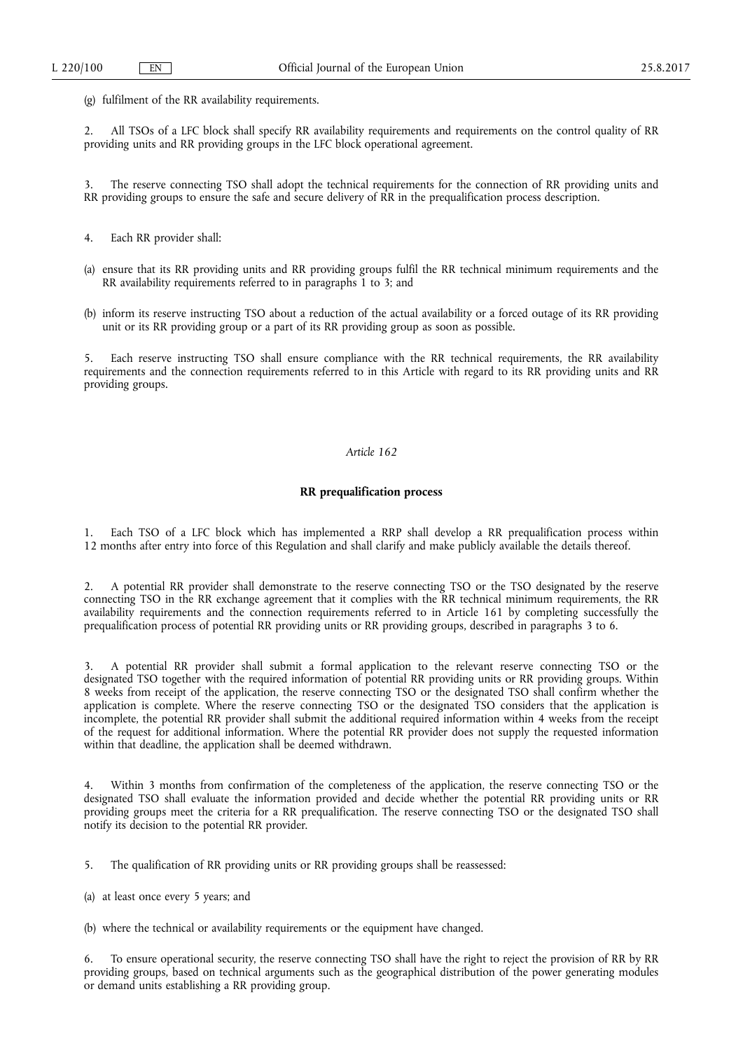(g) fulfilment of the RR availability requirements.

2. All TSOs of a LFC block shall specify RR availability requirements and requirements on the control quality of RR providing units and RR providing groups in the LFC block operational agreement.

3. The reserve connecting TSO shall adopt the technical requirements for the connection of RR providing units and RR providing groups to ensure the safe and secure delivery of RR in the prequalification process description.

4. Each RR provider shall:

(a) ensure that its RR providing units and RR providing groups fulfil the RR technical minimum requirements and the RR availability requirements referred to in paragraphs 1 to 3; and

(b) inform its reserve instructing TSO about a reduction of the actual availability or a forced outage of its RR providing unit or its RR providing group or a part of its RR providing group as soon as possible.

5. Each reserve instructing TSO shall ensure compliance with the RR technical requirements, the RR availability requirements and the connection requirements referred to in this Article with regard to its RR providing units and RR providing groups.

*Article 162*

**RR prequalification process**

1. Each TSO of a LFC block which has implemented a RRP shall develop a RR prequalification process within 12 months after entry into force of this Regulation and shall clarify and make publicly available the details thereof.

2. A potential RR provider shall demonstrate to the reserve connecting TSO or the TSO designated by the reserve connecting TSO in the RR exchange agreement that it complies with the RR technical minimum requirements, the RR availability requirements and the connection requirements referred to in Article 161 by completing successfully the prequalification process of potential RR providing units or RR providing groups, described in paragraphs 3 to 6.

3. A potential RR provider shall submit a formal application to the relevant reserve connecting TSO or the designated TSO together with the required information of potential RR providing units or RR providing groups. Within 8 weeks from receipt of the application, the reserve connecting TSO or the designated TSO shall confirm whether the application is complete. Where the reserve connecting TSO or the designated TSO considers that the application is incomplete, the potential RR provider shall submit the additional required information within 4 weeks from the receipt of the request for additional information. Where the potential RR provider does not supply the requested information within that deadline, the application shall be deemed withdrawn.

4. Within 3 months from confirmation of the completeness of the application, the reserve connecting TSO or the designated TSO shall evaluate the information provided and decide whether the potential RR providing units or RR providing groups meet the criteria for a RR prequalification. The reserve connecting TSO or the designated TSO shall notify its decision to the potential RR provider.

5. The qualification of RR providing units or RR providing groups shall be reassessed:

(a) at least once every 5 years; and

(b) where the technical or availability requirements or the equipment have changed.

6. To ensure operational security, the reserve connecting TSO shall have the right to reject the provision of RR by RR providing groups, based on technical arguments such as the geographical distribution of the power generating modules or demand units establishing a RR providing group.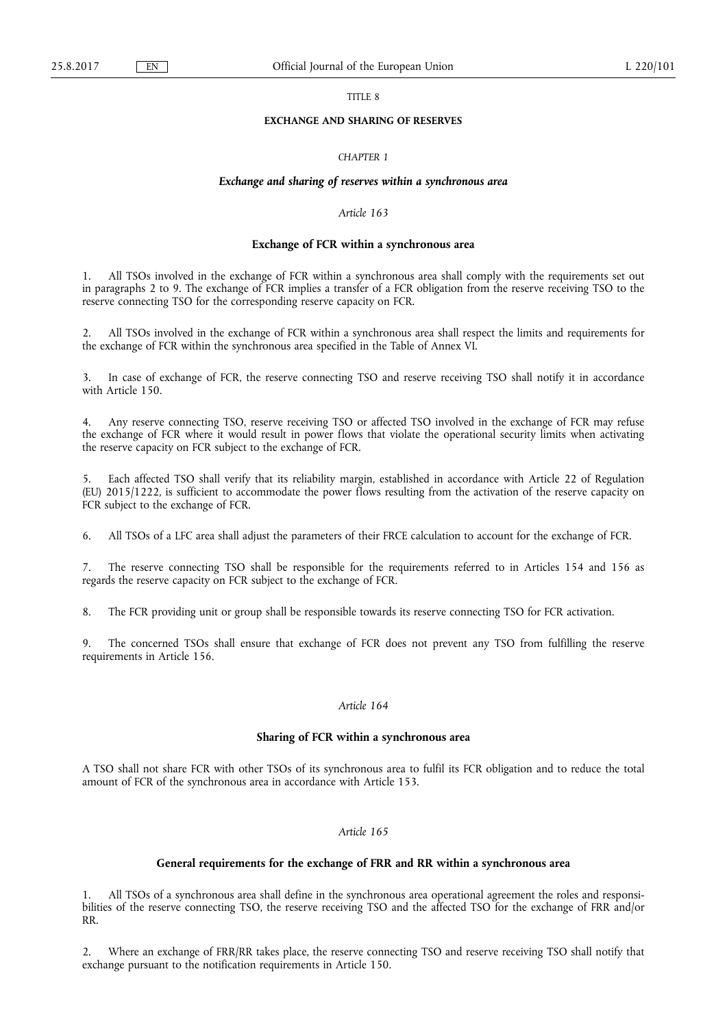# TITLE 8

## EXCHANGE AND SHARING OF RESERVES

### *CHAPTER 1*

### ***Exchange and sharing of reserves within a synchronous area***

*Article 163*

**Exchange of FCR within a synchronous area**

1. All TSOs involved in the exchange of FCR within a synchronous area shall comply with the requirements set out in paragraphs 2 to 9. The exchange of FCR implies a transfer of a FCR obligation from the reserve receiving TSO to the reserve connecting TSO for the corresponding reserve capacity on FCR.

2. All TSOs involved in the exchange of FCR within a synchronous area shall respect the limits and requirements for the exchange of FCR within the synchronous area specified in the Table of Annex VI.

3. In case of exchange of FCR, the reserve connecting TSO and reserve receiving TSO shall notify it in accordance with Article 150.

4. Any reserve connecting TSO, reserve receiving TSO or affected TSO involved in the exchange of FCR may refuse the exchange of FCR where it would result in power flows that violate the operational security limits when activating the reserve capacity on FCR subject to the exchange of FCR.

5. Each affected TSO shall verify that its reliability margin, established in accordance with Article 22 of Regulation (EU) 2015/1222, is sufficient to accommodate the power flows resulting from the activation of the reserve capacity on FCR subject to the exchange of FCR.

6. All TSOs of a LFC area shall adjust the parameters of their FRCE calculation to account for the exchange of FCR.

7. The reserve connecting TSO shall be responsible for the requirements referred to in Articles 154 and 156 as regards the reserve capacity on FCR subject to the exchange of FCR.

8. The FCR providing unit or group shall be responsible towards its reserve connecting TSO for FCR activation.

9. The concerned TSOs shall ensure that exchange of FCR does not prevent any TSO from fulfilling the reserve requirements in Article 156.

*Article 164*

**Sharing of FCR within a synchronous area**

A TSO shall not share FCR with other TSOs of its synchronous area to fulfil its FCR obligation and to reduce the total amount of FCR of the synchronous area in accordance with Article 153.

*Article 165*

**General requirements for the exchange of FRR and RR within a synchronous area**

1. All TSOs of a synchronous area shall define in the synchronous area operational agreement the roles and responsibilities of the reserve connecting TSO, the reserve receiving TSO and the affected TSO for the exchange of FRR and/or RR.

2. Where an exchange of FRR/RR takes place, the reserve connecting TSO and reserve receiving TSO shall notify that exchange pursuant to the notification requirements in Article 150.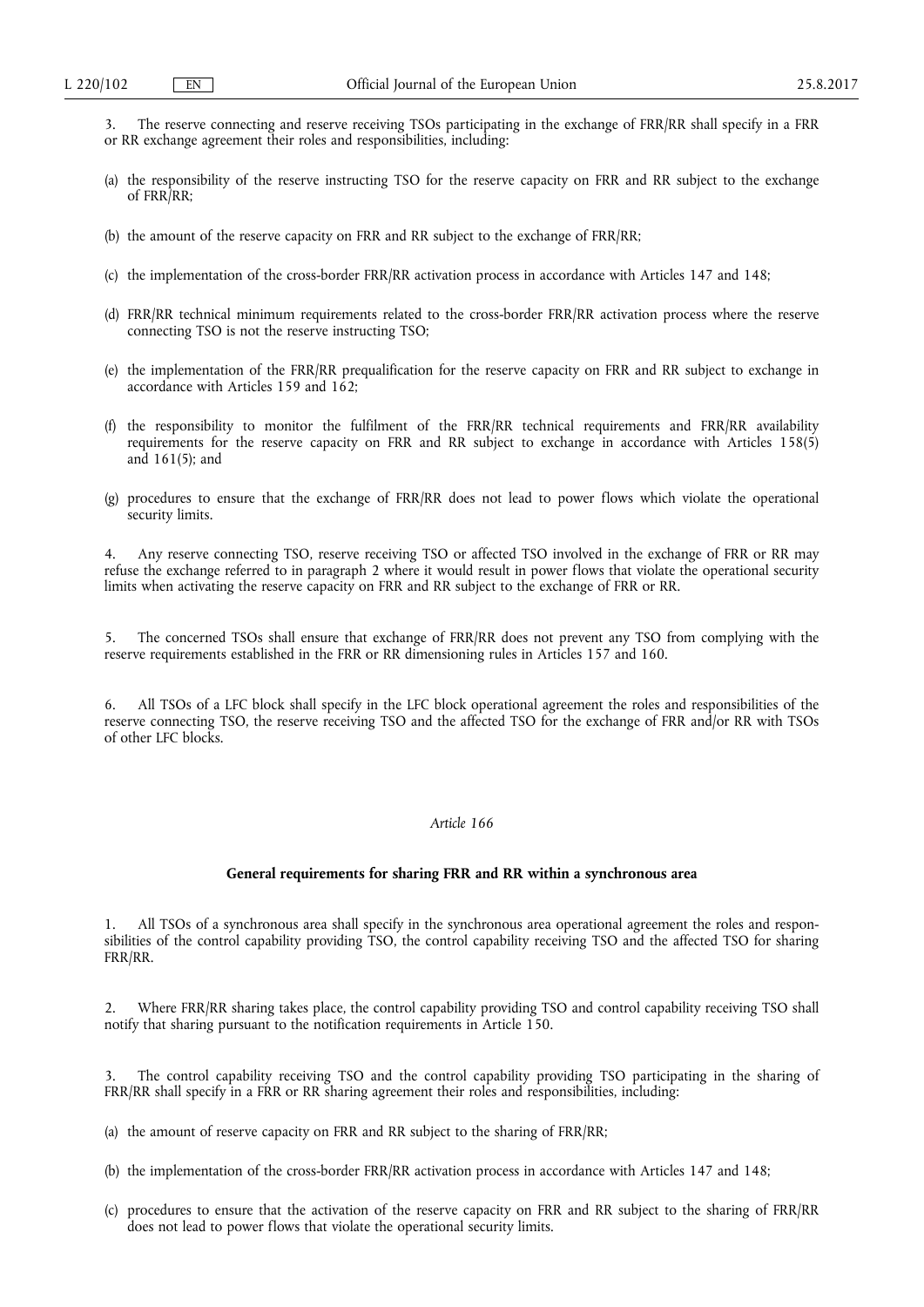3. The reserve connecting and reserve receiving TSOs participating in the exchange of FRR/RR shall specify in a FRR or RR exchange agreement their roles and responsibilities, including:

(a) the responsibility of the reserve instructing TSO for the reserve capacity on FRR and RR subject to the exchange of FRR/RR;

(b) the amount of the reserve capacity on FRR and RR subject to the exchange of FRR/RR;

(c) the implementation of the cross-border FRR/RR activation process in accordance with Articles 147 and 148;

(d) FRR/RR technical minimum requirements related to the cross-border FRR/RR activation process where the reserve connecting TSO is not the reserve instructing TSO;

(e) the implementation of the FRR/RR prequalification for the reserve capacity on FRR and RR subject to exchange in accordance with Articles 159 and 162;

(f) the responsibility to monitor the fulfilment of the FRR/RR technical requirements and FRR/RR availability requirements for the reserve capacity on FRR and RR subject to exchange in accordance with Articles 158(5) and 161(5); and

(g) procedures to ensure that the exchange of FRR/RR does not lead to power flows which violate the operational security limits.

4. Any reserve connecting TSO, reserve receiving TSO or affected TSO involved in the exchange of FRR or RR may refuse the exchange referred to in paragraph 2 where it would result in power flows that violate the operational security limits when activating the reserve capacity on FRR and RR subject to the exchange of FRR or RR.

5. The concerned TSOs shall ensure that exchange of FRR/RR does not prevent any TSO from complying with the reserve requirements established in the FRR or RR dimensioning rules in Articles 157 and 160.

6. All TSOs of a LFC block shall specify in the LFC block operational agreement the roles and responsibilities of the reserve connecting TSO, the reserve receiving TSO and the affected TSO for the exchange of FRR and/or RR with TSOs of other LFC blocks.

*Article 166*

**General requirements for sharing FRR and RR within a synchronous area**

1. All TSOs of a synchronous area shall specify in the synchronous area operational agreement the roles and responsibilities of the control capability providing TSO, the control capability receiving TSO and the affected TSO for sharing FRR/RR.

2. Where FRR/RR sharing takes place, the control capability providing TSO and control capability receiving TSO shall notify that sharing pursuant to the notification requirements in Article 150.

3. The control capability receiving TSO and the control capability providing TSO participating in the sharing of FRR/RR shall specify in a FRR or RR sharing agreement their roles and responsibilities, including:

(a) the amount of reserve capacity on FRR and RR subject to the sharing of FRR/RR;

(b) the implementation of the cross-border FRR/RR activation process in accordance with Articles 147 and 148;

(c) procedures to ensure that the activation of the reserve capacity on FRR and RR subject to the sharing of FRR/RR does not lead to power flows that violate the operational security limits.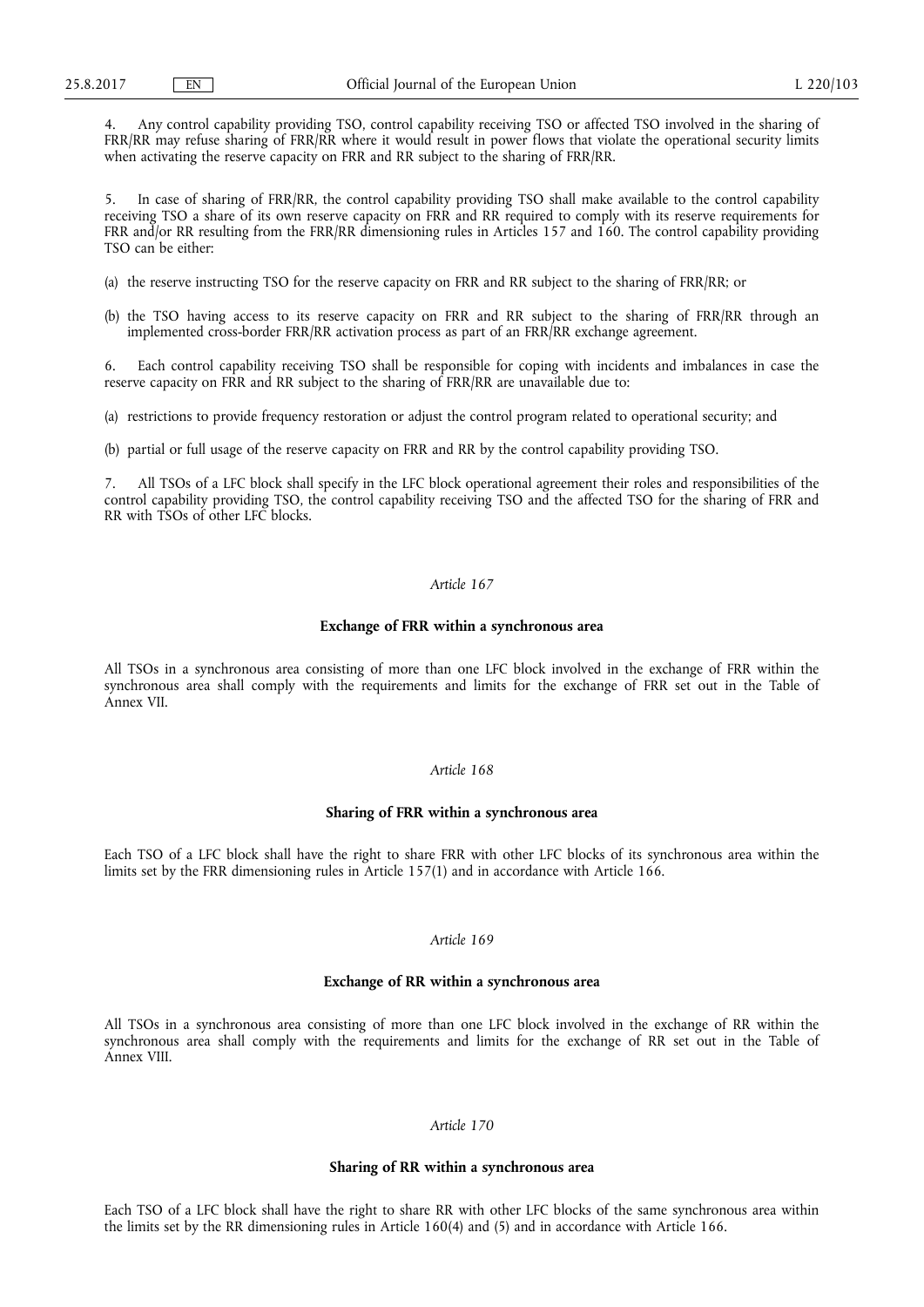4. Any control capability providing TSO, control capability receiving TSO or affected TSO involved in the sharing of FRR/RR may refuse sharing of FRR/RR where it would result in power flows that violate the operational security limits when activating the reserve capacity on FRR and RR subject to the sharing of FRR/RR.

5. In case of sharing of FRR/RR, the control capability providing TSO shall make available to the control capability receiving TSO a share of its own reserve capacity on FRR and RR required to comply with its reserve requirements for FRR and/or RR resulting from the FRR/RR dimensioning rules in Articles 157 and 160. The control capability providing TSO can be either:

(a) the reserve instructing TSO for the reserve capacity on FRR and RR subject to the sharing of FRR/RR; or

(b) the TSO having access to its reserve capacity on FRR and RR subject to the sharing of FRR/RR through an implemented cross-border FRR/RR activation process as part of an FRR/RR exchange agreement.

6. Each control capability receiving TSO shall be responsible for coping with incidents and imbalances in case the reserve capacity on FRR and RR subject to the sharing of FRR/RR are unavailable due to:

(a) restrictions to provide frequency restoration or adjust the control program related to operational security; and

(b) partial or full usage of the reserve capacity on FRR and RR by the control capability providing TSO.

7. All TSOs of a LFC block shall specify in the LFC block operational agreement their roles and responsibilities of the control capability providing TSO, the control capability receiving TSO and the affected TSO for the sharing of FRR and RR with TSOs of other LFC blocks.

*Article 167*

**Exchange of FRR within a synchronous area**

All TSOs in a synchronous area consisting of more than one LFC block involved in the exchange of FRR within the synchronous area shall comply with the requirements and limits for the exchange of FRR set out in the Table of Annex VII.

*Article 168*

**Sharing of FRR within a synchronous area**

Each TSO of a LFC block shall have the right to share FRR with other LFC blocks of its synchronous area within the limits set by the FRR dimensioning rules in Article 157(1) and in accordance with Article 166.

*Article 169*

**Exchange of RR within a synchronous area**

All TSOs in a synchronous area consisting of more than one LFC block involved in the exchange of RR within the synchronous area shall comply with the requirements and limits for the exchange of RR set out in the Table of Annex VIII.

*Article 170*

**Sharing of RR within a synchronous area**

Each TSO of a LFC block shall have the right to share RR with other LFC blocks of the same synchronous area within the limits set by the RR dimensioning rules in Article 160(4) and (5) and in accordance with Article 166.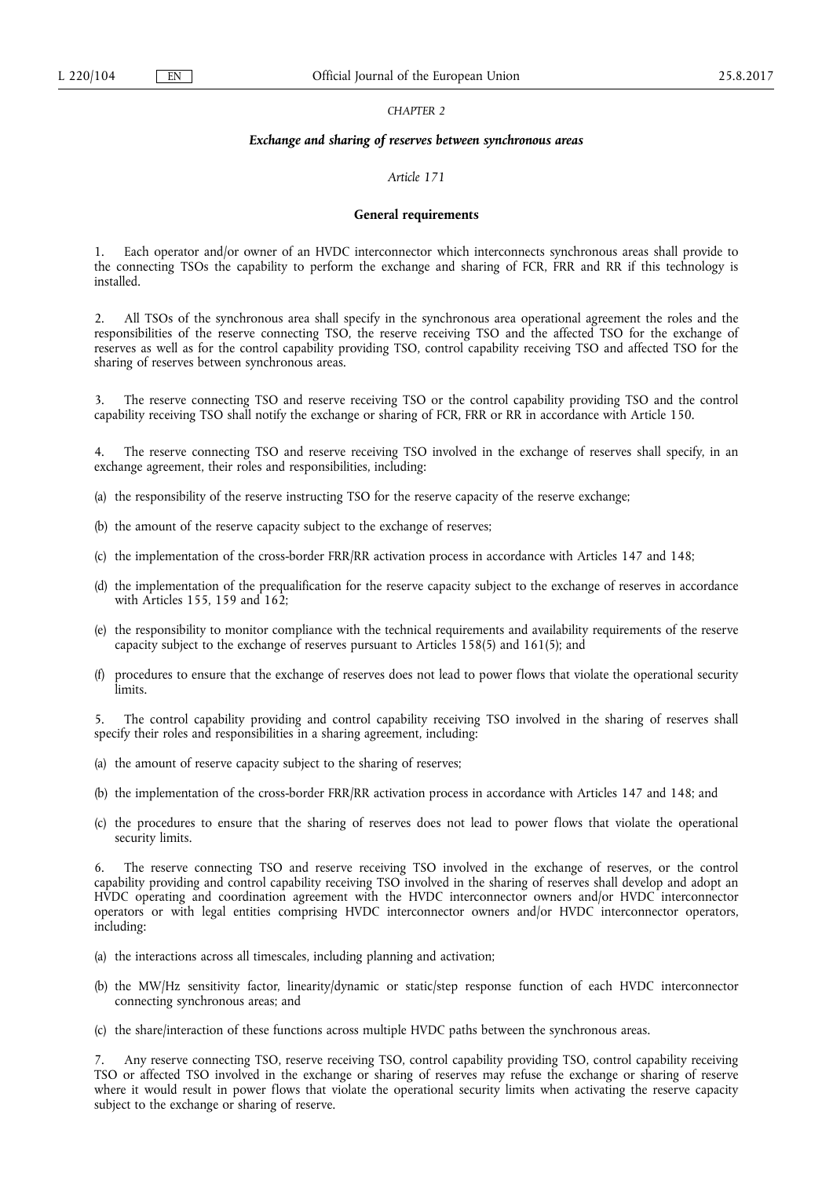*CHAPTER 2*

***Exchange and sharing of reserves between synchronous areas***

*Article 171*

**General requirements**

1. Each operator and/or owner of an HVDC interconnector which interconnects synchronous areas shall provide to the connecting TSOs the capability to perform the exchange and sharing of FCR, FRR and RR if this technology is installed.

2. All TSOs of the synchronous area shall specify in the synchronous area operational agreement the roles and the responsibilities of the reserve connecting TSO, the reserve receiving TSO and the affected TSO for the exchange of reserves as well as for the control capability providing TSO, control capability receiving TSO and affected TSO for the sharing of reserves between synchronous areas.

3. The reserve connecting TSO and reserve receiving TSO or the control capability providing TSO and the control capability receiving TSO shall notify the exchange or sharing of FCR, FRR or RR in accordance with Article 150.

4. The reserve connecting TSO and reserve receiving TSO involved in the exchange of reserves shall specify, in an exchange agreement, their roles and responsibilities, including:

(a) the responsibility of the reserve instructing TSO for the reserve capacity of the reserve exchange;

(b) the amount of the reserve capacity subject to the exchange of reserves;

(c) the implementation of the cross-border FRR/RR activation process in accordance with Articles 147 and 148;

(d) the implementation of the prequalification for the reserve capacity subject to the exchange of reserves in accordance with Articles 155, 159 and 162;

(e) the responsibility to monitor compliance with the technical requirements and availability requirements of the reserve capacity subject to the exchange of reserves pursuant to Articles 158(5) and 161(5); and

(f) procedures to ensure that the exchange of reserves does not lead to power flows that violate the operational security limits.

5. The control capability providing and control capability receiving TSO involved in the sharing of reserves shall specify their roles and responsibilities in a sharing agreement, including:

(a) the amount of reserve capacity subject to the sharing of reserves;

(b) the implementation of the cross-border FRR/RR activation process in accordance with Articles 147 and 148; and

(c) the procedures to ensure that the sharing of reserves does not lead to power flows that violate the operational security limits.

6. The reserve connecting TSO and reserve receiving TSO involved in the exchange of reserves, or the control capability providing and control capability receiving TSO involved in the sharing of reserves shall develop and adopt an HVDC operating and coordination agreement with the HVDC interconnector owners and/or HVDC interconnector operators or with legal entities comprising HVDC interconnector owners and/or HVDC interconnector operators, including:

(a) the interactions across all timescales, including planning and activation;

(b) the MW/Hz sensitivity factor, linearity/dynamic or static/step response function of each HVDC interconnector connecting synchronous areas; and

(c) the share/interaction of these functions across multiple HVDC paths between the synchronous areas.

7. Any reserve connecting TSO, reserve receiving TSO, control capability providing TSO, control capability receiving TSO or affected TSO involved in the exchange or sharing of reserves may refuse the exchange or sharing of reserve where it would result in power flows that violate the operational security limits when activating the reserve capacity subject to the exchange or sharing of reserve.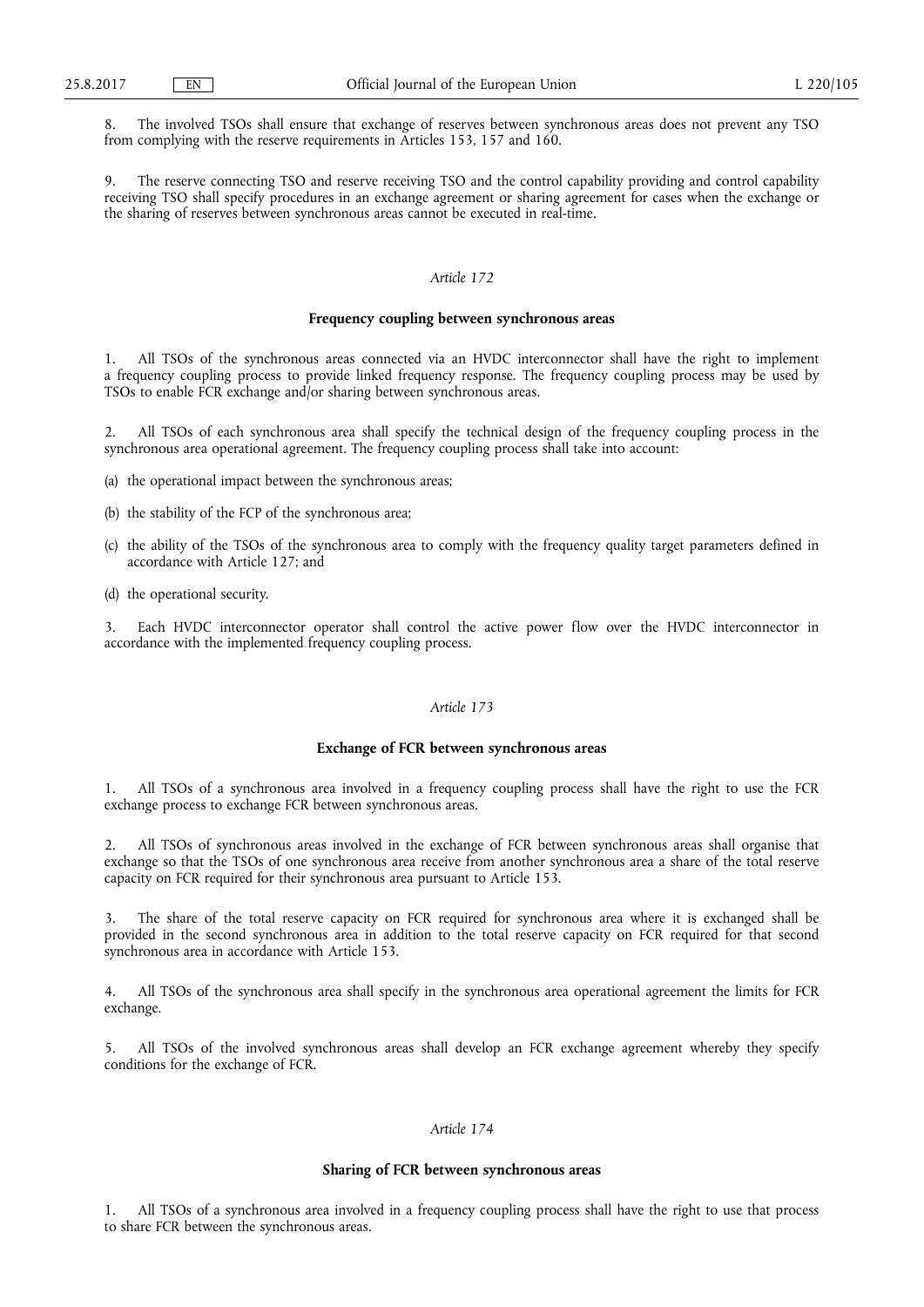8. The involved TSOs shall ensure that exchange of reserves between synchronous areas does not prevent any TSO from complying with the reserve requirements in Articles 153, 157 and 160.

9. The reserve connecting TSO and reserve receiving TSO and the control capability providing and control capability receiving TSO shall specify procedures in an exchange agreement or sharing agreement for cases when the exchange or the sharing of reserves between synchronous areas cannot be executed in real-time.

*Article 172*

**Frequency coupling between synchronous areas**

1. All TSOs of the synchronous areas connected via an HVDC interconnector shall have the right to implement a frequency coupling process to provide linked frequency response. The frequency coupling process may be used by TSOs to enable FCR exchange and/or sharing between synchronous areas.

2. All TSOs of each synchronous area shall specify the technical design of the frequency coupling process in the synchronous area operational agreement. The frequency coupling process shall take into account:

(a) the operational impact between the synchronous areas;

(b) the stability of the FCP of the synchronous area;

(c) the ability of the TSOs of the synchronous area to comply with the frequency quality target parameters defined in accordance with Article 127; and

(d) the operational security.

3. Each HVDC interconnector operator shall control the active power flow over the HVDC interconnector in accordance with the implemented frequency coupling process.

*Article 173*

**Exchange of FCR between synchronous areas**

1. All TSOs of a synchronous area involved in a frequency coupling process shall have the right to use the FCR exchange process to exchange FCR between synchronous areas.

2. All TSOs of synchronous areas involved in the exchange of FCR between synchronous areas shall organise that exchange so that the TSOs of one synchronous area receive from another synchronous area a share of the total reserve capacity on FCR required for their synchronous area pursuant to Article 153.

3. The share of the total reserve capacity on FCR required for synchronous area where it is exchanged shall be provided in the second synchronous area in addition to the total reserve capacity on FCR required for that second synchronous area in accordance with Article 153.

4. All TSOs of the synchronous area shall specify in the synchronous area operational agreement the limits for FCR exchange.

5. All TSOs of the involved synchronous areas shall develop an FCR exchange agreement whereby they specify conditions for the exchange of FCR.

*Article 174*

**Sharing of FCR between synchronous areas**

1. All TSOs of a synchronous area involved in a frequency coupling process shall have the right to use that process to share FCR between the synchronous areas.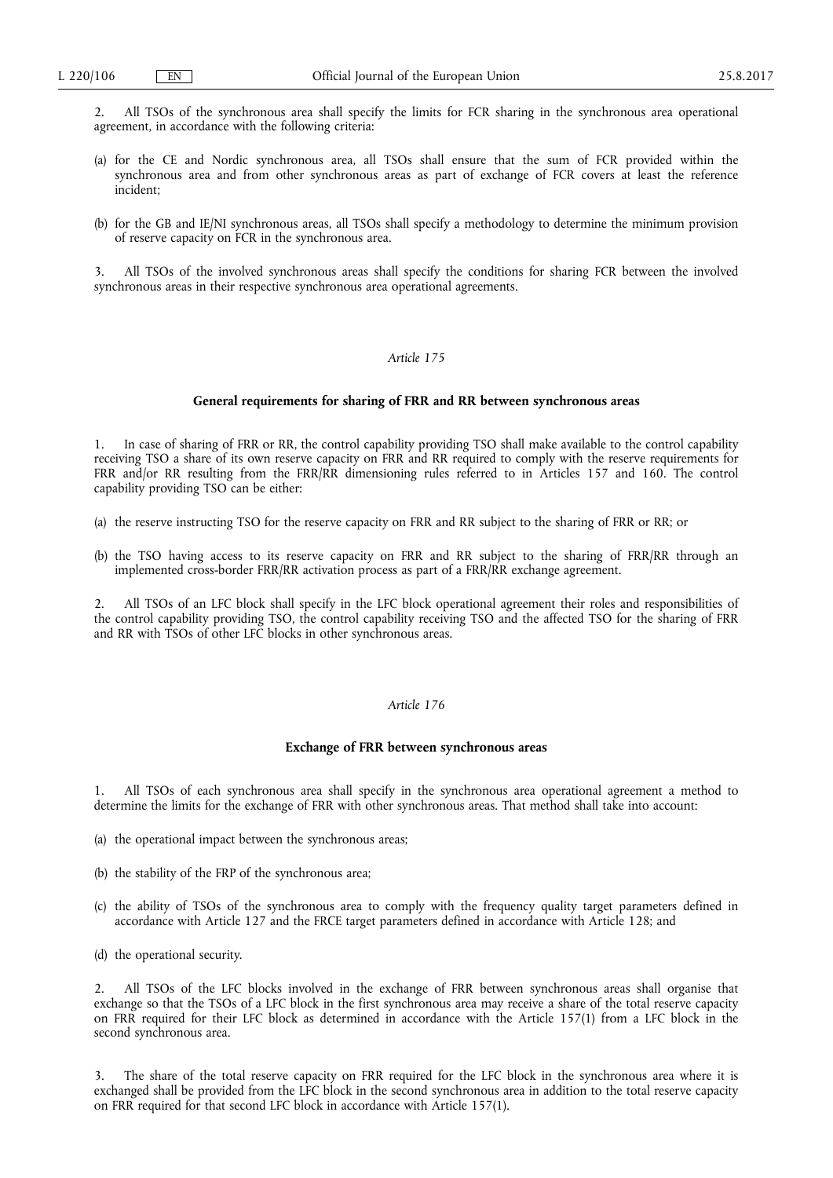2. All TSOs of the synchronous area shall specify the limits for FCR sharing in the synchronous area operational agreement, in accordance with the following criteria:

(a) for the CE and Nordic synchronous area, all TSOs shall ensure that the sum of FCR provided within the synchronous area and from other synchronous areas as part of exchange of FCR covers at least the reference incident;

(b) for the GB and IE/NI synchronous areas, all TSOs shall specify a methodology to determine the minimum provision of reserve capacity on FCR in the synchronous area.

3. All TSOs of the involved synchronous areas shall specify the conditions for sharing FCR between the involved synchronous areas in their respective synchronous area operational agreements.

*Article 175*

**General requirements for sharing of FRR and RR between synchronous areas**

1. In case of sharing of FRR or RR, the control capability providing TSO shall make available to the control capability receiving TSO a share of its own reserve capacity on FRR and RR required to comply with the reserve requirements for FRR and/or RR resulting from the FRR/RR dimensioning rules referred to in Articles 157 and 160. The control capability providing TSO can be either:

(a) the reserve instructing TSO for the reserve capacity on FRR and RR subject to the sharing of FRR or RR; or

(b) the TSO having access to its reserve capacity on FRR and RR subject to the sharing of FRR/RR through an implemented cross-border FRR/RR activation process as part of a FRR/RR exchange agreement.

2. All TSOs of an LFC block shall specify in the LFC block operational agreement their roles and responsibilities of the control capability providing TSO, the control capability receiving TSO and the affected TSO for the sharing of FRR and RR with TSOs of other LFC blocks in other synchronous areas.

*Article 176*

**Exchange of FRR between synchronous areas**

1. All TSOs of each synchronous area shall specify in the synchronous area operational agreement a method to determine the limits for the exchange of FRR with other synchronous areas. That method shall take into account:

(a) the operational impact between the synchronous areas;

(b) the stability of the FRP of the synchronous area;

(c) the ability of TSOs of the synchronous area to comply with the frequency quality target parameters defined in accordance with Article 127 and the FRCE target parameters defined in accordance with Article 128; and

(d) the operational security.

2. All TSOs of the LFC blocks involved in the exchange of FRR between synchronous areas shall organise that exchange so that the TSOs of a LFC block in the first synchronous area may receive a share of the total reserve capacity on FRR required for their LFC block as determined in accordance with the Article 157(1) from a LFC block in the second synchronous area.

3. The share of the total reserve capacity on FRR required for the LFC block in the synchronous area where it is exchanged shall be provided from the LFC block in the second synchronous area in addition to the total reserve capacity on FRR required for that second LFC block in accordance with Article 157(1).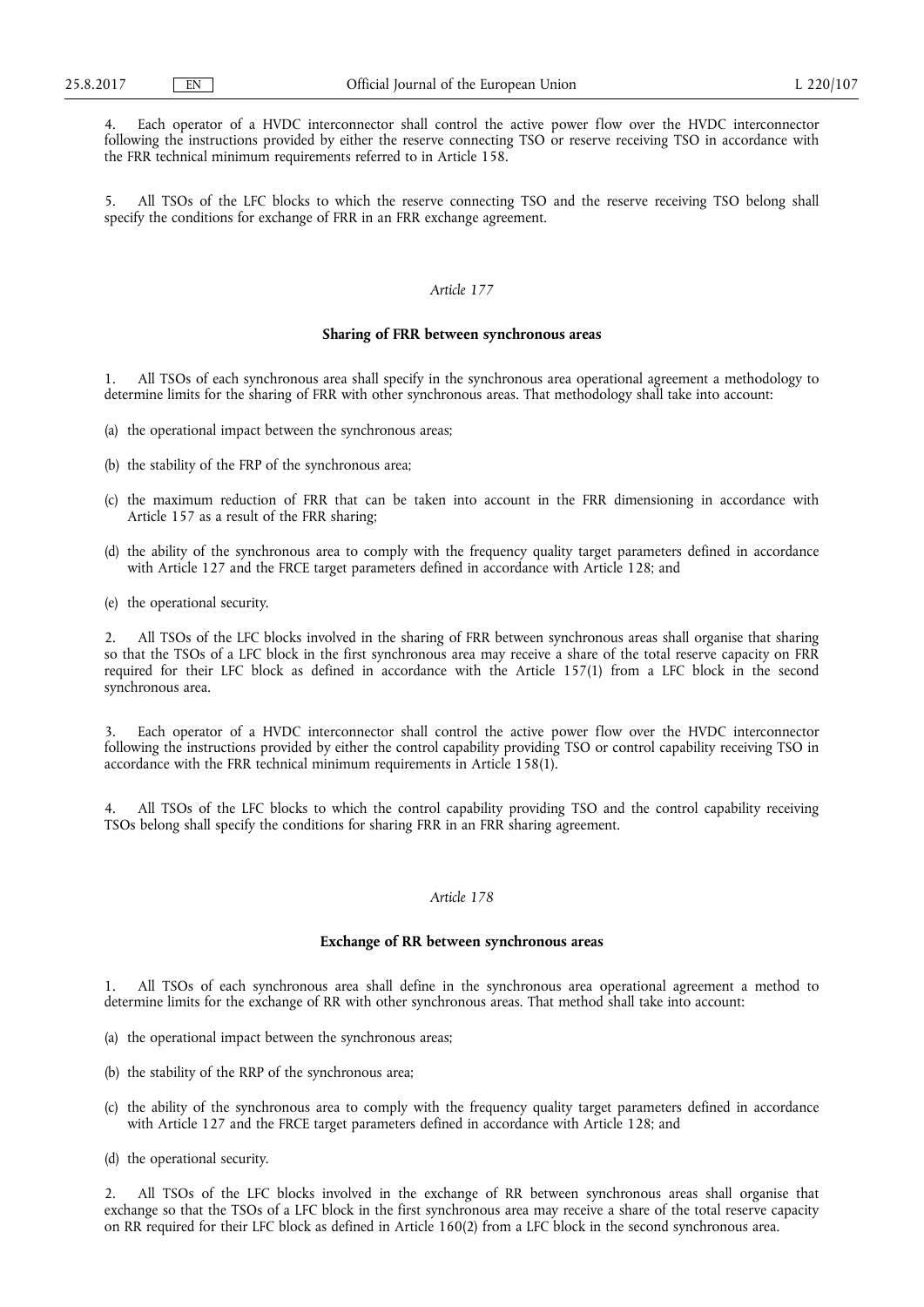4. Each operator of a HVDC interconnector shall control the active power flow over the HVDC interconnector following the instructions provided by either the reserve connecting TSO or reserve receiving TSO in accordance with the FRR technical minimum requirements referred to in Article 158.

5. All TSOs of the LFC blocks to which the reserve connecting TSO and the reserve receiving TSO belong shall specify the conditions for exchange of FRR in an FRR exchange agreement.

*Article 177*

**Sharing of FRR between synchronous areas**

1. All TSOs of each synchronous area shall specify in the synchronous area operational agreement a methodology to determine limits for the sharing of FRR with other synchronous areas. That methodology shall take into account:

(a) the operational impact between the synchronous areas;

(b) the stability of the FRP of the synchronous area;

(c) the maximum reduction of FRR that can be taken into account in the FRR dimensioning in accordance with Article 157 as a result of the FRR sharing;

(d) the ability of the synchronous area to comply with the frequency quality target parameters defined in accordance with Article 127 and the FRCE target parameters defined in accordance with Article 128; and

(e) the operational security.

2. All TSOs of the LFC blocks involved in the sharing of FRR between synchronous areas shall organise that sharing so that the TSOs of a LFC block in the first synchronous area may receive a share of the total reserve capacity on FRR required for their LFC block as defined in accordance with the Article 157(1) from a LFC block in the second synchronous area.

3. Each operator of a HVDC interconnector shall control the active power flow over the HVDC interconnector following the instructions provided by either the control capability providing TSO or control capability receiving TSO in accordance with the FRR technical minimum requirements in Article 158(1).

4. All TSOs of the LFC blocks to which the control capability providing TSO and the control capability receiving TSOs belong shall specify the conditions for sharing FRR in an FRR sharing agreement.

*Article 178*

**Exchange of RR between synchronous areas**

1. All TSOs of each synchronous area shall define in the synchronous area operational agreement a method to determine limits for the exchange of RR with other synchronous areas. That method shall take into account:

(a) the operational impact between the synchronous areas;

(b) the stability of the RRP of the synchronous area;

(c) the ability of the synchronous area to comply with the frequency quality target parameters defined in accordance with Article 127 and the FRCE target parameters defined in accordance with Article 128; and

(d) the operational security.

2. All TSOs of the LFC blocks involved in the exchange of RR between synchronous areas shall organise that exchange so that the TSOs of a LFC block in the first synchronous area may receive a share of the total reserve capacity on RR required for their LFC block as defined in Article 160(2) from a LFC block in the second synchronous area.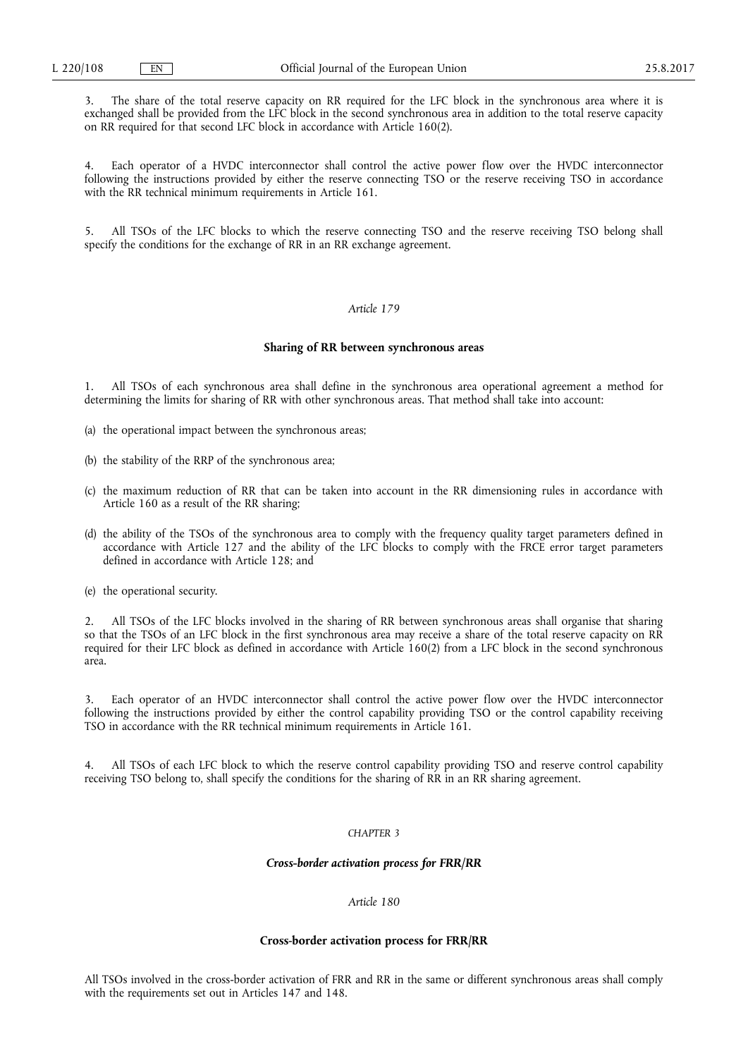3. The share of the total reserve capacity on RR required for the LFC block in the synchronous area where it is exchanged shall be provided from the LFC block in the second synchronous area in addition to the total reserve capacity on RR required for that second LFC block in accordance with Article 160(2).

4. Each operator of a HVDC interconnector shall control the active power flow over the HVDC interconnector following the instructions provided by either the reserve connecting TSO or the reserve receiving TSO in accordance with the RR technical minimum requirements in Article 161.

5. All TSOs of the LFC blocks to which the reserve connecting TSO and the reserve receiving TSO belong shall specify the conditions for the exchange of RR in an RR exchange agreement.

*Article 179*

**Sharing of RR between synchronous areas**

1. All TSOs of each synchronous area shall define in the synchronous area operational agreement a method for determining the limits for sharing of RR with other synchronous areas. That method shall take into account:

(a) the operational impact between the synchronous areas;

(b) the stability of the RRP of the synchronous area;

(c) the maximum reduction of RR that can be taken into account in the RR dimensioning rules in accordance with Article 160 as a result of the RR sharing;

(d) the ability of the TSOs of the synchronous area to comply with the frequency quality target parameters defined in accordance with Article 127 and the ability of the LFC blocks to comply with the FRCE error target parameters defined in accordance with Article 128; and

(e) the operational security.

2. All TSOs of the LFC blocks involved in the sharing of RR between synchronous areas shall organise that sharing so that the TSOs of an LFC block in the first synchronous area may receive a share of the total reserve capacity on RR required for their LFC block as defined in accordance with Article 160(2) from a LFC block in the second synchronous area.

3. Each operator of an HVDC interconnector shall control the active power flow over the HVDC interconnector following the instructions provided by either the control capability providing TSO or the control capability receiving TSO in accordance with the RR technical minimum requirements in Article 161.

4. All TSOs of each LFC block to which the reserve control capability providing TSO and reserve control capability receiving TSO belong to, shall specify the conditions for the sharing of RR in an RR sharing agreement.

*CHAPTER 3*

***Cross-border activation process for FRR/RR***

*Article 180*

**Cross-border activation process for FRR/RR**

All TSOs involved in the cross-border activation of FRR and RR in the same or different synchronous areas shall comply with the requirements set out in Articles 147 and 148.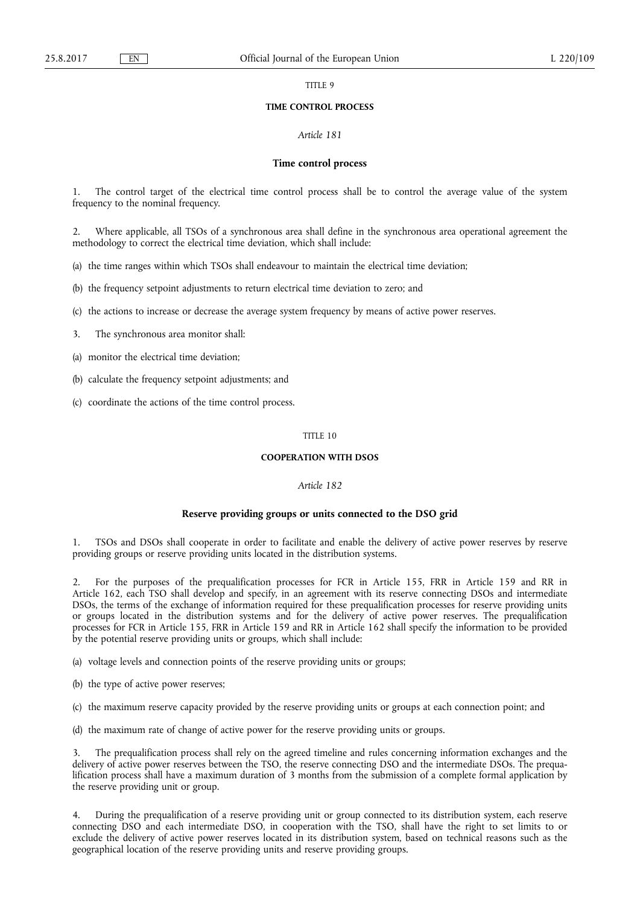TITLE 9

**TIME CONTROL PROCESS**

*Article 181*

**Time control process**

1. The control target of the electrical time control process shall be to control the average value of the system frequency to the nominal frequency.

2. Where applicable, all TSOs of a synchronous area shall define in the synchronous area operational agreement the methodology to correct the electrical time deviation, which shall include:

(a) the time ranges within which TSOs shall endeavour to maintain the electrical time deviation;

(b) the frequency setpoint adjustments to return electrical time deviation to zero; and

(c) the actions to increase or decrease the average system frequency by means of active power reserves.

3. The synchronous area monitor shall:

(a) monitor the electrical time deviation;

(b) calculate the frequency setpoint adjustments; and

(c) coordinate the actions of the time control process.

TITLE 10

**COOPERATION WITH DSOS**

*Article 182*

**Reserve providing groups or units connected to the DSO grid**

1. TSOs and DSOs shall cooperate in order to facilitate and enable the delivery of active power reserves by reserve providing groups or reserve providing units located in the distribution systems.

2. For the purposes of the prequalification processes for FCR in Article 155, FRR in Article 159 and RR in Article 162, each TSO shall develop and specify, in an agreement with its reserve connecting DSOs and intermediate DSOs, the terms of the exchange of information required for these prequalification processes for reserve providing units or groups located in the distribution systems and for the delivery of active power reserves. The prequalification processes for FCR in Article 155, FRR in Article 159 and RR in Article 162 shall specify the information to be provided by the potential reserve providing units or groups, which shall include:

(a) voltage levels and connection points of the reserve providing units or groups;

(b) the type of active power reserves;

(c) the maximum reserve capacity provided by the reserve providing units or groups at each connection point; and

(d) the maximum rate of change of active power for the reserve providing units or groups.

3. The prequalification process shall rely on the agreed timeline and rules concerning information exchanges and the delivery of active power reserves between the TSO, the reserve connecting DSO and the intermediate DSOs. The prequalification process shall have a maximum duration of 3 months from the submission of a complete formal application by the reserve providing unit or group.

4. During the prequalification of a reserve providing unit or group connected to its distribution system, each reserve connecting DSO and each intermediate DSO, in cooperation with the TSO, shall have the right to set limits to or exclude the delivery of active power reserves located in its distribution system, based on technical reasons such as the geographical location of the reserve providing units and reserve providing groups.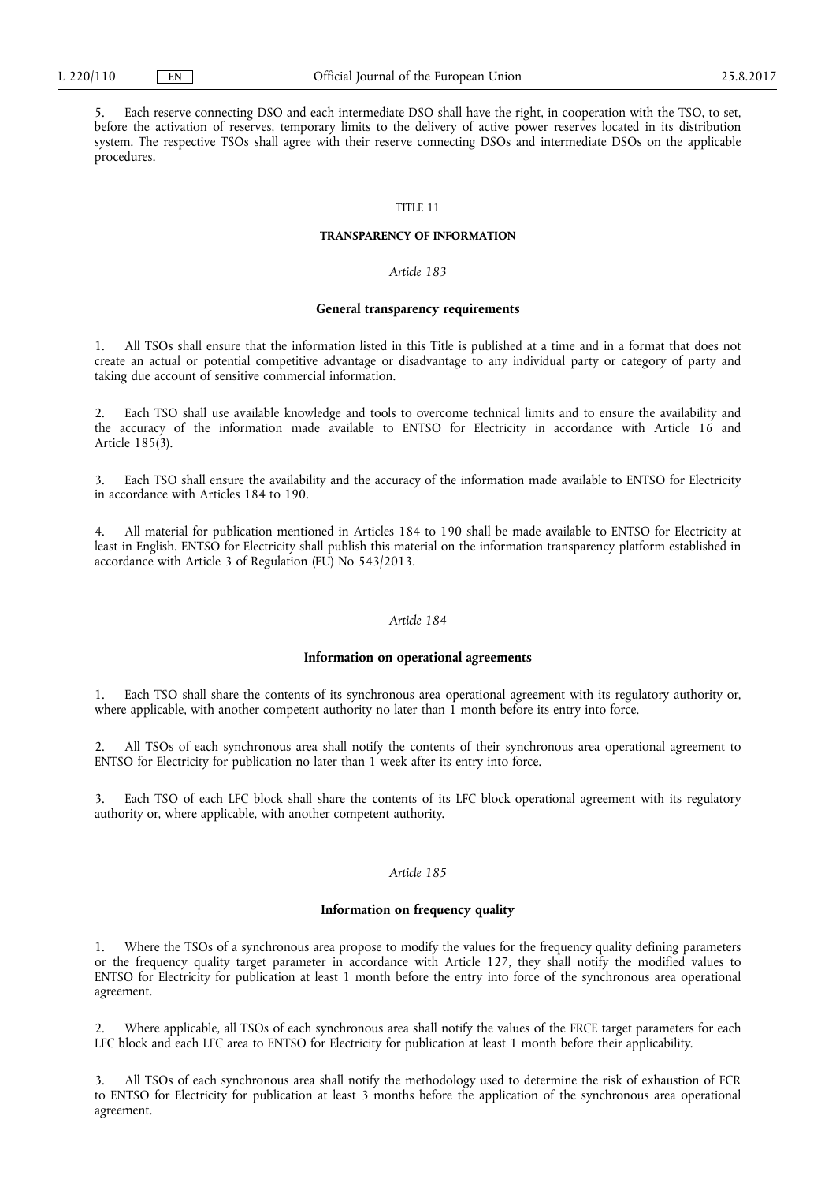5. Each reserve connecting DSO and each intermediate DSO shall have the right, in cooperation with the TSO, to set, before the activation of reserves, temporary limits to the delivery of active power reserves located in its distribution system. The respective TSOs shall agree with their reserve connecting DSOs and intermediate DSOs on the applicable procedures.

# TITLE 11

# TRANSPARENCY OF INFORMATION

## *Article 183*

## General transparency requirements

1. All TSOs shall ensure that the information listed in this Title is published at a time and in a format that does not create an actual or potential competitive advantage or disadvantage to any individual party or category of party and taking due account of sensitive commercial information.

2. Each TSO shall use available knowledge and tools to overcome technical limits and to ensure the availability and the accuracy of the information made available to ENTSO for Electricity in accordance with Article 16 and Article 185(3).

3. Each TSO shall ensure the availability and the accuracy of the information made available to ENTSO for Electricity in accordance with Articles 184 to 190.

4. All material for publication mentioned in Articles 184 to 190 shall be made available to ENTSO for Electricity at least in English. ENTSO for Electricity shall publish this material on the information transparency platform established in accordance with Article 3 of Regulation (EU) No 543/2013.

## *Article 184*

## Information on operational agreements

1. Each TSO shall share the contents of its synchronous area operational agreement with its regulatory authority or, where applicable, with another competent authority no later than 1 month before its entry into force.

2. All TSOs of each synchronous area shall notify the contents of their synchronous area operational agreement to ENTSO for Electricity for publication no later than 1 week after its entry into force.

3. Each TSO of each LFC block shall share the contents of its LFC block operational agreement with its regulatory authority or, where applicable, with another competent authority.

## *Article 185*

## Information on frequency quality

1. Where the TSOs of a synchronous area propose to modify the values for the frequency quality defining parameters or the frequency quality target parameter in accordance with Article 127, they shall notify the modified values to ENTSO for Electricity for publication at least 1 month before the entry into force of the synchronous area operational agreement.

2. Where applicable, all TSOs of each synchronous area shall notify the values of the FRCE target parameters for each LFC block and each LFC area to ENTSO for Electricity for publication at least 1 month before their applicability.

3. All TSOs of each synchronous area shall notify the methodology used to determine the risk of exhaustion of FCR to ENTSO for Electricity for publication at least 3 months before the application of the synchronous area operational agreement.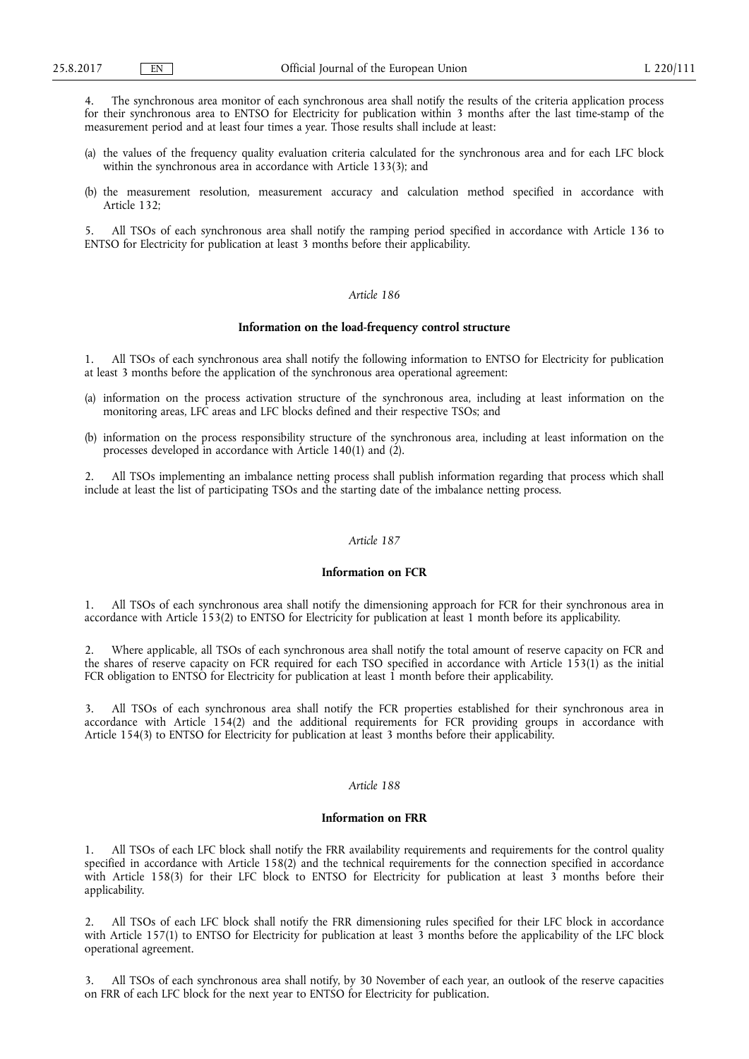4. The synchronous area monitor of each synchronous area shall notify the results of the criteria application process for their synchronous area to ENTSO for Electricity for publication within 3 months after the last time-stamp of the measurement period and at least four times a year. Those results shall include at least:

(a) the values of the frequency quality evaluation criteria calculated for the synchronous area and for each LFC block within the synchronous area in accordance with Article 133(3); and

(b) the measurement resolution, measurement accuracy and calculation method specified in accordance with Article 132;

5. All TSOs of each synchronous area shall notify the ramping period specified in accordance with Article 136 to ENTSO for Electricity for publication at least 3 months before their applicability.

*Article 186*

**Information on the load-frequency control structure**

1. All TSOs of each synchronous area shall notify the following information to ENTSO for Electricity for publication at least 3 months before the application of the synchronous area operational agreement:

(a) information on the process activation structure of the synchronous area, including at least information on the monitoring areas, LFC areas and LFC blocks defined and their respective TSOs; and

(b) information on the process responsibility structure of the synchronous area, including at least information on the processes developed in accordance with Article 140(1) and (2).

2. All TSOs implementing an imbalance netting process shall publish information regarding that process which shall include at least the list of participating TSOs and the starting date of the imbalance netting process.

*Article 187*

**Information on FCR**

1. All TSOs of each synchronous area shall notify the dimensioning approach for FCR for their synchronous area in accordance with Article 153(2) to ENTSO for Electricity for publication at least 1 month before its applicability.

2. Where applicable, all TSOs of each synchronous area shall notify the total amount of reserve capacity on FCR and the shares of reserve capacity on FCR required for each TSO specified in accordance with Article 153(1) as the initial FCR obligation to ENTSO for Electricity for publication at least 1 month before their applicability.

3. All TSOs of each synchronous area shall notify the FCR properties established for their synchronous area in accordance with Article 154(2) and the additional requirements for FCR providing groups in accordance with Article 154(3) to ENTSO for Electricity for publication at least 3 months before their applicability.

*Article 188*

**Information on FRR**

1. All TSOs of each LFC block shall notify the FRR availability requirements and requirements for the control quality specified in accordance with Article 158(2) and the technical requirements for the connection specified in accordance with Article 158(3) for their LFC block to ENTSO for Electricity for publication at least 3 months before their applicability.

2. All TSOs of each LFC block shall notify the FRR dimensioning rules specified for their LFC block in accordance with Article 157(1) to ENTSO for Electricity for publication at least 3 months before the applicability of the LFC block operational agreement.

3. All TSOs of each synchronous area shall notify, by 30 November of each year, an outlook of the reserve capacities on FRR of each LFC block for the next year to ENTSO for Electricity for publication.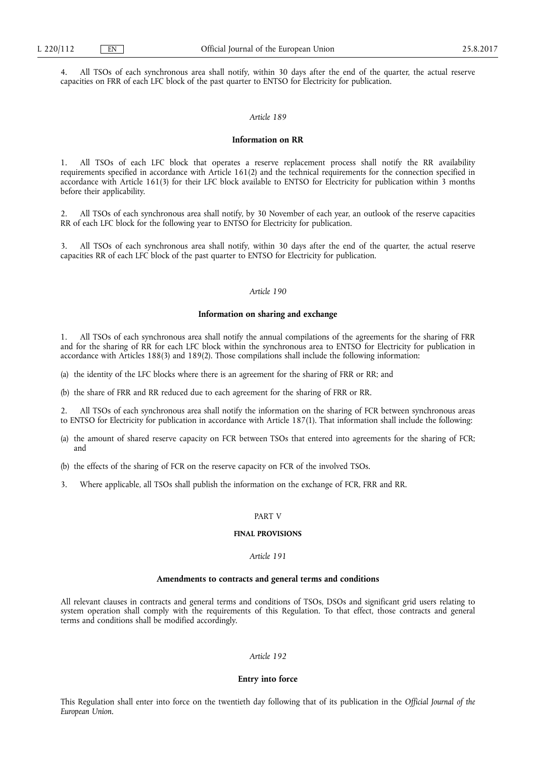4. All TSOs of each synchronous area shall notify, within 30 days after the end of the quarter, the actual reserve capacities on FRR of each LFC block of the past quarter to ENTSO for Electricity for publication.

*Article 189*

**Information on RR**

1. All TSOs of each LFC block that operates a reserve replacement process shall notify the RR availability requirements specified in accordance with Article 161(2) and the technical requirements for the connection specified in accordance with Article 161(3) for their LFC block available to ENTSO for Electricity for publication within 3 months before their applicability.

2. All TSOs of each synchronous area shall notify, by 30 November of each year, an outlook of the reserve capacities RR of each LFC block for the following year to ENTSO for Electricity for publication.

3. All TSOs of each synchronous area shall notify, within 30 days after the end of the quarter, the actual reserve capacities RR of each LFC block of the past quarter to ENTSO for Electricity for publication.

*Article 190*

**Information on sharing and exchange**

1. All TSOs of each synchronous area shall notify the annual compilations of the agreements for the sharing of FRR and for the sharing of RR for each LFC block within the synchronous area to ENTSO for Electricity for publication in accordance with Articles 188(3) and 189(2). Those compilations shall include the following information:

(a) the identity of the LFC blocks where there is an agreement for the sharing of FRR or RR; and

(b) the share of FRR and RR reduced due to each agreement for the sharing of FRR or RR.

2. All TSOs of each synchronous area shall notify the information on the sharing of FCR between synchronous areas to ENTSO for Electricity for publication in accordance with Article 187(1). That information shall include the following:

(a) the amount of shared reserve capacity on FCR between TSOs that entered into agreements for the sharing of FCR; and

(b) the effects of the sharing of FCR on the reserve capacity on FCR of the involved TSOs.

3. Where applicable, all TSOs shall publish the information on the exchange of FCR, FRR and RR.

PART V

**FINAL PROVISIONS**

*Article 191*

**Amendments to contracts and general terms and conditions**

All relevant clauses in contracts and general terms and conditions of TSOs, DSOs and significant grid users relating to system operation shall comply with the requirements of this Regulation. To that effect, those contracts and general terms and conditions shall be modified accordingly.

*Article 192*

**Entry into force**

This Regulation shall enter into force on the twentieth day following that of its publication in the *Official Journal of the European Union*.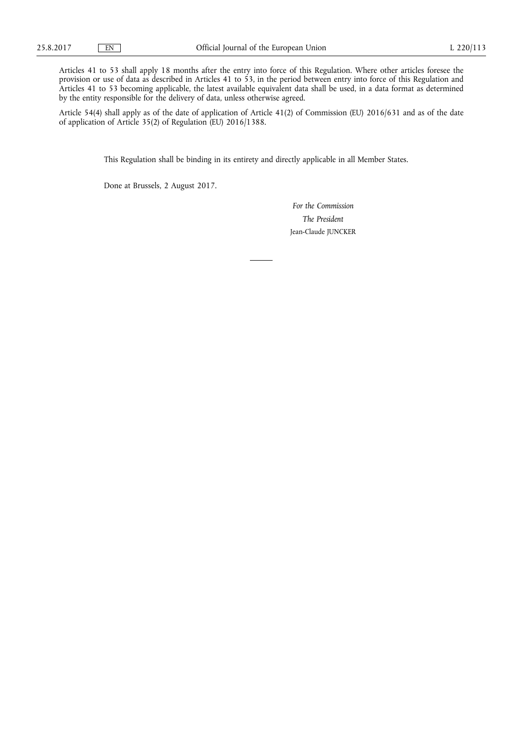Articles 41 to 53 shall apply 18 months after the entry into force of this Regulation. Where other articles foresee the provision or use of data as described in Articles 41 to 53, in the period between entry into force of this Regulation and Articles 41 to 53 becoming applicable, the latest available equivalent data shall be used, in a data format as determined by the entity responsible for the delivery of data, unless otherwise agreed.

Article 54(4) shall apply as of the date of application of Article 41(2) of Commission (EU) 2016/631 and as of the date of application of Article 35(2) of Regulation (EU) 2016/1388.

This Regulation shall be binding in its entirety and directly applicable in all Member States.

Done at Brussels, 2 August 2017.

*For the Commission*

*The President*

Jean-Claude JUNCKER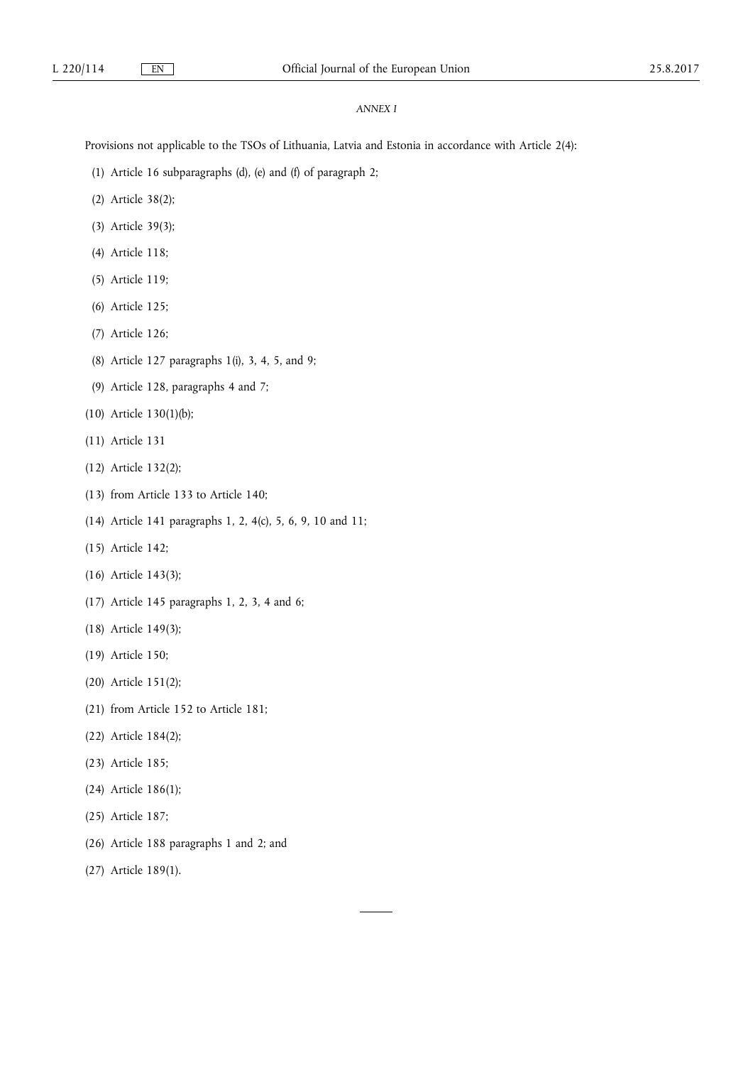*ANNEX I*

Provisions not applicable to the TSOs of Lithuania, Latvia and Estonia in accordance with Article 2(4):

(1) Article 16 subparagraphs (d), (e) and (f) of paragraph 2;

(2) Article 38(2);

(3) Article 39(3);

(4) Article 118;

(5) Article 119;

(6) Article 125;

(7) Article 126;

(8) Article 127 paragraphs 1(i), 3, 4, 5, and 9;

(9) Article 128, paragraphs 4 and 7;

(10) Article 130(1)(b);

(11) Article 131

(12) Article 132(2);

(13) from Article 133 to Article 140;

(14) Article 141 paragraphs 1, 2, 4(c), 5, 6, 9, 10 and 11;

(15) Article 142;

(16) Article 143(3);

(17) Article 145 paragraphs 1, 2, 3, 4 and 6;

(18) Article 149(3);

(19) Article 150;

(20) Article 151(2);

(21) from Article 152 to Article 181;

(22) Article 184(2);

(23) Article 185;

(24) Article 186(1);

(25) Article 187;

(26) Article 188 paragraphs 1 and 2; and

(27) Article 189(1).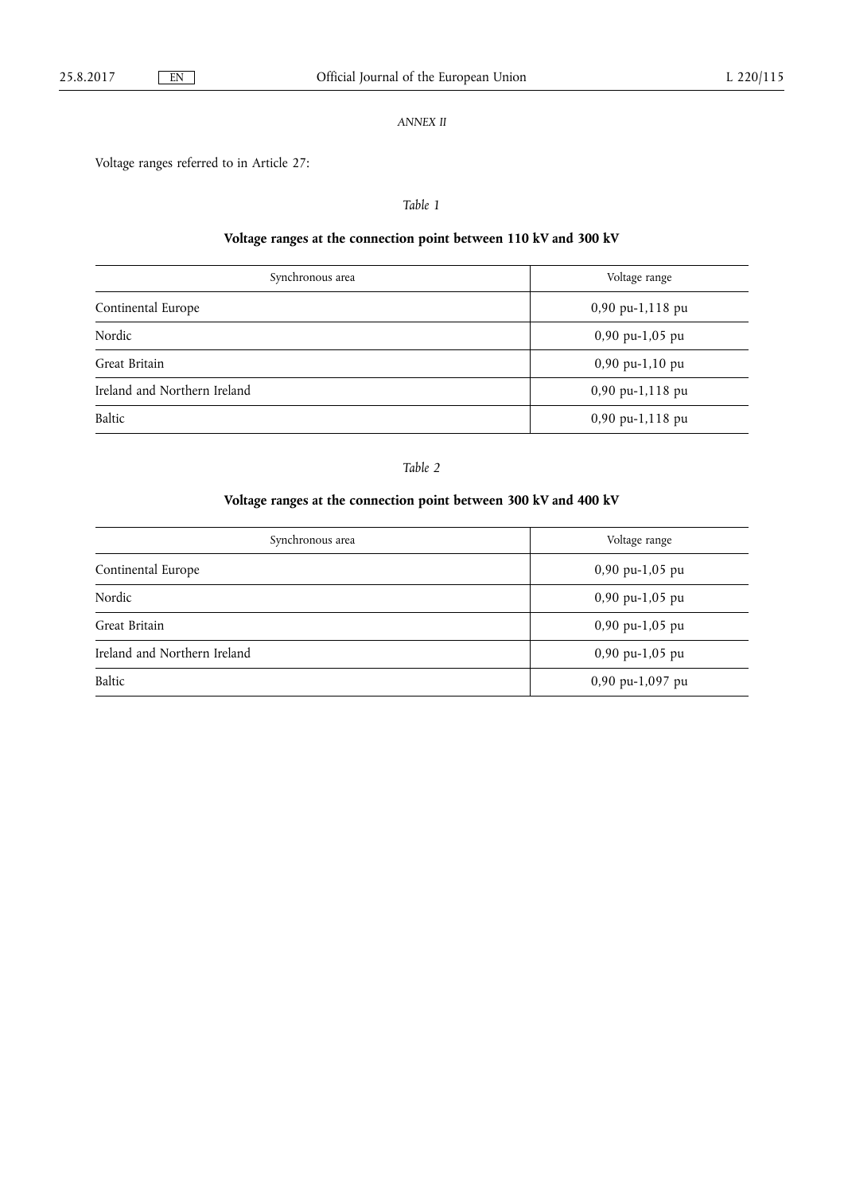*ANNEX II*

Voltage ranges referred to in Article 27:

*Table 1*

**Voltage ranges at the connection point between 110 kV and 300 kV**

| Synchronous area | Voltage range |
|---|---|
| Continental Europe | 0,90 pu-1,118 pu |
| Nordic | 0,90 pu-1,05 pu |
| Great Britain | 0,90 pu-1,10 pu |
| Ireland and Northern Ireland | 0,90 pu-1,118 pu |
| Baltic | 0,90 pu-1,118 pu |

*Table 2*

**Voltage ranges at the connection point between 300 kV and 400 kV**

| Synchronous area | Voltage range |
|---|---|
| Continental Europe | 0,90 pu-1,05 pu |
| Nordic | 0,90 pu-1,05 pu |
| Great Britain | 0,90 pu-1,05 pu |
| Ireland and Northern Ireland | 0,90 pu-1,05 pu |
| Baltic | 0,90 pu-1,097 pu |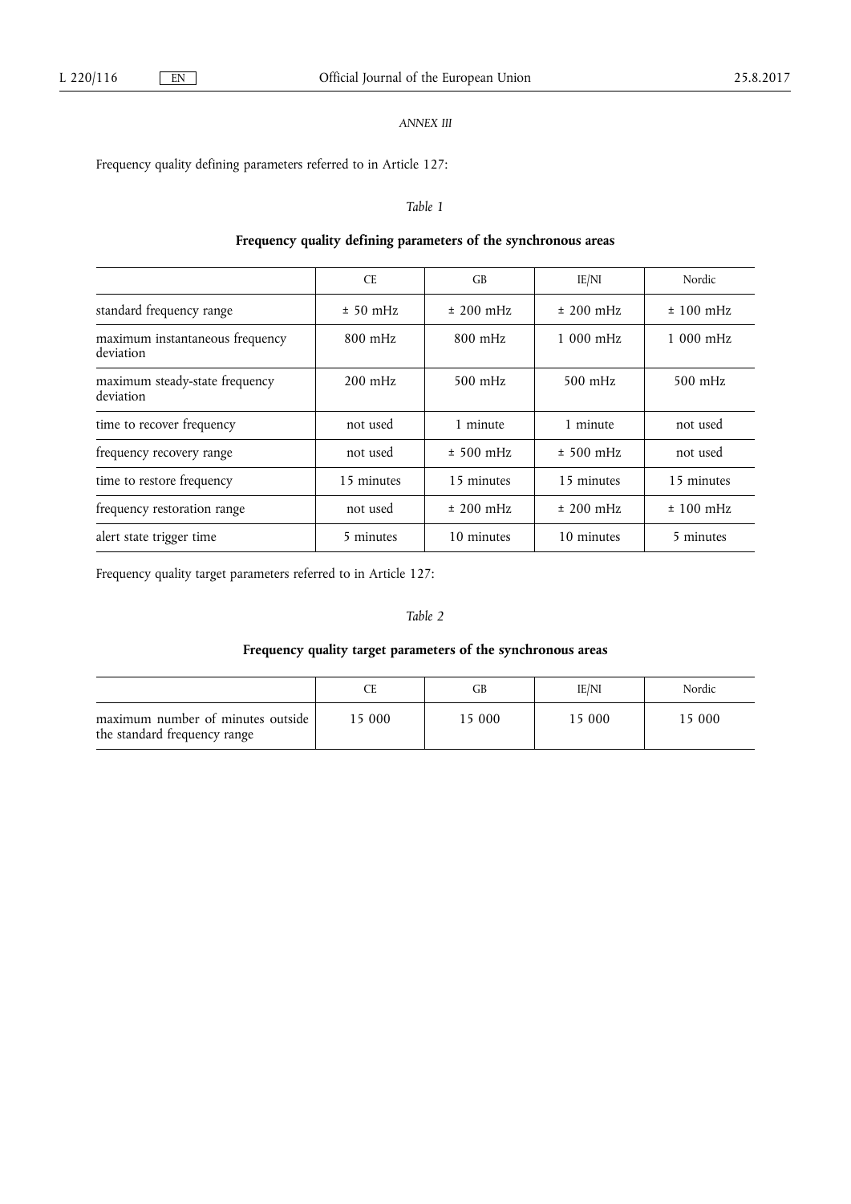*ANNEX III*

Frequency quality defining parameters referred to in Article 127:

*Table 1*

**Frequency quality defining parameters of the synchronous areas**

| | CE | GB | IE/NI | Nordic |
|---|---|---|---|---|
| standard frequency range | ± 50 mHz | ± 200 mHz | ± 200 mHz | ± 100 mHz |
| maximum instantaneous frequency deviation | 800 mHz | 800 mHz | 1 000 mHz | 1 000 mHz |
| maximum steady-state frequency deviation | 200 mHz | 500 mHz | 500 mHz | 500 mHz |
| time to recover frequency | not used | 1 minute | 1 minute | not used |
| frequency recovery range | not used | ± 500 mHz | ± 500 mHz | not used |
| time to restore frequency | 15 minutes | 15 minutes | 15 minutes | 15 minutes |
| frequency restoration range | not used | ± 200 mHz | ± 200 mHz | ± 100 mHz |
| alert state trigger time | 5 minutes | 10 minutes | 10 minutes | 5 minutes |

Frequency quality target parameters referred to in Article 127:

*Table 2*

**Frequency quality target parameters of the synchronous areas**

| | CE | GB | IE/NI | Nordic |
|---|---|---|---|---|
| maximum number of minutes outside the standard frequency range | 15 000 | 15 000 | 15 000 | 15 000 |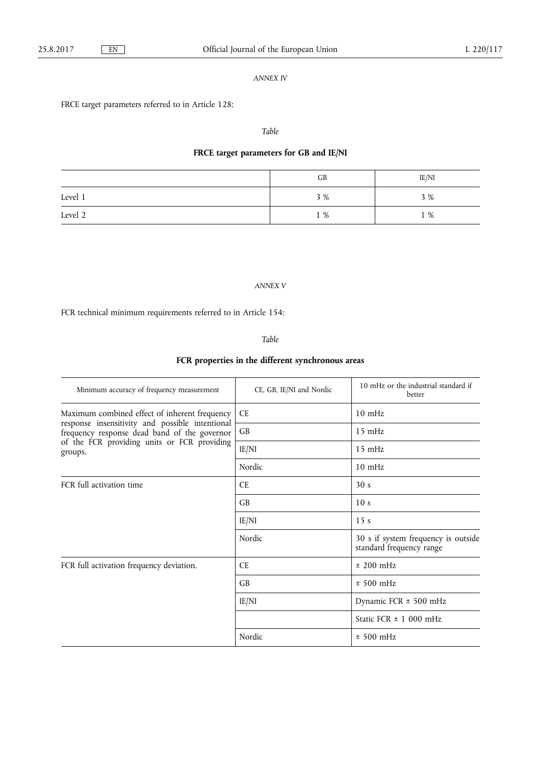*ANNEX IV*

FRCE target parameters referred to in Article 128:

*Table*

**FRCE target parameters for GB and IE/NI**

| | GB | IE/NI |
|---|---|---|
| Level 1 | 3 % | 3 % |
| Level 2 | 1 % | 1 % |

*ANNEX V*

FCR technical minimum requirements referred to in Article 154:

*Table*

**FCR properties in the different synchronous areas**

| Minimum accuracy of frequency measurement | CE, GB, IE/NI and Nordic | 10 mHz or the industrial standard if better |
|---|---|---|
| Maximum combined effect of inherent frequency response insensitivity and possible intentional frequency response dead band of the governor of the FCR providing units or FCR providing groups. | CE | 10 mHz |
| | GB | 15 mHz |
| | IE/NI | 15 mHz |
| | Nordic | 10 mHz |
| FCR full activation time | CE | 30 s |
| | GB | 10 s |
| | IE/NI | 15 s |
| | Nordic | 30 s if system frequency is outside standard frequency range |
| FCR full activation frequency deviation. | CE | ± 200 mHz |
| | GB | ± 500 mHz |
| | IE/NI | Dynamic FCR ± 500 mHz |
| | | Static FCR ± 1 000 mHz |
| | Nordic | ± 500 mHz |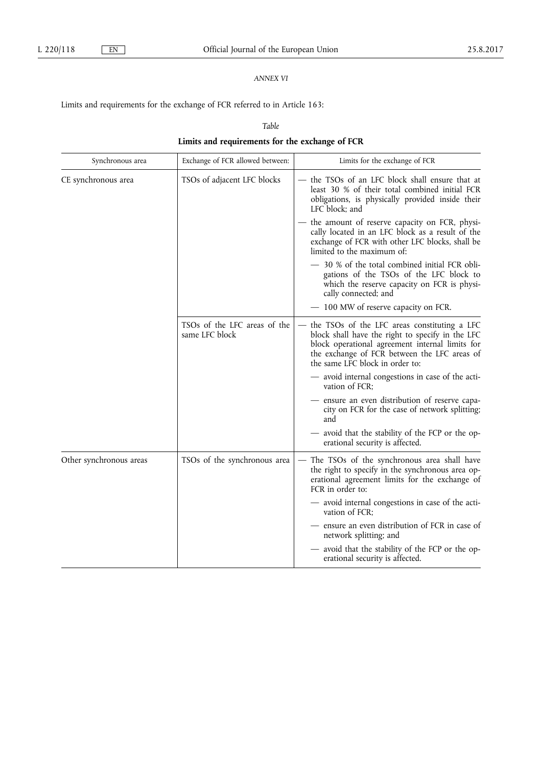*ANNEX VI*

Limits and requirements for the exchange of FCR referred to in Article 163:

*Table*

**Limits and requirements for the exchange of FCR**

| Synchronous area | Exchange of FCR allowed between: | Limits for the exchange of FCR |
|---|---|---|
| CE synchronous area | TSOs of adjacent LFC blocks | — the TSOs of an LFC block shall ensure that at least 30 % of their total combined initial FCR obligations, is physically provided inside their LFC block; and<br>— the amount of reserve capacity on FCR, physically located in an LFC block as a result of the exchange of FCR with other LFC blocks, shall be limited to the maximum of:<br>— 30 % of the total combined initial FCR obligations of the TSOs of the LFC block to which the reserve capacity on FCR is physically connected; and<br>— 100 MW of reserve capacity on FCR. |
| | TSOs of the LFC areas of the same LFC block | — the TSOs of the LFC areas constituting a LFC block shall have the right to specify in the LFC block operational agreement internal limits for the exchange of FCR between the LFC areas of the same LFC block in order to:<br>— avoid internal congestions in case of the activation of FCR;<br>— ensure an even distribution of reserve capacity on FCR for the case of network splitting; and<br>— avoid that the stability of the FCP or the operational security is affected. |
| Other synchronous areas | TSOs of the synchronous area | — The TSOs of the synchronous area shall have the right to specify in the synchronous area operational agreement limits for the exchange of FCR in order to:<br>— avoid internal congestions in case of the activation of FCR;<br>— ensure an even distribution of FCR in case of network splitting; and<br>— avoid that the stability of the FCP or the operational security is affected. |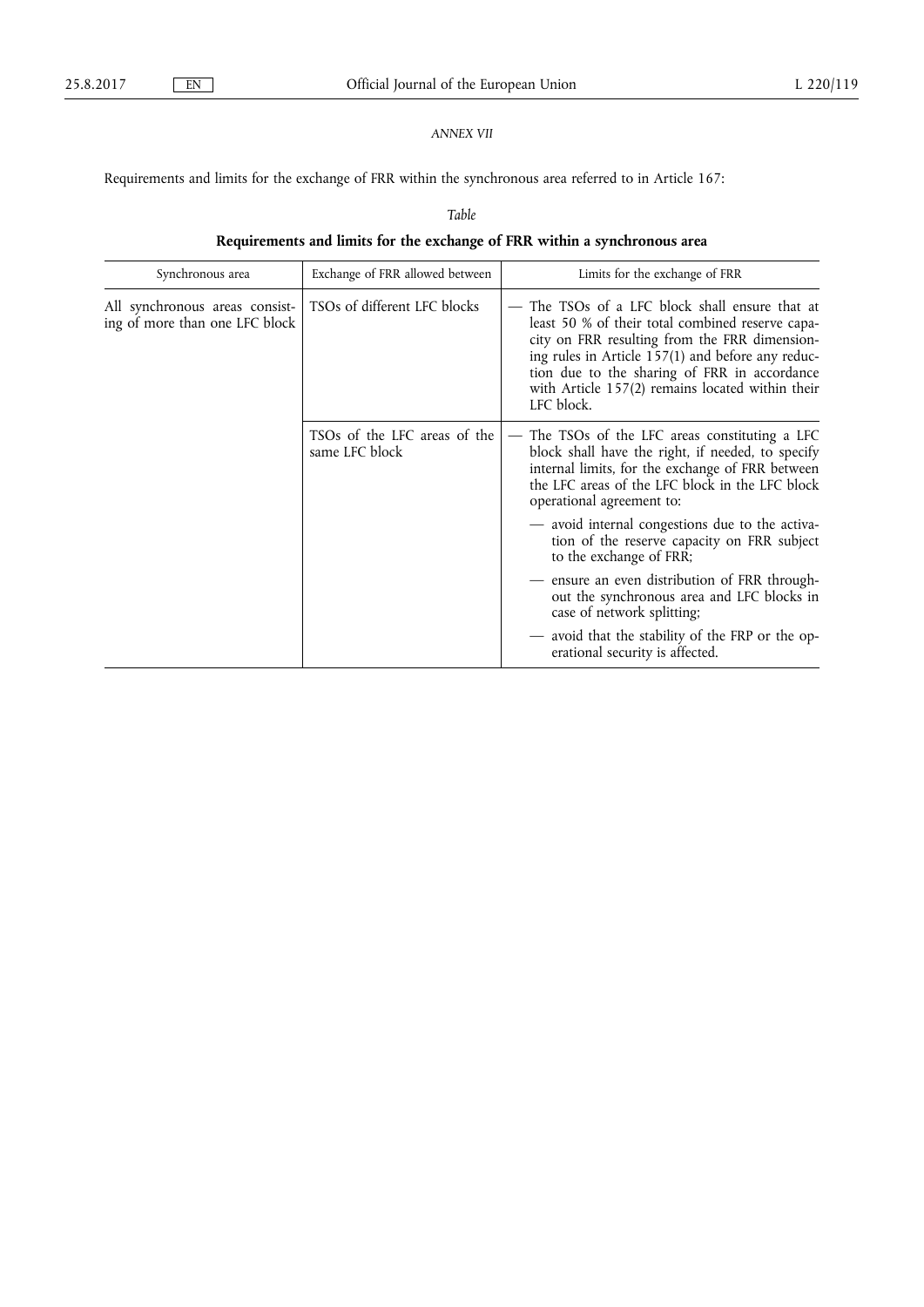*ANNEX VII*

Requirements and limits for the exchange of FRR within the synchronous area referred to in Article 167:

*Table*

**Requirements and limits for the exchange of FRR within a synchronous area**

| Synchronous area | Exchange of FRR allowed between | Limits for the exchange of FRR |
|---|---|---|
| All synchronous areas consisting of more than one LFC block | TSOs of different LFC blocks | — The TSOs of a LFC block shall ensure that at least 50 % of their total combined reserve capacity on FRR resulting from the FRR dimensioning rules in Article 157(1) and before any reduction due to the sharing of FRR in accordance with Article 157(2) remains located within their LFC block. |
| | TSOs of the LFC areas of the same LFC block | — The TSOs of the LFC areas constituting a LFC block shall have the right, if needed, to specify internal limits, for the exchange of FRR between the LFC areas of the LFC block in the LFC block operational agreement to:<br>— avoid internal congestions due to the activation of the reserve capacity on FRR subject to the exchange of FRR;<br>— ensure an even distribution of FRR throughout the synchronous area and LFC blocks in case of network splitting;<br>— avoid that the stability of the FRP or the operational security is affected. |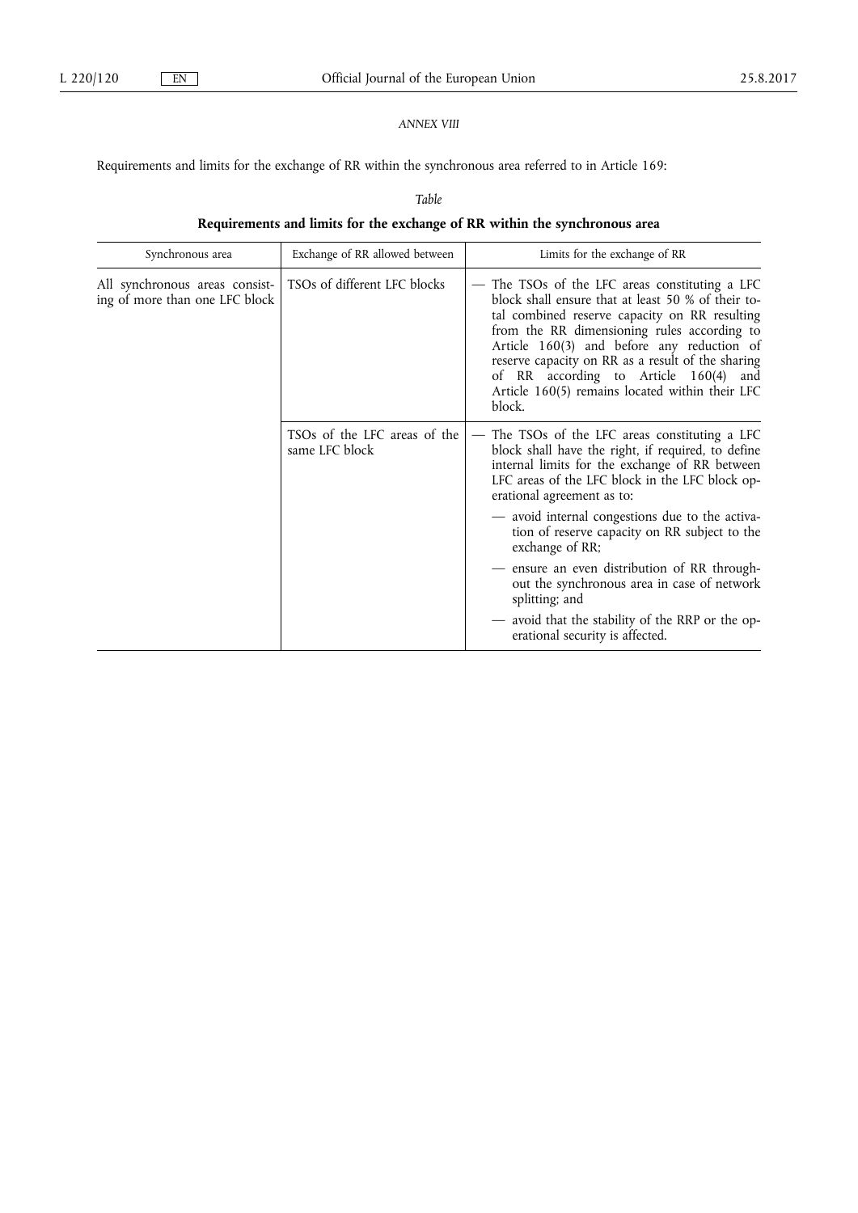*ANNEX VIII*

Requirements and limits for the exchange of RR within the synchronous area referred to in Article 169:

*Table*

**Requirements and limits for the exchange of RR within the synchronous area**

| Synchronous area | Exchange of RR allowed between | Limits for the exchange of RR |
|---|---|---|
| All synchronous areas consisting of more than one LFC block | TSOs of different LFC blocks | — The TSOs of the LFC areas constituting a LFC block shall ensure that at least 50 % of their total combined reserve capacity on RR resulting from the RR dimensioning rules according to Article 160(3) and before any reduction of reserve capacity on RR as a result of the sharing of RR according to Article 160(4) and Article 160(5) remains located within their LFC block. |
| | TSOs of the LFC areas of the same LFC block | — The TSOs of the LFC areas constituting a LFC block shall have the right, if required, to define internal limits for the exchange of RR between LFC areas of the LFC block in the LFC block operational agreement as to: <br> — avoid internal congestions due to the activation of reserve capacity on RR subject to the exchange of RR; <br> — ensure an even distribution of RR throughout the synchronous area in case of network splitting; and <br> — avoid that the stability of the RRP or the operational security is affected. |